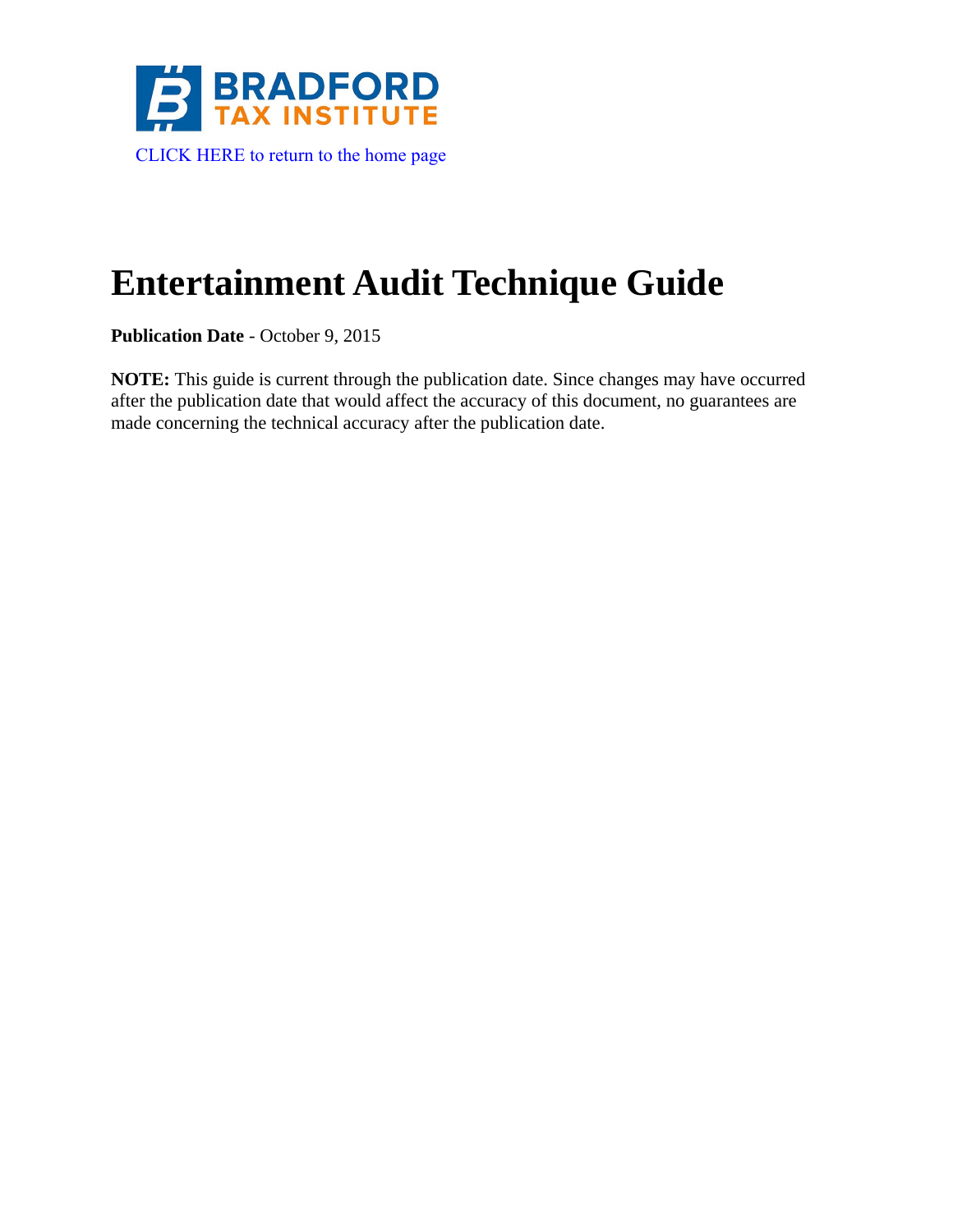BRADFORD TAX INSTITUTE

CLICK HERE to return to the home page

# Entertainment Audit Technique Guide

**Publication Date** - October 9, 2015

**NOTE:** This guide is current through the publication date. Since changes may have occurred after the publication date that would affect the accuracy of this document, no guarantees are made concerning the technical accuracy after the publication date.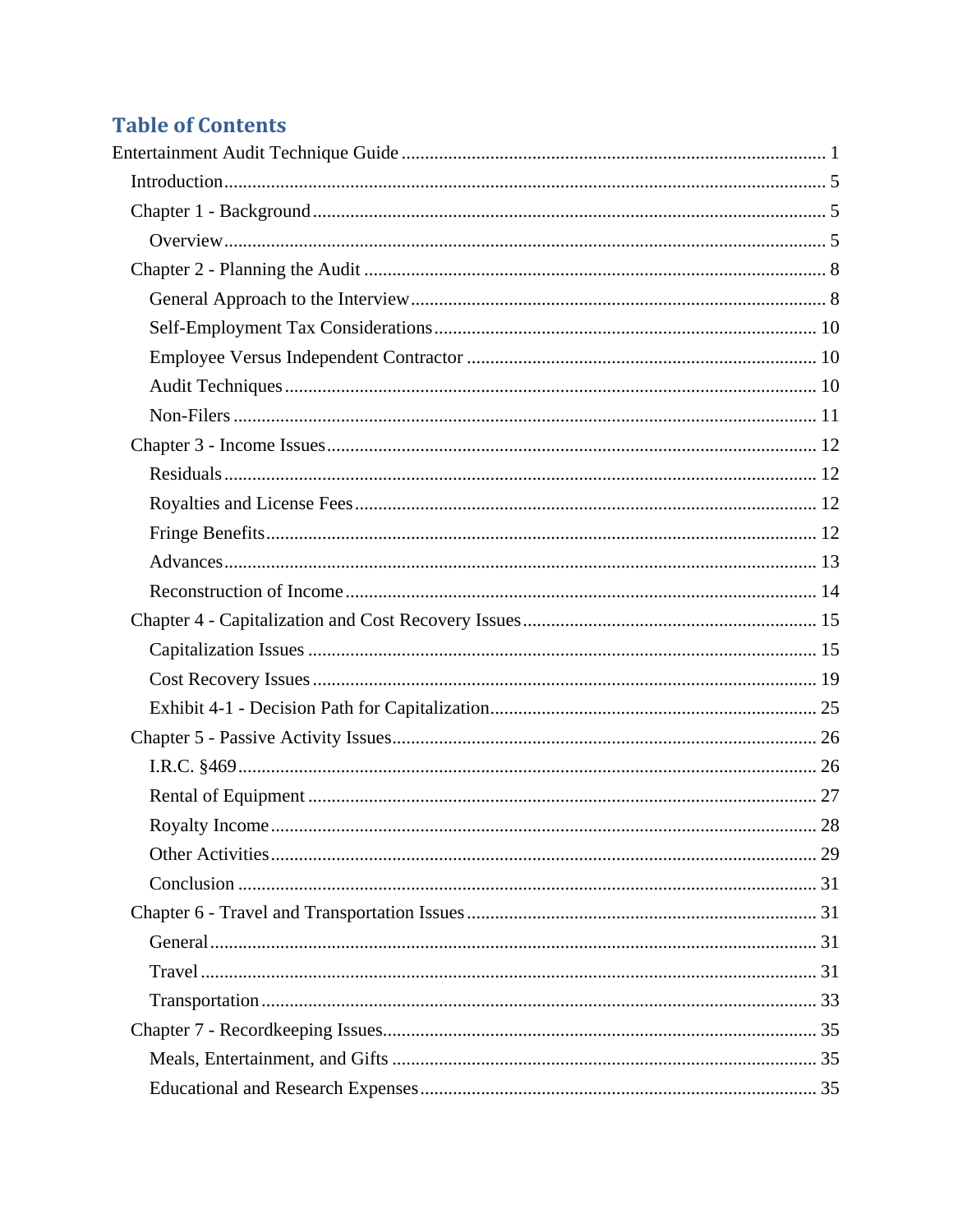# Table of Contents

Entertainment Audit Technique Guide ............ 1

- Introduction ............ 5
- Chapter 1 - Background ............ 5
  - Overview ............ 5
- Chapter 2 - Planning the Audit ............ 8
  - General Approach to the Interview ............ 8
  - Self-Employment Tax Considerations ............ 10
  - Employee Versus Independent Contractor ............ 10
  - Audit Techniques ............ 10
  - Non-Filers ............ 11
- Chapter 3 - Income Issues ............ 12
  - Residuals ............ 12
  - Royalties and License Fees ............ 12
  - Fringe Benefits ............ 12
  - Advances ............ 13
  - Reconstruction of Income ............ 14
- Chapter 4 - Capitalization and Cost Recovery Issues ............ 15
  - Capitalization Issues ............ 15
  - Cost Recovery Issues ............ 19
  - Exhibit 4-1 - Decision Path for Capitalization ............ 25
- Chapter 5 - Passive Activity Issues ............ 26
  - I.R.C. §469 ............ 26
  - Rental of Equipment ............ 27
  - Royalty Income ............ 28
  - Other Activities ............ 29
  - Conclusion ............ 31
- Chapter 6 - Travel and Transportation Issues ............ 31
  - General ............ 31
  - Travel ............ 31
  - Transportation ............ 33
- Chapter 7 - Recordkeeping Issues ............ 35
  - Meals, Entertainment, and Gifts ............ 35
  - Educational and Research Expenses ............ 35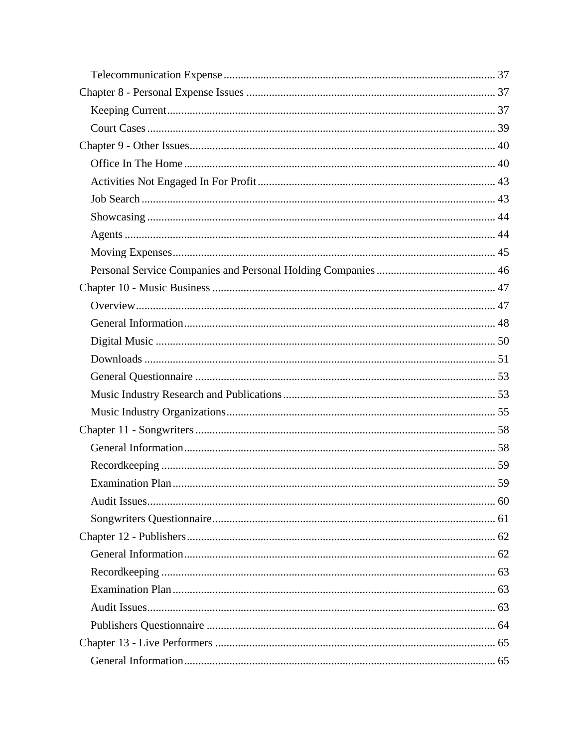Telecommunication Expense ............................................................................................... 37

Chapter 8 - Personal Expense Issues ....................................................................................... 37

Keeping Current................................................................................................................... 37

Court Cases .......................................................................................................................... 39

Chapter 9 - Other Issues........................................................................................................... 40

Office In The Home ............................................................................................................. 40

Activities Not Engaged In For Profit ................................................................................... 43

Job Search ............................................................................................................................ 43

Showcasing .......................................................................................................................... 44

Agents .................................................................................................................................. 44

Moving Expenses................................................................................................................. 45

Personal Service Companies and Personal Holding Companies .......................................... 46

Chapter 10 - Music Business ................................................................................................... 47

Overview.............................................................................................................................. 47

General Information............................................................................................................. 48

Digital Music ....................................................................................................................... 50

Downloads ........................................................................................................................... 51

General Questionnaire ......................................................................................................... 53

Music Industry Research and Publications........................................................................... 53

Music Industry Organizations.............................................................................................. 55

Chapter 11 - Songwriters ......................................................................................................... 58

General Information............................................................................................................. 58

Recordkeeping ..................................................................................................................... 59

Examination Plan ................................................................................................................. 59

Audit Issues.......................................................................................................................... 60

Songwriters Questionnaire................................................................................................... 61

Chapter 12 - Publishers............................................................................................................ 62

General Information............................................................................................................. 62

Recordkeeping ..................................................................................................................... 63

Examination Plan ................................................................................................................. 63

Audit Issues.......................................................................................................................... 63

Publishers Questionnaire ..................................................................................................... 64

Chapter 13 - Live Performers .................................................................................................. 65

General Information............................................................................................................. 65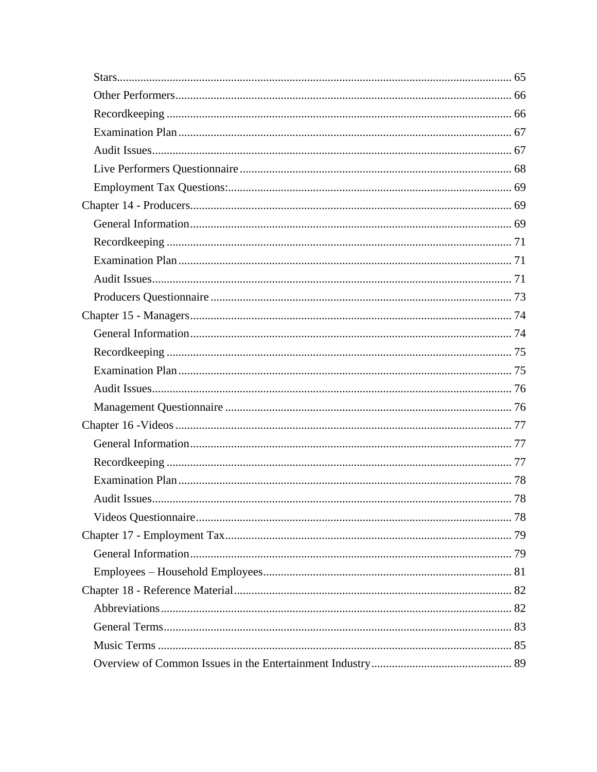- Stars ........................................................ 65
- Other Performers ........................................................ 66
- Recordkeeping ........................................................ 66
- Examination Plan ........................................................ 67
- Audit Issues ........................................................ 67
- Live Performers Questionnaire ........................................................ 68
- Employment Tax Questions: ........................................................ 69

Chapter 14 - Producers ........................................................ 69

- General Information ........................................................ 69
- Recordkeeping ........................................................ 71
- Examination Plan ........................................................ 71
- Audit Issues ........................................................ 71
- Producers Questionnaire ........................................................ 73

Chapter 15 - Managers ........................................................ 74

- General Information ........................................................ 74
- Recordkeeping ........................................................ 75
- Examination Plan ........................................................ 75
- Audit Issues ........................................................ 76
- Management Questionnaire ........................................................ 76

Chapter 16 -Videos ........................................................ 77

- General Information ........................................................ 77
- Recordkeeping ........................................................ 77
- Examination Plan ........................................................ 78
- Audit Issues ........................................................ 78
- Videos Questionnaire ........................................................ 78

Chapter 17 - Employment Tax ........................................................ 79

- General Information ........................................................ 79
- Employees – Household Employees ........................................................ 81

Chapter 18 - Reference Material ........................................................ 82

- Abbreviations ........................................................ 82
- General Terms ........................................................ 83
- Music Terms ........................................................ 85
- Overview of Common Issues in the Entertainment Industry ........................................................ 89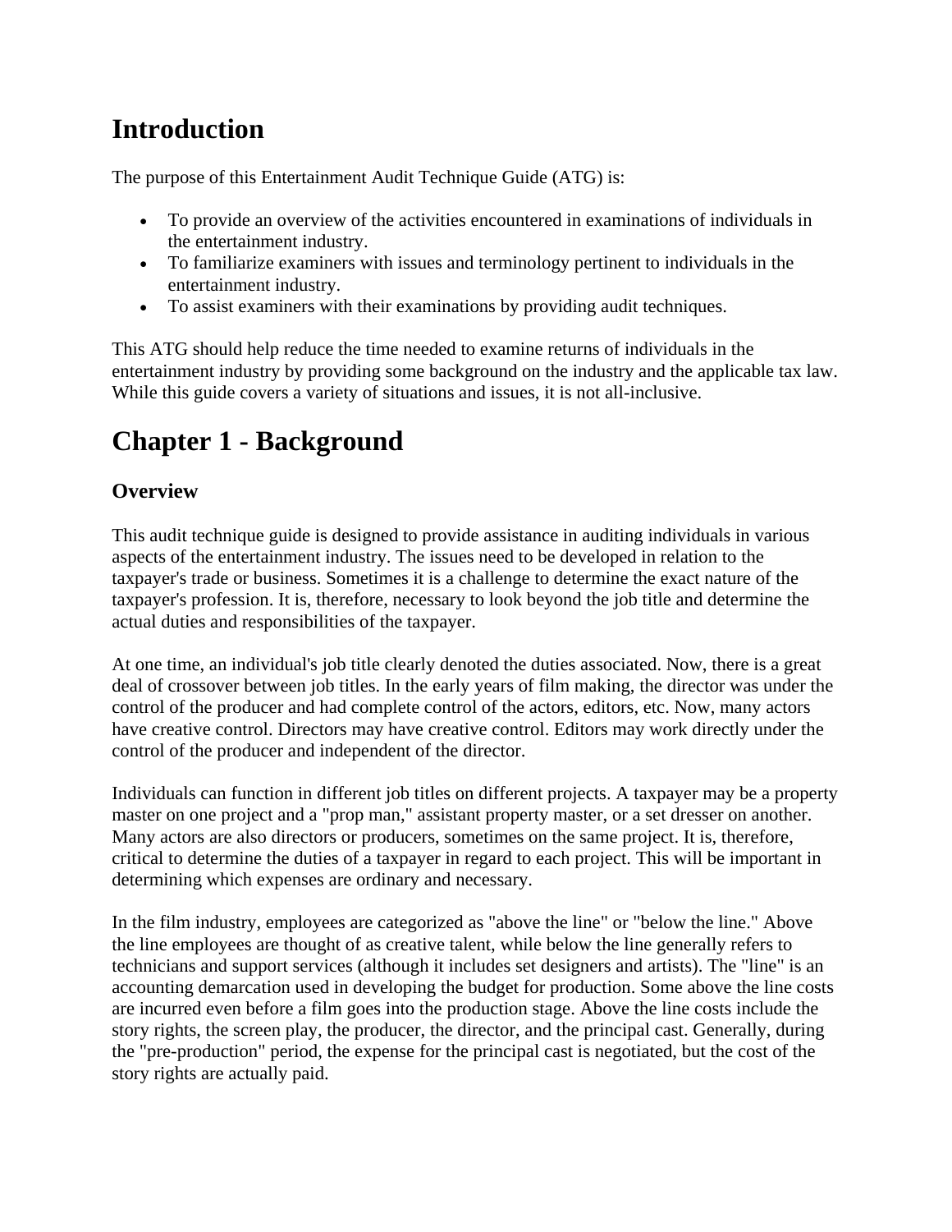# Introduction

The purpose of this Entertainment Audit Technique Guide (ATG) is:

- To provide an overview of the activities encountered in examinations of individuals in the entertainment industry.
- To familiarize examiners with issues and terminology pertinent to individuals in the entertainment industry.
- To assist examiners with their examinations by providing audit techniques.

This ATG should help reduce the time needed to examine returns of individuals in the entertainment industry by providing some background on the industry and the applicable tax law. While this guide covers a variety of situations and issues, it is not all-inclusive.

# Chapter 1 - Background

## Overview

This audit technique guide is designed to provide assistance in auditing individuals in various aspects of the entertainment industry. The issues need to be developed in relation to the taxpayer's trade or business. Sometimes it is a challenge to determine the exact nature of the taxpayer's profession. It is, therefore, necessary to look beyond the job title and determine the actual duties and responsibilities of the taxpayer.

At one time, an individual's job title clearly denoted the duties associated. Now, there is a great deal of crossover between job titles. In the early years of film making, the director was under the control of the producer and had complete control of the actors, editors, etc. Now, many actors have creative control. Directors may have creative control. Editors may work directly under the control of the producer and independent of the director.

Individuals can function in different job titles on different projects. A taxpayer may be a property master on one project and a "prop man," assistant property master, or a set dresser on another. Many actors are also directors or producers, sometimes on the same project. It is, therefore, critical to determine the duties of a taxpayer in regard to each project. This will be important in determining which expenses are ordinary and necessary.

In the film industry, employees are categorized as "above the line" or "below the line." Above the line employees are thought of as creative talent, while below the line generally refers to technicians and support services (although it includes set designers and artists). The "line" is an accounting demarcation used in developing the budget for production. Some above the line costs are incurred even before a film goes into the production stage. Above the line costs include the story rights, the screen play, the producer, the director, and the principal cast. Generally, during the "pre-production" period, the expense for the principal cast is negotiated, but the cost of the story rights are actually paid.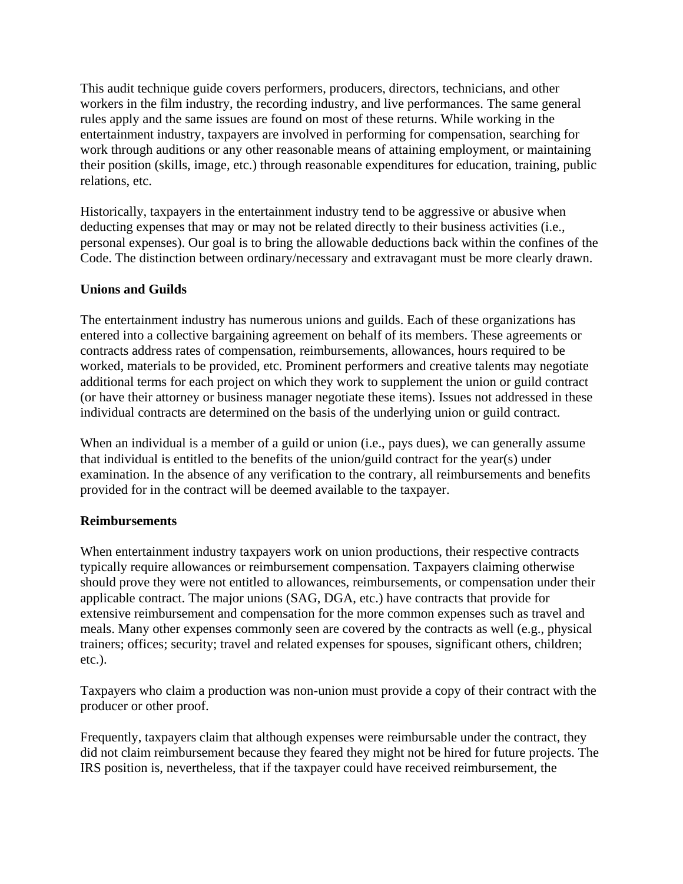This audit technique guide covers performers, producers, directors, technicians, and other workers in the film industry, the recording industry, and live performances. The same general rules apply and the same issues are found on most of these returns. While working in the entertainment industry, taxpayers are involved in performing for compensation, searching for work through auditions or any other reasonable means of attaining employment, or maintaining their position (skills, image, etc.) through reasonable expenditures for education, training, public relations, etc.

Historically, taxpayers in the entertainment industry tend to be aggressive or abusive when deducting expenses that may or may not be related directly to their business activities (i.e., personal expenses). Our goal is to bring the allowable deductions back within the confines of the Code. The distinction between ordinary/necessary and extravagant must be more clearly drawn.

**Unions and Guilds**

The entertainment industry has numerous unions and guilds. Each of these organizations has entered into a collective bargaining agreement on behalf of its members. These agreements or contracts address rates of compensation, reimbursements, allowances, hours required to be worked, materials to be provided, etc. Prominent performers and creative talents may negotiate additional terms for each project on which they work to supplement the union or guild contract (or have their attorney or business manager negotiate these items). Issues not addressed in these individual contracts are determined on the basis of the underlying union or guild contract.

When an individual is a member of a guild or union (i.e., pays dues), we can generally assume that individual is entitled to the benefits of the union/guild contract for the year(s) under examination. In the absence of any verification to the contrary, all reimbursements and benefits provided for in the contract will be deemed available to the taxpayer.

**Reimbursements**

When entertainment industry taxpayers work on union productions, their respective contracts typically require allowances or reimbursement compensation. Taxpayers claiming otherwise should prove they were not entitled to allowances, reimbursements, or compensation under their applicable contract. The major unions (SAG, DGA, etc.) have contracts that provide for extensive reimbursement and compensation for the more common expenses such as travel and meals. Many other expenses commonly seen are covered by the contracts as well (e.g., physical trainers; offices; security; travel and related expenses for spouses, significant others, children; etc.).

Taxpayers who claim a production was non-union must provide a copy of their contract with the producer or other proof.

Frequently, taxpayers claim that although expenses were reimbursable under the contract, they did not claim reimbursement because they feared they might not be hired for future projects. The IRS position is, nevertheless, that if the taxpayer could have received reimbursement, the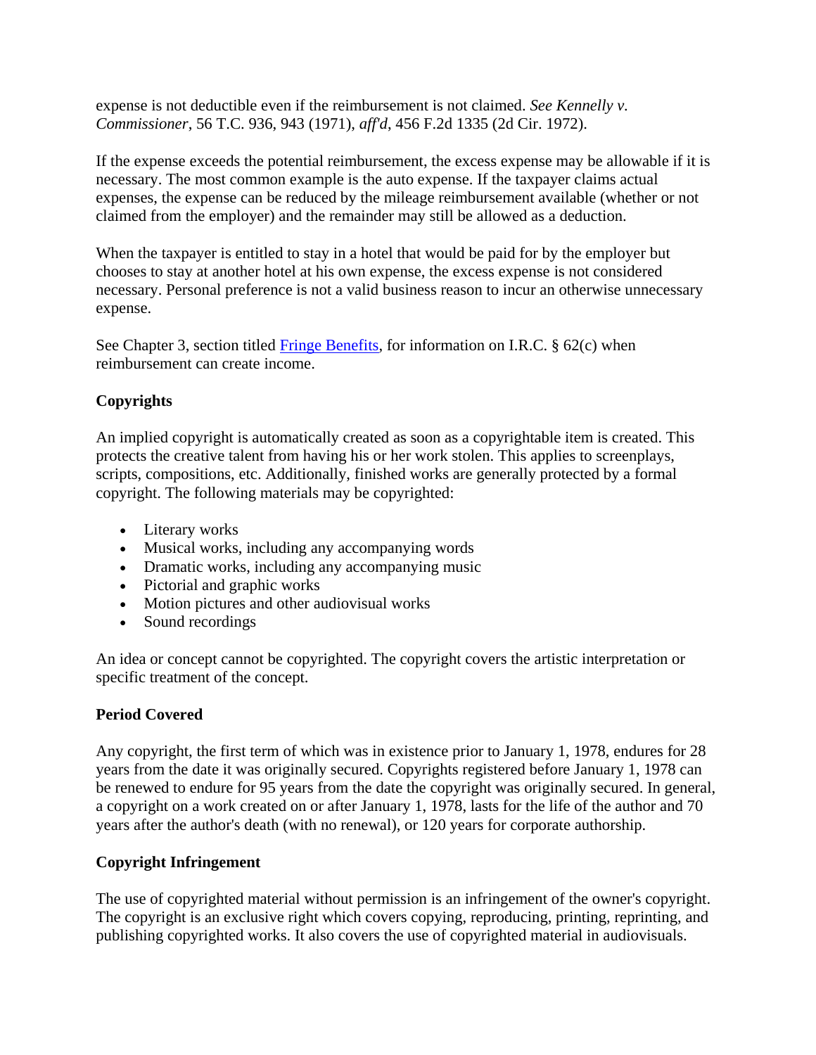expense is not deductible even if the reimbursement is not claimed. *See Kennelly v. Commissioner*, 56 T.C. 936, 943 (1971), *aff'd*, 456 F.2d 1335 (2d Cir. 1972).

If the expense exceeds the potential reimbursement, the excess expense may be allowable if it is necessary. The most common example is the auto expense. If the taxpayer claims actual expenses, the expense can be reduced by the mileage reimbursement available (whether or not claimed from the employer) and the remainder may still be allowed as a deduction.

When the taxpayer is entitled to stay in a hotel that would be paid for by the employer but chooses to stay at another hotel at his own expense, the excess expense is not considered necessary. Personal preference is not a valid business reason to incur an otherwise unnecessary expense.

See Chapter 3, section titled Fringe Benefits, for information on I.R.C. § 62(c) when reimbursement can create income.

**Copyrights**

An implied copyright is automatically created as soon as a copyrightable item is created. This protects the creative talent from having his or her work stolen. This applies to screenplays, scripts, compositions, etc. Additionally, finished works are generally protected by a formal copyright. The following materials may be copyrighted:

- Literary works
- Musical works, including any accompanying words
- Dramatic works, including any accompanying music
- Pictorial and graphic works
- Motion pictures and other audiovisual works
- Sound recordings

An idea or concept cannot be copyrighted. The copyright covers the artistic interpretation or specific treatment of the concept.

**Period Covered**

Any copyright, the first term of which was in existence prior to January 1, 1978, endures for 28 years from the date it was originally secured. Copyrights registered before January 1, 1978 can be renewed to endure for 95 years from the date the copyright was originally secured. In general, a copyright on a work created on or after January 1, 1978, lasts for the life of the author and 70 years after the author's death (with no renewal), or 120 years for corporate authorship.

**Copyright Infringement**

The use of copyrighted material without permission is an infringement of the owner's copyright. The copyright is an exclusive right which covers copying, reproducing, printing, reprinting, and publishing copyrighted works. It also covers the use of copyrighted material in audiovisuals.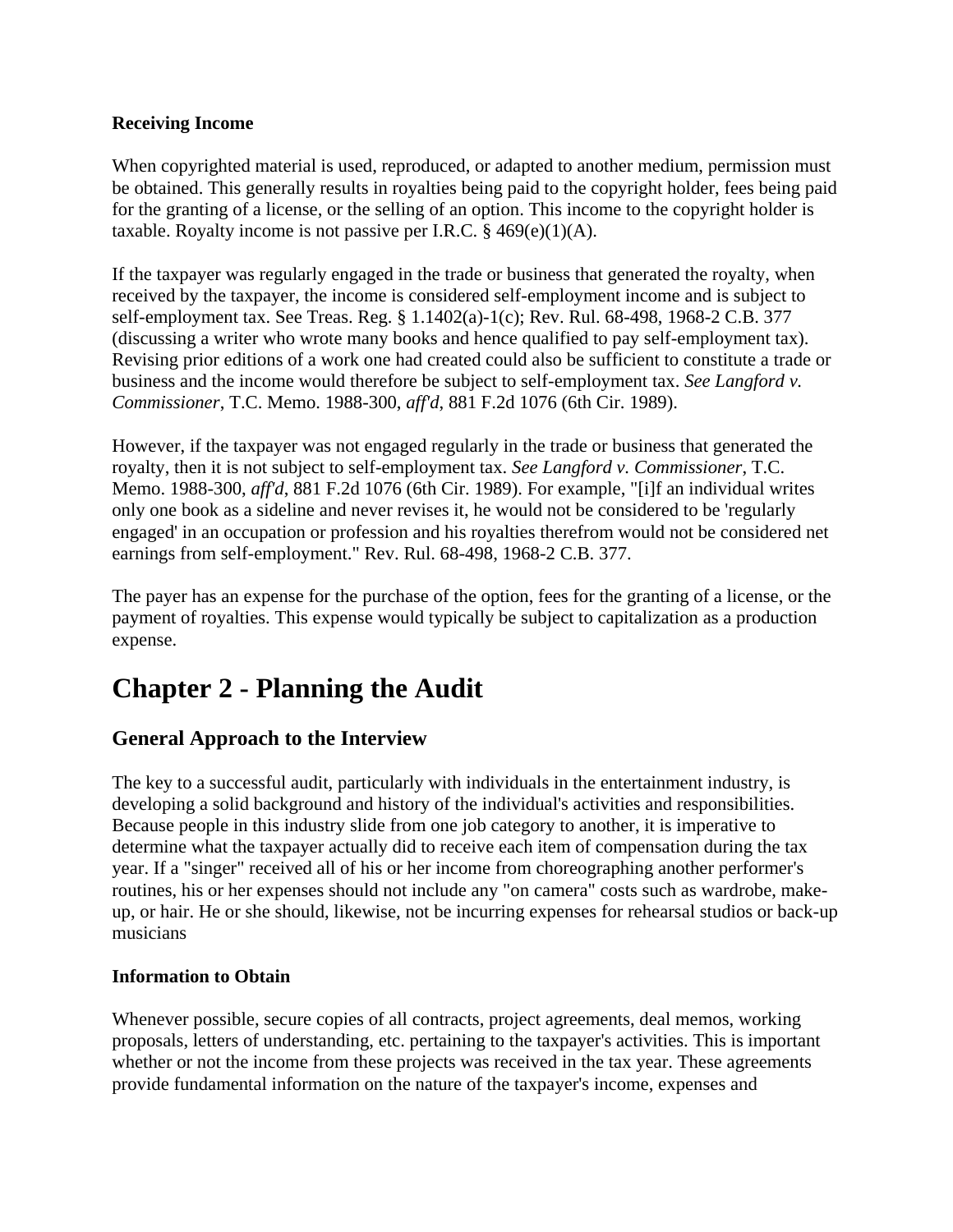**Receiving Income**

When copyrighted material is used, reproduced, or adapted to another medium, permission must be obtained. This generally results in royalties being paid to the copyright holder, fees being paid for the granting of a license, or the selling of an option. This income to the copyright holder is taxable. Royalty income is not passive per I.R.C. § 469(e)(1)(A).

If the taxpayer was regularly engaged in the trade or business that generated the royalty, when received by the taxpayer, the income is considered self-employment income and is subject to self-employment tax. See Treas. Reg. § 1.1402(a)-1(c); Rev. Rul. 68-498, 1968-2 C.B. 377 (discussing a writer who wrote many books and hence qualified to pay self-employment tax). Revising prior editions of a work one had created could also be sufficient to constitute a trade or business and the income would therefore be subject to self-employment tax. *See Langford v. Commissioner*, T.C. Memo. 1988-300, *aff'd*, 881 F.2d 1076 (6th Cir. 1989).

However, if the taxpayer was not engaged regularly in the trade or business that generated the royalty, then it is not subject to self-employment tax. *See Langford v. Commissioner*, T.C. Memo. 1988-300, *aff'd*, 881 F.2d 1076 (6th Cir. 1989). For example, "[i]f an individual writes only one book as a sideline and never revises it, he would not be considered to be 'regularly engaged' in an occupation or profession and his royalties therefrom would not be considered net earnings from self-employment." Rev. Rul. 68-498, 1968-2 C.B. 377.

The payer has an expense for the purchase of the option, fees for the granting of a license, or the payment of royalties. This expense would typically be subject to capitalization as a production expense.

# Chapter 2 - Planning the Audit

## General Approach to the Interview

The key to a successful audit, particularly with individuals in the entertainment industry, is developing a solid background and history of the individual's activities and responsibilities. Because people in this industry slide from one job category to another, it is imperative to determine what the taxpayer actually did to receive each item of compensation during the tax year. If a "singer" received all of his or her income from choreographing another performer's routines, his or her expenses should not include any "on camera" costs such as wardrobe, make-up, or hair. He or she should, likewise, not be incurring expenses for rehearsal studios or back-up musicians

**Information to Obtain**

Whenever possible, secure copies of all contracts, project agreements, deal memos, working proposals, letters of understanding, etc. pertaining to the taxpayer's activities. This is important whether or not the income from these projects was received in the tax year. These agreements provide fundamental information on the nature of the taxpayer's income, expenses and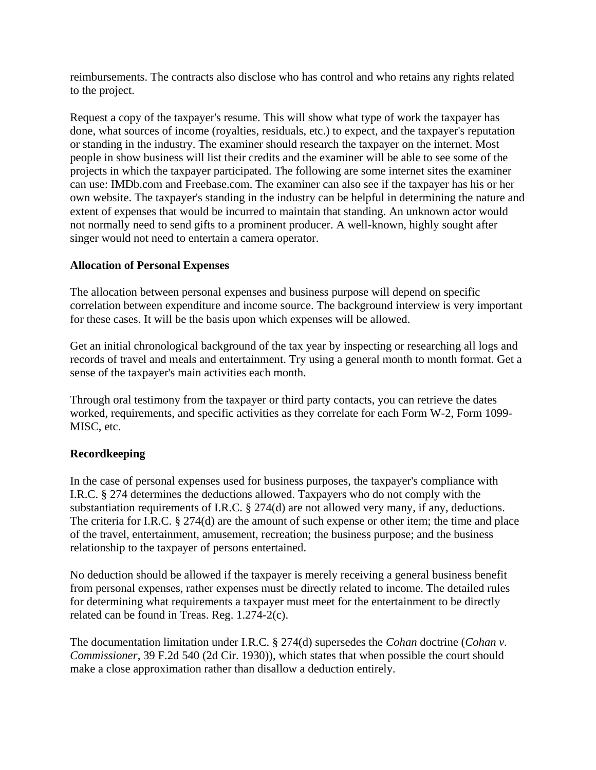reimbursements. The contracts also disclose who has control and who retains any rights related to the project.

Request a copy of the taxpayer's resume. This will show what type of work the taxpayer has done, what sources of income (royalties, residuals, etc.) to expect, and the taxpayer's reputation or standing in the industry. The examiner should research the taxpayer on the internet. Most people in show business will list their credits and the examiner will be able to see some of the projects in which the taxpayer participated. The following are some internet sites the examiner can use: IMDb.com and Freebase.com. The examiner can also see if the taxpayer has his or her own website. The taxpayer's standing in the industry can be helpful in determining the nature and extent of expenses that would be incurred to maintain that standing. An unknown actor would not normally need to send gifts to a prominent producer. A well-known, highly sought after singer would not need to entertain a camera operator.

**Allocation of Personal Expenses**

The allocation between personal expenses and business purpose will depend on specific correlation between expenditure and income source. The background interview is very important for these cases. It will be the basis upon which expenses will be allowed.

Get an initial chronological background of the tax year by inspecting or researching all logs and records of travel and meals and entertainment. Try using a general month to month format. Get a sense of the taxpayer's main activities each month.

Through oral testimony from the taxpayer or third party contacts, you can retrieve the dates worked, requirements, and specific activities as they correlate for each Form W-2, Form 1099-MISC, etc.

**Recordkeeping**

In the case of personal expenses used for business purposes, the taxpayer's compliance with I.R.C. § 274 determines the deductions allowed. Taxpayers who do not comply with the substantiation requirements of I.R.C. § 274(d) are not allowed very many, if any, deductions. The criteria for I.R.C. § 274(d) are the amount of such expense or other item; the time and place of the travel, entertainment, amusement, recreation; the business purpose; and the business relationship to the taxpayer of persons entertained.

No deduction should be allowed if the taxpayer is merely receiving a general business benefit from personal expenses, rather expenses must be directly related to income. The detailed rules for determining what requirements a taxpayer must meet for the entertainment to be directly related can be found in Treas. Reg. 1.274-2(c).

The documentation limitation under I.R.C. § 274(d) supersedes the *Cohan* doctrine (*Cohan v. Commissioner*, 39 F.2d 540 (2d Cir. 1930)), which states that when possible the court should make a close approximation rather than disallow a deduction entirely.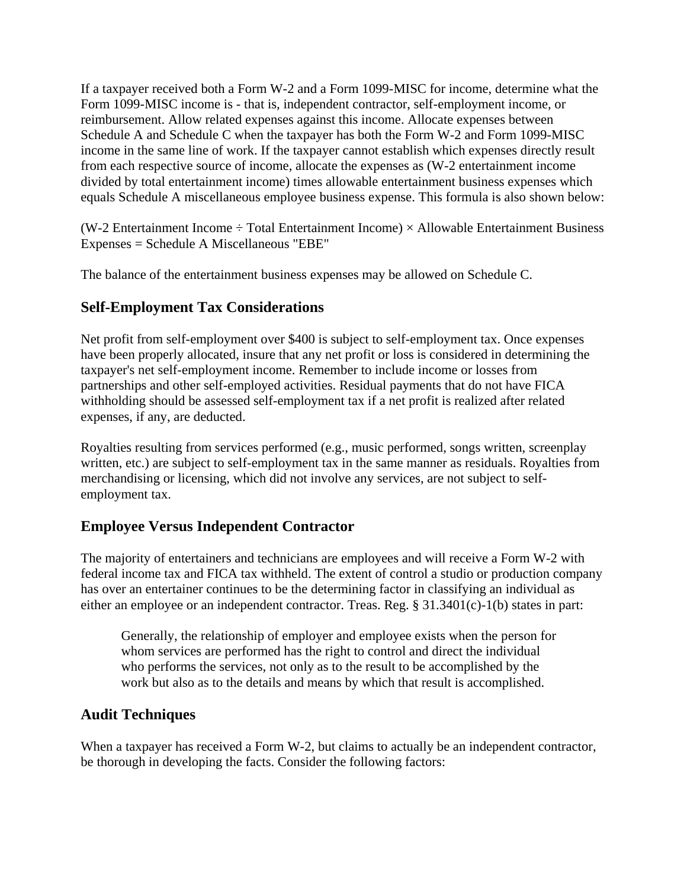If a taxpayer received both a Form W-2 and a Form 1099-MISC for income, determine what the Form 1099-MISC income is - that is, independent contractor, self-employment income, or reimbursement. Allow related expenses against this income. Allocate expenses between Schedule A and Schedule C when the taxpayer has both the Form W-2 and Form 1099-MISC income in the same line of work. If the taxpayer cannot establish which expenses directly result from each respective source of income, allocate the expenses as (W-2 entertainment income divided by total entertainment income) times allowable entertainment business expenses which equals Schedule A miscellaneous employee business expense. This formula is also shown below:

(W-2 Entertainment Income ÷ Total Entertainment Income) × Allowable Entertainment Business Expenses = Schedule A Miscellaneous "EBE"

The balance of the entertainment business expenses may be allowed on Schedule C.

## Self-Employment Tax Considerations

Net profit from self-employment over $400 is subject to self-employment tax. Once expenses have been properly allocated, insure that any net profit or loss is considered in determining the taxpayer's net self-employment income. Remember to include income or losses from partnerships and other self-employed activities. Residual payments that do not have FICA withholding should be assessed self-employment tax if a net profit is realized after related expenses, if any, are deducted.

Royalties resulting from services performed (e.g., music performed, songs written, screenplay written, etc.) are subject to self-employment tax in the same manner as residuals. Royalties from merchandising or licensing, which did not involve any services, are not subject to self-employment tax.

## Employee Versus Independent Contractor

The majority of entertainers and technicians are employees and will receive a Form W-2 with federal income tax and FICA tax withheld. The extent of control a studio or production company has over an entertainer continues to be the determining factor in classifying an individual as either an employee or an independent contractor. Treas. Reg. § 31.3401(c)-1(b) states in part:

> Generally, the relationship of employer and employee exists when the person for whom services are performed has the right to control and direct the individual who performs the services, not only as to the result to be accomplished by the work but also as to the details and means by which that result is accomplished.

## Audit Techniques

When a taxpayer has received a Form W-2, but claims to actually be an independent contractor, be thorough in developing the facts. Consider the following factors: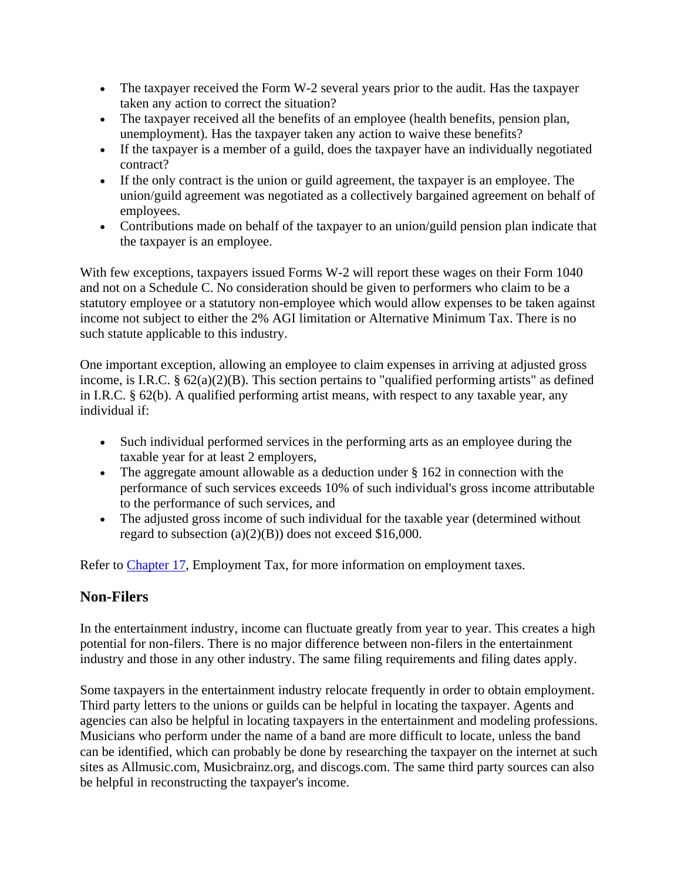- The taxpayer received the Form W-2 several years prior to the audit. Has the taxpayer taken any action to correct the situation?
- The taxpayer received all the benefits of an employee (health benefits, pension plan, unemployment). Has the taxpayer taken any action to waive these benefits?
- If the taxpayer is a member of a guild, does the taxpayer have an individually negotiated contract?
- If the only contract is the union or guild agreement, the taxpayer is an employee. The union/guild agreement was negotiated as a collectively bargained agreement on behalf of employees.
- Contributions made on behalf of the taxpayer to an union/guild pension plan indicate that the taxpayer is an employee.

With few exceptions, taxpayers issued Forms W-2 will report these wages on their Form 1040 and not on a Schedule C. No consideration should be given to performers who claim to be a statutory employee or a statutory non-employee which would allow expenses to be taken against income not subject to either the 2% AGI limitation or Alternative Minimum Tax. There is no such statute applicable to this industry.

One important exception, allowing an employee to claim expenses in arriving at adjusted gross income, is I.R.C. § 62(a)(2)(B). This section pertains to "qualified performing artists" as defined in I.R.C. § 62(b). A qualified performing artist means, with respect to any taxable year, any individual if:

- Such individual performed services in the performing arts as an employee during the taxable year for at least 2 employers,
- The aggregate amount allowable as a deduction under § 162 in connection with the performance of such services exceeds 10% of such individual's gross income attributable to the performance of such services, and
- The adjusted gross income of such individual for the taxable year (determined without regard to subsection (a)(2)(B)) does not exceed $16,000.

Refer to Chapter 17, Employment Tax, for more information on employment taxes.

## Non-Filers

In the entertainment industry, income can fluctuate greatly from year to year. This creates a high potential for non-filers. There is no major difference between non-filers in the entertainment industry and those in any other industry. The same filing requirements and filing dates apply.

Some taxpayers in the entertainment industry relocate frequently in order to obtain employment. Third party letters to the unions or guilds can be helpful in locating the taxpayer. Agents and agencies can also be helpful in locating taxpayers in the entertainment and modeling professions. Musicians who perform under the name of a band are more difficult to locate, unless the band can be identified, which can probably be done by researching the taxpayer on the internet at such sites as Allmusic.com, Musicbrainz.org, and discogs.com. The same third party sources can also be helpful in reconstructing the taxpayer's income.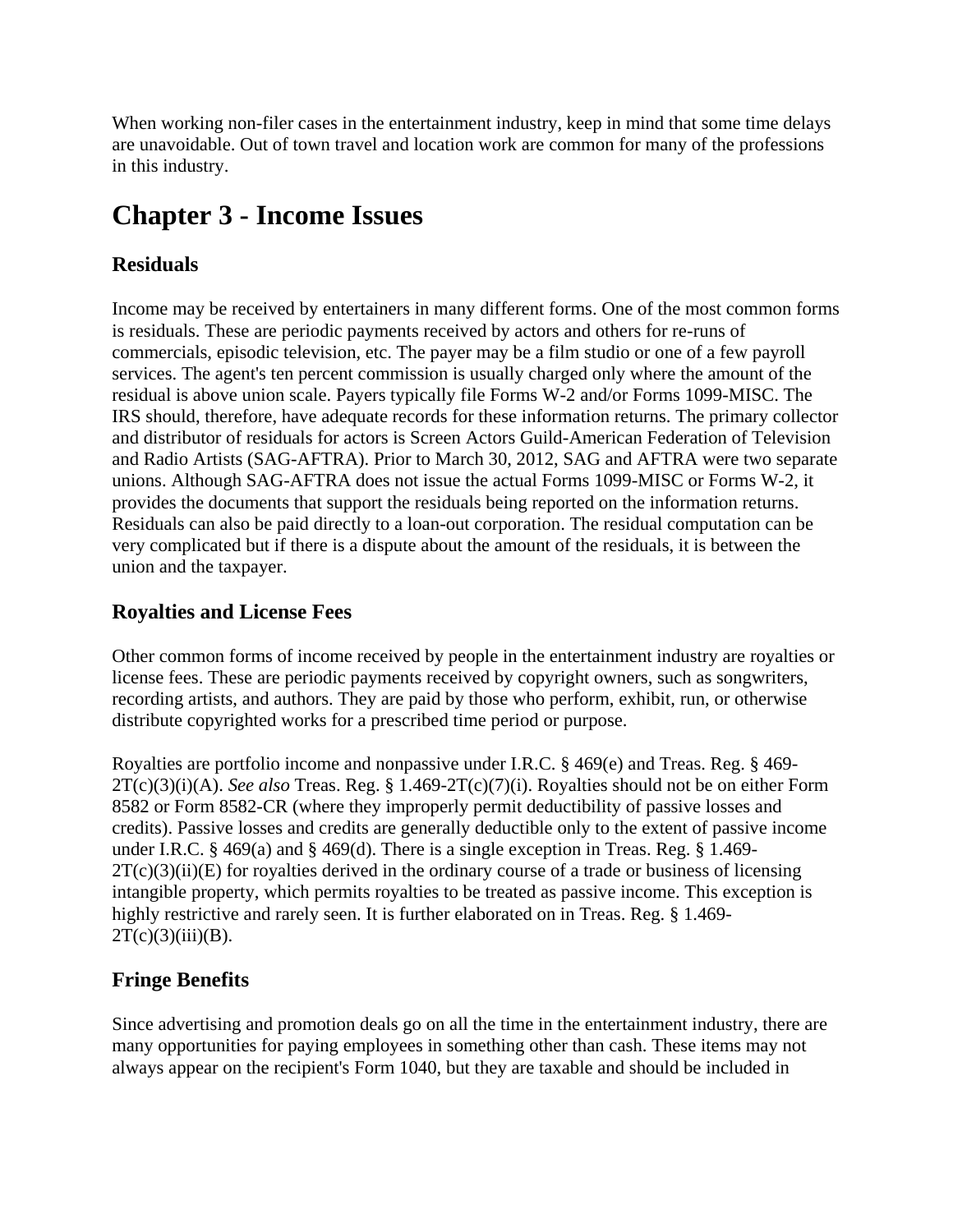When working non-filer cases in the entertainment industry, keep in mind that some time delays are unavoidable. Out of town travel and location work are common for many of the professions in this industry.

# Chapter 3 - Income Issues

## Residuals

Income may be received by entertainers in many different forms. One of the most common forms is residuals. These are periodic payments received by actors and others for re-runs of commercials, episodic television, etc. The payer may be a film studio or one of a few payroll services. The agent's ten percent commission is usually charged only where the amount of the residual is above union scale. Payers typically file Forms W-2 and/or Forms 1099-MISC. The IRS should, therefore, have adequate records for these information returns. The primary collector and distributor of residuals for actors is Screen Actors Guild-American Federation of Television and Radio Artists (SAG-AFTRA). Prior to March 30, 2012, SAG and AFTRA were two separate unions. Although SAG-AFTRA does not issue the actual Forms 1099-MISC or Forms W-2, it provides the documents that support the residuals being reported on the information returns. Residuals can also be paid directly to a loan-out corporation. The residual computation can be very complicated but if there is a dispute about the amount of the residuals, it is between the union and the taxpayer.

## Royalties and License Fees

Other common forms of income received by people in the entertainment industry are royalties or license fees. These are periodic payments received by copyright owners, such as songwriters, recording artists, and authors. They are paid by those who perform, exhibit, run, or otherwise distribute copyrighted works for a prescribed time period or purpose.

Royalties are portfolio income and nonpassive under I.R.C. § 469(e) and Treas. Reg. § 469-2T(c)(3)(i)(A). *See also* Treas. Reg. § 1.469-2T(c)(7)(i). Royalties should not be on either Form 8582 or Form 8582-CR (where they improperly permit deductibility of passive losses and credits). Passive losses and credits are generally deductible only to the extent of passive income under I.R.C. § 469(a) and § 469(d). There is a single exception in Treas. Reg. § 1.469-2T(c)(3)(ii)(E) for royalties derived in the ordinary course of a trade or business of licensing intangible property, which permits royalties to be treated as passive income. This exception is highly restrictive and rarely seen. It is further elaborated on in Treas. Reg. § 1.469-2T(c)(3)(iii)(B).

## Fringe Benefits

Since advertising and promotion deals go on all the time in the entertainment industry, there are many opportunities for paying employees in something other than cash. These items may not always appear on the recipient's Form 1040, but they are taxable and should be included in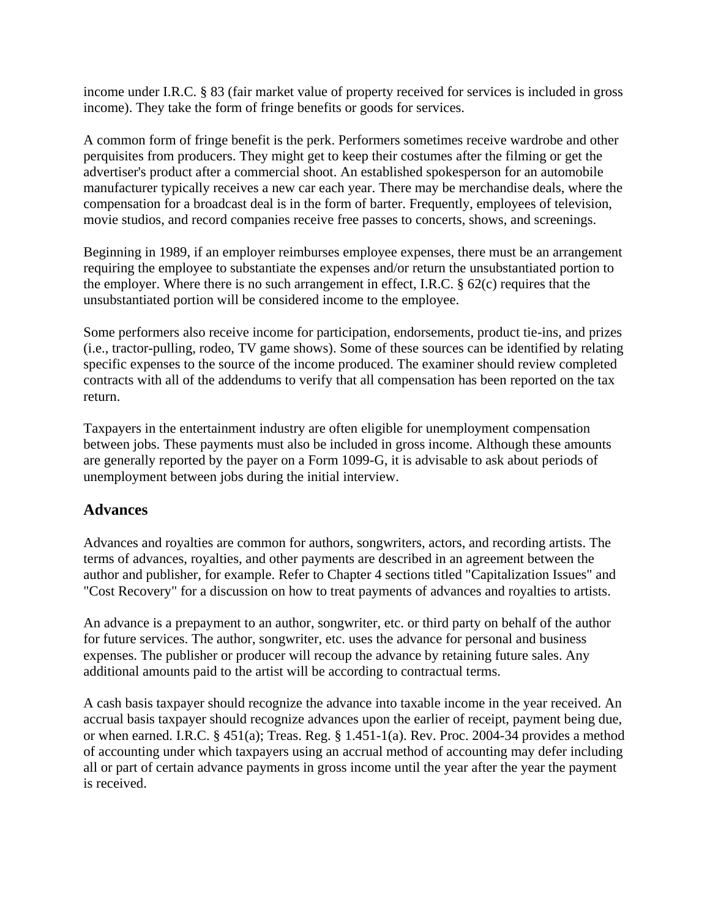income under I.R.C. § 83 (fair market value of property received for services is included in gross income). They take the form of fringe benefits or goods for services.

A common form of fringe benefit is the perk. Performers sometimes receive wardrobe and other perquisites from producers. They might get to keep their costumes after the filming or get the advertiser's product after a commercial shoot. An established spokesperson for an automobile manufacturer typically receives a new car each year. There may be merchandise deals, where the compensation for a broadcast deal is in the form of barter. Frequently, employees of television, movie studios, and record companies receive free passes to concerts, shows, and screenings.

Beginning in 1989, if an employer reimburses employee expenses, there must be an arrangement requiring the employee to substantiate the expenses and/or return the unsubstantiated portion to the employer. Where there is no such arrangement in effect, I.R.C. § 62(c) requires that the unsubstantiated portion will be considered income to the employee.

Some performers also receive income for participation, endorsements, product tie-ins, and prizes (i.e., tractor-pulling, rodeo, TV game shows). Some of these sources can be identified by relating specific expenses to the source of the income produced. The examiner should review completed contracts with all of the addendums to verify that all compensation has been reported on the tax return.

Taxpayers in the entertainment industry are often eligible for unemployment compensation between jobs. These payments must also be included in gross income. Although these amounts are generally reported by the payer on a Form 1099-G, it is advisable to ask about periods of unemployment between jobs during the initial interview.

## Advances

Advances and royalties are common for authors, songwriters, actors, and recording artists. The terms of advances, royalties, and other payments are described in an agreement between the author and publisher, for example. Refer to Chapter 4 sections titled "Capitalization Issues" and "Cost Recovery" for a discussion on how to treat payments of advances and royalties to artists.

An advance is a prepayment to an author, songwriter, etc. or third party on behalf of the author for future services. The author, songwriter, etc. uses the advance for personal and business expenses. The publisher or producer will recoup the advance by retaining future sales. Any additional amounts paid to the artist will be according to contractual terms.

A cash basis taxpayer should recognize the advance into taxable income in the year received. An accrual basis taxpayer should recognize advances upon the earlier of receipt, payment being due, or when earned. I.R.C. § 451(a); Treas. Reg. § 1.451-1(a). Rev. Proc. 2004-34 provides a method of accounting under which taxpayers using an accrual method of accounting may defer including all or part of certain advance payments in gross income until the year after the year the payment is received.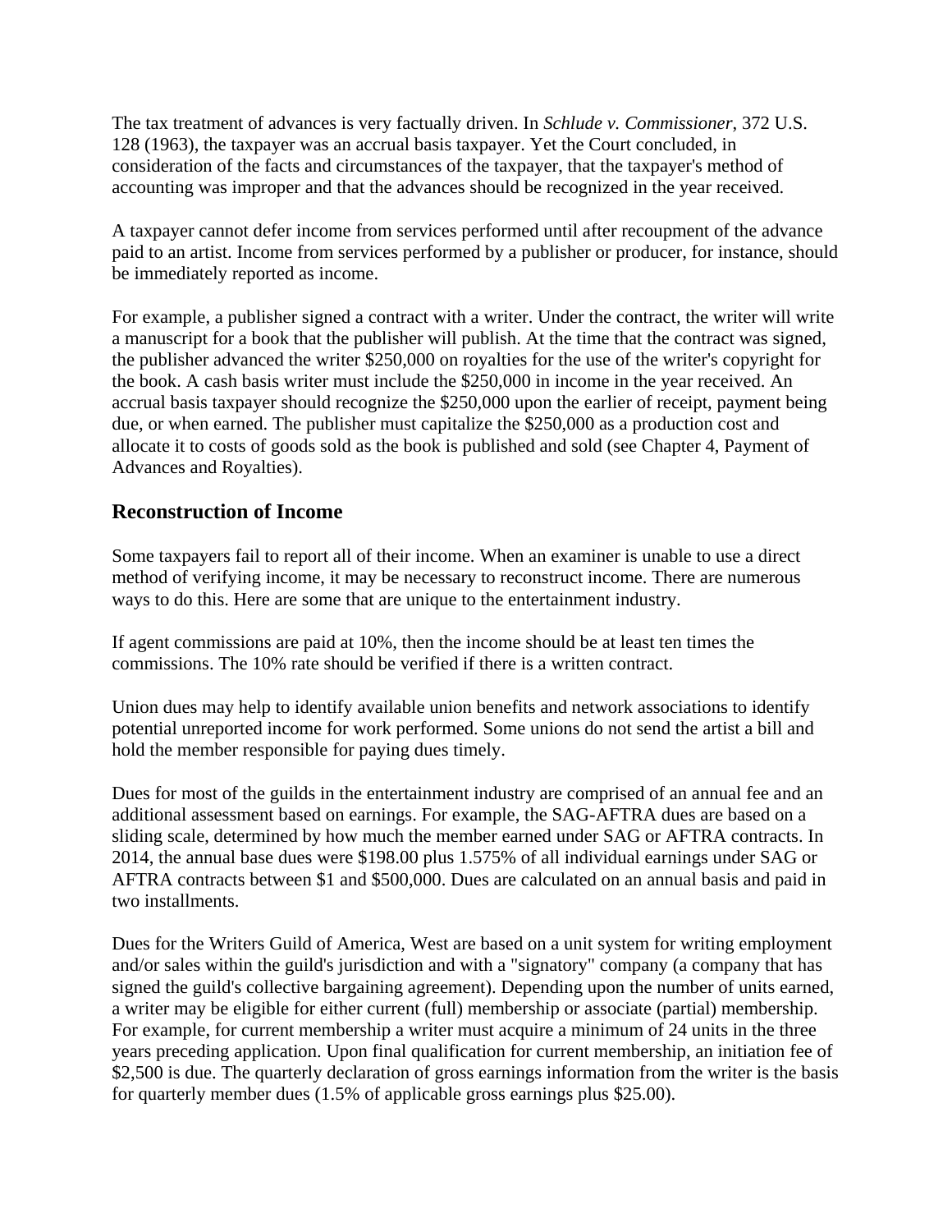The tax treatment of advances is very factually driven. In *Schlude v. Commissioner*, 372 U.S. 128 (1963), the taxpayer was an accrual basis taxpayer. Yet the Court concluded, in consideration of the facts and circumstances of the taxpayer, that the taxpayer's method of accounting was improper and that the advances should be recognized in the year received.

A taxpayer cannot defer income from services performed until after recoupment of the advance paid to an artist. Income from services performed by a publisher or producer, for instance, should be immediately reported as income.

For example, a publisher signed a contract with a writer. Under the contract, the writer will write a manuscript for a book that the publisher will publish. At the time that the contract was signed, the publisher advanced the writer $250,000 on royalties for the use of the writer's copyright for the book. A cash basis writer must include the $250,000 in income in the year received. An accrual basis taxpayer should recognize the $250,000 upon the earlier of receipt, payment being due, or when earned. The publisher must capitalize the $250,000 as a production cost and allocate it to costs of goods sold as the book is published and sold (see Chapter 4, Payment of Advances and Royalties).

## Reconstruction of Income

Some taxpayers fail to report all of their income. When an examiner is unable to use a direct method of verifying income, it may be necessary to reconstruct income. There are numerous ways to do this. Here are some that are unique to the entertainment industry.

If agent commissions are paid at 10%, then the income should be at least ten times the commissions. The 10% rate should be verified if there is a written contract.

Union dues may help to identify available union benefits and network associations to identify potential unreported income for work performed. Some unions do not send the artist a bill and hold the member responsible for paying dues timely.

Dues for most of the guilds in the entertainment industry are comprised of an annual fee and an additional assessment based on earnings. For example, the SAG-AFTRA dues are based on a sliding scale, determined by how much the member earned under SAG or AFTRA contracts. In 2014, the annual base dues were $198.00 plus 1.575% of all individual earnings under SAG or AFTRA contracts between $1 and $500,000. Dues are calculated on an annual basis and paid in two installments.

Dues for the Writers Guild of America, West are based on a unit system for writing employment and/or sales within the guild's jurisdiction and with a "signatory" company (a company that has signed the guild's collective bargaining agreement). Depending upon the number of units earned, a writer may be eligible for either current (full) membership or associate (partial) membership. For example, for current membership a writer must acquire a minimum of 24 units in the three years preceding application. Upon final qualification for current membership, an initiation fee of $2,500 is due. The quarterly declaration of gross earnings information from the writer is the basis for quarterly member dues (1.5% of applicable gross earnings plus $25.00).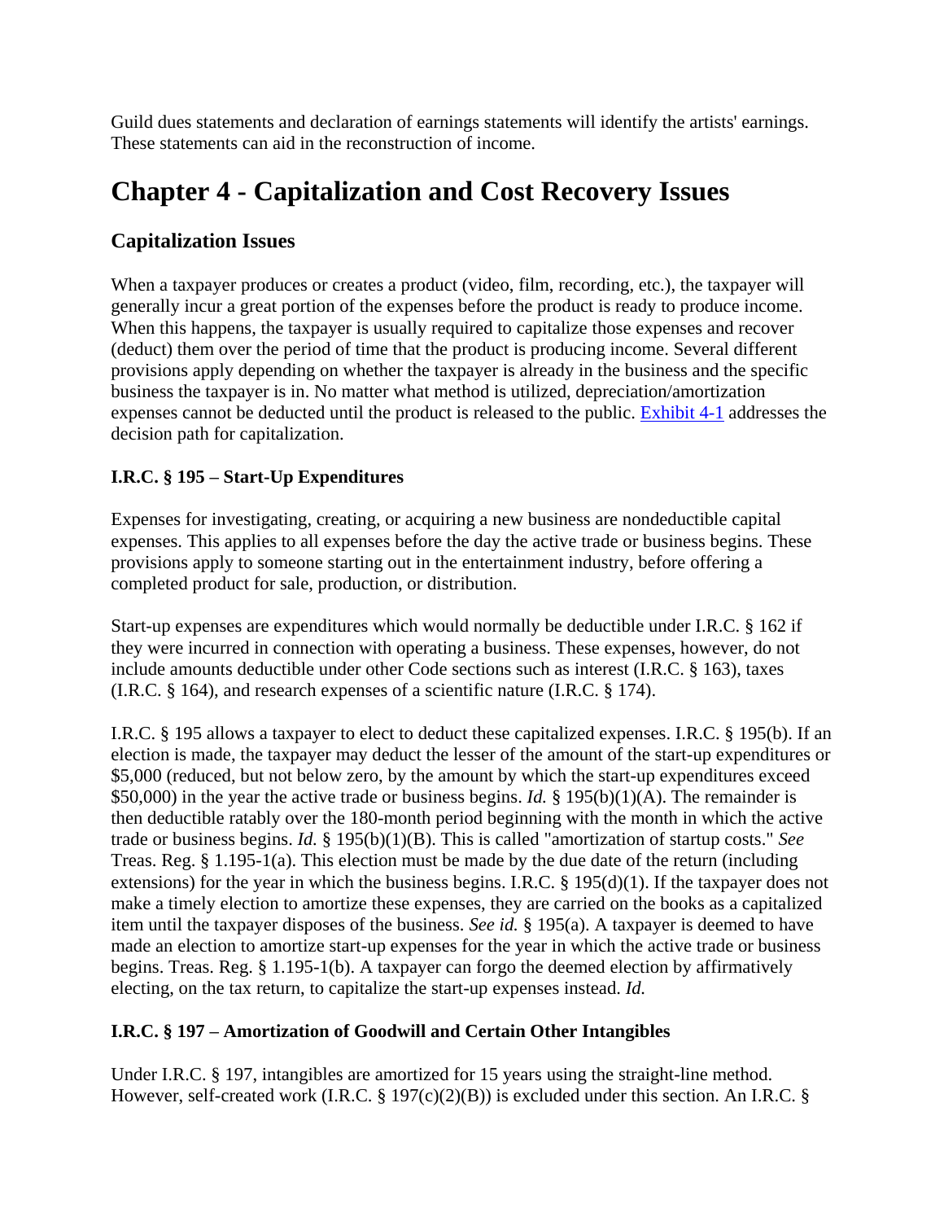Guild dues statements and declaration of earnings statements will identify the artists' earnings. These statements can aid in the reconstruction of income.

# Chapter 4 - Capitalization and Cost Recovery Issues

## Capitalization Issues

When a taxpayer produces or creates a product (video, film, recording, etc.), the taxpayer will generally incur a great portion of the expenses before the product is ready to produce income. When this happens, the taxpayer is usually required to capitalize those expenses and recover (deduct) them over the period of time that the product is producing income. Several different provisions apply depending on whether the taxpayer is already in the business and the specific business the taxpayer is in. No matter what method is utilized, depreciation/amortization expenses cannot be deducted until the product is released to the public. [Exhibit 4-1](#) addresses the decision path for capitalization.

### I.R.C. § 195 – Start-Up Expenditures

Expenses for investigating, creating, or acquiring a new business are nondeductible capital expenses. This applies to all expenses before the day the active trade or business begins. These provisions apply to someone starting out in the entertainment industry, before offering a completed product for sale, production, or distribution.

Start-up expenses are expenditures which would normally be deductible under I.R.C. § 162 if they were incurred in connection with operating a business. These expenses, however, do not include amounts deductible under other Code sections such as interest (I.R.C. § 163), taxes (I.R.C. § 164), and research expenses of a scientific nature (I.R.C. § 174).

I.R.C. § 195 allows a taxpayer to elect to deduct these capitalized expenses. I.R.C. § 195(b). If an election is made, the taxpayer may deduct the lesser of the amount of the start-up expenditures or $5,000 (reduced, but not below zero, by the amount by which the start-up expenditures exceed $50,000) in the year the active trade or business begins. *Id.* § 195(b)(1)(A). The remainder is then deductible ratably over the 180-month period beginning with the month in which the active trade or business begins. *Id.* § 195(b)(1)(B). This is called "amortization of startup costs." *See* Treas. Reg. § 1.195-1(a). This election must be made by the due date of the return (including extensions) for the year in which the business begins. I.R.C. § 195(d)(1). If the taxpayer does not make a timely election to amortize these expenses, they are carried on the books as a capitalized item until the taxpayer disposes of the business. *See id.* § 195(a). A taxpayer is deemed to have made an election to amortize start-up expenses for the year in which the active trade or business begins. Treas. Reg. § 1.195-1(b). A taxpayer can forgo the deemed election by affirmatively electing, on the tax return, to capitalize the start-up expenses instead. *Id.*

### I.R.C. § 197 – Amortization of Goodwill and Certain Other Intangibles

Under I.R.C. § 197, intangibles are amortized for 15 years using the straight-line method. However, self-created work (I.R.C. § 197(c)(2)(B)) is excluded under this section. An I.R.C. §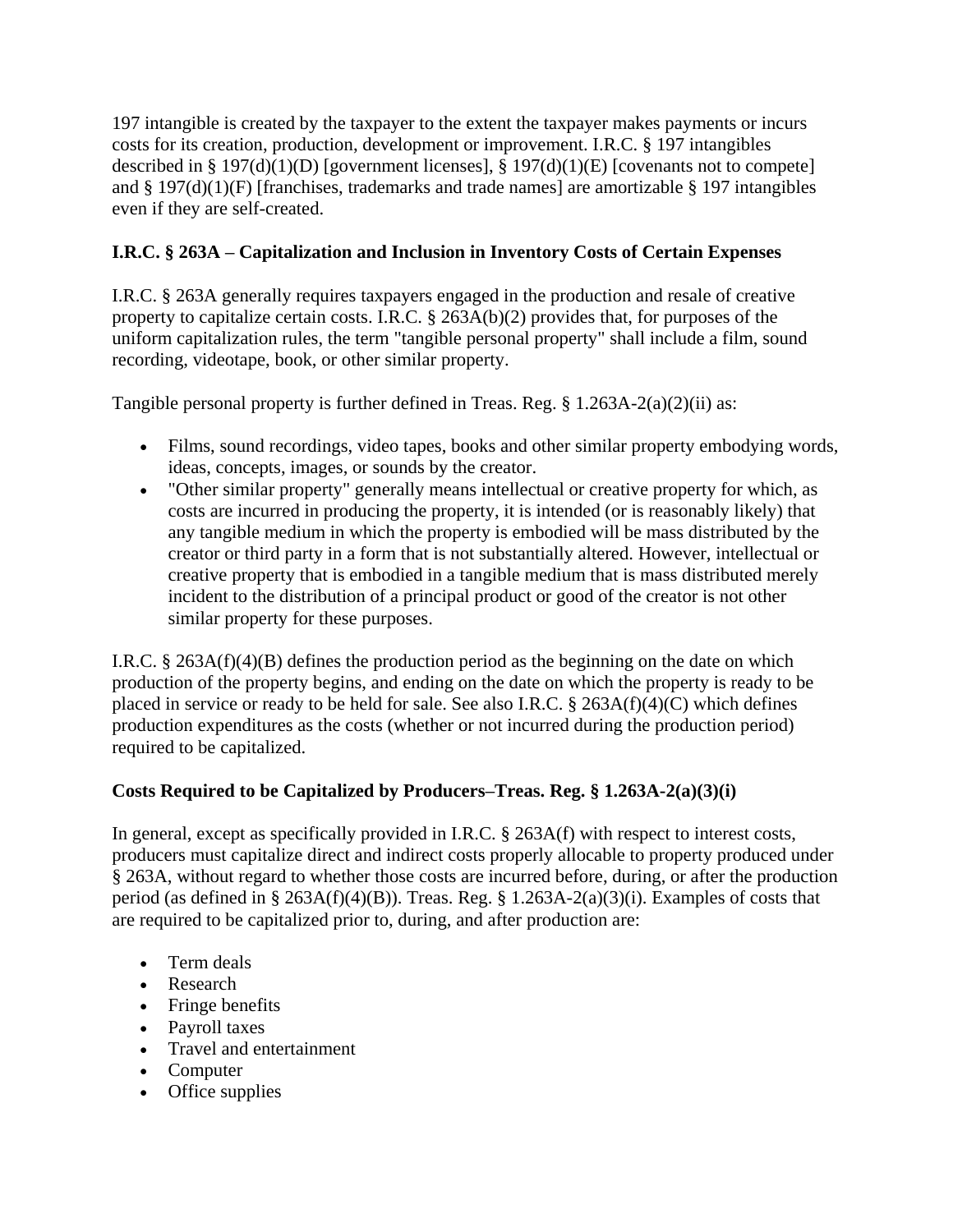197 intangible is created by the taxpayer to the extent the taxpayer makes payments or incurs costs for its creation, production, development or improvement. I.R.C. § 197 intangibles described in § 197(d)(1)(D) [government licenses], § 197(d)(1)(E) [covenants not to compete] and § 197(d)(1)(F) [franchises, trademarks and trade names] are amortizable § 197 intangibles even if they are self-created.

**I.R.C. § 263A – Capitalization and Inclusion in Inventory Costs of Certain Expenses**

I.R.C. § 263A generally requires taxpayers engaged in the production and resale of creative property to capitalize certain costs. I.R.C. § 263A(b)(2) provides that, for purposes of the uniform capitalization rules, the term "tangible personal property" shall include a film, sound recording, videotape, book, or other similar property.

Tangible personal property is further defined in Treas. Reg. § 1.263A-2(a)(2)(ii) as:

- Films, sound recordings, video tapes, books and other similar property embodying words, ideas, concepts, images, or sounds by the creator.
- "Other similar property" generally means intellectual or creative property for which, as costs are incurred in producing the property, it is intended (or is reasonably likely) that any tangible medium in which the property is embodied will be mass distributed by the creator or third party in a form that is not substantially altered. However, intellectual or creative property that is embodied in a tangible medium that is mass distributed merely incident to the distribution of a principal product or good of the creator is not other similar property for these purposes.

I.R.C. § 263A(f)(4)(B) defines the production period as the beginning on the date on which production of the property begins, and ending on the date on which the property is ready to be placed in service or ready to be held for sale. See also I.R.C. § 263A(f)(4)(C) which defines production expenditures as the costs (whether or not incurred during the production period) required to be capitalized.

**Costs Required to be Capitalized by Producers–Treas. Reg. § 1.263A-2(a)(3)(i)**

In general, except as specifically provided in I.R.C. § 263A(f) with respect to interest costs, producers must capitalize direct and indirect costs properly allocable to property produced under § 263A, without regard to whether those costs are incurred before, during, or after the production period (as defined in § 263A(f)(4)(B)). Treas. Reg. § 1.263A-2(a)(3)(i). Examples of costs that are required to be capitalized prior to, during, and after production are:

- Term deals
- Research
- Fringe benefits
- Payroll taxes
- Travel and entertainment
- Computer
- Office supplies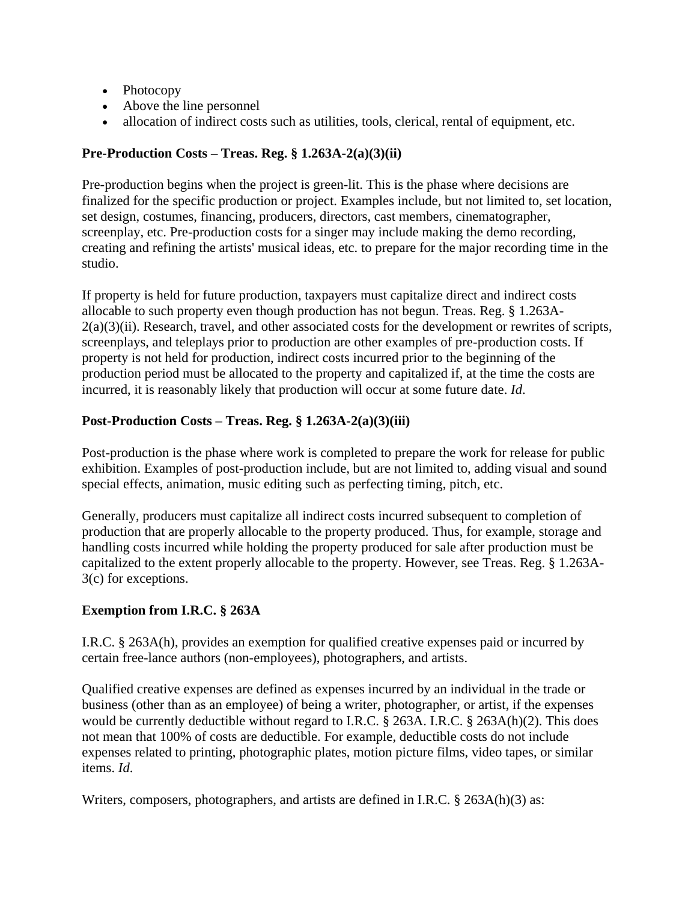- Photocopy
- Above the line personnel
- allocation of indirect costs such as utilities, tools, clerical, rental of equipment, etc.

**Pre-Production Costs – Treas. Reg. § 1.263A-2(a)(3)(ii)**

Pre-production begins when the project is green-lit. This is the phase where decisions are finalized for the specific production or project. Examples include, but not limited to, set location, set design, costumes, financing, producers, directors, cast members, cinematographer, screenplay, etc. Pre-production costs for a singer may include making the demo recording, creating and refining the artists' musical ideas, etc. to prepare for the major recording time in the studio.

If property is held for future production, taxpayers must capitalize direct and indirect costs allocable to such property even though production has not begun. Treas. Reg. § 1.263A-2(a)(3)(ii). Research, travel, and other associated costs for the development or rewrites of scripts, screenplays, and teleplays prior to production are other examples of pre-production costs. If property is not held for production, indirect costs incurred prior to the beginning of the production period must be allocated to the property and capitalized if, at the time the costs are incurred, it is reasonably likely that production will occur at some future date. *Id.*

**Post-Production Costs – Treas. Reg. § 1.263A-2(a)(3)(iii)**

Post-production is the phase where work is completed to prepare the work for release for public exhibition. Examples of post-production include, but are not limited to, adding visual and sound special effects, animation, music editing such as perfecting timing, pitch, etc.

Generally, producers must capitalize all indirect costs incurred subsequent to completion of production that are properly allocable to the property produced. Thus, for example, storage and handling costs incurred while holding the property produced for sale after production must be capitalized to the extent properly allocable to the property. However, see Treas. Reg. § 1.263A-3(c) for exceptions.

**Exemption from I.R.C. § 263A**

I.R.C. § 263A(h), provides an exemption for qualified creative expenses paid or incurred by certain free-lance authors (non-employees), photographers, and artists.

Qualified creative expenses are defined as expenses incurred by an individual in the trade or business (other than as an employee) of being a writer, photographer, or artist, if the expenses would be currently deductible without regard to I.R.C. § 263A. I.R.C. § 263A(h)(2). This does not mean that 100% of costs are deductible. For example, deductible costs do not include expenses related to printing, photographic plates, motion picture films, video tapes, or similar items. *Id.*

Writers, composers, photographers, and artists are defined in I.R.C. § 263A(h)(3) as: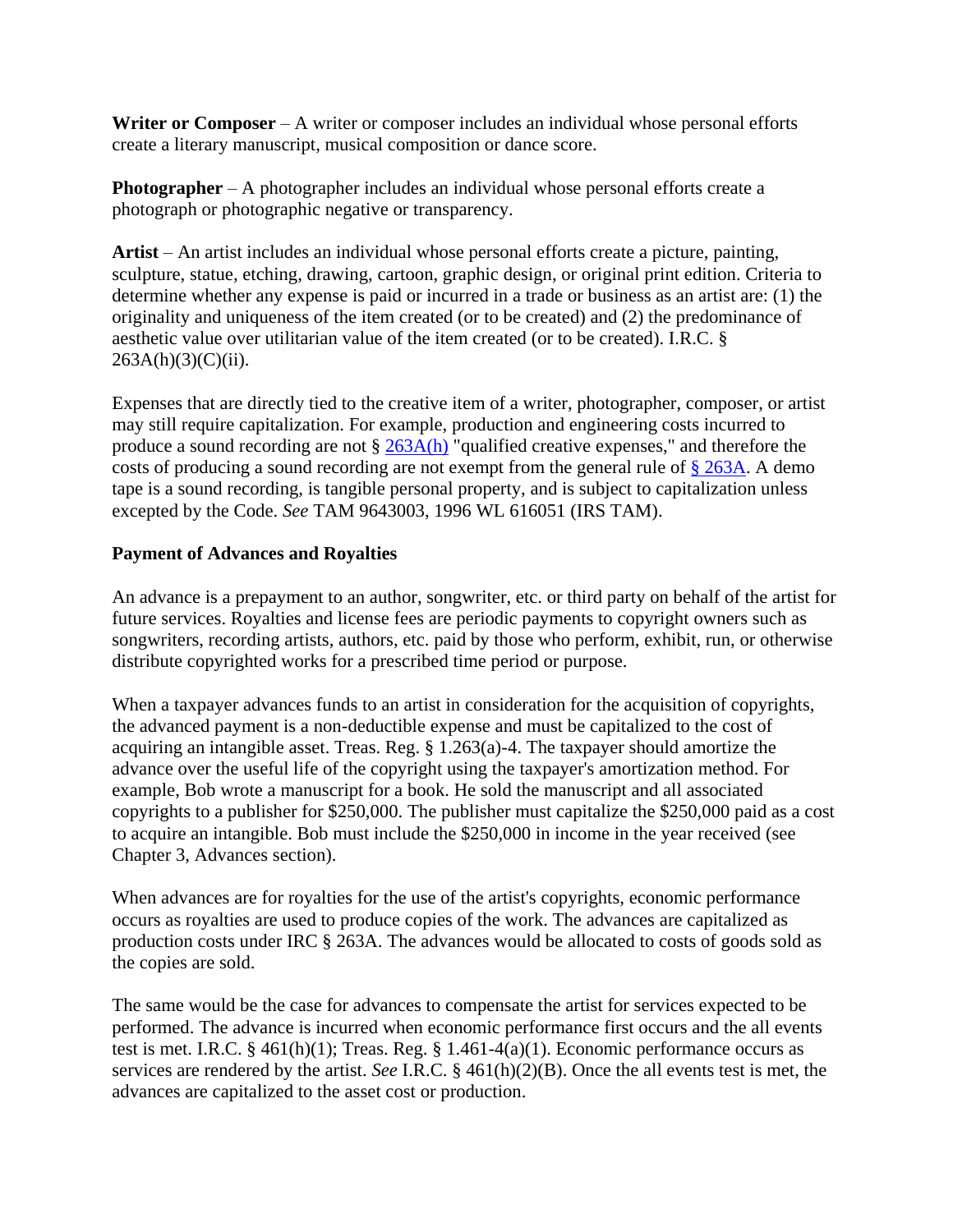**Writer or Composer** – A writer or composer includes an individual whose personal efforts create a literary manuscript, musical composition or dance score.

**Photographer** – A photographer includes an individual whose personal efforts create a photograph or photographic negative or transparency.

**Artist** – An artist includes an individual whose personal efforts create a picture, painting, sculpture, statue, etching, drawing, cartoon, graphic design, or original print edition. Criteria to determine whether any expense is paid or incurred in a trade or business as an artist are: (1) the originality and uniqueness of the item created (or to be created) and (2) the predominance of aesthetic value over utilitarian value of the item created (or to be created). I.R.C. § 263A(h)(3)(C)(ii).

Expenses that are directly tied to the creative item of a writer, photographer, composer, or artist may still require capitalization. For example, production and engineering costs incurred to produce a sound recording are not § 263A(h) "qualified creative expenses," and therefore the costs of producing a sound recording are not exempt from the general rule of § 263A. A demo tape is a sound recording, is tangible personal property, and is subject to capitalization unless excepted by the Code. *See* TAM 9643003, 1996 WL 616051 (IRS TAM).

**Payment of Advances and Royalties**

An advance is a prepayment to an author, songwriter, etc. or third party on behalf of the artist for future services. Royalties and license fees are periodic payments to copyright owners such as songwriters, recording artists, authors, etc. paid by those who perform, exhibit, run, or otherwise distribute copyrighted works for a prescribed time period or purpose.

When a taxpayer advances funds to an artist in consideration for the acquisition of copyrights, the advanced payment is a non-deductible expense and must be capitalized to the cost of acquiring an intangible asset. Treas. Reg. § 1.263(a)-4. The taxpayer should amortize the advance over the useful life of the copyright using the taxpayer's amortization method. For example, Bob wrote a manuscript for a book. He sold the manuscript and all associated copyrights to a publisher for $250,000. The publisher must capitalize the $250,000 paid as a cost to acquire an intangible. Bob must include the $250,000 in income in the year received (see Chapter 3, Advances section).

When advances are for royalties for the use of the artist's copyrights, economic performance occurs as royalties are used to produce copies of the work. The advances are capitalized as production costs under IRC § 263A. The advances would be allocated to costs of goods sold as the copies are sold.

The same would be the case for advances to compensate the artist for services expected to be performed. The advance is incurred when economic performance first occurs and the all events test is met. I.R.C. § 461(h)(1); Treas. Reg. § 1.461-4(a)(1). Economic performance occurs as services are rendered by the artist. *See* I.R.C. § 461(h)(2)(B). Once the all events test is met, the advances are capitalized to the asset cost or production.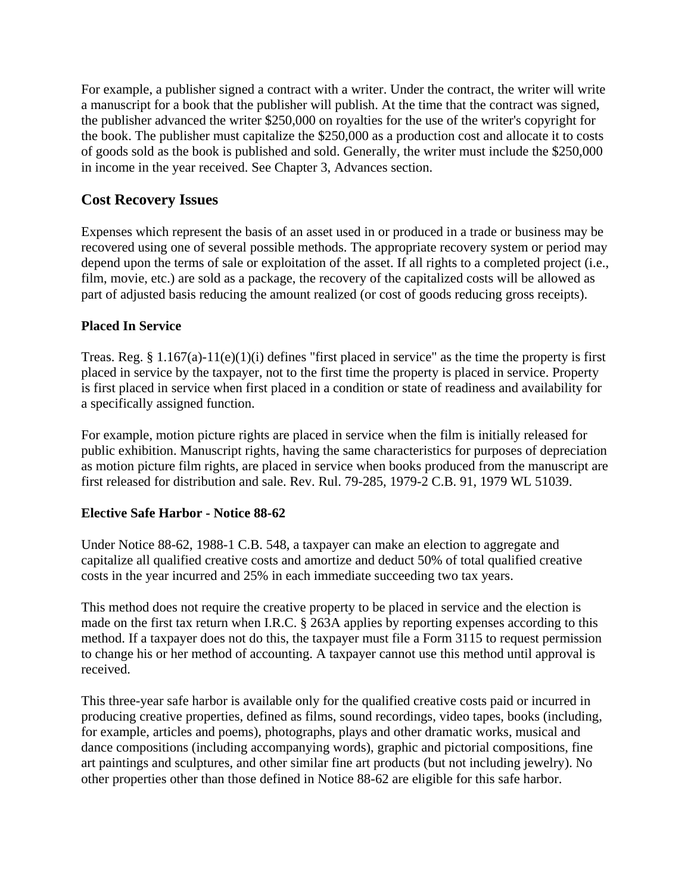For example, a publisher signed a contract with a writer. Under the contract, the writer will write a manuscript for a book that the publisher will publish. At the time that the contract was signed, the publisher advanced the writer $250,000 on royalties for the use of the writer's copyright for the book. The publisher must capitalize the $250,000 as a production cost and allocate it to costs of goods sold as the book is published and sold. Generally, the writer must include the $250,000 in income in the year received. See Chapter 3, Advances section.

## Cost Recovery Issues

Expenses which represent the basis of an asset used in or produced in a trade or business may be recovered using one of several possible methods. The appropriate recovery system or period may depend upon the terms of sale or exploitation of the asset. If all rights to a completed project (i.e., film, movie, etc.) are sold as a package, the recovery of the capitalized costs will be allowed as part of adjusted basis reducing the amount realized (or cost of goods reducing gross receipts).

### Placed In Service

Treas. Reg. § 1.167(a)-11(e)(1)(i) defines "first placed in service" as the time the property is first placed in service by the taxpayer, not to the first time the property is placed in service. Property is first placed in service when first placed in a condition or state of readiness and availability for a specifically assigned function.

For example, motion picture rights are placed in service when the film is initially released for public exhibition. Manuscript rights, having the same characteristics for purposes of depreciation as motion picture film rights, are placed in service when books produced from the manuscript are first released for distribution and sale. Rev. Rul. 79-285, 1979-2 C.B. 91, 1979 WL 51039.

### Elective Safe Harbor - Notice 88-62

Under Notice 88-62, 1988-1 C.B. 548, a taxpayer can make an election to aggregate and capitalize all qualified creative costs and amortize and deduct 50% of total qualified creative costs in the year incurred and 25% in each immediate succeeding two tax years.

This method does not require the creative property to be placed in service and the election is made on the first tax return when I.R.C. § 263A applies by reporting expenses according to this method. If a taxpayer does not do this, the taxpayer must file a Form 3115 to request permission to change his or her method of accounting. A taxpayer cannot use this method until approval is received.

This three-year safe harbor is available only for the qualified creative costs paid or incurred in producing creative properties, defined as films, sound recordings, video tapes, books (including, for example, articles and poems), photographs, plays and other dramatic works, musical and dance compositions (including accompanying words), graphic and pictorial compositions, fine art paintings and sculptures, and other similar fine art products (but not including jewelry). No other properties other than those defined in Notice 88-62 are eligible for this safe harbor.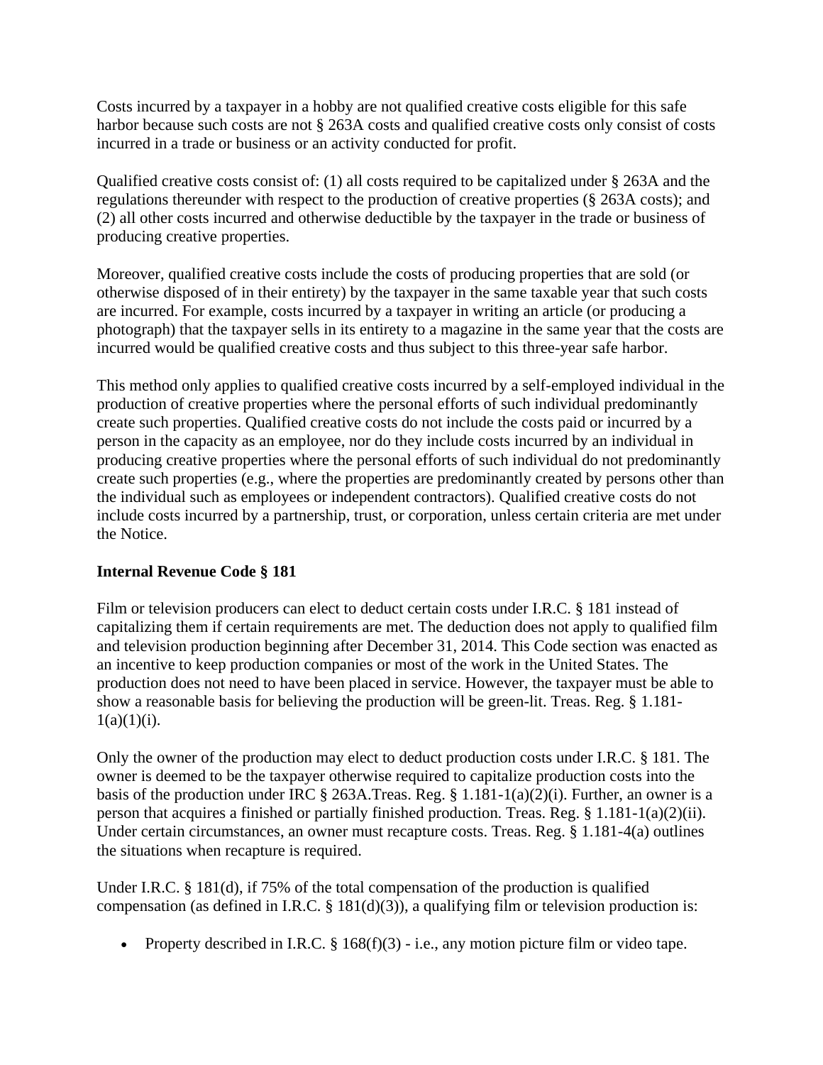Costs incurred by a taxpayer in a hobby are not qualified creative costs eligible for this safe harbor because such costs are not § 263A costs and qualified creative costs only consist of costs incurred in a trade or business or an activity conducted for profit.

Qualified creative costs consist of: (1) all costs required to be capitalized under § 263A and the regulations thereunder with respect to the production of creative properties (§ 263A costs); and (2) all other costs incurred and otherwise deductible by the taxpayer in the trade or business of producing creative properties.

Moreover, qualified creative costs include the costs of producing properties that are sold (or otherwise disposed of in their entirety) by the taxpayer in the same taxable year that such costs are incurred. For example, costs incurred by a taxpayer in writing an article (or producing a photograph) that the taxpayer sells in its entirety to a magazine in the same year that the costs are incurred would be qualified creative costs and thus subject to this three-year safe harbor.

This method only applies to qualified creative costs incurred by a self-employed individual in the production of creative properties where the personal efforts of such individual predominantly create such properties. Qualified creative costs do not include the costs paid or incurred by a person in the capacity as an employee, nor do they include costs incurred by an individual in producing creative properties where the personal efforts of such individual do not predominantly create such properties (e.g., where the properties are predominantly created by persons other than the individual such as employees or independent contractors). Qualified creative costs do not include costs incurred by a partnership, trust, or corporation, unless certain criteria are met under the Notice.

**Internal Revenue Code § 181**

Film or television producers can elect to deduct certain costs under I.R.C. § 181 instead of capitalizing them if certain requirements are met. The deduction does not apply to qualified film and television production beginning after December 31, 2014. This Code section was enacted as an incentive to keep production companies or most of the work in the United States. The production does not need to have been placed in service. However, the taxpayer must be able to show a reasonable basis for believing the production will be green-lit. Treas. Reg. § 1.181-1(a)(1)(i).

Only the owner of the production may elect to deduct production costs under I.R.C. § 181. The owner is deemed to be the taxpayer otherwise required to capitalize production costs into the basis of the production under IRC § 263A.Treas. Reg. § 1.181-1(a)(2)(i). Further, an owner is a person that acquires a finished or partially finished production. Treas. Reg. § 1.181-1(a)(2)(ii). Under certain circumstances, an owner must recapture costs. Treas. Reg. § 1.181-4(a) outlines the situations when recapture is required.

Under I.R.C. § 181(d), if 75% of the total compensation of the production is qualified compensation (as defined in I.R.C. § 181(d)(3)), a qualifying film or television production is:

- Property described in I.R.C. § 168(f)(3) - i.e., any motion picture film or video tape.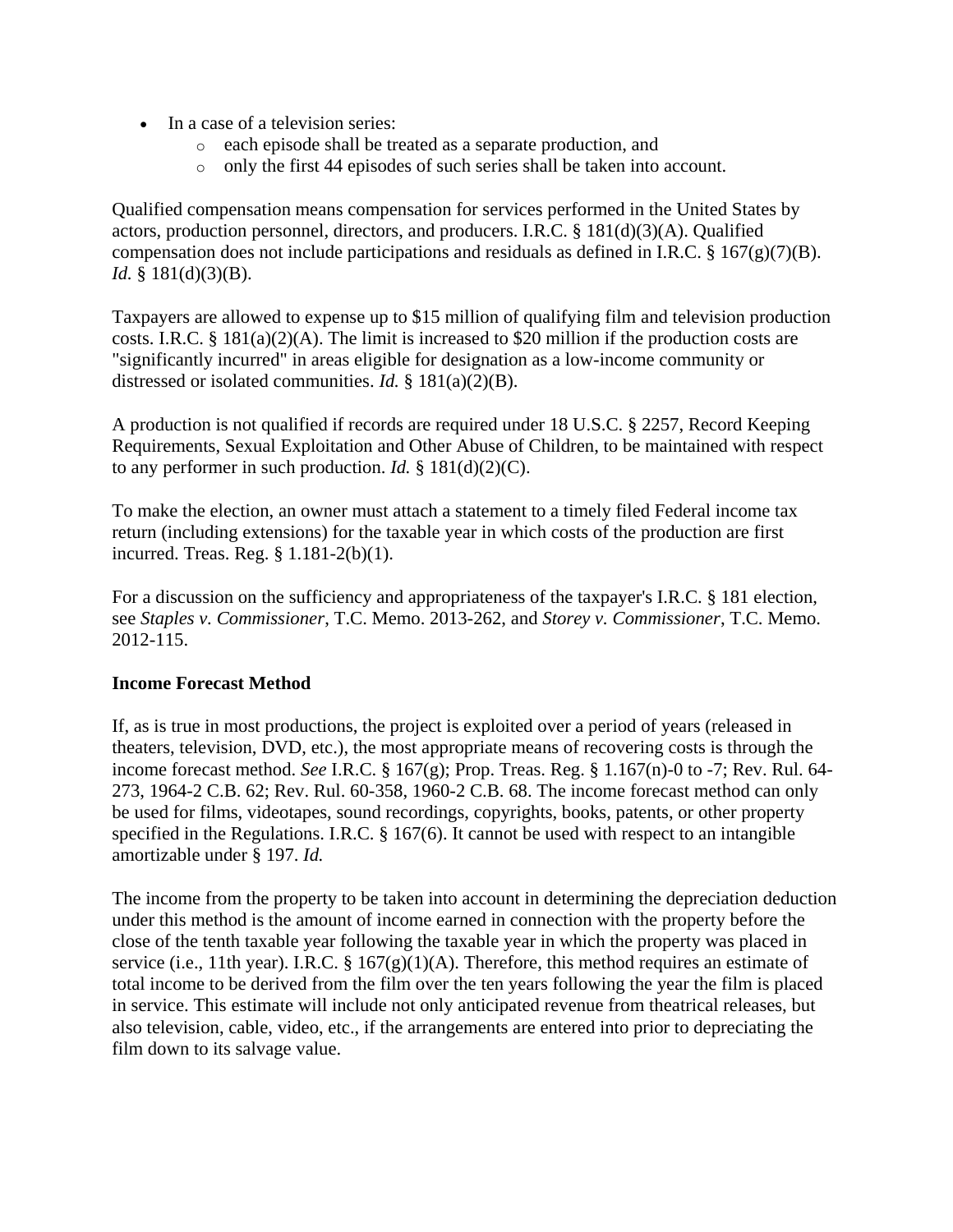- In a case of a television series:
  - each episode shall be treated as a separate production, and
  - only the first 44 episodes of such series shall be taken into account.

Qualified compensation means compensation for services performed in the United States by actors, production personnel, directors, and producers. I.R.C. § 181(d)(3)(A). Qualified compensation does not include participations and residuals as defined in I.R.C. § 167(g)(7)(B). *Id.* § 181(d)(3)(B).

Taxpayers are allowed to expense up to $15 million of qualifying film and television production costs. I.R.C. § 181(a)(2)(A). The limit is increased to $20 million if the production costs are "significantly incurred" in areas eligible for designation as a low-income community or distressed or isolated communities. *Id.* § 181(a)(2)(B).

A production is not qualified if records are required under 18 U.S.C. § 2257, Record Keeping Requirements, Sexual Exploitation and Other Abuse of Children, to be maintained with respect to any performer in such production. *Id.* § 181(d)(2)(C).

To make the election, an owner must attach a statement to a timely filed Federal income tax return (including extensions) for the taxable year in which costs of the production are first incurred. Treas. Reg. § 1.181-2(b)(1).

For a discussion on the sufficiency and appropriateness of the taxpayer's I.R.C. § 181 election, see *Staples v. Commissioner*, T.C. Memo. 2013-262, and *Storey v. Commissioner*, T.C. Memo. 2012-115.

**Income Forecast Method**

If, as is true in most productions, the project is exploited over a period of years (released in theaters, television, DVD, etc.), the most appropriate means of recovering costs is through the income forecast method. *See* I.R.C. § 167(g); Prop. Treas. Reg. § 1.167(n)-0 to -7; Rev. Rul. 64-273, 1964-2 C.B. 62; Rev. Rul. 60-358, 1960-2 C.B. 68. The income forecast method can only be used for films, videotapes, sound recordings, copyrights, books, patents, or other property specified in the Regulations. I.R.C. § 167(6). It cannot be used with respect to an intangible amortizable under § 197. *Id.*

The income from the property to be taken into account in determining the depreciation deduction under this method is the amount of income earned in connection with the property before the close of the tenth taxable year following the taxable year in which the property was placed in service (i.e., 11th year). I.R.C. § 167(g)(1)(A). Therefore, this method requires an estimate of total income to be derived from the film over the ten years following the year the film is placed in service. This estimate will include not only anticipated revenue from theatrical releases, but also television, cable, video, etc., if the arrangements are entered into prior to depreciating the film down to its salvage value.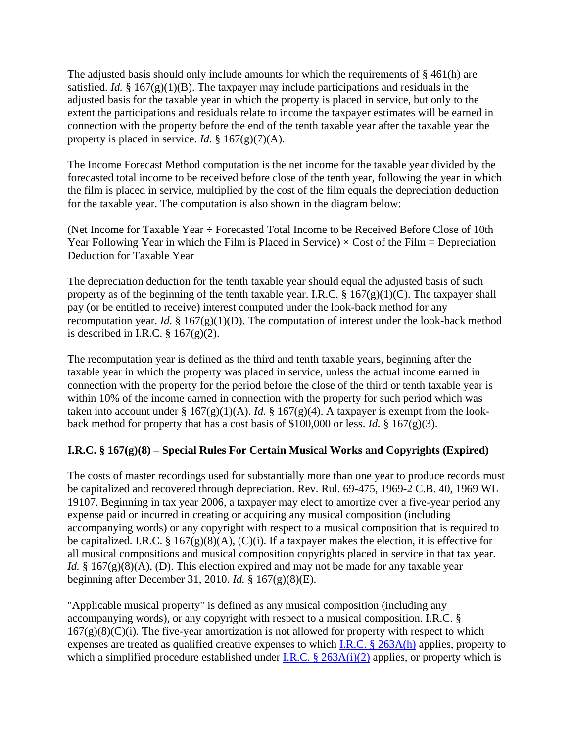The adjusted basis should only include amounts for which the requirements of § 461(h) are satisfied. *Id.* § 167(g)(1)(B). The taxpayer may include participations and residuals in the adjusted basis for the taxable year in which the property is placed in service, but only to the extent the participations and residuals relate to income the taxpayer estimates will be earned in connection with the property before the end of the tenth taxable year after the taxable year the property is placed in service. *Id.* § 167(g)(7)(A).

The Income Forecast Method computation is the net income for the taxable year divided by the forecasted total income to be received before close of the tenth year, following the year in which the film is placed in service, multiplied by the cost of the film equals the depreciation deduction for the taxable year. The computation is also shown in the diagram below:

(Net Income for Taxable Year ÷ Forecasted Total Income to be Received Before Close of 10th Year Following Year in which the Film is Placed in Service) × Cost of the Film = Depreciation Deduction for Taxable Year

The depreciation deduction for the tenth taxable year should equal the adjusted basis of such property as of the beginning of the tenth taxable year. I.R.C. § 167(g)(1)(C). The taxpayer shall pay (or be entitled to receive) interest computed under the look-back method for any recomputation year. *Id.* § 167(g)(1)(D). The computation of interest under the look-back method is described in I.R.C. § 167(g)(2).

The recomputation year is defined as the third and tenth taxable years, beginning after the taxable year in which the property was placed in service, unless the actual income earned in connection with the property for the period before the close of the third or tenth taxable year is within 10% of the income earned in connection with the property for such period which was taken into account under § 167(g)(1)(A). *Id.* § 167(g)(4). A taxpayer is exempt from the look-back method for property that has a cost basis of $100,000 or less. *Id.* § 167(g)(3).

### I.R.C. § 167(g)(8) – Special Rules For Certain Musical Works and Copyrights (Expired)

The costs of master recordings used for substantially more than one year to produce records must be capitalized and recovered through depreciation. Rev. Rul. 69-475, 1969-2 C.B. 40, 1969 WL 19107. Beginning in tax year 2006, a taxpayer may elect to amortize over a five-year period any expense paid or incurred in creating or acquiring any musical composition (including accompanying words) or any copyright with respect to a musical composition that is required to be capitalized. I.R.C. § 167(g)(8)(A), (C)(i). If a taxpayer makes the election, it is effective for all musical compositions and musical composition copyrights placed in service in that tax year. *Id.* § 167(g)(8)(A), (D). This election expired and may not be made for any taxable year beginning after December 31, 2010. *Id.* § 167(g)(8)(E).

"Applicable musical property" is defined as any musical composition (including any accompanying words), or any copyright with respect to a musical composition. I.R.C. § 167(g)(8)(C)(i). The five-year amortization is not allowed for property with respect to which expenses are treated as qualified creative expenses to which I.R.C. § 263A(h) applies, property to which a simplified procedure established under I.R.C. § 263A(i)(2) applies, or property which is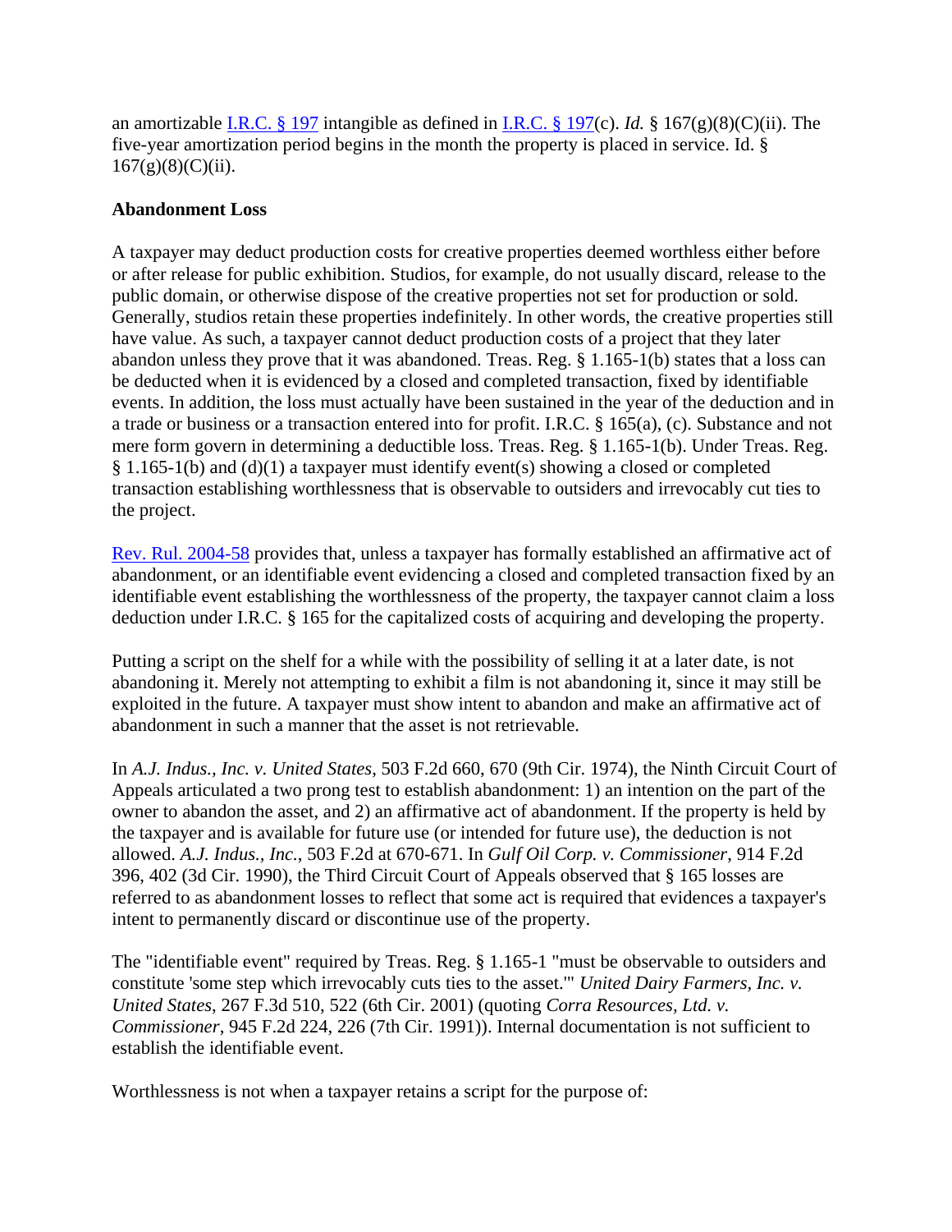an amortizable I.R.C. § 197 intangible as defined in I.R.C. § 197(c). *Id.* § 167(g)(8)(C)(ii). The five-year amortization period begins in the month the property is placed in service. Id. § 167(g)(8)(C)(ii).

**Abandonment Loss**

A taxpayer may deduct production costs for creative properties deemed worthless either before or after release for public exhibition. Studios, for example, do not usually discard, release to the public domain, or otherwise dispose of the creative properties not set for production or sold. Generally, studios retain these properties indefinitely. In other words, the creative properties still have value. As such, a taxpayer cannot deduct production costs of a project that they later abandon unless they prove that it was abandoned. Treas. Reg. § 1.165-1(b) states that a loss can be deducted when it is evidenced by a closed and completed transaction, fixed by identifiable events. In addition, the loss must actually have been sustained in the year of the deduction and in a trade or business or a transaction entered into for profit. I.R.C. § 165(a), (c). Substance and not mere form govern in determining a deductible loss. Treas. Reg. § 1.165-1(b). Under Treas. Reg. § 1.165-1(b) and (d)(1) a taxpayer must identify event(s) showing a closed or completed transaction establishing worthlessness that is observable to outsiders and irrevocably cut ties to the project.

Rev. Rul. 2004-58 provides that, unless a taxpayer has formally established an affirmative act of abandonment, or an identifiable event evidencing a closed and completed transaction fixed by an identifiable event establishing the worthlessness of the property, the taxpayer cannot claim a loss deduction under I.R.C. § 165 for the capitalized costs of acquiring and developing the property.

Putting a script on the shelf for a while with the possibility of selling it at a later date, is not abandoning it. Merely not attempting to exhibit a film is not abandoning it, since it may still be exploited in the future. A taxpayer must show intent to abandon and make an affirmative act of abandonment in such a manner that the asset is not retrievable.

In *A.J. Indus., Inc. v. United States*, 503 F.2d 660, 670 (9th Cir. 1974), the Ninth Circuit Court of Appeals articulated a two prong test to establish abandonment: 1) an intention on the part of the owner to abandon the asset, and 2) an affirmative act of abandonment. If the property is held by the taxpayer and is available for future use (or intended for future use), the deduction is not allowed. *A.J. Indus., Inc.*, 503 F.2d at 670-671. In *Gulf Oil Corp. v. Commissioner*, 914 F.2d 396, 402 (3d Cir. 1990), the Third Circuit Court of Appeals observed that § 165 losses are referred to as abandonment losses to reflect that some act is required that evidences a taxpayer's intent to permanently discard or discontinue use of the property.

The "identifiable event" required by Treas. Reg. § 1.165-1 "must be observable to outsiders and constitute 'some step which irrevocably cuts ties to the asset.'" *United Dairy Farmers, Inc. v. United States*, 267 F.3d 510, 522 (6th Cir. 2001) (quoting *Corra Resources, Ltd. v. Commissioner*, 945 F.2d 224, 226 (7th Cir. 1991)). Internal documentation is not sufficient to establish the identifiable event.

Worthlessness is not when a taxpayer retains a script for the purpose of: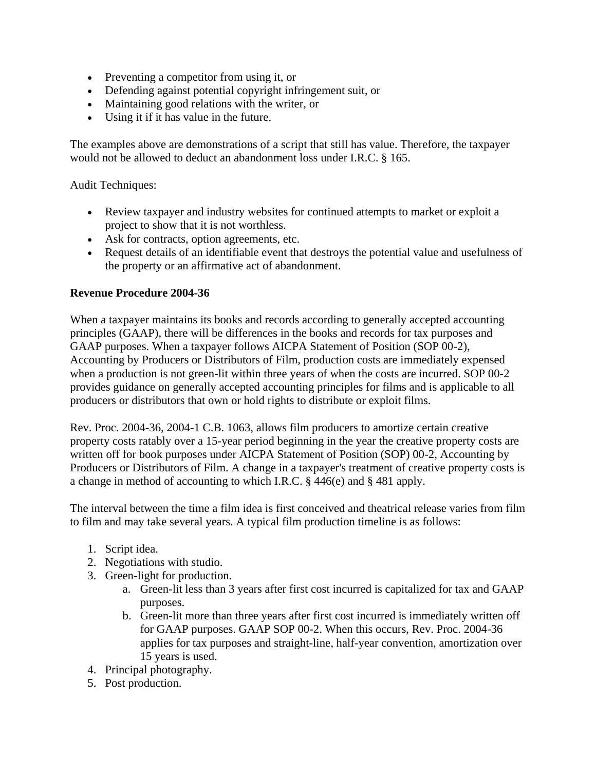- Preventing a competitor from using it, or
- Defending against potential copyright infringement suit, or
- Maintaining good relations with the writer, or
- Using it if it has value in the future.

The examples above are demonstrations of a script that still has value. Therefore, the taxpayer would not be allowed to deduct an abandonment loss under I.R.C. § 165.

Audit Techniques:

- Review taxpayer and industry websites for continued attempts to market or exploit a project to show that it is not worthless.
- Ask for contracts, option agreements, etc.
- Request details of an identifiable event that destroys the potential value and usefulness of the property or an affirmative act of abandonment.

**Revenue Procedure 2004-36**

When a taxpayer maintains its books and records according to generally accepted accounting principles (GAAP), there will be differences in the books and records for tax purposes and GAAP purposes. When a taxpayer follows AICPA Statement of Position (SOP 00-2), Accounting by Producers or Distributors of Film, production costs are immediately expensed when a production is not green-lit within three years of when the costs are incurred. SOP 00-2 provides guidance on generally accepted accounting principles for films and is applicable to all producers or distributors that own or hold rights to distribute or exploit films.

Rev. Proc. 2004-36, 2004-1 C.B. 1063, allows film producers to amortize certain creative property costs ratably over a 15-year period beginning in the year the creative property costs are written off for book purposes under AICPA Statement of Position (SOP) 00-2, Accounting by Producers or Distributors of Film. A change in a taxpayer's treatment of creative property costs is a change in method of accounting to which I.R.C. § 446(e) and § 481 apply.

The interval between the time a film idea is first conceived and theatrical release varies from film to film and may take several years. A typical film production timeline is as follows:

1. Script idea.
2. Negotiations with studio.
3. Green-light for production.
   a. Green-lit less than 3 years after first cost incurred is capitalized for tax and GAAP purposes.
   b. Green-lit more than three years after first cost incurred is immediately written off for GAAP purposes. GAAP SOP 00-2. When this occurs, Rev. Proc. 2004-36 applies for tax purposes and straight-line, half-year convention, amortization over 15 years is used.
4. Principal photography.
5. Post production.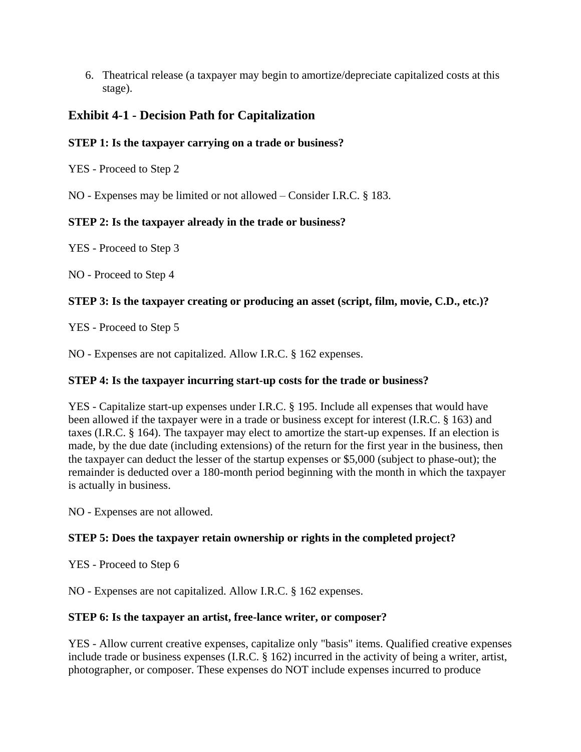6. Theatrical release (a taxpayer may begin to amortize/depreciate capitalized costs at this stage).

## Exhibit 4-1 - Decision Path for Capitalization

**STEP 1: Is the taxpayer carrying on a trade or business?**

YES - Proceed to Step 2

NO - Expenses may be limited or not allowed – Consider I.R.C. § 183.

**STEP 2: Is the taxpayer already in the trade or business?**

YES - Proceed to Step 3

NO - Proceed to Step 4

**STEP 3: Is the taxpayer creating or producing an asset (script, film, movie, C.D., etc.)?**

YES - Proceed to Step 5

NO - Expenses are not capitalized. Allow I.R.C. § 162 expenses.

**STEP 4: Is the taxpayer incurring start-up costs for the trade or business?**

YES - Capitalize start-up expenses under I.R.C. § 195. Include all expenses that would have been allowed if the taxpayer were in a trade or business except for interest (I.R.C. § 163) and taxes (I.R.C. § 164). The taxpayer may elect to amortize the start-up expenses. If an election is made, by the due date (including extensions) of the return for the first year in the business, then the taxpayer can deduct the lesser of the startup expenses or $5,000 (subject to phase-out); the remainder is deducted over a 180-month period beginning with the month in which the taxpayer is actually in business.

NO - Expenses are not allowed.

**STEP 5: Does the taxpayer retain ownership or rights in the completed project?**

YES - Proceed to Step 6

NO - Expenses are not capitalized. Allow I.R.C. § 162 expenses.

**STEP 6: Is the taxpayer an artist, free-lance writer, or composer?**

YES - Allow current creative expenses, capitalize only "basis" items. Qualified creative expenses include trade or business expenses (I.R.C. § 162) incurred in the activity of being a writer, artist, photographer, or composer. These expenses do NOT include expenses incurred to produce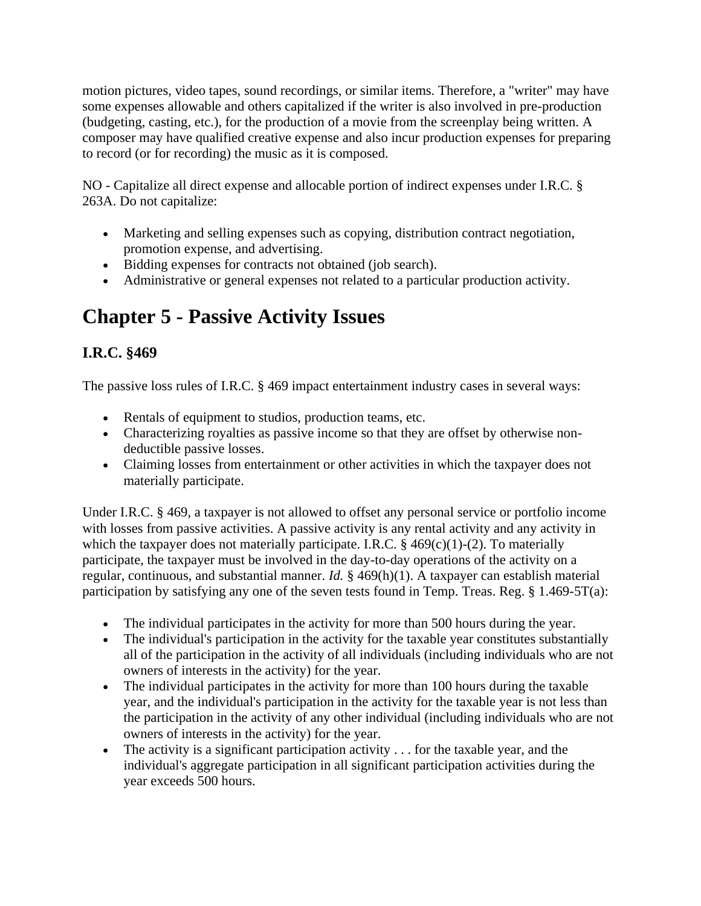motion pictures, video tapes, sound recordings, or similar items. Therefore, a "writer" may have some expenses allowable and others capitalized if the writer is also involved in pre-production (budgeting, casting, etc.), for the production of a movie from the screenplay being written. A composer may have qualified creative expense and also incur production expenses for preparing to record (or for recording) the music as it is composed.

NO - Capitalize all direct expense and allocable portion of indirect expenses under I.R.C. § 263A. Do not capitalize:

- Marketing and selling expenses such as copying, distribution contract negotiation, promotion expense, and advertising.
- Bidding expenses for contracts not obtained (job search).
- Administrative or general expenses not related to a particular production activity.

# Chapter 5 - Passive Activity Issues

## I.R.C. §469

The passive loss rules of I.R.C. § 469 impact entertainment industry cases in several ways:

- Rentals of equipment to studios, production teams, etc.
- Characterizing royalties as passive income so that they are offset by otherwise non-deductible passive losses.
- Claiming losses from entertainment or other activities in which the taxpayer does not materially participate.

Under I.R.C. § 469, a taxpayer is not allowed to offset any personal service or portfolio income with losses from passive activities. A passive activity is any rental activity and any activity in which the taxpayer does not materially participate. I.R.C. § 469(c)(1)-(2). To materially participate, the taxpayer must be involved in the day-to-day operations of the activity on a regular, continuous, and substantial manner. *Id.* § 469(h)(1). A taxpayer can establish material participation by satisfying any one of the seven tests found in Temp. Treas. Reg. § 1.469-5T(a):

- The individual participates in the activity for more than 500 hours during the year.
- The individual's participation in the activity for the taxable year constitutes substantially all of the participation in the activity of all individuals (including individuals who are not owners of interests in the activity) for the year.
- The individual participates in the activity for more than 100 hours during the taxable year, and the individual's participation in the activity for the taxable year is not less than the participation in the activity of any other individual (including individuals who are not owners of interests in the activity) for the year.
- The activity is a significant participation activity . . . for the taxable year, and the individual's aggregate participation in all significant participation activities during the year exceeds 500 hours.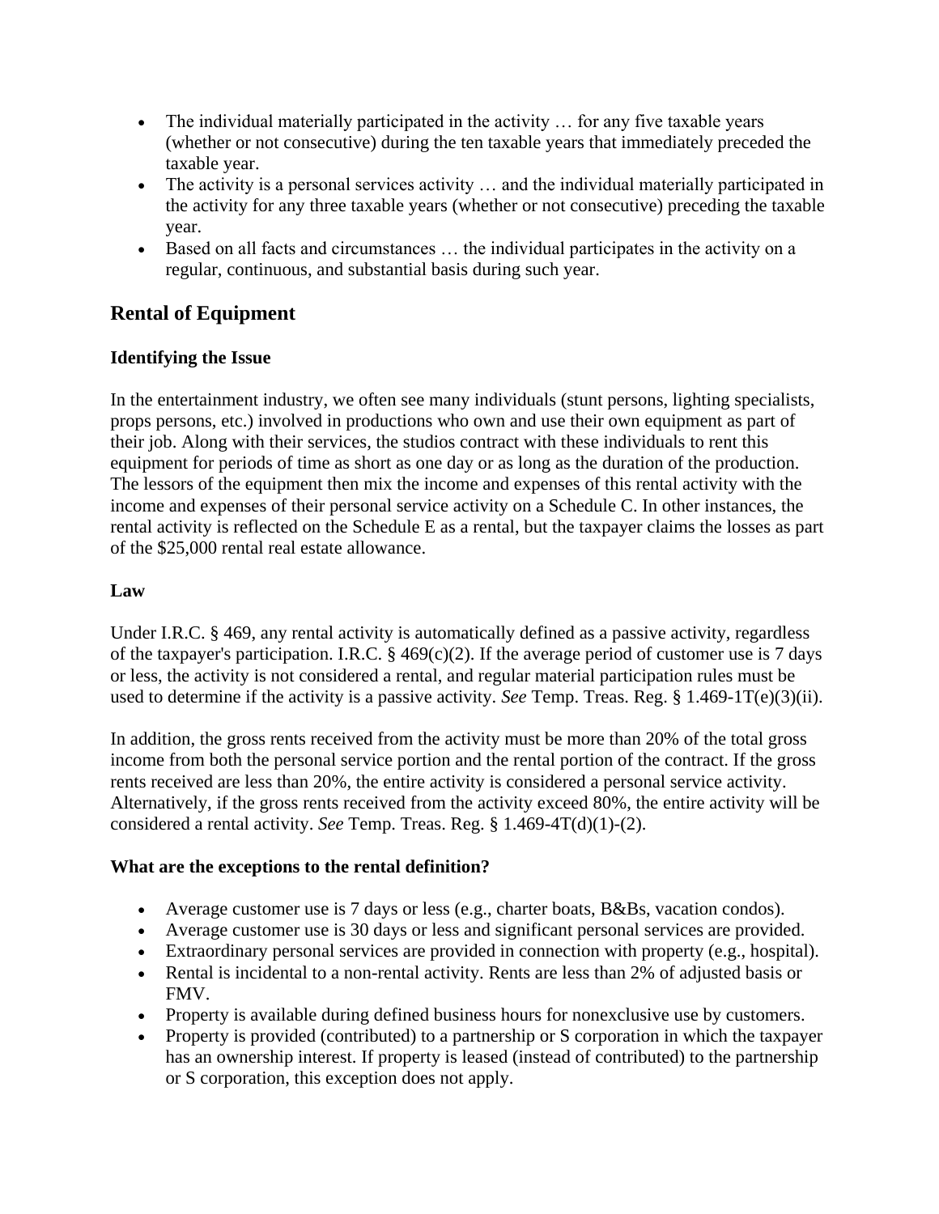- The individual materially participated in the activity … for any five taxable years (whether or not consecutive) during the ten taxable years that immediately preceded the taxable year.
- The activity is a personal services activity … and the individual materially participated in the activity for any three taxable years (whether or not consecutive) preceding the taxable year.
- Based on all facts and circumstances … the individual participates in the activity on a regular, continuous, and substantial basis during such year.

## Rental of Equipment

### Identifying the Issue

In the entertainment industry, we often see many individuals (stunt persons, lighting specialists, props persons, etc.) involved in productions who own and use their own equipment as part of their job. Along with their services, the studios contract with these individuals to rent this equipment for periods of time as short as one day or as long as the duration of the production. The lessors of the equipment then mix the income and expenses of this rental activity with the income and expenses of their personal service activity on a Schedule C. In other instances, the rental activity is reflected on the Schedule E as a rental, but the taxpayer claims the losses as part of the $25,000 rental real estate allowance.

### Law

Under I.R.C. § 469, any rental activity is automatically defined as a passive activity, regardless of the taxpayer's participation. I.R.C. § 469(c)(2). If the average period of customer use is 7 days or less, the activity is not considered a rental, and regular material participation rules must be used to determine if the activity is a passive activity. *See* Temp. Treas. Reg. § 1.469-1T(e)(3)(ii).

In addition, the gross rents received from the activity must be more than 20% of the total gross income from both the personal service portion and the rental portion of the contract. If the gross rents received are less than 20%, the entire activity is considered a personal service activity. Alternatively, if the gross rents received from the activity exceed 80%, the entire activity will be considered a rental activity. *See* Temp. Treas. Reg. § 1.469-4T(d)(1)-(2).

### What are the exceptions to the rental definition?

- Average customer use is 7 days or less (e.g., charter boats, B&Bs, vacation condos).
- Average customer use is 30 days or less and significant personal services are provided.
- Extraordinary personal services are provided in connection with property (e.g., hospital).
- Rental is incidental to a non-rental activity. Rents are less than 2% of adjusted basis or FMV.
- Property is available during defined business hours for nonexclusive use by customers.
- Property is provided (contributed) to a partnership or S corporation in which the taxpayer has an ownership interest. If property is leased (instead of contributed) to the partnership or S corporation, this exception does not apply.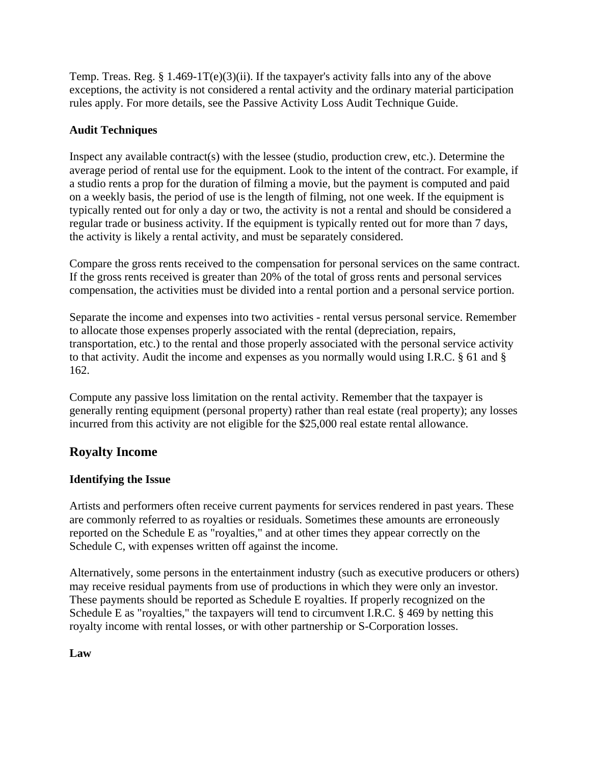Temp. Treas. Reg. § 1.469-1T(e)(3)(ii). If the taxpayer's activity falls into any of the above exceptions, the activity is not considered a rental activity and the ordinary material participation rules apply. For more details, see the Passive Activity Loss Audit Technique Guide.

**Audit Techniques**

Inspect any available contract(s) with the lessee (studio, production crew, etc.). Determine the average period of rental use for the equipment. Look to the intent of the contract. For example, if a studio rents a prop for the duration of filming a movie, but the payment is computed and paid on a weekly basis, the period of use is the length of filming, not one week. If the equipment is typically rented out for only a day or two, the activity is not a rental and should be considered a regular trade or business activity. If the equipment is typically rented out for more than 7 days, the activity is likely a rental activity, and must be separately considered.

Compare the gross rents received to the compensation for personal services on the same contract. If the gross rents received is greater than 20% of the total of gross rents and personal services compensation, the activities must be divided into a rental portion and a personal service portion.

Separate the income and expenses into two activities - rental versus personal service. Remember to allocate those expenses properly associated with the rental (depreciation, repairs, transportation, etc.) to the rental and those properly associated with the personal service activity to that activity. Audit the income and expenses as you normally would using I.R.C. § 61 and § 162.

Compute any passive loss limitation on the rental activity. Remember that the taxpayer is generally renting equipment (personal property) rather than real estate (real property); any losses incurred from this activity are not eligible for the $25,000 real estate rental allowance.

## Royalty Income

**Identifying the Issue**

Artists and performers often receive current payments for services rendered in past years. These are commonly referred to as royalties or residuals. Sometimes these amounts are erroneously reported on the Schedule E as "royalties," and at other times they appear correctly on the Schedule C, with expenses written off against the income.

Alternatively, some persons in the entertainment industry (such as executive producers or others) may receive residual payments from use of productions in which they were only an investor. These payments should be reported as Schedule E royalties. If properly recognized on the Schedule E as "royalties," the taxpayers will tend to circumvent I.R.C. § 469 by netting this royalty income with rental losses, or with other partnership or S-Corporation losses.

**Law**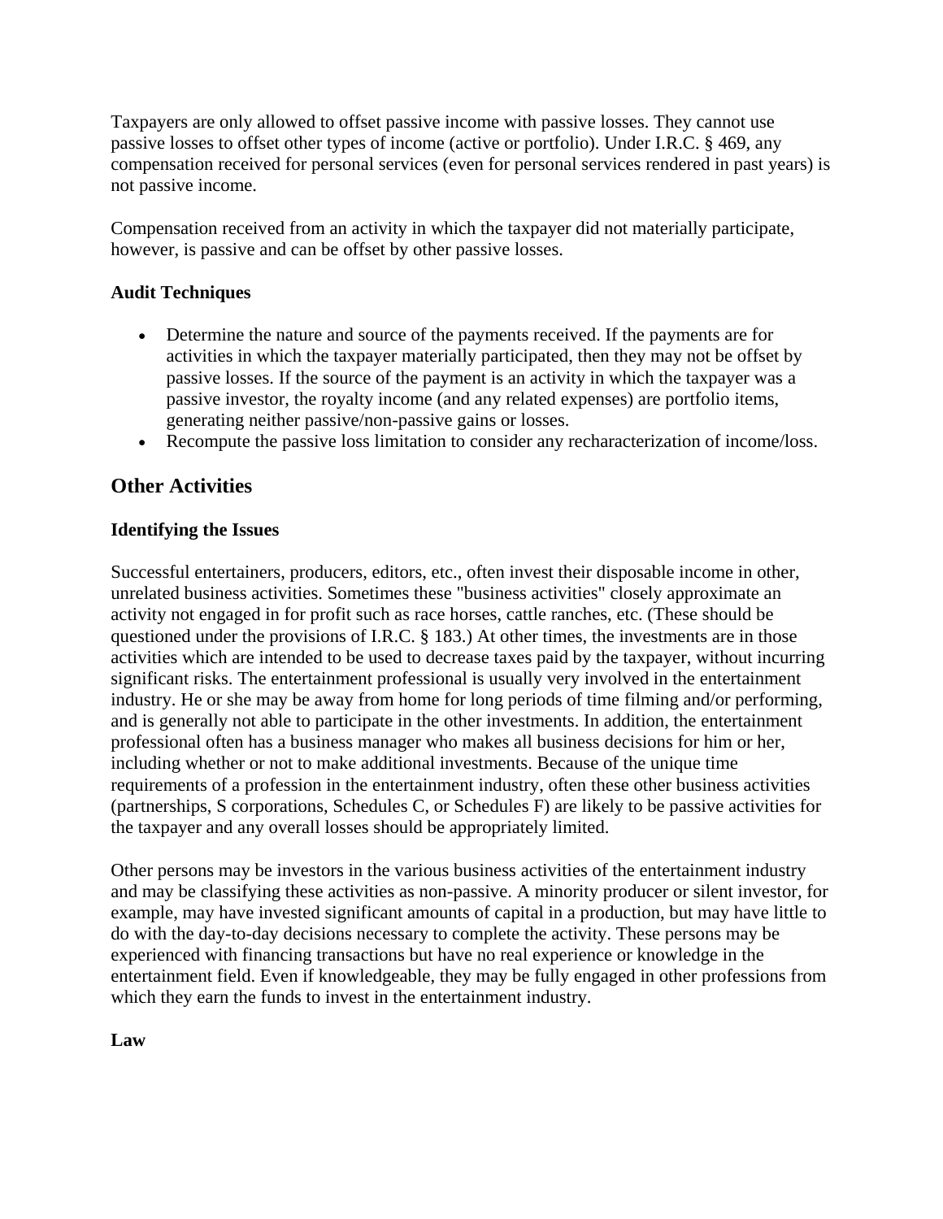Taxpayers are only allowed to offset passive income with passive losses. They cannot use passive losses to offset other types of income (active or portfolio). Under I.R.C. § 469, any compensation received for personal services (even for personal services rendered in past years) is not passive income.

Compensation received from an activity in which the taxpayer did not materially participate, however, is passive and can be offset by other passive losses.

**Audit Techniques**

- Determine the nature and source of the payments received. If the payments are for activities in which the taxpayer materially participated, then they may not be offset by passive losses. If the source of the payment is an activity in which the taxpayer was a passive investor, the royalty income (and any related expenses) are portfolio items, generating neither passive/non-passive gains or losses.
- Recompute the passive loss limitation to consider any recharacterization of income/loss.

## Other Activities

**Identifying the Issues**

Successful entertainers, producers, editors, etc., often invest their disposable income in other, unrelated business activities. Sometimes these "business activities" closely approximate an activity not engaged in for profit such as race horses, cattle ranches, etc. (These should be questioned under the provisions of I.R.C. § 183.) At other times, the investments are in those activities which are intended to be used to decrease taxes paid by the taxpayer, without incurring significant risks. The entertainment professional is usually very involved in the entertainment industry. He or she may be away from home for long periods of time filming and/or performing, and is generally not able to participate in the other investments. In addition, the entertainment professional often has a business manager who makes all business decisions for him or her, including whether or not to make additional investments. Because of the unique time requirements of a profession in the entertainment industry, often these other business activities (partnerships, S corporations, Schedules C, or Schedules F) are likely to be passive activities for the taxpayer and any overall losses should be appropriately limited.

Other persons may be investors in the various business activities of the entertainment industry and may be classifying these activities as non-passive. A minority producer or silent investor, for example, may have invested significant amounts of capital in a production, but may have little to do with the day-to-day decisions necessary to complete the activity. These persons may be experienced with financing transactions but have no real experience or knowledge in the entertainment field. Even if knowledgeable, they may be fully engaged in other professions from which they earn the funds to invest in the entertainment industry.

**Law**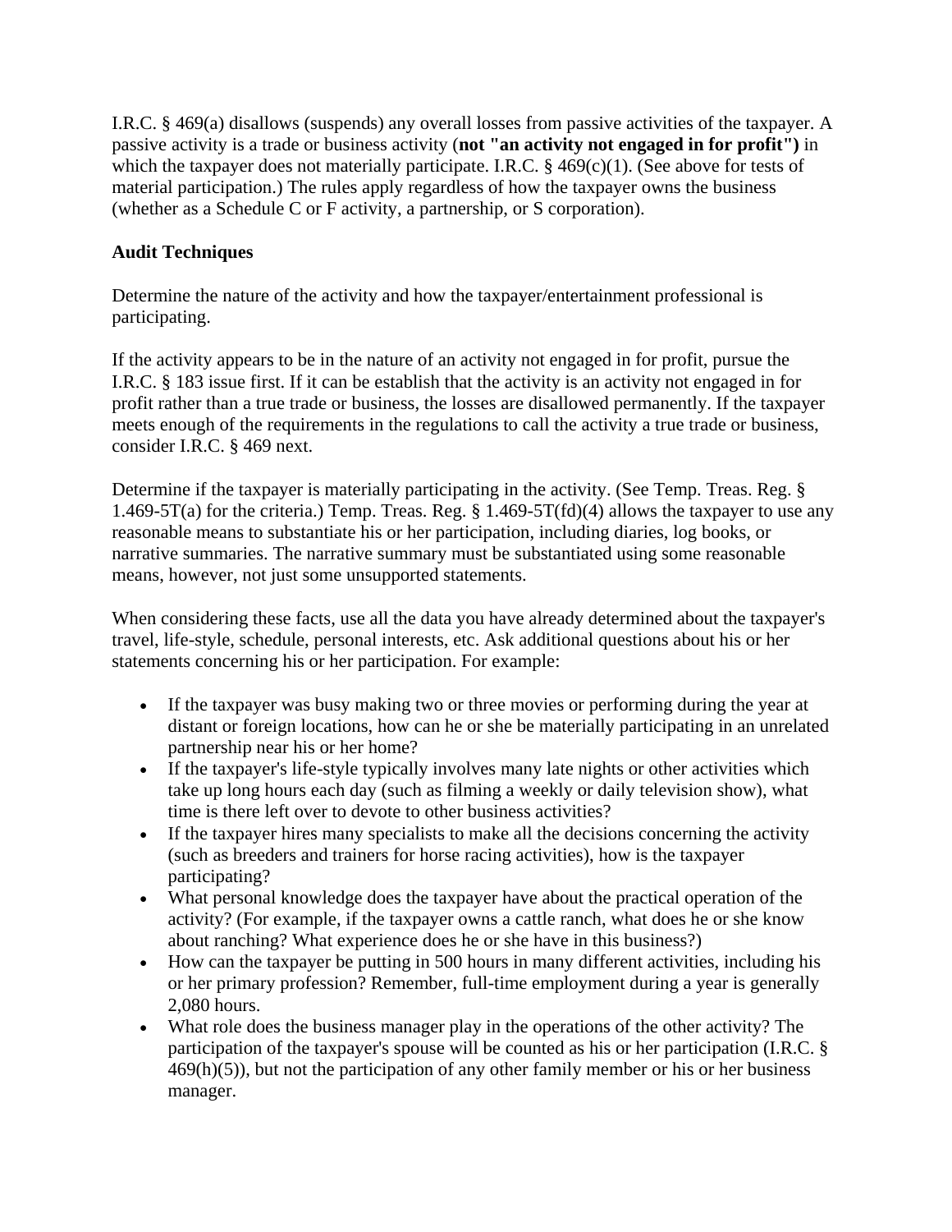I.R.C. § 469(a) disallows (suspends) any overall losses from passive activities of the taxpayer. A passive activity is a trade or business activity (**not "an activity not engaged in for profit")** in which the taxpayer does not materially participate. I.R.C. § 469(c)(1). (See above for tests of material participation.) The rules apply regardless of how the taxpayer owns the business (whether as a Schedule C or F activity, a partnership, or S corporation).

**Audit Techniques**

Determine the nature of the activity and how the taxpayer/entertainment professional is participating.

If the activity appears to be in the nature of an activity not engaged in for profit, pursue the I.R.C. § 183 issue first. If it can be establish that the activity is an activity not engaged in for profit rather than a true trade or business, the losses are disallowed permanently. If the taxpayer meets enough of the requirements in the regulations to call the activity a true trade or business, consider I.R.C. § 469 next.

Determine if the taxpayer is materially participating in the activity. (See Temp. Treas. Reg. § 1.469-5T(a) for the criteria.) Temp. Treas. Reg. § 1.469-5T(fd)(4) allows the taxpayer to use any reasonable means to substantiate his or her participation, including diaries, log books, or narrative summaries. The narrative summary must be substantiated using some reasonable means, however, not just some unsupported statements.

When considering these facts, use all the data you have already determined about the taxpayer's travel, life-style, schedule, personal interests, etc. Ask additional questions about his or her statements concerning his or her participation. For example:

- If the taxpayer was busy making two or three movies or performing during the year at distant or foreign locations, how can he or she be materially participating in an unrelated partnership near his or her home?
- If the taxpayer's life-style typically involves many late nights or other activities which take up long hours each day (such as filming a weekly or daily television show), what time is there left over to devote to other business activities?
- If the taxpayer hires many specialists to make all the decisions concerning the activity (such as breeders and trainers for horse racing activities), how is the taxpayer participating?
- What personal knowledge does the taxpayer have about the practical operation of the activity? (For example, if the taxpayer owns a cattle ranch, what does he or she know about ranching? What experience does he or she have in this business?)
- How can the taxpayer be putting in 500 hours in many different activities, including his or her primary profession? Remember, full-time employment during a year is generally 2,080 hours.
- What role does the business manager play in the operations of the other activity? The participation of the taxpayer's spouse will be counted as his or her participation (I.R.C. § 469(h)(5)), but not the participation of any other family member or his or her business manager.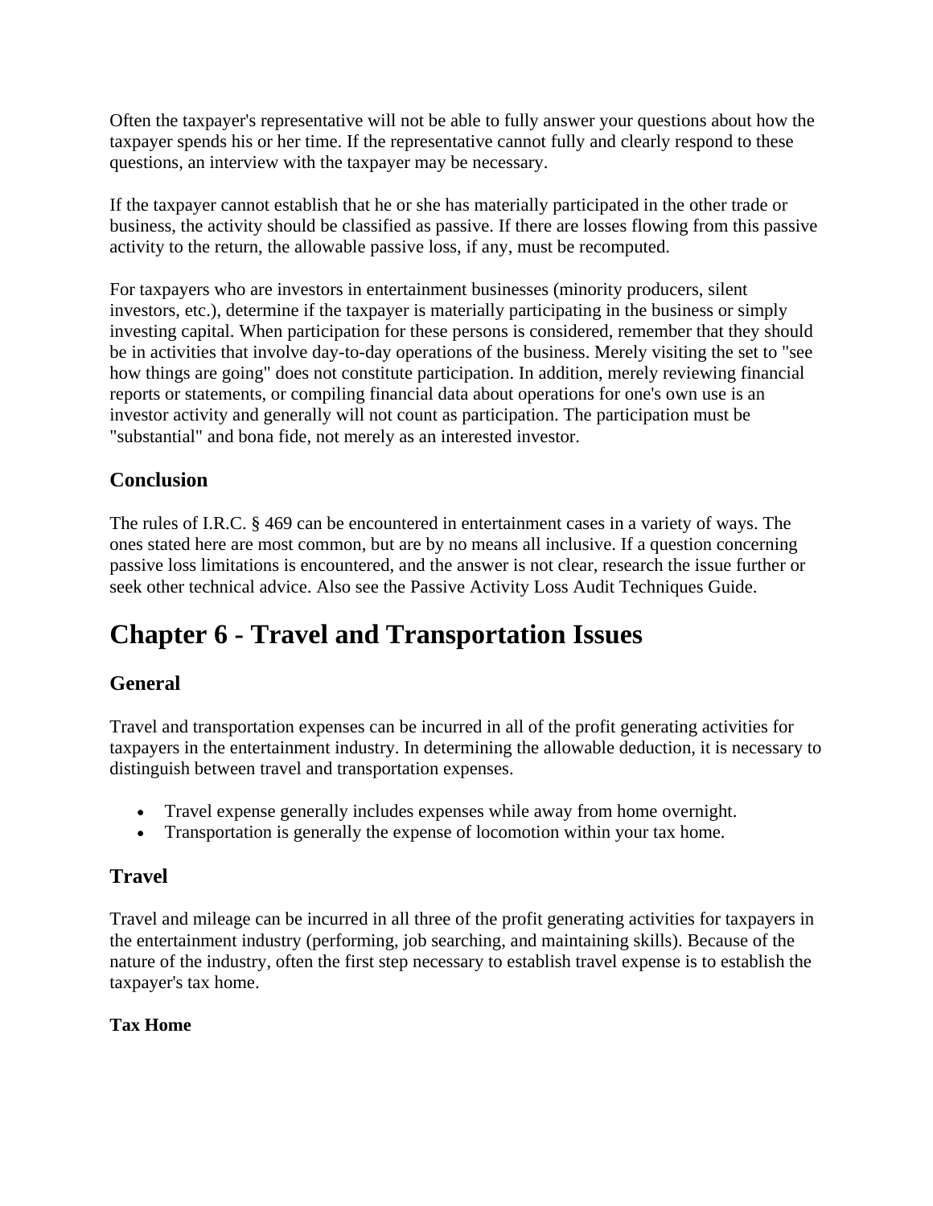Often the taxpayer's representative will not be able to fully answer your questions about how the taxpayer spends his or her time. If the representative cannot fully and clearly respond to these questions, an interview with the taxpayer may be necessary.

If the taxpayer cannot establish that he or she has materially participated in the other trade or business, the activity should be classified as passive. If there are losses flowing from this passive activity to the return, the allowable passive loss, if any, must be recomputed.

For taxpayers who are investors in entertainment businesses (minority producers, silent investors, etc.), determine if the taxpayer is materially participating in the business or simply investing capital. When participation for these persons is considered, remember that they should be in activities that involve day-to-day operations of the business. Merely visiting the set to "see how things are going" does not constitute participation. In addition, merely reviewing financial reports or statements, or compiling financial data about operations for one's own use is an investor activity and generally will not count as participation. The participation must be "substantial" and bona fide, not merely as an interested investor.

## Conclusion

The rules of I.R.C. § 469 can be encountered in entertainment cases in a variety of ways. The ones stated here are most common, but are by no means all inclusive. If a question concerning passive loss limitations is encountered, and the answer is not clear, research the issue further or seek other technical advice. Also see the Passive Activity Loss Audit Techniques Guide.

# Chapter 6 - Travel and Transportation Issues

## General

Travel and transportation expenses can be incurred in all of the profit generating activities for taxpayers in the entertainment industry. In determining the allowable deduction, it is necessary to distinguish between travel and transportation expenses.

- Travel expense generally includes expenses while away from home overnight.
- Transportation is generally the expense of locomotion within your tax home.

## Travel

Travel and mileage can be incurred in all three of the profit generating activities for taxpayers in the entertainment industry (performing, job searching, and maintaining skills). Because of the nature of the industry, often the first step necessary to establish travel expense is to establish the taxpayer's tax home.

### Tax Home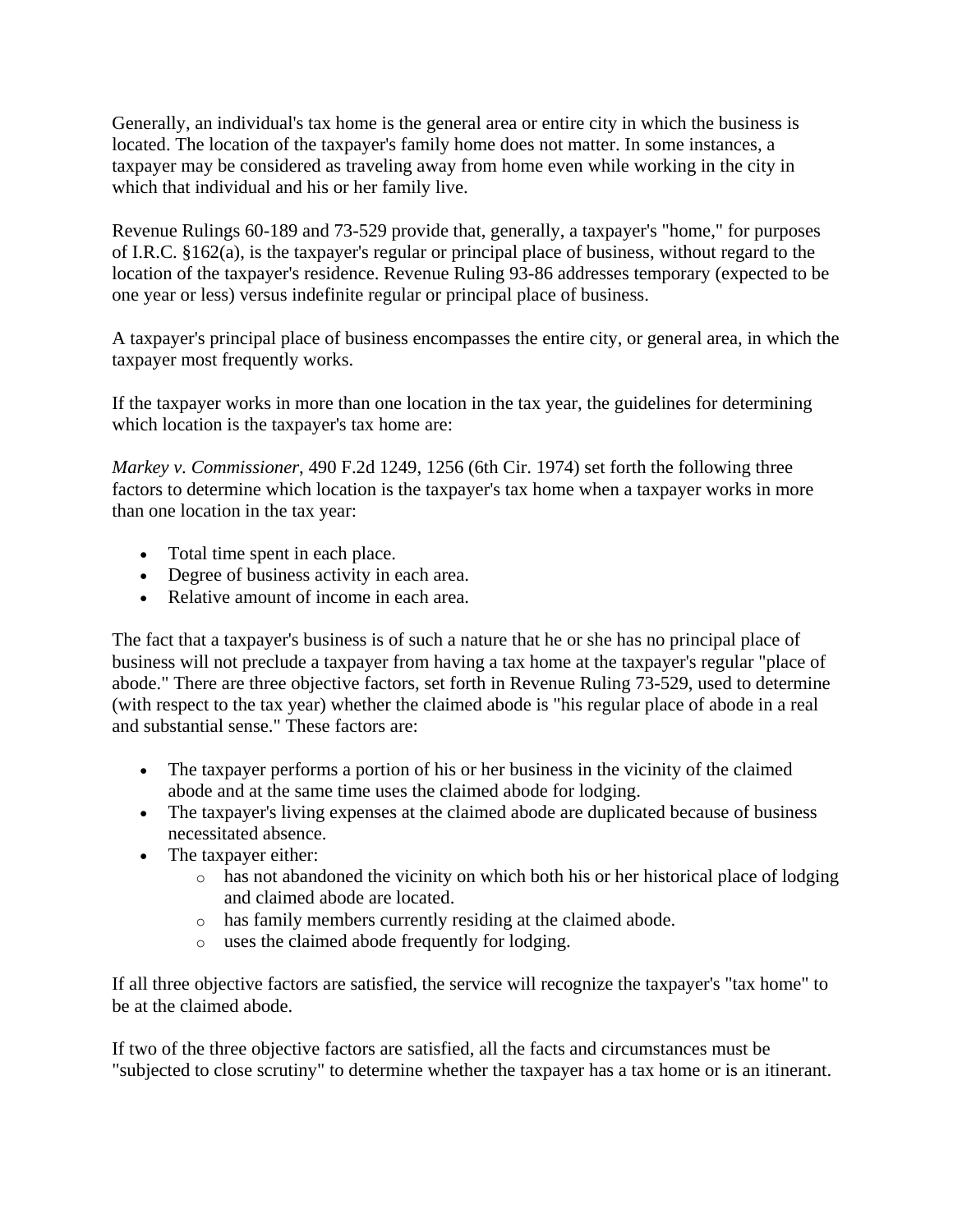Generally, an individual's tax home is the general area or entire city in which the business is located. The location of the taxpayer's family home does not matter. In some instances, a taxpayer may be considered as traveling away from home even while working in the city in which that individual and his or her family live.

Revenue Rulings 60-189 and 73-529 provide that, generally, a taxpayer's "home," for purposes of I.R.C. §162(a), is the taxpayer's regular or principal place of business, without regard to the location of the taxpayer's residence. Revenue Ruling 93-86 addresses temporary (expected to be one year or less) versus indefinite regular or principal place of business.

A taxpayer's principal place of business encompasses the entire city, or general area, in which the taxpayer most frequently works.

If the taxpayer works in more than one location in the tax year, the guidelines for determining which location is the taxpayer's tax home are:

*Markey v. Commissioner*, 490 F.2d 1249, 1256 (6th Cir. 1974) set forth the following three factors to determine which location is the taxpayer's tax home when a taxpayer works in more than one location in the tax year:

- Total time spent in each place.
- Degree of business activity in each area.
- Relative amount of income in each area.

The fact that a taxpayer's business is of such a nature that he or she has no principal place of business will not preclude a taxpayer from having a tax home at the taxpayer's regular "place of abode." There are three objective factors, set forth in Revenue Ruling 73-529, used to determine (with respect to the tax year) whether the claimed abode is "his regular place of abode in a real and substantial sense." These factors are:

- The taxpayer performs a portion of his or her business in the vicinity of the claimed abode and at the same time uses the claimed abode for lodging.
- The taxpayer's living expenses at the claimed abode are duplicated because of business necessitated absence.
- The taxpayer either:
    - has not abandoned the vicinity on which both his or her historical place of lodging and claimed abode are located.
    - has family members currently residing at the claimed abode.
    - uses the claimed abode frequently for lodging.

If all three objective factors are satisfied, the service will recognize the taxpayer's "tax home" to be at the claimed abode.

If two of the three objective factors are satisfied, all the facts and circumstances must be "subjected to close scrutiny" to determine whether the taxpayer has a tax home or is an itinerant.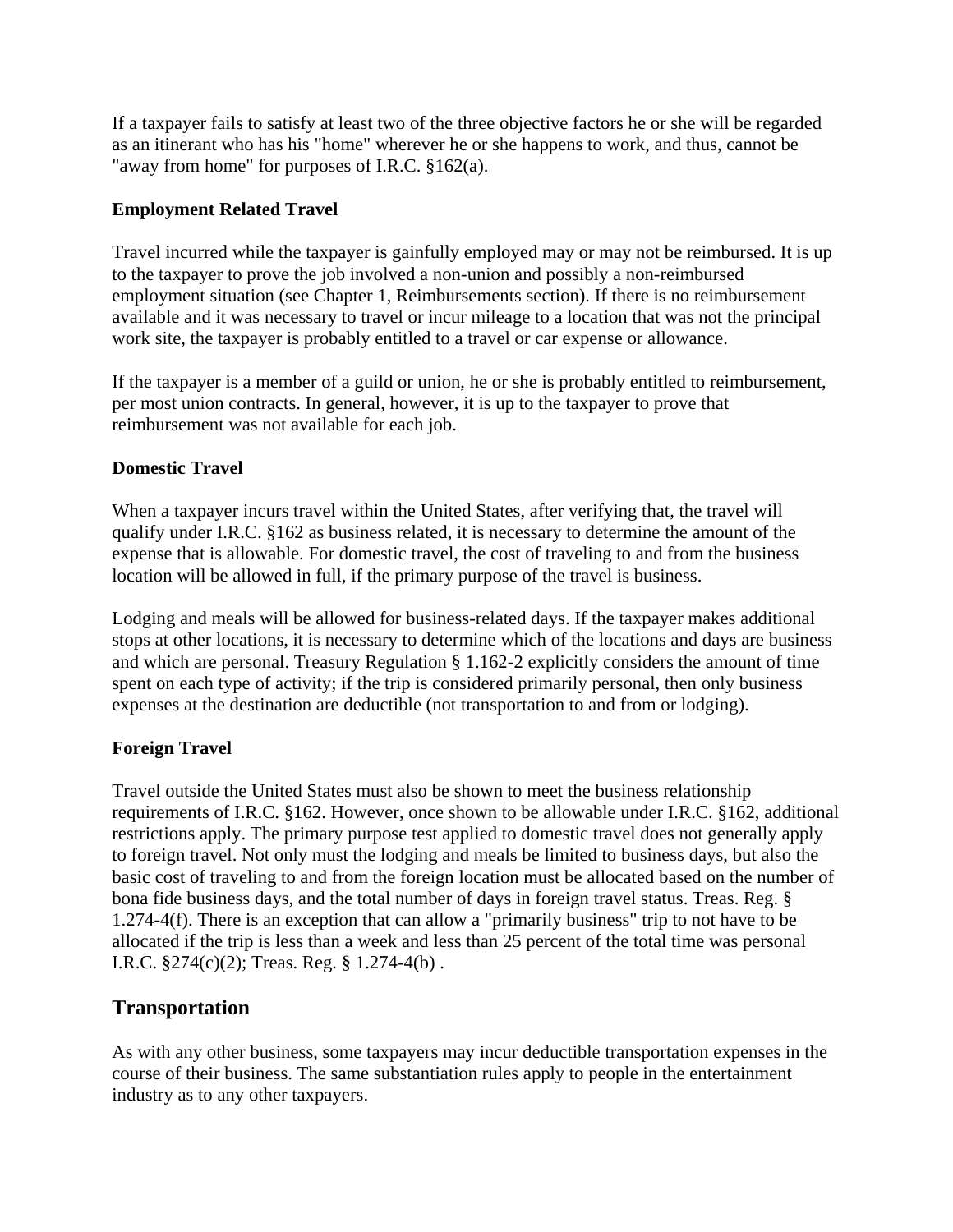If a taxpayer fails to satisfy at least two of the three objective factors he or she will be regarded as an itinerant who has his "home" wherever he or she happens to work, and thus, cannot be "away from home" for purposes of I.R.C. §162(a).

**Employment Related Travel**

Travel incurred while the taxpayer is gainfully employed may or may not be reimbursed. It is up to the taxpayer to prove the job involved a non-union and possibly a non-reimbursed employment situation (see Chapter 1, Reimbursements section). If there is no reimbursement available and it was necessary to travel or incur mileage to a location that was not the principal work site, the taxpayer is probably entitled to a travel or car expense or allowance.

If the taxpayer is a member of a guild or union, he or she is probably entitled to reimbursement, per most union contracts. In general, however, it is up to the taxpayer to prove that reimbursement was not available for each job.

**Domestic Travel**

When a taxpayer incurs travel within the United States, after verifying that, the travel will qualify under I.R.C. §162 as business related, it is necessary to determine the amount of the expense that is allowable. For domestic travel, the cost of traveling to and from the business location will be allowed in full, if the primary purpose of the travel is business.

Lodging and meals will be allowed for business-related days. If the taxpayer makes additional stops at other locations, it is necessary to determine which of the locations and days are business and which are personal. Treasury Regulation § 1.162-2 explicitly considers the amount of time spent on each type of activity; if the trip is considered primarily personal, then only business expenses at the destination are deductible (not transportation to and from or lodging).

**Foreign Travel**

Travel outside the United States must also be shown to meet the business relationship requirements of I.R.C. §162. However, once shown to be allowable under I.R.C. §162, additional restrictions apply. The primary purpose test applied to domestic travel does not generally apply to foreign travel. Not only must the lodging and meals be limited to business days, but also the basic cost of traveling to and from the foreign location must be allocated based on the number of bona fide business days, and the total number of days in foreign travel status. Treas. Reg. § 1.274-4(f). There is an exception that can allow a "primarily business" trip to not have to be allocated if the trip is less than a week and less than 25 percent of the total time was personal I.R.C. §274(c)(2); Treas. Reg. § 1.274-4(b) .

## Transportation

As with any other business, some taxpayers may incur deductible transportation expenses in the course of their business. The same substantiation rules apply to people in the entertainment industry as to any other taxpayers.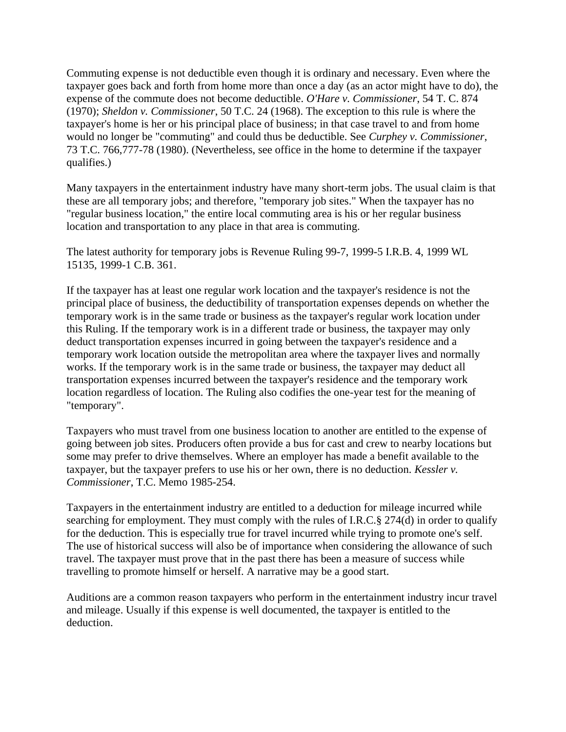Commuting expense is not deductible even though it is ordinary and necessary. Even where the taxpayer goes back and forth from home more than once a day (as an actor might have to do), the expense of the commute does not become deductible. *O'Hare v. Commissioner*, 54 T. C. 874 (1970); *Sheldon v. Commissioner*, 50 T.C. 24 (1968). The exception to this rule is where the taxpayer's home is her or his principal place of business; in that case travel to and from home would no longer be "commuting" and could thus be deductible. See *Curphey v. Commissioner*, 73 T.C. 766,777-78 (1980). (Nevertheless, see office in the home to determine if the taxpayer qualifies.)

Many taxpayers in the entertainment industry have many short-term jobs. The usual claim is that these are all temporary jobs; and therefore, "temporary job sites." When the taxpayer has no "regular business location," the entire local commuting area is his or her regular business location and transportation to any place in that area is commuting.

The latest authority for temporary jobs is Revenue Ruling 99-7, 1999-5 I.R.B. 4, 1999 WL 15135, 1999-1 C.B. 361.

If the taxpayer has at least one regular work location and the taxpayer's residence is not the principal place of business, the deductibility of transportation expenses depends on whether the temporary work is in the same trade or business as the taxpayer's regular work location under this Ruling. If the temporary work is in a different trade or business, the taxpayer may only deduct transportation expenses incurred in going between the taxpayer's residence and a temporary work location outside the metropolitan area where the taxpayer lives and normally works. If the temporary work is in the same trade or business, the taxpayer may deduct all transportation expenses incurred between the taxpayer's residence and the temporary work location regardless of location. The Ruling also codifies the one-year test for the meaning of "temporary".

Taxpayers who must travel from one business location to another are entitled to the expense of going between job sites. Producers often provide a bus for cast and crew to nearby locations but some may prefer to drive themselves. Where an employer has made a benefit available to the taxpayer, but the taxpayer prefers to use his or her own, there is no deduction. *Kessler v. Commissioner*, T.C. Memo 1985-254.

Taxpayers in the entertainment industry are entitled to a deduction for mileage incurred while searching for employment. They must comply with the rules of I.R.C.§ 274(d) in order to qualify for the deduction. This is especially true for travel incurred while trying to promote one's self. The use of historical success will also be of importance when considering the allowance of such travel. The taxpayer must prove that in the past there has been a measure of success while travelling to promote himself or herself. A narrative may be a good start.

Auditions are a common reason taxpayers who perform in the entertainment industry incur travel and mileage. Usually if this expense is well documented, the taxpayer is entitled to the deduction.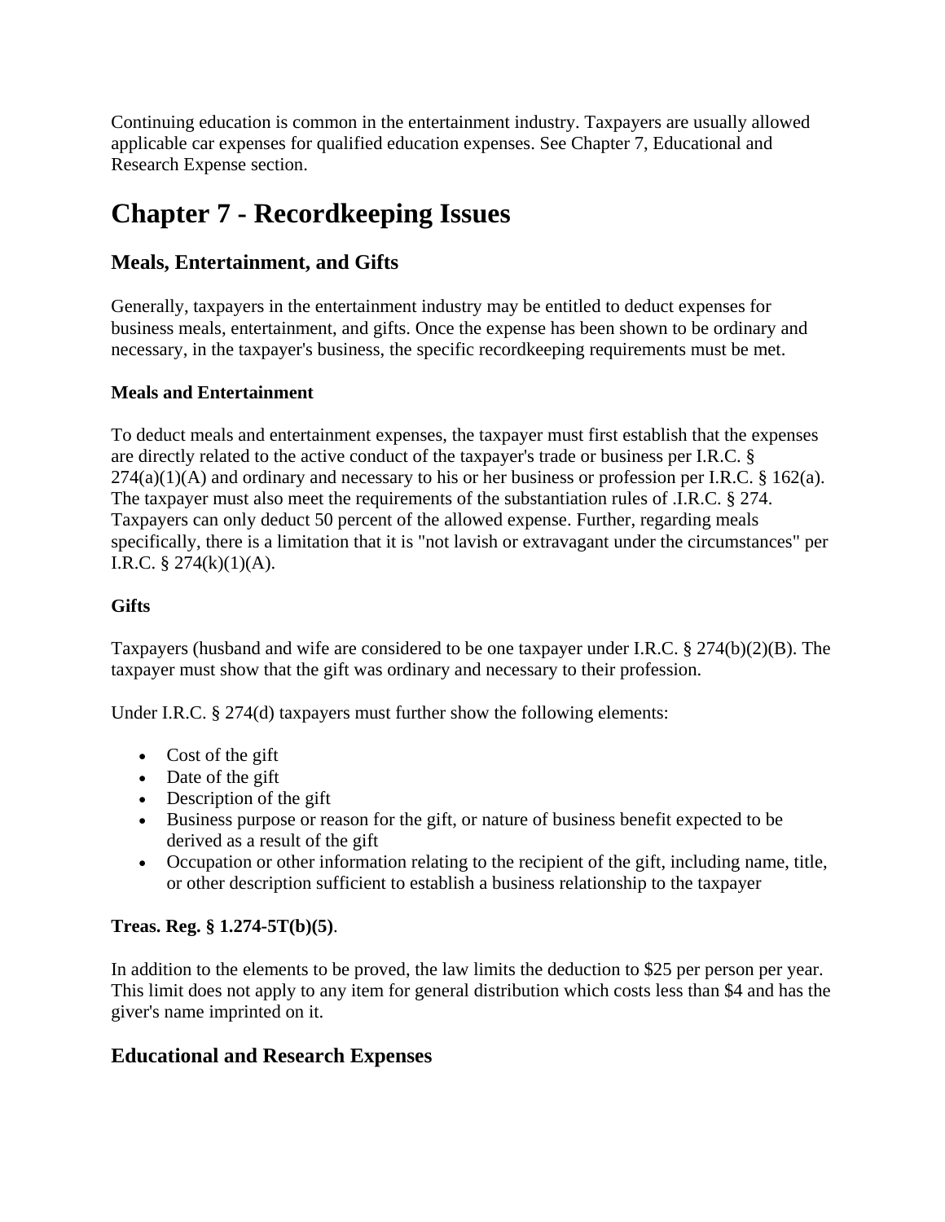Continuing education is common in the entertainment industry. Taxpayers are usually allowed applicable car expenses for qualified education expenses. See Chapter 7, Educational and Research Expense section.

# Chapter 7 - Recordkeeping Issues

## Meals, Entertainment, and Gifts

Generally, taxpayers in the entertainment industry may be entitled to deduct expenses for business meals, entertainment, and gifts. Once the expense has been shown to be ordinary and necessary, in the taxpayer's business, the specific recordkeeping requirements must be met.

### Meals and Entertainment

To deduct meals and entertainment expenses, the taxpayer must first establish that the expenses are directly related to the active conduct of the taxpayer's trade or business per I.R.C. § 274(a)(1)(A) and ordinary and necessary to his or her business or profession per I.R.C. § 162(a). The taxpayer must also meet the requirements of the substantiation rules of .I.R.C. § 274. Taxpayers can only deduct 50 percent of the allowed expense. Further, regarding meals specifically, there is a limitation that it is "not lavish or extravagant under the circumstances" per I.R.C. § 274(k)(1)(A).

### Gifts

Taxpayers (husband and wife are considered to be one taxpayer under I.R.C. § 274(b)(2)(B). The taxpayer must show that the gift was ordinary and necessary to their profession.

Under I.R.C. § 274(d) taxpayers must further show the following elements:

- Cost of the gift
- Date of the gift
- Description of the gift
- Business purpose or reason for the gift, or nature of business benefit expected to be derived as a result of the gift
- Occupation or other information relating to the recipient of the gift, including name, title, or other description sufficient to establish a business relationship to the taxpayer

**Treas. Reg. § 1.274-5T(b)(5)**.

In addition to the elements to be proved, the law limits the deduction to $25 per person per year. This limit does not apply to any item for general distribution which costs less than $4 and has the giver's name imprinted on it.

## Educational and Research Expenses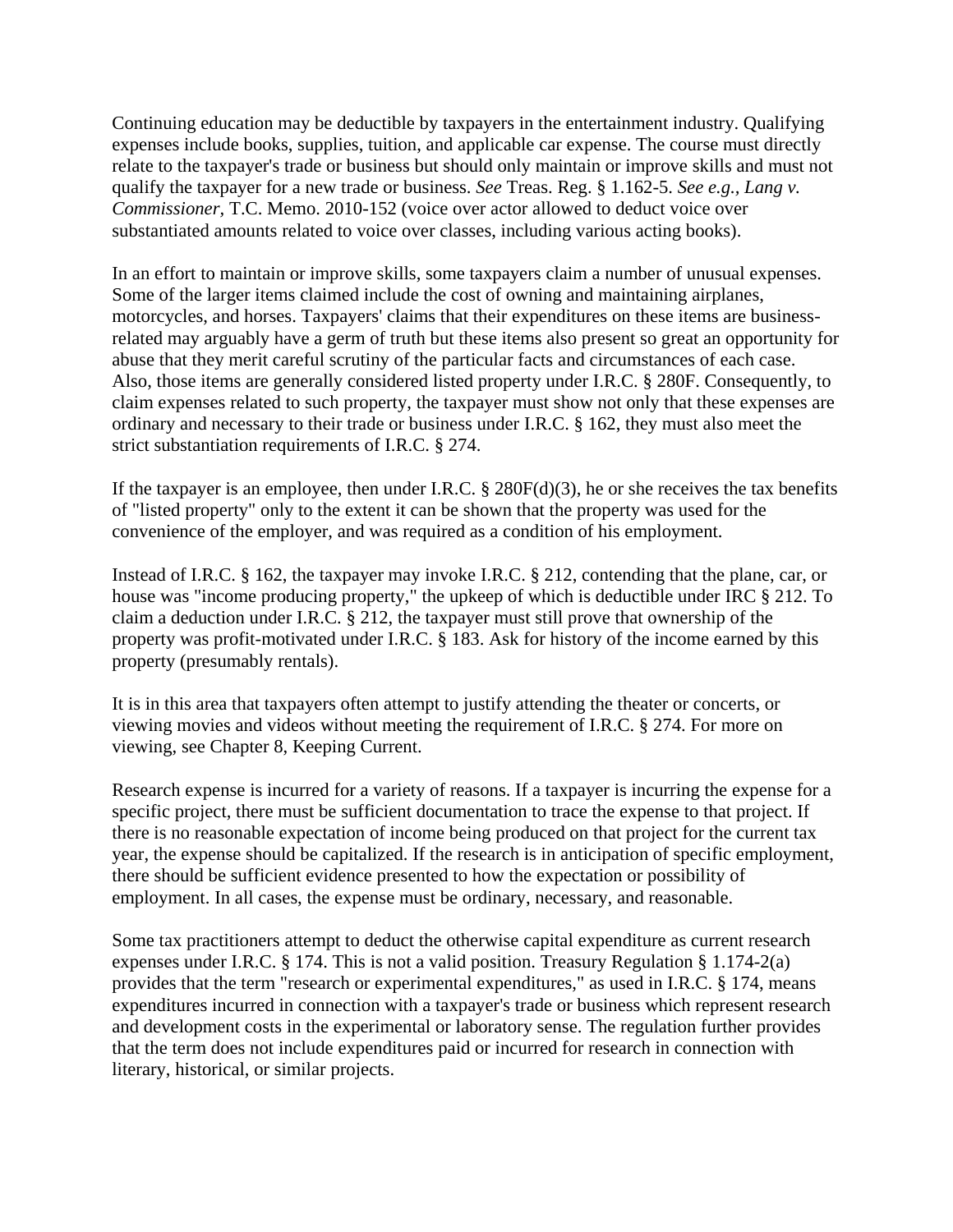Continuing education may be deductible by taxpayers in the entertainment industry. Qualifying expenses include books, supplies, tuition, and applicable car expense. The course must directly relate to the taxpayer's trade or business but should only maintain or improve skills and must not qualify the taxpayer for a new trade or business. *See* Treas. Reg. § 1.162-5. *See e.g., Lang v. Commissioner*, T.C. Memo. 2010-152 (voice over actor allowed to deduct voice over substantiated amounts related to voice over classes, including various acting books).

In an effort to maintain or improve skills, some taxpayers claim a number of unusual expenses. Some of the larger items claimed include the cost of owning and maintaining airplanes, motorcycles, and horses. Taxpayers' claims that their expenditures on these items are business-related may arguably have a germ of truth but these items also present so great an opportunity for abuse that they merit careful scrutiny of the particular facts and circumstances of each case. Also, those items are generally considered listed property under I.R.C. § 280F. Consequently, to claim expenses related to such property, the taxpayer must show not only that these expenses are ordinary and necessary to their trade or business under I.R.C. § 162, they must also meet the strict substantiation requirements of I.R.C. § 274.

If the taxpayer is an employee, then under I.R.C. § 280F(d)(3), he or she receives the tax benefits of "listed property" only to the extent it can be shown that the property was used for the convenience of the employer, and was required as a condition of his employment.

Instead of I.R.C. § 162, the taxpayer may invoke I.R.C. § 212, contending that the plane, car, or house was "income producing property," the upkeep of which is deductible under IRC § 212. To claim a deduction under I.R.C. § 212, the taxpayer must still prove that ownership of the property was profit-motivated under I.R.C. § 183. Ask for history of the income earned by this property (presumably rentals).

It is in this area that taxpayers often attempt to justify attending the theater or concerts, or viewing movies and videos without meeting the requirement of I.R.C. § 274. For more on viewing, see Chapter 8, Keeping Current.

Research expense is incurred for a variety of reasons. If a taxpayer is incurring the expense for a specific project, there must be sufficient documentation to trace the expense to that project. If there is no reasonable expectation of income being produced on that project for the current tax year, the expense should be capitalized. If the research is in anticipation of specific employment, there should be sufficient evidence presented to how the expectation or possibility of employment. In all cases, the expense must be ordinary, necessary, and reasonable.

Some tax practitioners attempt to deduct the otherwise capital expenditure as current research expenses under I.R.C. § 174. This is not a valid position. Treasury Regulation § 1.174-2(a) provides that the term "research or experimental expenditures," as used in I.R.C. § 174, means expenditures incurred in connection with a taxpayer's trade or business which represent research and development costs in the experimental or laboratory sense. The regulation further provides that the term does not include expenditures paid or incurred for research in connection with literary, historical, or similar projects.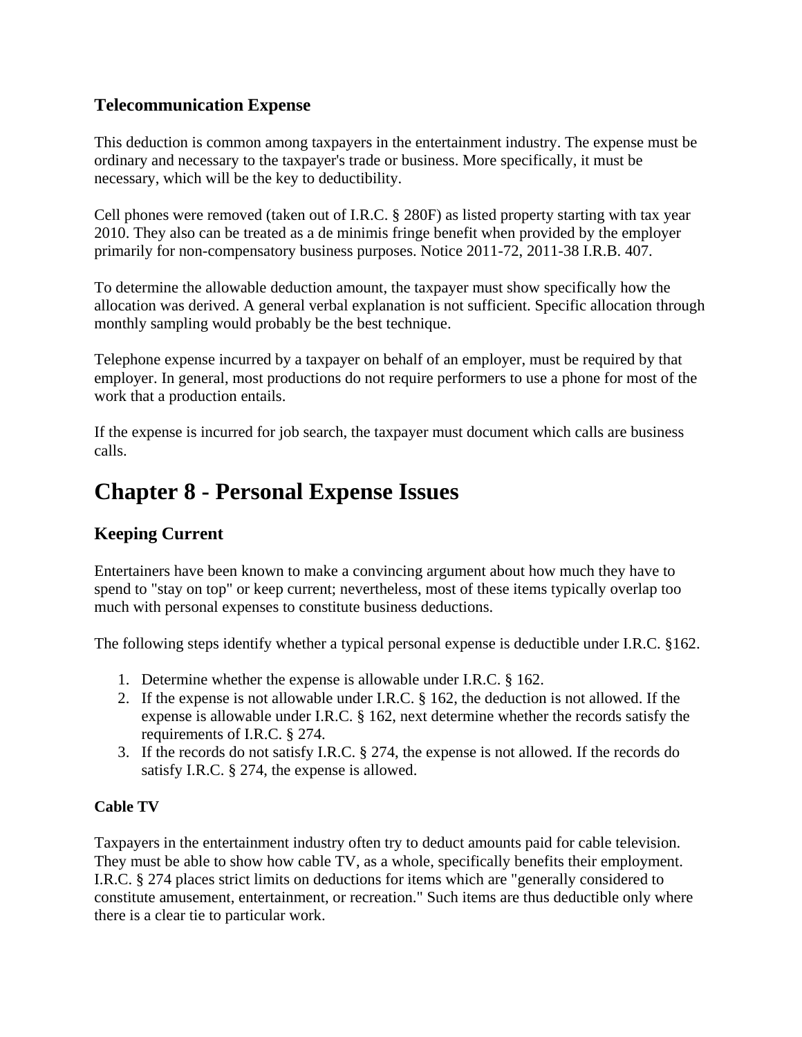### Telecommunication Expense

This deduction is common among taxpayers in the entertainment industry. The expense must be ordinary and necessary to the taxpayer's trade or business. More specifically, it must be necessary, which will be the key to deductibility.

Cell phones were removed (taken out of I.R.C. § 280F) as listed property starting with tax year 2010. They also can be treated as a de minimis fringe benefit when provided by the employer primarily for non-compensatory business purposes. Notice 2011-72, 2011-38 I.R.B. 407.

To determine the allowable deduction amount, the taxpayer must show specifically how the allocation was derived. A general verbal explanation is not sufficient. Specific allocation through monthly sampling would probably be the best technique.

Telephone expense incurred by a taxpayer on behalf of an employer, must be required by that employer. In general, most productions do not require performers to use a phone for most of the work that a production entails.

If the expense is incurred for job search, the taxpayer must document which calls are business calls.

# Chapter 8 - Personal Expense Issues

## Keeping Current

Entertainers have been known to make a convincing argument about how much they have to spend to "stay on top" or keep current; nevertheless, most of these items typically overlap too much with personal expenses to constitute business deductions.

The following steps identify whether a typical personal expense is deductible under I.R.C. §162.

1. Determine whether the expense is allowable under I.R.C. § 162.
2. If the expense is not allowable under I.R.C. § 162, the deduction is not allowed. If the expense is allowable under I.R.C. § 162, next determine whether the records satisfy the requirements of I.R.C. § 274.
3. If the records do not satisfy I.R.C. § 274, the expense is not allowed. If the records do satisfy I.R.C. § 274, the expense is allowed.

#### Cable TV

Taxpayers in the entertainment industry often try to deduct amounts paid for cable television. They must be able to show how cable TV, as a whole, specifically benefits their employment. I.R.C. § 274 places strict limits on deductions for items which are "generally considered to constitute amusement, entertainment, or recreation." Such items are thus deductible only where there is a clear tie to particular work.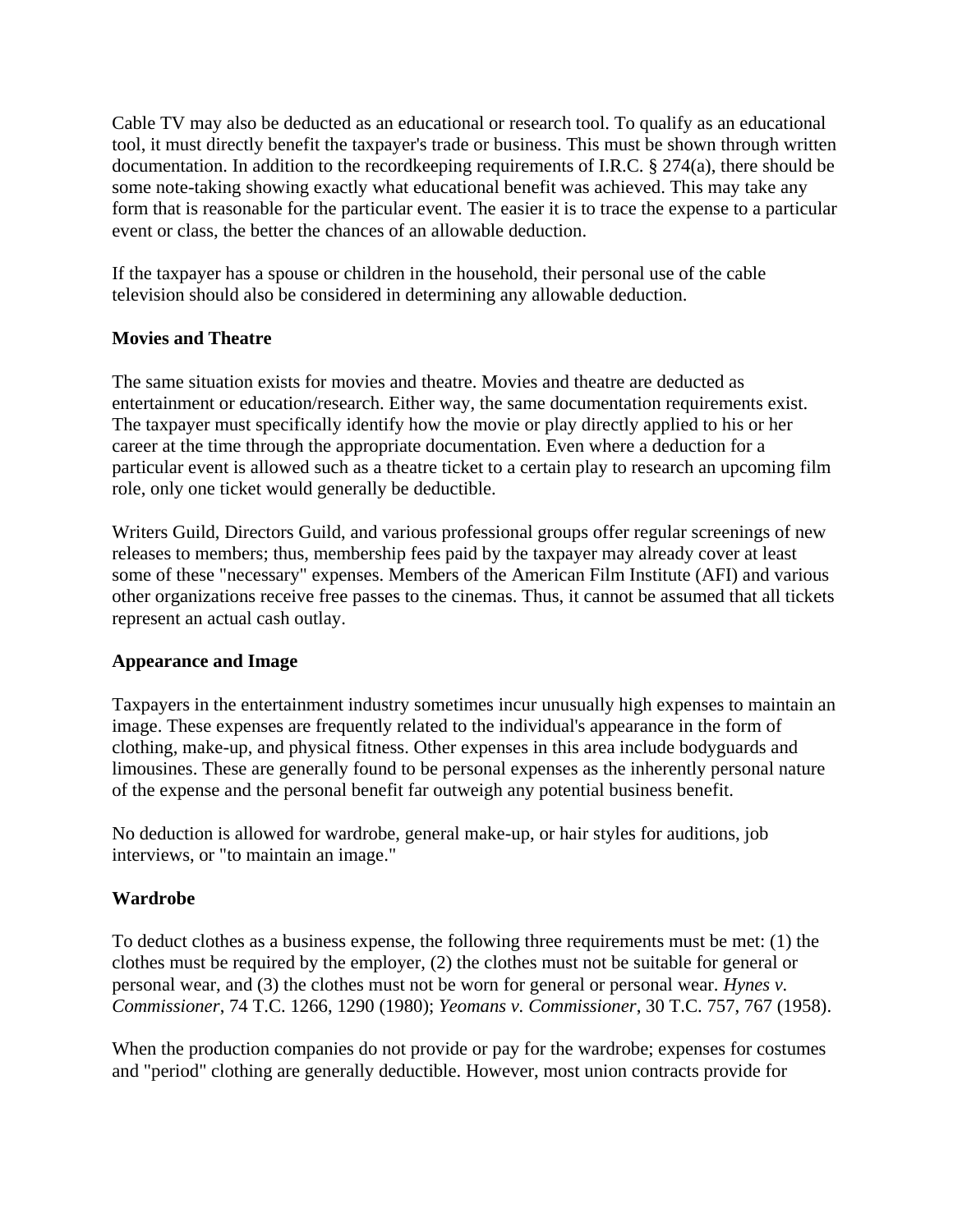Cable TV may also be deducted as an educational or research tool. To qualify as an educational tool, it must directly benefit the taxpayer's trade or business. This must be shown through written documentation. In addition to the recordkeeping requirements of I.R.C. § 274(a), there should be some note-taking showing exactly what educational benefit was achieved. This may take any form that is reasonable for the particular event. The easier it is to trace the expense to a particular event or class, the better the chances of an allowable deduction.

If the taxpayer has a spouse or children in the household, their personal use of the cable television should also be considered in determining any allowable deduction.

**Movies and Theatre**

The same situation exists for movies and theatre. Movies and theatre are deducted as entertainment or education/research. Either way, the same documentation requirements exist. The taxpayer must specifically identify how the movie or play directly applied to his or her career at the time through the appropriate documentation. Even where a deduction for a particular event is allowed such as a theatre ticket to a certain play to research an upcoming film role, only one ticket would generally be deductible.

Writers Guild, Directors Guild, and various professional groups offer regular screenings of new releases to members; thus, membership fees paid by the taxpayer may already cover at least some of these "necessary" expenses. Members of the American Film Institute (AFI) and various other organizations receive free passes to the cinemas. Thus, it cannot be assumed that all tickets represent an actual cash outlay.

**Appearance and Image**

Taxpayers in the entertainment industry sometimes incur unusually high expenses to maintain an image. These expenses are frequently related to the individual's appearance in the form of clothing, make-up, and physical fitness. Other expenses in this area include bodyguards and limousines. These are generally found to be personal expenses as the inherently personal nature of the expense and the personal benefit far outweigh any potential business benefit.

No deduction is allowed for wardrobe, general make-up, or hair styles for auditions, job interviews, or "to maintain an image."

**Wardrobe**

To deduct clothes as a business expense, the following three requirements must be met: (1) the clothes must be required by the employer, (2) the clothes must not be suitable for general or personal wear, and (3) the clothes must not be worn for general or personal wear. *Hynes v. Commissioner*, 74 T.C. 1266, 1290 (1980); *Yeomans v. Commissioner*, 30 T.C. 757, 767 (1958).

When the production companies do not provide or pay for the wardrobe; expenses for costumes and "period" clothing are generally deductible. However, most union contracts provide for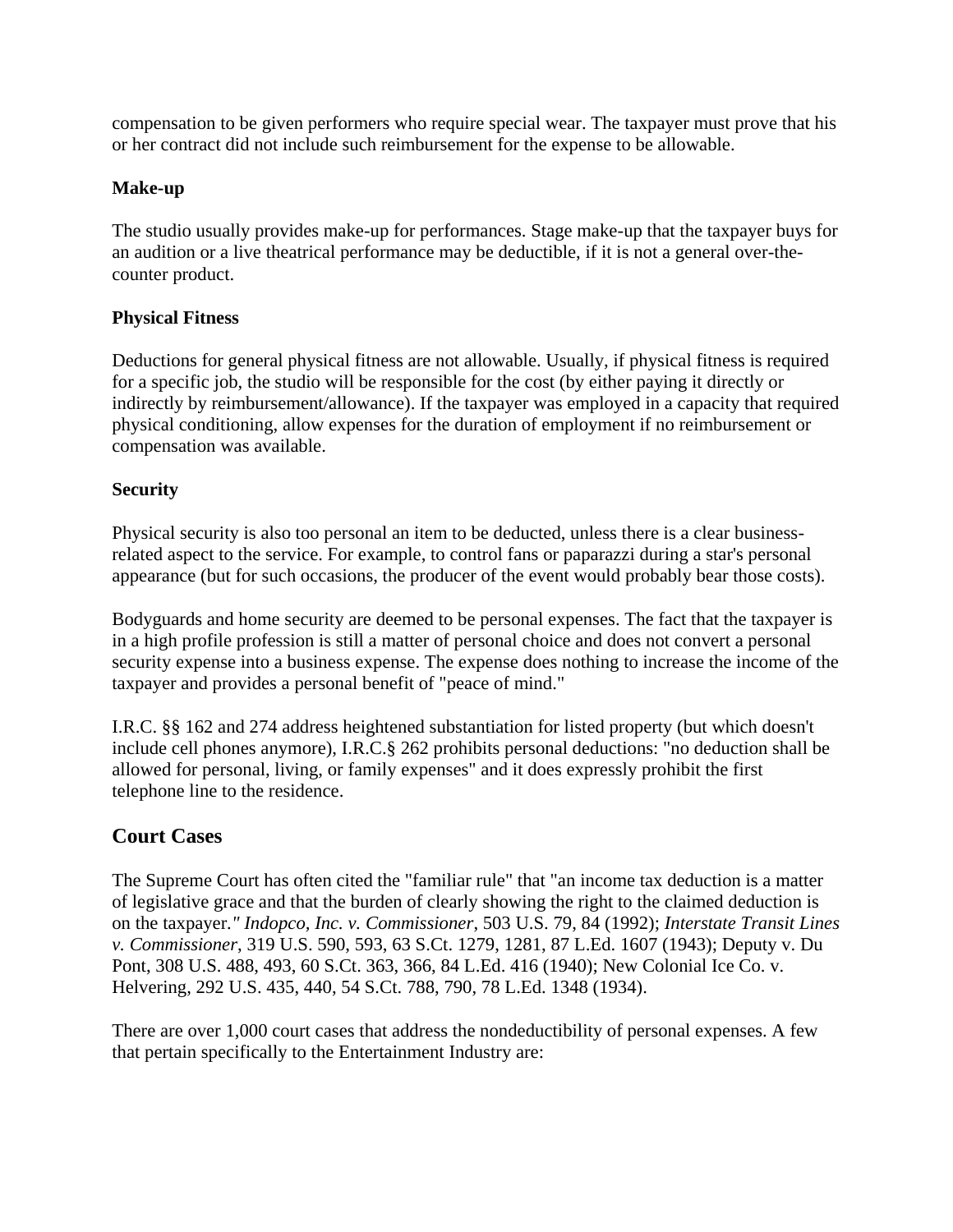compensation to be given performers who require special wear. The taxpayer must prove that his or her contract did not include such reimbursement for the expense to be allowable.

**Make-up**

The studio usually provides make-up for performances. Stage make-up that the taxpayer buys for an audition or a live theatrical performance may be deductible, if it is not a general over-the-counter product.

**Physical Fitness**

Deductions for general physical fitness are not allowable. Usually, if physical fitness is required for a specific job, the studio will be responsible for the cost (by either paying it directly or indirectly by reimbursement/allowance). If the taxpayer was employed in a capacity that required physical conditioning, allow expenses for the duration of employment if no reimbursement or compensation was available.

**Security**

Physical security is also too personal an item to be deducted, unless there is a clear business-related aspect to the service. For example, to control fans or paparazzi during a star's personal appearance (but for such occasions, the producer of the event would probably bear those costs).

Bodyguards and home security are deemed to be personal expenses. The fact that the taxpayer is in a high profile profession is still a matter of personal choice and does not convert a personal security expense into a business expense. The expense does nothing to increase the income of the taxpayer and provides a personal benefit of "peace of mind."

I.R.C. §§ 162 and 274 address heightened substantiation for listed property (but which doesn't include cell phones anymore), I.R.C.§ 262 prohibits personal deductions: "no deduction shall be allowed for personal, living, or family expenses" and it does expressly prohibit the first telephone line to the residence.

## Court Cases

The Supreme Court has often cited the "familiar rule" that "an income tax deduction is a matter of legislative grace and that the burden of clearly showing the right to the claimed deduction is on the taxpayer*." Indopco, Inc. v. Commissioner*, 503 U.S. 79, 84 (1992); *Interstate Transit Lines v. Commissioner*, 319 U.S. 590, 593, 63 S.Ct. 1279, 1281, 87 L.Ed. 1607 (1943); Deputy v. Du Pont, 308 U.S. 488, 493, 60 S.Ct. 363, 366, 84 L.Ed. 416 (1940); New Colonial Ice Co. v. Helvering, 292 U.S. 435, 440, 54 S.Ct. 788, 790, 78 L.Ed. 1348 (1934).

There are over 1,000 court cases that address the nondeductibility of personal expenses. A few that pertain specifically to the Entertainment Industry are: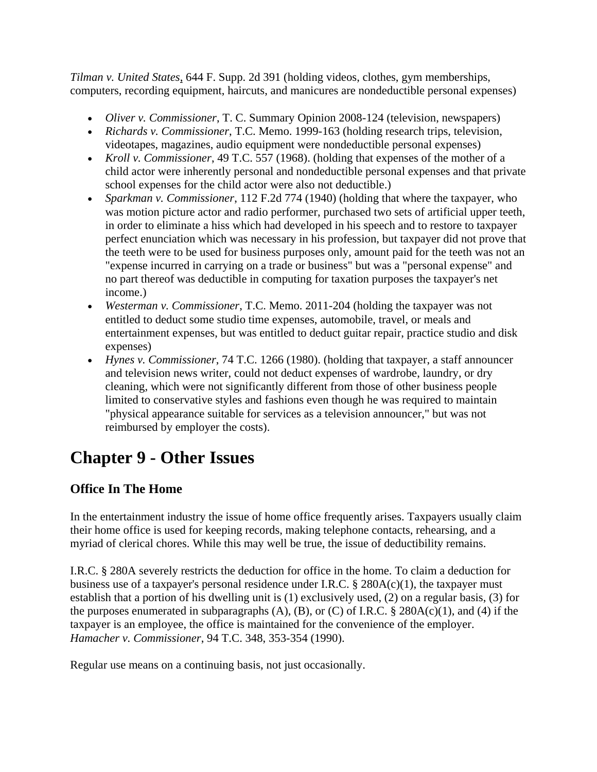*Tilman v. United States*, 644 F. Supp. 2d 391 (holding videos, clothes, gym memberships, computers, recording equipment, haircuts, and manicures are nondeductible personal expenses)

- *Oliver v. Commissioner*, T. C. Summary Opinion 2008-124 (television, newspapers)
- *Richards v. Commissioner*, T.C. Memo. 1999-163 (holding research trips, television, videotapes, magazines, audio equipment were nondeductible personal expenses)
- *Kroll v. Commissioner*, 49 T.C. 557 (1968). (holding that expenses of the mother of a child actor were inherently personal and nondeductible personal expenses and that private school expenses for the child actor were also not deductible.)
- *Sparkman v. Commissioner*, 112 F.2d 774 (1940) (holding that where the taxpayer, who was motion picture actor and radio performer, purchased two sets of artificial upper teeth, in order to eliminate a hiss which had developed in his speech and to restore to taxpayer perfect enunciation which was necessary in his profession, but taxpayer did not prove that the teeth were to be used for business purposes only, amount paid for the teeth was not an "expense incurred in carrying on a trade or business" but was a "personal expense" and no part thereof was deductible in computing for taxation purposes the taxpayer's net income.)
- *Westerman v. Commissioner*, T.C. Memo. 2011-204 (holding the taxpayer was not entitled to deduct some studio time expenses, automobile, travel, or meals and entertainment expenses, but was entitled to deduct guitar repair, practice studio and disk expenses)
- *Hynes v. Commissioner*, 74 T.C. 1266 (1980). (holding that taxpayer, a staff announcer and television news writer, could not deduct expenses of wardrobe, laundry, or dry cleaning, which were not significantly different from those of other business people limited to conservative styles and fashions even though he was required to maintain "physical appearance suitable for services as a television announcer," but was not reimbursed by employer the costs).

# Chapter 9 - Other Issues

## Office In The Home

In the entertainment industry the issue of home office frequently arises. Taxpayers usually claim their home office is used for keeping records, making telephone contacts, rehearsing, and a myriad of clerical chores. While this may well be true, the issue of deductibility remains.

I.R.C. § 280A severely restricts the deduction for office in the home. To claim a deduction for business use of a taxpayer's personal residence under I.R.C. § 280A(c)(1), the taxpayer must establish that a portion of his dwelling unit is (1) exclusively used, (2) on a regular basis, (3) for the purposes enumerated in subparagraphs (A), (B), or (C) of I.R.C. § 280A(c)(1), and (4) if the taxpayer is an employee, the office is maintained for the convenience of the employer. *Hamacher v. Commissioner*, 94 T.C. 348, 353-354 (1990).

Regular use means on a continuing basis, not just occasionally.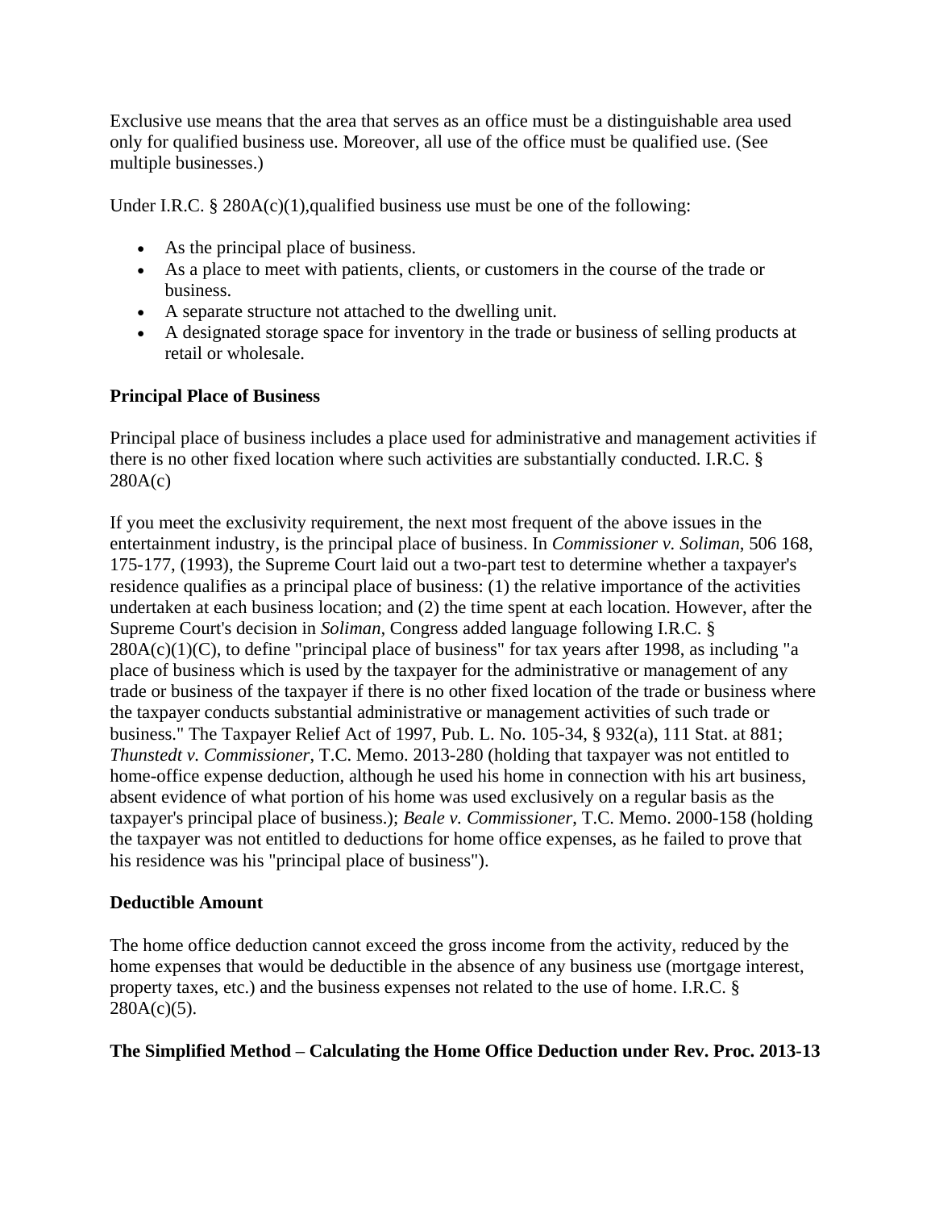Exclusive use means that the area that serves as an office must be a distinguishable area used only for qualified business use. Moreover, all use of the office must be qualified use. (See multiple businesses.)

Under I.R.C. § 280A(c)(1),qualified business use must be one of the following:

- As the principal place of business.
- As a place to meet with patients, clients, or customers in the course of the trade or business.
- A separate structure not attached to the dwelling unit.
- A designated storage space for inventory in the trade or business of selling products at retail or wholesale.

**Principal Place of Business**

Principal place of business includes a place used for administrative and management activities if there is no other fixed location where such activities are substantially conducted. I.R.C. § 280A(c)

If you meet the exclusivity requirement, the next most frequent of the above issues in the entertainment industry, is the principal place of business. In *Commissioner v. Soliman*, 506 168, 175-177, (1993), the Supreme Court laid out a two-part test to determine whether a taxpayer's residence qualifies as a principal place of business: (1) the relative importance of the activities undertaken at each business location; and (2) the time spent at each location. However, after the Supreme Court's decision in *Soliman,* Congress added language following I.R.C. § 280A(c)(1)(C), to define "principal place of business" for tax years after 1998, as including "a place of business which is used by the taxpayer for the administrative or management of any trade or business of the taxpayer if there is no other fixed location of the trade or business where the taxpayer conducts substantial administrative or management activities of such trade or business." The Taxpayer Relief Act of 1997, Pub. L. No. 105-34, § 932(a), 111 Stat. at 881; *Thunstedt v. Commissioner*, T.C. Memo. 2013-280 (holding that taxpayer was not entitled to home-office expense deduction, although he used his home in connection with his art business, absent evidence of what portion of his home was used exclusively on a regular basis as the taxpayer's principal place of business.); *Beale v. Commissioner,* T.C. Memo. 2000-158 (holding the taxpayer was not entitled to deductions for home office expenses, as he failed to prove that his residence was his "principal place of business").

**Deductible Amount**

The home office deduction cannot exceed the gross income from the activity, reduced by the home expenses that would be deductible in the absence of any business use (mortgage interest, property taxes, etc.) and the business expenses not related to the use of home. I.R.C. § 280A(c)(5).

**The Simplified Method – Calculating the Home Office Deduction under Rev. Proc. 2013-13**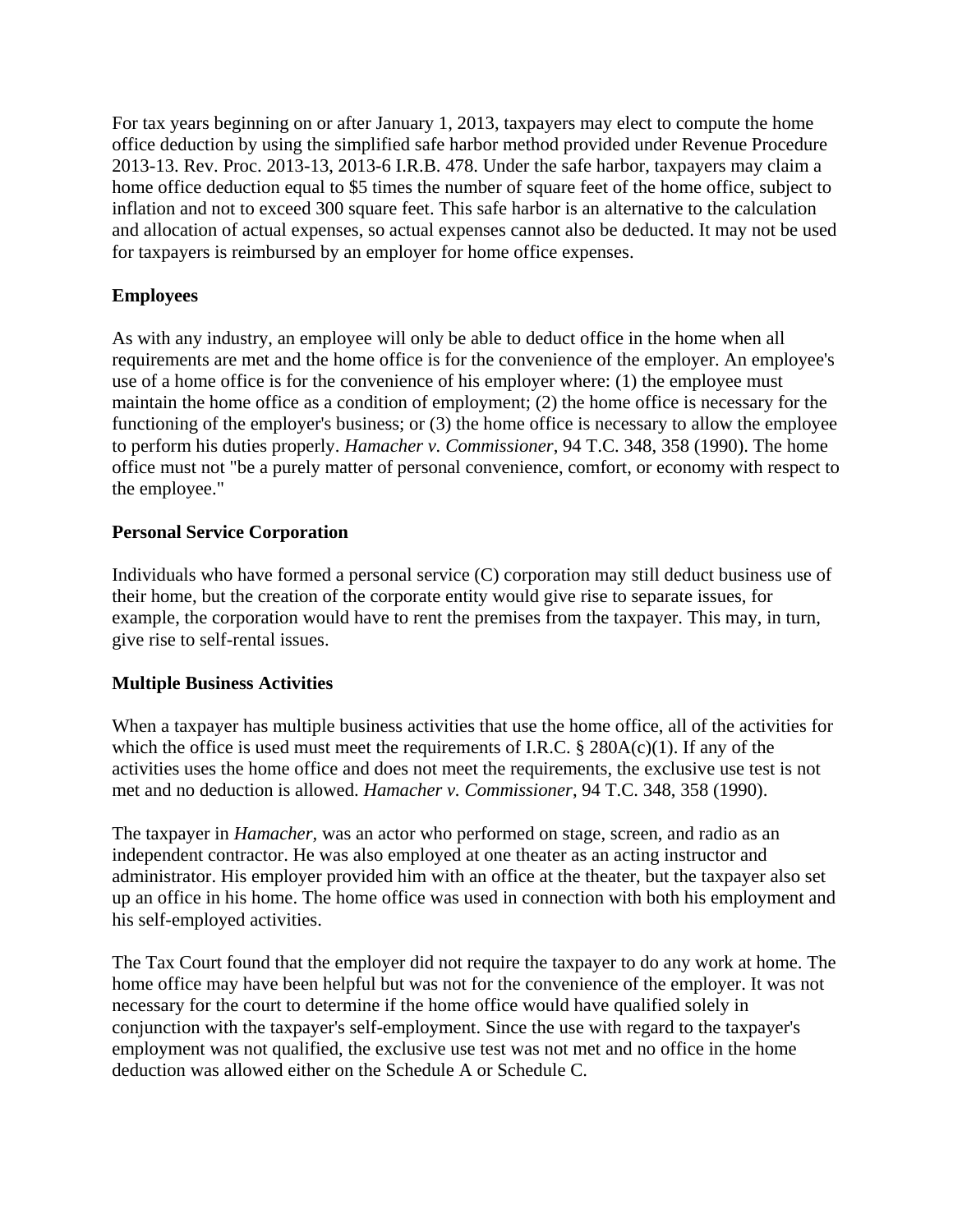For tax years beginning on or after January 1, 2013, taxpayers may elect to compute the home office deduction by using the simplified safe harbor method provided under Revenue Procedure 2013-13. Rev. Proc. 2013-13, 2013-6 I.R.B. 478. Under the safe harbor, taxpayers may claim a home office deduction equal to $5 times the number of square feet of the home office, subject to inflation and not to exceed 300 square feet. This safe harbor is an alternative to the calculation and allocation of actual expenses, so actual expenses cannot also be deducted. It may not be used for taxpayers is reimbursed by an employer for home office expenses.

**Employees**

As with any industry, an employee will only be able to deduct office in the home when all requirements are met and the home office is for the convenience of the employer. An employee's use of a home office is for the convenience of his employer where: (1) the employee must maintain the home office as a condition of employment; (2) the home office is necessary for the functioning of the employer's business; or (3) the home office is necessary to allow the employee to perform his duties properly. *Hamacher v. Commissioner*, 94 T.C. 348, 358 (1990). The home office must not "be a purely matter of personal convenience, comfort, or economy with respect to the employee."

**Personal Service Corporation**

Individuals who have formed a personal service (C) corporation may still deduct business use of their home, but the creation of the corporate entity would give rise to separate issues, for example, the corporation would have to rent the premises from the taxpayer. This may, in turn, give rise to self-rental issues.

**Multiple Business Activities**

When a taxpayer has multiple business activities that use the home office, all of the activities for which the office is used must meet the requirements of I.R.C. § 280A(c)(1). If any of the activities uses the home office and does not meet the requirements, the exclusive use test is not met and no deduction is allowed. *Hamacher v. Commissioner*, 94 T.C. 348, 358 (1990).

The taxpayer in *Hamacher*, was an actor who performed on stage, screen, and radio as an independent contractor. He was also employed at one theater as an acting instructor and administrator. His employer provided him with an office at the theater, but the taxpayer also set up an office in his home. The home office was used in connection with both his employment and his self-employed activities.

The Tax Court found that the employer did not require the taxpayer to do any work at home. The home office may have been helpful but was not for the convenience of the employer. It was not necessary for the court to determine if the home office would have qualified solely in conjunction with the taxpayer's self-employment. Since the use with regard to the taxpayer's employment was not qualified, the exclusive use test was not met and no office in the home deduction was allowed either on the Schedule A or Schedule C.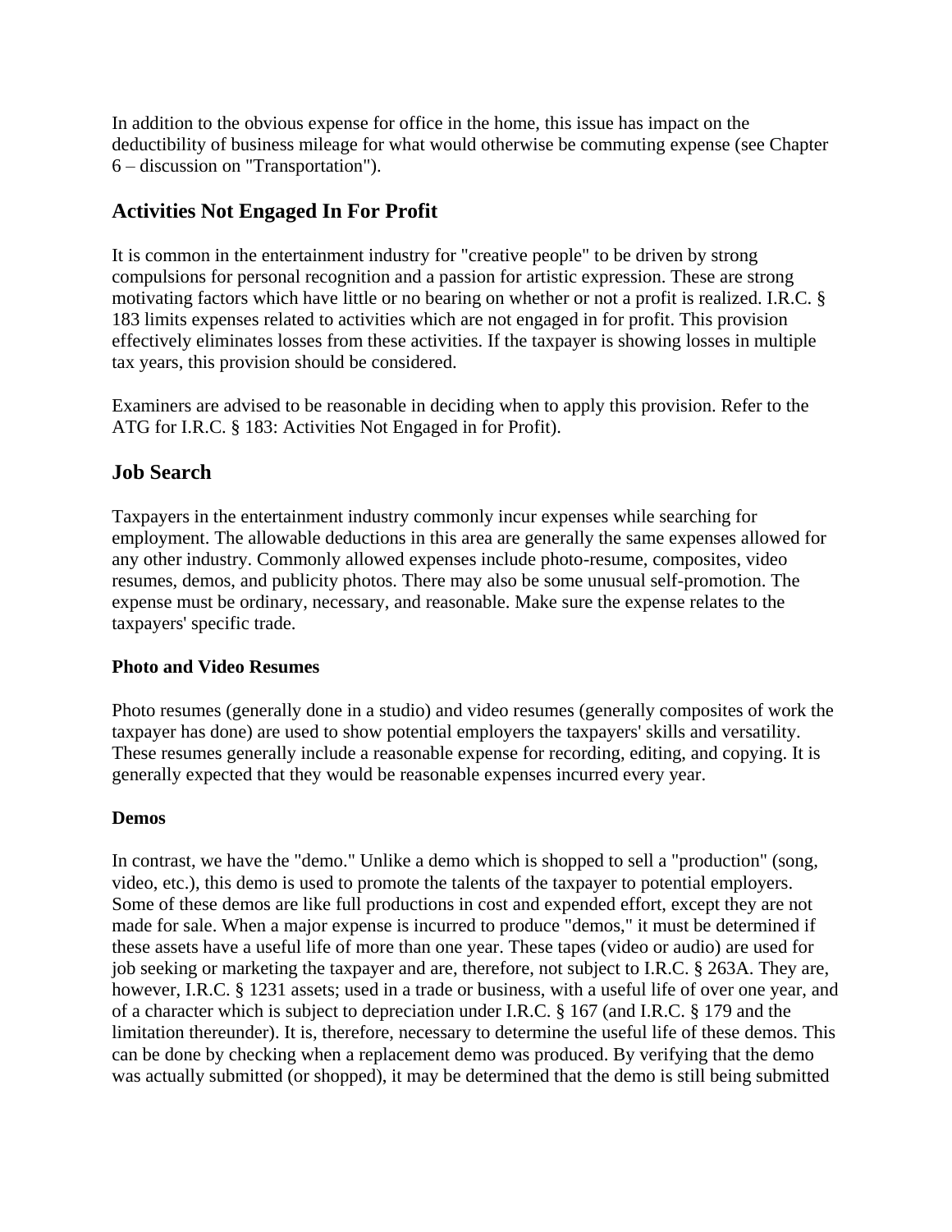In addition to the obvious expense for office in the home, this issue has impact on the deductibility of business mileage for what would otherwise be commuting expense (see Chapter 6 – discussion on "Transportation").

## Activities Not Engaged In For Profit

It is common in the entertainment industry for "creative people" to be driven by strong compulsions for personal recognition and a passion for artistic expression. These are strong motivating factors which have little or no bearing on whether or not a profit is realized. I.R.C. § 183 limits expenses related to activities which are not engaged in for profit. This provision effectively eliminates losses from these activities. If the taxpayer is showing losses in multiple tax years, this provision should be considered.

Examiners are advised to be reasonable in deciding when to apply this provision. Refer to the ATG for I.R.C. § 183: Activities Not Engaged in for Profit).

## Job Search

Taxpayers in the entertainment industry commonly incur expenses while searching for employment. The allowable deductions in this area are generally the same expenses allowed for any other industry. Commonly allowed expenses include photo-resume, composites, video resumes, demos, and publicity photos. There may also be some unusual self-promotion. The expense must be ordinary, necessary, and reasonable. Make sure the expense relates to the taxpayers' specific trade.

### Photo and Video Resumes

Photo resumes (generally done in a studio) and video resumes (generally composites of work the taxpayer has done) are used to show potential employers the taxpayers' skills and versatility. These resumes generally include a reasonable expense for recording, editing, and copying. It is generally expected that they would be reasonable expenses incurred every year.

### Demos

In contrast, we have the "demo." Unlike a demo which is shopped to sell a "production" (song, video, etc.), this demo is used to promote the talents of the taxpayer to potential employers. Some of these demos are like full productions in cost and expended effort, except they are not made for sale. When a major expense is incurred to produce "demos," it must be determined if these assets have a useful life of more than one year. These tapes (video or audio) are used for job seeking or marketing the taxpayer and are, therefore, not subject to I.R.C. § 263A. They are, however, I.R.C. § 1231 assets; used in a trade or business, with a useful life of over one year, and of a character which is subject to depreciation under I.R.C. § 167 (and I.R.C. § 179 and the limitation thereunder). It is, therefore, necessary to determine the useful life of these demos. This can be done by checking when a replacement demo was produced. By verifying that the demo was actually submitted (or shopped), it may be determined that the demo is still being submitted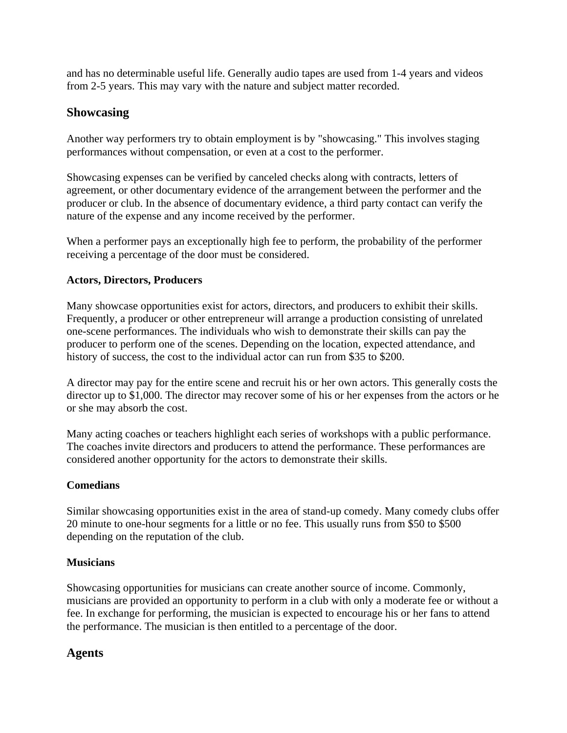and has no determinable useful life. Generally audio tapes are used from 1-4 years and videos from 2-5 years. This may vary with the nature and subject matter recorded.

## Showcasing

Another way performers try to obtain employment is by "showcasing." This involves staging performances without compensation, or even at a cost to the performer.

Showcasing expenses can be verified by canceled checks along with contracts, letters of agreement, or other documentary evidence of the arrangement between the performer and the producer or club. In the absence of documentary evidence, a third party contact can verify the nature of the expense and any income received by the performer.

When a performer pays an exceptionally high fee to perform, the probability of the performer receiving a percentage of the door must be considered.

### Actors, Directors, Producers

Many showcase opportunities exist for actors, directors, and producers to exhibit their skills. Frequently, a producer or other entrepreneur will arrange a production consisting of unrelated one-scene performances. The individuals who wish to demonstrate their skills can pay the producer to perform one of the scenes. Depending on the location, expected attendance, and history of success, the cost to the individual actor can run from $35 to $200.

A director may pay for the entire scene and recruit his or her own actors. This generally costs the director up to $1,000. The director may recover some of his or her expenses from the actors or he or she may absorb the cost.

Many acting coaches or teachers highlight each series of workshops with a public performance. The coaches invite directors and producers to attend the performance. These performances are considered another opportunity for the actors to demonstrate their skills.

### Comedians

Similar showcasing opportunities exist in the area of stand-up comedy. Many comedy clubs offer 20 minute to one-hour segments for a little or no fee. This usually runs from $50 to $500 depending on the reputation of the club.

### Musicians

Showcasing opportunities for musicians can create another source of income. Commonly, musicians are provided an opportunity to perform in a club with only a moderate fee or without a fee. In exchange for performing, the musician is expected to encourage his or her fans to attend the performance. The musician is then entitled to a percentage of the door.

## Agents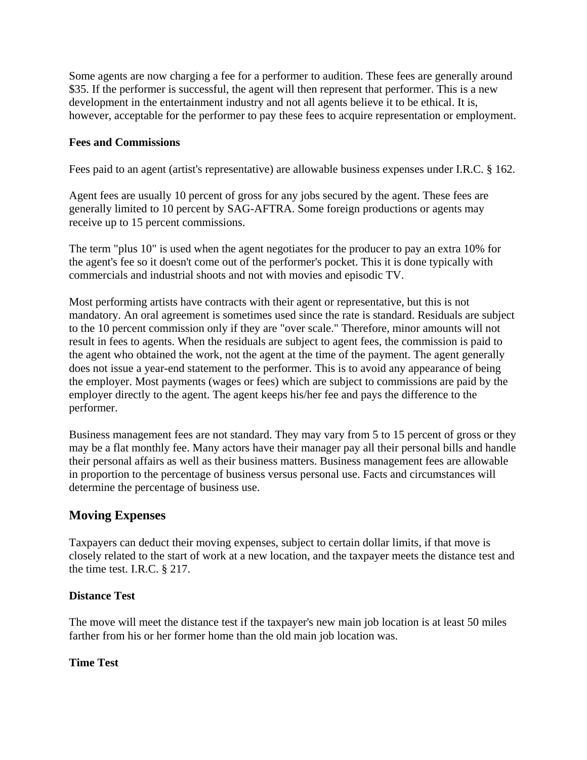Some agents are now charging a fee for a performer to audition. These fees are generally around $35. If the performer is successful, the agent will then represent that performer. This is a new development in the entertainment industry and not all agents believe it to be ethical. It is, however, acceptable for the performer to pay these fees to acquire representation or employment.

**Fees and Commissions**

Fees paid to an agent (artist's representative) are allowable business expenses under I.R.C. § 162.

Agent fees are usually 10 percent of gross for any jobs secured by the agent. These fees are generally limited to 10 percent by SAG-AFTRA. Some foreign productions or agents may receive up to 15 percent commissions.

The term "plus 10" is used when the agent negotiates for the producer to pay an extra 10% for the agent's fee so it doesn't come out of the performer's pocket. This it is done typically with commercials and industrial shoots and not with movies and episodic TV.

Most performing artists have contracts with their agent or representative, but this is not mandatory. An oral agreement is sometimes used since the rate is standard. Residuals are subject to the 10 percent commission only if they are "over scale." Therefore, minor amounts will not result in fees to agents. When the residuals are subject to agent fees, the commission is paid to the agent who obtained the work, not the agent at the time of the payment. The agent generally does not issue a year-end statement to the performer. This is to avoid any appearance of being the employer. Most payments (wages or fees) which are subject to commissions are paid by the employer directly to the agent. The agent keeps his/her fee and pays the difference to the performer.

Business management fees are not standard. They may vary from 5 to 15 percent of gross or they may be a flat monthly fee. Many actors have their manager pay all their personal bills and handle their personal affairs as well as their business matters. Business management fees are allowable in proportion to the percentage of business versus personal use. Facts and circumstances will determine the percentage of business use.

## Moving Expenses

Taxpayers can deduct their moving expenses, subject to certain dollar limits, if that move is closely related to the start of work at a new location, and the taxpayer meets the distance test and the time test. I.R.C. § 217.

**Distance Test**

The move will meet the distance test if the taxpayer's new main job location is at least 50 miles farther from his or her former home than the old main job location was.

**Time Test**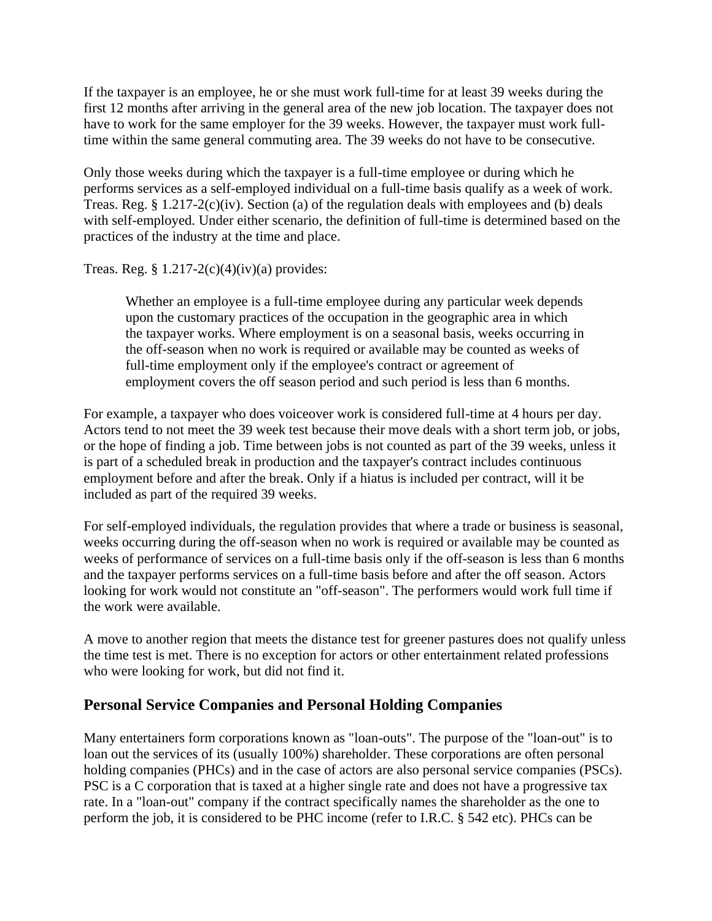If the taxpayer is an employee, he or she must work full-time for at least 39 weeks during the first 12 months after arriving in the general area of the new job location. The taxpayer does not have to work for the same employer for the 39 weeks. However, the taxpayer must work full-time within the same general commuting area. The 39 weeks do not have to be consecutive.

Only those weeks during which the taxpayer is a full-time employee or during which he performs services as a self-employed individual on a full-time basis qualify as a week of work. Treas. Reg. § 1.217-2(c)(iv). Section (a) of the regulation deals with employees and (b) deals with self-employed. Under either scenario, the definition of full-time is determined based on the practices of the industry at the time and place.

Treas. Reg. § 1.217-2(c)(4)(iv)(a) provides:

> Whether an employee is a full-time employee during any particular week depends upon the customary practices of the occupation in the geographic area in which the taxpayer works. Where employment is on a seasonal basis, weeks occurring in the off-season when no work is required or available may be counted as weeks of full-time employment only if the employee's contract or agreement of employment covers the off season period and such period is less than 6 months.

For example, a taxpayer who does voiceover work is considered full-time at 4 hours per day. Actors tend to not meet the 39 week test because their move deals with a short term job, or jobs, or the hope of finding a job. Time between jobs is not counted as part of the 39 weeks, unless it is part of a scheduled break in production and the taxpayer's contract includes continuous employment before and after the break. Only if a hiatus is included per contract, will it be included as part of the required 39 weeks.

For self-employed individuals, the regulation provides that where a trade or business is seasonal, weeks occurring during the off-season when no work is required or available may be counted as weeks of performance of services on a full-time basis only if the off-season is less than 6 months and the taxpayer performs services on a full-time basis before and after the off season. Actors looking for work would not constitute an "off-season". The performers would work full time if the work were available.

A move to another region that meets the distance test for greener pastures does not qualify unless the time test is met. There is no exception for actors or other entertainment related professions who were looking for work, but did not find it.

## Personal Service Companies and Personal Holding Companies

Many entertainers form corporations known as "loan-outs". The purpose of the "loan-out" is to loan out the services of its (usually 100%) shareholder. These corporations are often personal holding companies (PHCs) and in the case of actors are also personal service companies (PSCs). PSC is a C corporation that is taxed at a higher single rate and does not have a progressive tax rate. In a "loan-out" company if the contract specifically names the shareholder as the one to perform the job, it is considered to be PHC income (refer to I.R.C. § 542 etc). PHCs can be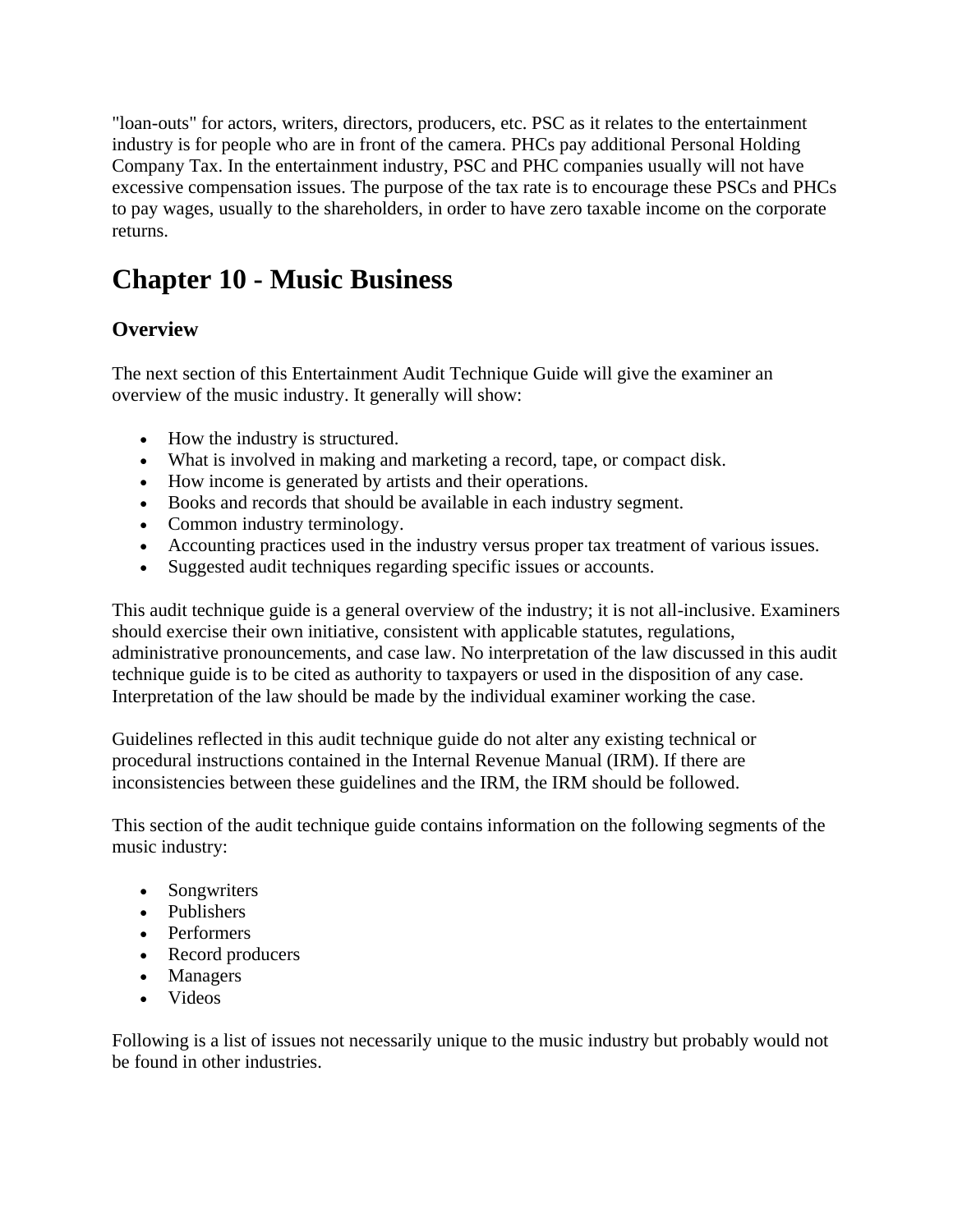"loan-outs" for actors, writers, directors, producers, etc. PSC as it relates to the entertainment industry is for people who are in front of the camera. PHCs pay additional Personal Holding Company Tax. In the entertainment industry, PSC and PHC companies usually will not have excessive compensation issues. The purpose of the tax rate is to encourage these PSCs and PHCs to pay wages, usually to the shareholders, in order to have zero taxable income on the corporate returns.

# Chapter 10 - Music Business

## Overview

The next section of this Entertainment Audit Technique Guide will give the examiner an overview of the music industry. It generally will show:

- How the industry is structured.
- What is involved in making and marketing a record, tape, or compact disk.
- How income is generated by artists and their operations.
- Books and records that should be available in each industry segment.
- Common industry terminology.
- Accounting practices used in the industry versus proper tax treatment of various issues.
- Suggested audit techniques regarding specific issues or accounts.

This audit technique guide is a general overview of the industry; it is not all-inclusive. Examiners should exercise their own initiative, consistent with applicable statutes, regulations, administrative pronouncements, and case law. No interpretation of the law discussed in this audit technique guide is to be cited as authority to taxpayers or used in the disposition of any case. Interpretation of the law should be made by the individual examiner working the case.

Guidelines reflected in this audit technique guide do not alter any existing technical or procedural instructions contained in the Internal Revenue Manual (IRM). If there are inconsistencies between these guidelines and the IRM, the IRM should be followed.

This section of the audit technique guide contains information on the following segments of the music industry:

- Songwriters
- Publishers
- Performers
- Record producers
- Managers
- Videos

Following is a list of issues not necessarily unique to the music industry but probably would not be found in other industries.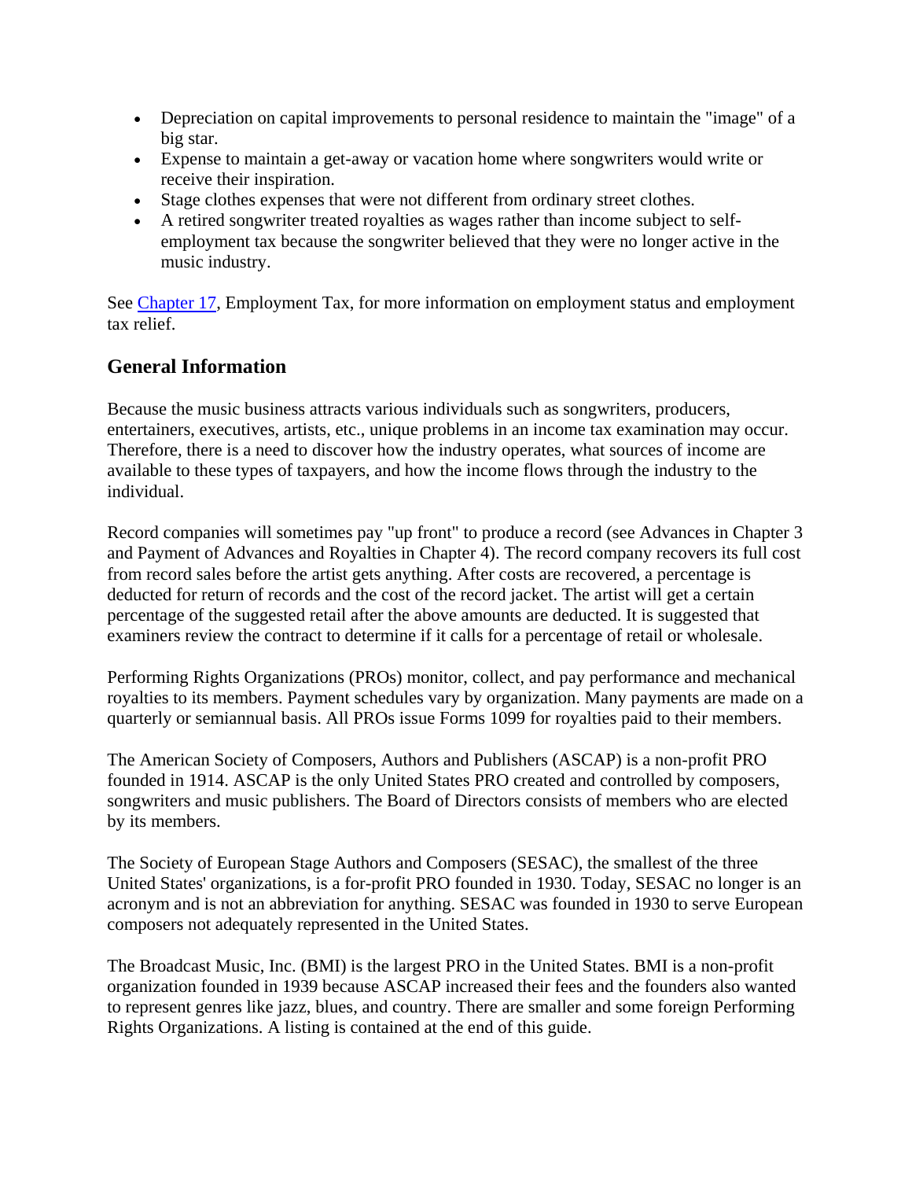- Depreciation on capital improvements to personal residence to maintain the "image" of a big star.
- Expense to maintain a get-away or vacation home where songwriters would write or receive their inspiration.
- Stage clothes expenses that were not different from ordinary street clothes.
- A retired songwriter treated royalties as wages rather than income subject to self-employment tax because the songwriter believed that they were no longer active in the music industry.

See Chapter 17, Employment Tax, for more information on employment status and employment tax relief.

## General Information

Because the music business attracts various individuals such as songwriters, producers, entertainers, executives, artists, etc., unique problems in an income tax examination may occur. Therefore, there is a need to discover how the industry operates, what sources of income are available to these types of taxpayers, and how the income flows through the industry to the individual.

Record companies will sometimes pay "up front" to produce a record (see Advances in Chapter 3 and Payment of Advances and Royalties in Chapter 4). The record company recovers its full cost from record sales before the artist gets anything. After costs are recovered, a percentage is deducted for return of records and the cost of the record jacket. The artist will get a certain percentage of the suggested retail after the above amounts are deducted. It is suggested that examiners review the contract to determine if it calls for a percentage of retail or wholesale.

Performing Rights Organizations (PROs) monitor, collect, and pay performance and mechanical royalties to its members. Payment schedules vary by organization. Many payments are made on a quarterly or semiannual basis. All PROs issue Forms 1099 for royalties paid to their members.

The American Society of Composers, Authors and Publishers (ASCAP) is a non-profit PRO founded in 1914. ASCAP is the only United States PRO created and controlled by composers, songwriters and music publishers. The Board of Directors consists of members who are elected by its members.

The Society of European Stage Authors and Composers (SESAC), the smallest of the three United States' organizations, is a for-profit PRO founded in 1930. Today, SESAC no longer is an acronym and is not an abbreviation for anything. SESAC was founded in 1930 to serve European composers not adequately represented in the United States.

The Broadcast Music, Inc. (BMI) is the largest PRO in the United States. BMI is a non-profit organization founded in 1939 because ASCAP increased their fees and the founders also wanted to represent genres like jazz, blues, and country. There are smaller and some foreign Performing Rights Organizations. A listing is contained at the end of this guide.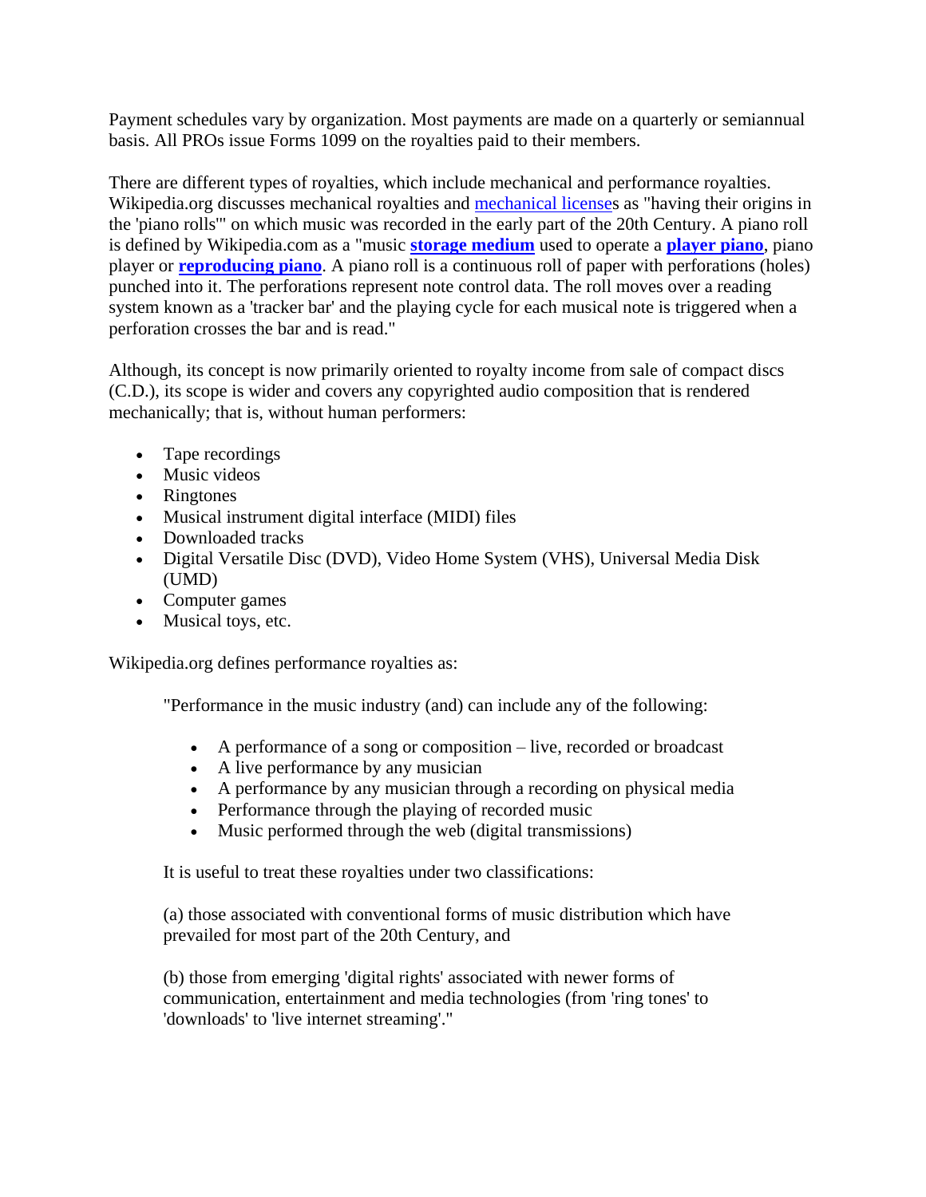Payment schedules vary by organization. Most payments are made on a quarterly or semiannual basis. All PROs issue Forms 1099 on the royalties paid to their members.

There are different types of royalties, which include mechanical and performance royalties. Wikipedia.org discusses mechanical royalties and mechanical licenses as "having their origins in the 'piano rolls'" on which music was recorded in the early part of the 20th Century. A piano roll is defined by Wikipedia.com as a "music **storage medium** used to operate a **player piano**, piano player or **reproducing piano**. A piano roll is a continuous roll of paper with perforations (holes) punched into it. The perforations represent note control data. The roll moves over a reading system known as a 'tracker bar' and the playing cycle for each musical note is triggered when a perforation crosses the bar and is read."

Although, its concept is now primarily oriented to royalty income from sale of compact discs (C.D.), its scope is wider and covers any copyrighted audio composition that is rendered mechanically; that is, without human performers:

- Tape recordings
- Music videos
- Ringtones
- Musical instrument digital interface (MIDI) files
- Downloaded tracks
- Digital Versatile Disc (DVD), Video Home System (VHS), Universal Media Disk (UMD)
- Computer games
- Musical toys, etc.

Wikipedia.org defines performance royalties as:

> "Performance in the music industry (and) can include any of the following:
>
> - A performance of a song or composition – live, recorded or broadcast
> - A live performance by any musician
> - A performance by any musician through a recording on physical media
> - Performance through the playing of recorded music
> - Music performed through the web (digital transmissions)
>
> It is useful to treat these royalties under two classifications:
>
> (a) those associated with conventional forms of music distribution which have prevailed for most part of the 20th Century, and
>
> (b) those from emerging 'digital rights' associated with newer forms of communication, entertainment and media technologies (from 'ring tones' to 'downloads' to 'live internet streaming'."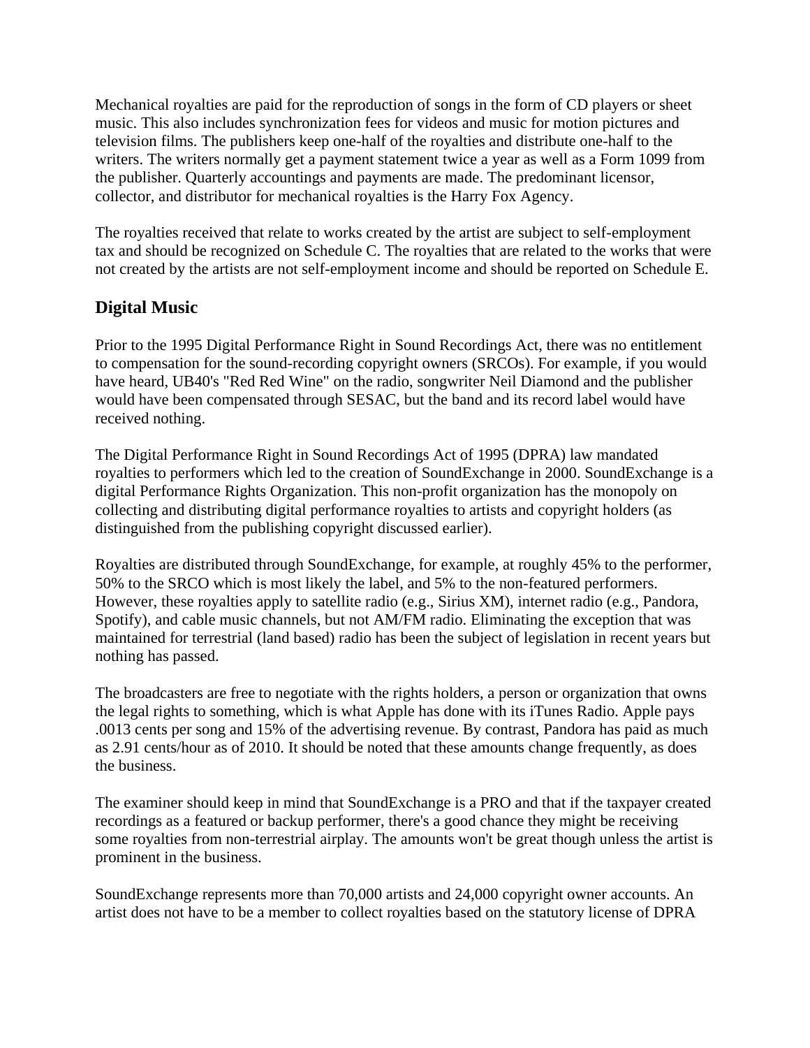Mechanical royalties are paid for the reproduction of songs in the form of CD players or sheet music. This also includes synchronization fees for videos and music for motion pictures and television films. The publishers keep one-half of the royalties and distribute one-half to the writers. The writers normally get a payment statement twice a year as well as a Form 1099 from the publisher. Quarterly accountings and payments are made. The predominant licensor, collector, and distributor for mechanical royalties is the Harry Fox Agency.

The royalties received that relate to works created by the artist are subject to self-employment tax and should be recognized on Schedule C. The royalties that are related to the works that were not created by the artists are not self-employment income and should be reported on Schedule E.

## Digital Music

Prior to the 1995 Digital Performance Right in Sound Recordings Act, there was no entitlement to compensation for the sound-recording copyright owners (SRCOs). For example, if you would have heard, UB40's "Red Red Wine" on the radio, songwriter Neil Diamond and the publisher would have been compensated through SESAC, but the band and its record label would have received nothing.

The Digital Performance Right in Sound Recordings Act of 1995 (DPRA) law mandated royalties to performers which led to the creation of SoundExchange in 2000. SoundExchange is a digital Performance Rights Organization. This non-profit organization has the monopoly on collecting and distributing digital performance royalties to artists and copyright holders (as distinguished from the publishing copyright discussed earlier).

Royalties are distributed through SoundExchange, for example, at roughly 45% to the performer, 50% to the SRCO which is most likely the label, and 5% to the non-featured performers. However, these royalties apply to satellite radio (e.g., Sirius XM), internet radio (e.g., Pandora, Spotify), and cable music channels, but not AM/FM radio. Eliminating the exception that was maintained for terrestrial (land based) radio has been the subject of legislation in recent years but nothing has passed.

The broadcasters are free to negotiate with the rights holders, a person or organization that owns the legal rights to something, which is what Apple has done with its iTunes Radio. Apple pays .0013 cents per song and 15% of the advertising revenue. By contrast, Pandora has paid as much as 2.91 cents/hour as of 2010. It should be noted that these amounts change frequently, as does the business.

The examiner should keep in mind that SoundExchange is a PRO and that if the taxpayer created recordings as a featured or backup performer, there's a good chance they might be receiving some royalties from non-terrestrial airplay. The amounts won't be great though unless the artist is prominent in the business.

SoundExchange represents more than 70,000 artists and 24,000 copyright owner accounts. An artist does not have to be a member to collect royalties based on the statutory license of DPRA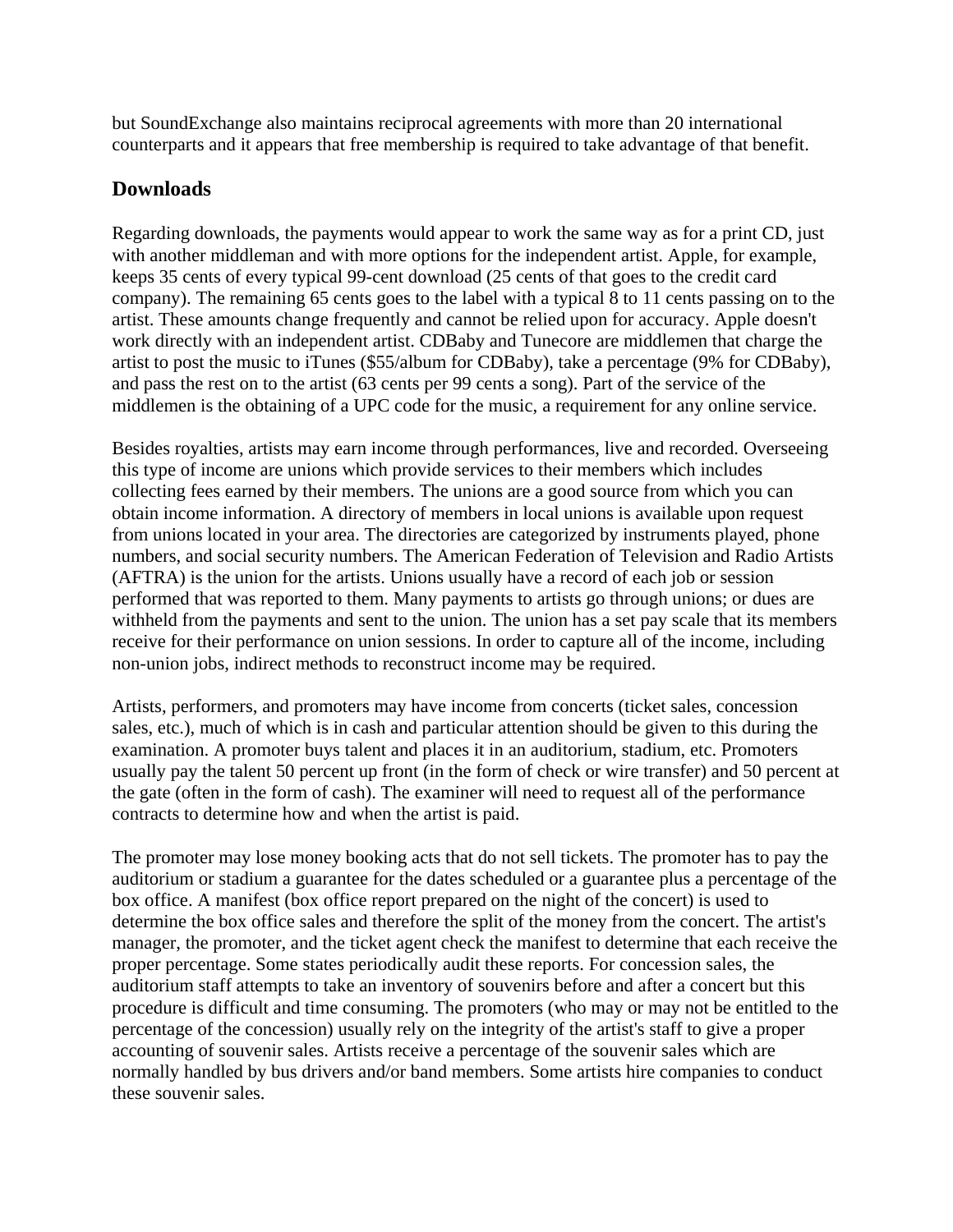but SoundExchange also maintains reciprocal agreements with more than 20 international counterparts and it appears that free membership is required to take advantage of that benefit.

## Downloads

Regarding downloads, the payments would appear to work the same way as for a print CD, just with another middleman and with more options for the independent artist. Apple, for example, keeps 35 cents of every typical 99-cent download (25 cents of that goes to the credit card company). The remaining 65 cents goes to the label with a typical 8 to 11 cents passing on to the artist. These amounts change frequently and cannot be relied upon for accuracy. Apple doesn't work directly with an independent artist. CDBaby and Tunecore are middlemen that charge the artist to post the music to iTunes ($55/album for CDBaby), take a percentage (9% for CDBaby), and pass the rest on to the artist (63 cents per 99 cents a song). Part of the service of the middlemen is the obtaining of a UPC code for the music, a requirement for any online service.

Besides royalties, artists may earn income through performances, live and recorded. Overseeing this type of income are unions which provide services to their members which includes collecting fees earned by their members. The unions are a good source from which you can obtain income information. A directory of members in local unions is available upon request from unions located in your area. The directories are categorized by instruments played, phone numbers, and social security numbers. The American Federation of Television and Radio Artists (AFTRA) is the union for the artists. Unions usually have a record of each job or session performed that was reported to them. Many payments to artists go through unions; or dues are withheld from the payments and sent to the union. The union has a set pay scale that its members receive for their performance on union sessions. In order to capture all of the income, including non-union jobs, indirect methods to reconstruct income may be required.

Artists, performers, and promoters may have income from concerts (ticket sales, concession sales, etc.), much of which is in cash and particular attention should be given to this during the examination. A promoter buys talent and places it in an auditorium, stadium, etc. Promoters usually pay the talent 50 percent up front (in the form of check or wire transfer) and 50 percent at the gate (often in the form of cash). The examiner will need to request all of the performance contracts to determine how and when the artist is paid.

The promoter may lose money booking acts that do not sell tickets. The promoter has to pay the auditorium or stadium a guarantee for the dates scheduled or a guarantee plus a percentage of the box office. A manifest (box office report prepared on the night of the concert) is used to determine the box office sales and therefore the split of the money from the concert. The artist's manager, the promoter, and the ticket agent check the manifest to determine that each receive the proper percentage. Some states periodically audit these reports. For concession sales, the auditorium staff attempts to take an inventory of souvenirs before and after a concert but this procedure is difficult and time consuming. The promoters (who may or may not be entitled to the percentage of the concession) usually rely on the integrity of the artist's staff to give a proper accounting of souvenir sales. Artists receive a percentage of the souvenir sales which are normally handled by bus drivers and/or band members. Some artists hire companies to conduct these souvenir sales.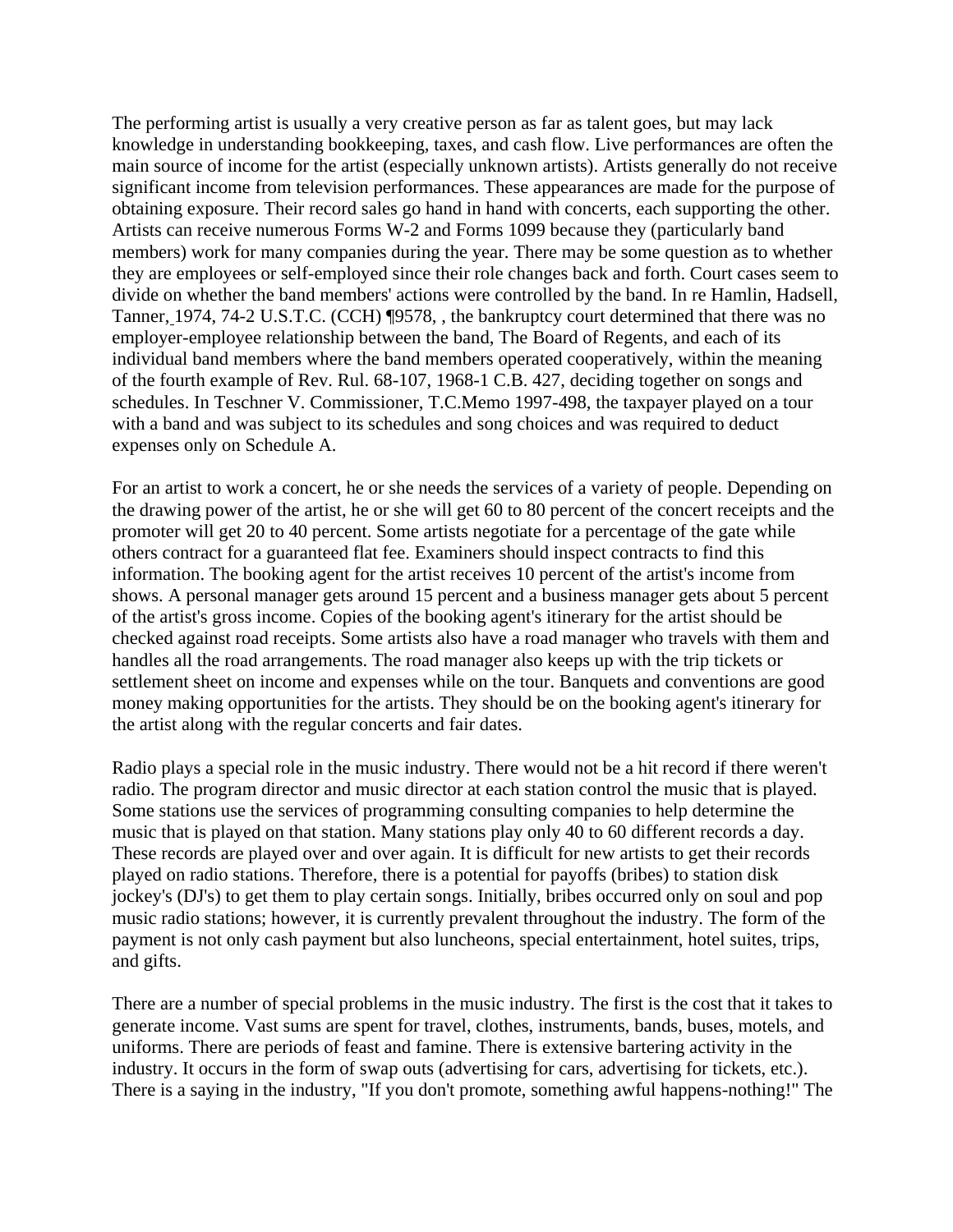The performing artist is usually a very creative person as far as talent goes, but may lack knowledge in understanding bookkeeping, taxes, and cash flow. Live performances are often the main source of income for the artist (especially unknown artists). Artists generally do not receive significant income from television performances. These appearances are made for the purpose of obtaining exposure. Their record sales go hand in hand with concerts, each supporting the other. Artists can receive numerous Forms W-2 and Forms 1099 because they (particularly band members) work for many companies during the year. There may be some question as to whether they are employees or self-employed since their role changes back and forth. Court cases seem to divide on whether the band members' actions were controlled by the band. In re Hamlin, Hadsell, Tanner, 1974, 74-2 U.S.T.C. (CCH) ¶9578, , the bankruptcy court determined that there was no employer-employee relationship between the band, The Board of Regents, and each of its individual band members where the band members operated cooperatively, within the meaning of the fourth example of Rev. Rul. 68-107, 1968-1 C.B. 427, deciding together on songs and schedules. In Teschner V. Commissioner, T.C.Memo 1997-498, the taxpayer played on a tour with a band and was subject to its schedules and song choices and was required to deduct expenses only on Schedule A.

For an artist to work a concert, he or she needs the services of a variety of people. Depending on the drawing power of the artist, he or she will get 60 to 80 percent of the concert receipts and the promoter will get 20 to 40 percent. Some artists negotiate for a percentage of the gate while others contract for a guaranteed flat fee. Examiners should inspect contracts to find this information. The booking agent for the artist receives 10 percent of the artist's income from shows. A personal manager gets around 15 percent and a business manager gets about 5 percent of the artist's gross income. Copies of the booking agent's itinerary for the artist should be checked against road receipts. Some artists also have a road manager who travels with them and handles all the road arrangements. The road manager also keeps up with the trip tickets or settlement sheet on income and expenses while on the tour. Banquets and conventions are good money making opportunities for the artists. They should be on the booking agent's itinerary for the artist along with the regular concerts and fair dates.

Radio plays a special role in the music industry. There would not be a hit record if there weren't radio. The program director and music director at each station control the music that is played. Some stations use the services of programming consulting companies to help determine the music that is played on that station. Many stations play only 40 to 60 different records a day. These records are played over and over again. It is difficult for new artists to get their records played on radio stations. Therefore, there is a potential for payoffs (bribes) to station disk jockey's (DJ's) to get them to play certain songs. Initially, bribes occurred only on soul and pop music radio stations; however, it is currently prevalent throughout the industry. The form of the payment is not only cash payment but also luncheons, special entertainment, hotel suites, trips, and gifts.

There are a number of special problems in the music industry. The first is the cost that it takes to generate income. Vast sums are spent for travel, clothes, instruments, bands, buses, motels, and uniforms. There are periods of feast and famine. There is extensive bartering activity in the industry. It occurs in the form of swap outs (advertising for cars, advertising for tickets, etc.). There is a saying in the industry, "If you don't promote, something awful happens-nothing!" The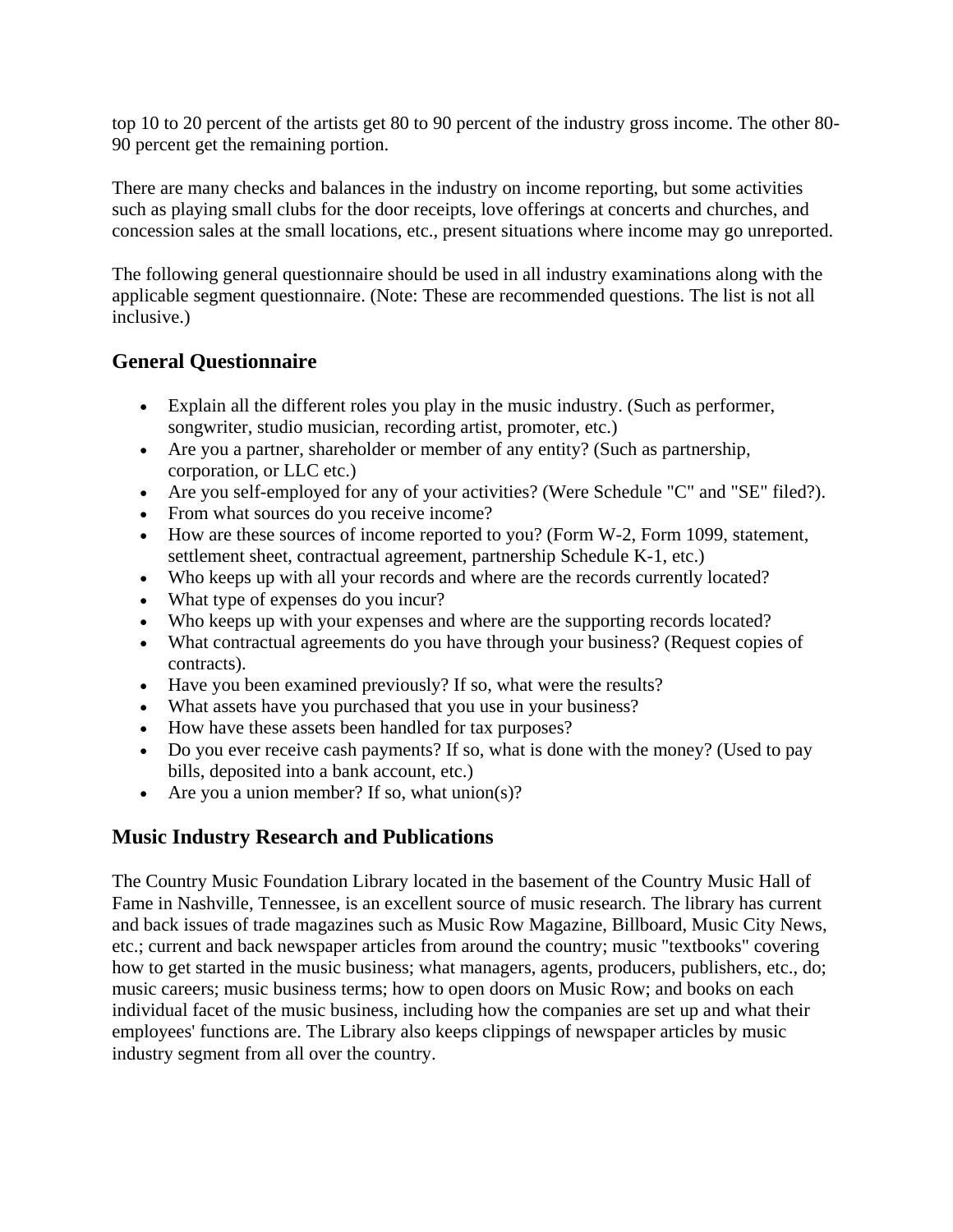top 10 to 20 percent of the artists get 80 to 90 percent of the industry gross income. The other 80-90 percent get the remaining portion.

There are many checks and balances in the industry on income reporting, but some activities such as playing small clubs for the door receipts, love offerings at concerts and churches, and concession sales at the small locations, etc., present situations where income may go unreported.

The following general questionnaire should be used in all industry examinations along with the applicable segment questionnaire. (Note: These are recommended questions. The list is not all inclusive.)

## General Questionnaire

- Explain all the different roles you play in the music industry. (Such as performer, songwriter, studio musician, recording artist, promoter, etc.)
- Are you a partner, shareholder or member of any entity? (Such as partnership, corporation, or LLC etc.)
- Are you self-employed for any of your activities? (Were Schedule "C" and "SE" filed?).
- From what sources do you receive income?
- How are these sources of income reported to you? (Form W-2, Form 1099, statement, settlement sheet, contractual agreement, partnership Schedule K-1, etc.)
- Who keeps up with all your records and where are the records currently located?
- What type of expenses do you incur?
- Who keeps up with your expenses and where are the supporting records located?
- What contractual agreements do you have through your business? (Request copies of contracts).
- Have you been examined previously? If so, what were the results?
- What assets have you purchased that you use in your business?
- How have these assets been handled for tax purposes?
- Do you ever receive cash payments? If so, what is done with the money? (Used to pay bills, deposited into a bank account, etc.)
- Are you a union member? If so, what union(s)?

## Music Industry Research and Publications

The Country Music Foundation Library located in the basement of the Country Music Hall of Fame in Nashville, Tennessee, is an excellent source of music research. The library has current and back issues of trade magazines such as Music Row Magazine, Billboard, Music City News, etc.; current and back newspaper articles from around the country; music "textbooks" covering how to get started in the music business; what managers, agents, producers, publishers, etc., do; music careers; music business terms; how to open doors on Music Row; and books on each individual facet of the music business, including how the companies are set up and what their employees' functions are. The Library also keeps clippings of newspaper articles by music industry segment from all over the country.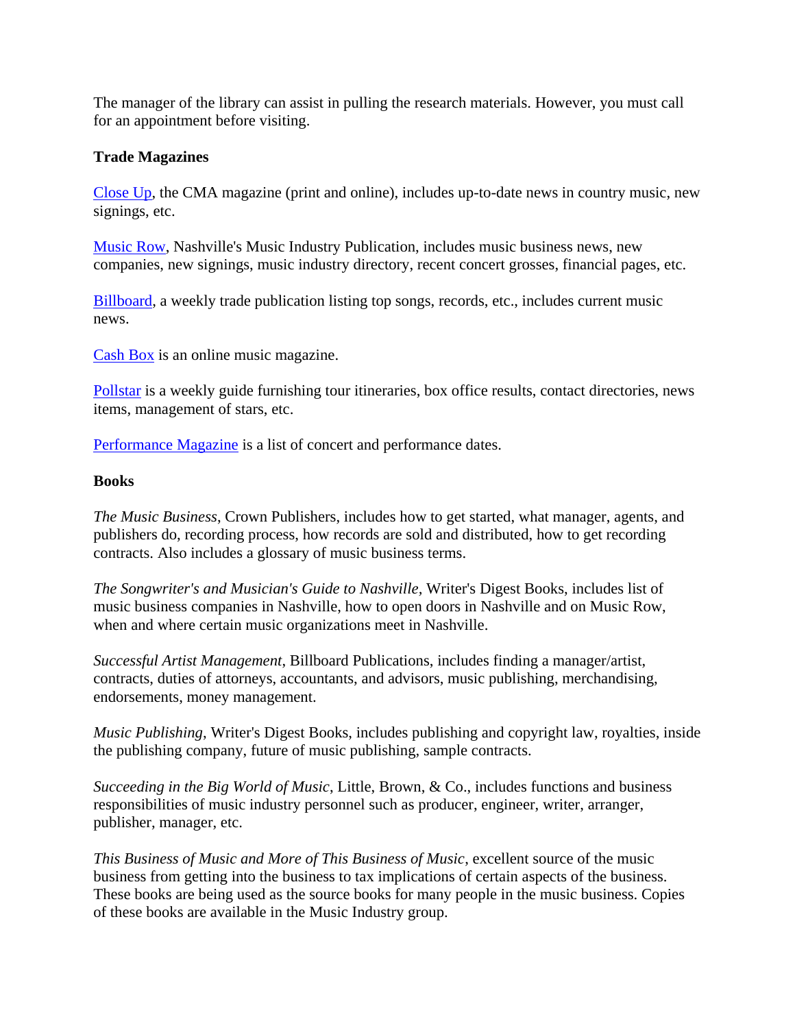The manager of the library can assist in pulling the research materials. However, you must call for an appointment before visiting.

**Trade Magazines**

Close Up, the CMA magazine (print and online), includes up-to-date news in country music, new signings, etc.

Music Row, Nashville's Music Industry Publication, includes music business news, new companies, new signings, music industry directory, recent concert grosses, financial pages, etc.

Billboard, a weekly trade publication listing top songs, records, etc., includes current music news.

Cash Box is an online music magazine.

Pollstar is a weekly guide furnishing tour itineraries, box office results, contact directories, news items, management of stars, etc.

Performance Magazine is a list of concert and performance dates.

**Books**

*The Music Business*, Crown Publishers, includes how to get started, what manager, agents, and publishers do, recording process, how records are sold and distributed, how to get recording contracts. Also includes a glossary of music business terms.

*The Songwriter's and Musician's Guide to Nashville,* Writer's Digest Books, includes list of music business companies in Nashville, how to open doors in Nashville and on Music Row, when and where certain music organizations meet in Nashville.

*Successful Artist Management*, Billboard Publications, includes finding a manager/artist, contracts, duties of attorneys, accountants, and advisors, music publishing, merchandising, endorsements, money management.

*Music Publishing*, Writer's Digest Books, includes publishing and copyright law, royalties, inside the publishing company, future of music publishing, sample contracts.

*Succeeding in the Big World of Music*, Little, Brown, & Co., includes functions and business responsibilities of music industry personnel such as producer, engineer, writer, arranger, publisher, manager, etc.

*This Business of Music and More of This Business of Music*, excellent source of the music business from getting into the business to tax implications of certain aspects of the business. These books are being used as the source books for many people in the music business. Copies of these books are available in the Music Industry group.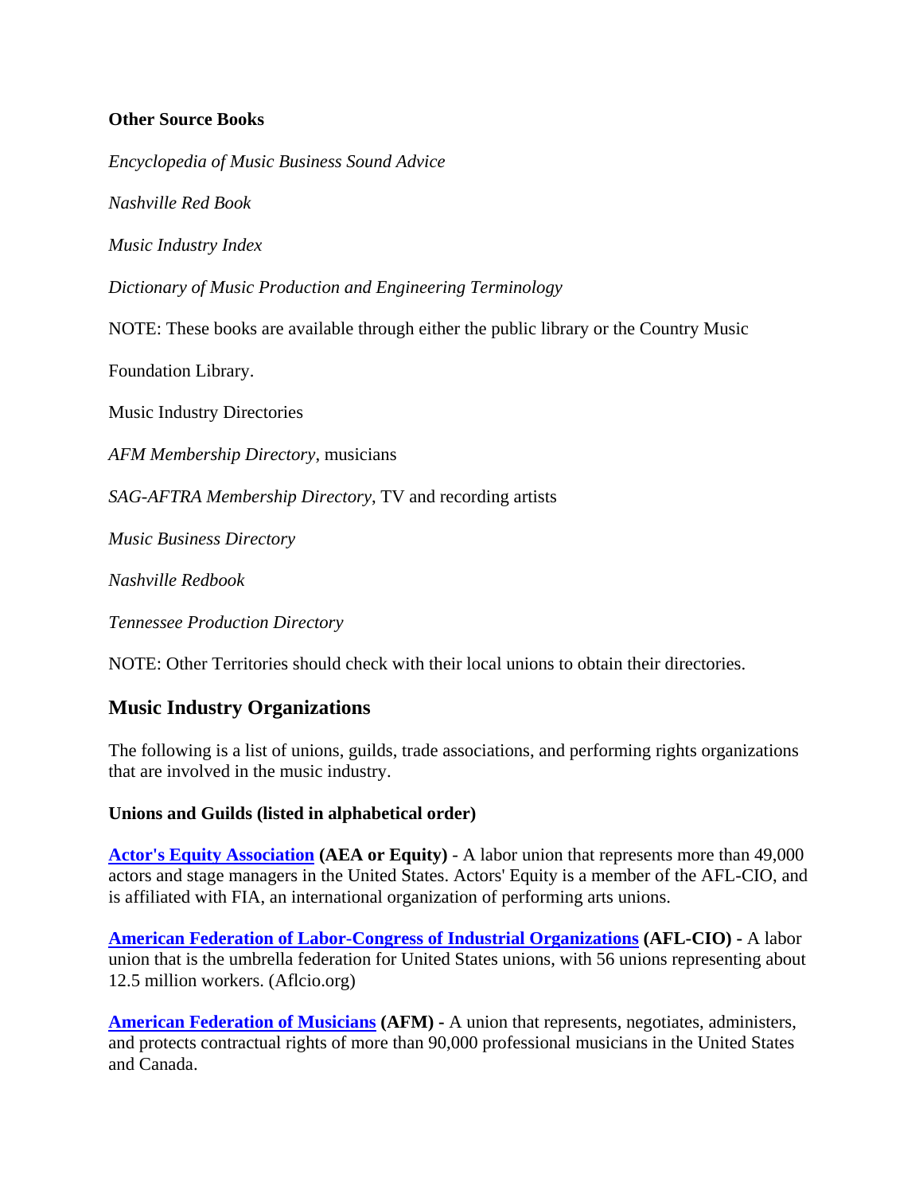**Other Source Books**

*Encyclopedia of Music Business Sound Advice*

*Nashville Red Book*

*Music Industry Index*

*Dictionary of Music Production and Engineering Terminology*

NOTE: These books are available through either the public library or the Country Music

Foundation Library.

Music Industry Directories

*AFM Membership Directory*, musicians

*SAG-AFTRA Membership Directory*, TV and recording artists

*Music Business Directory*

*Nashville Redbook*

*Tennessee Production Directory*

NOTE: Other Territories should check with their local unions to obtain their directories.

## Music Industry Organizations

The following is a list of unions, guilds, trade associations, and performing rights organizations that are involved in the music industry.

**Unions and Guilds (listed in alphabetical order)**

**Actor's Equity Association (AEA or Equity) -** A labor union that represents more than 49,000 actors and stage managers in the United States. Actors' Equity is a member of the AFL-CIO, and is affiliated with FIA, an international organization of performing arts unions.

**American Federation of Labor-Congress of Industrial Organizations (AFL-CIO) -** A labor union that is the umbrella federation for United States unions, with 56 unions representing about 12.5 million workers. (Aflcio.org)

**American Federation of Musicians (AFM) -** A union that represents, negotiates, administers, and protects contractual rights of more than 90,000 professional musicians in the United States and Canada.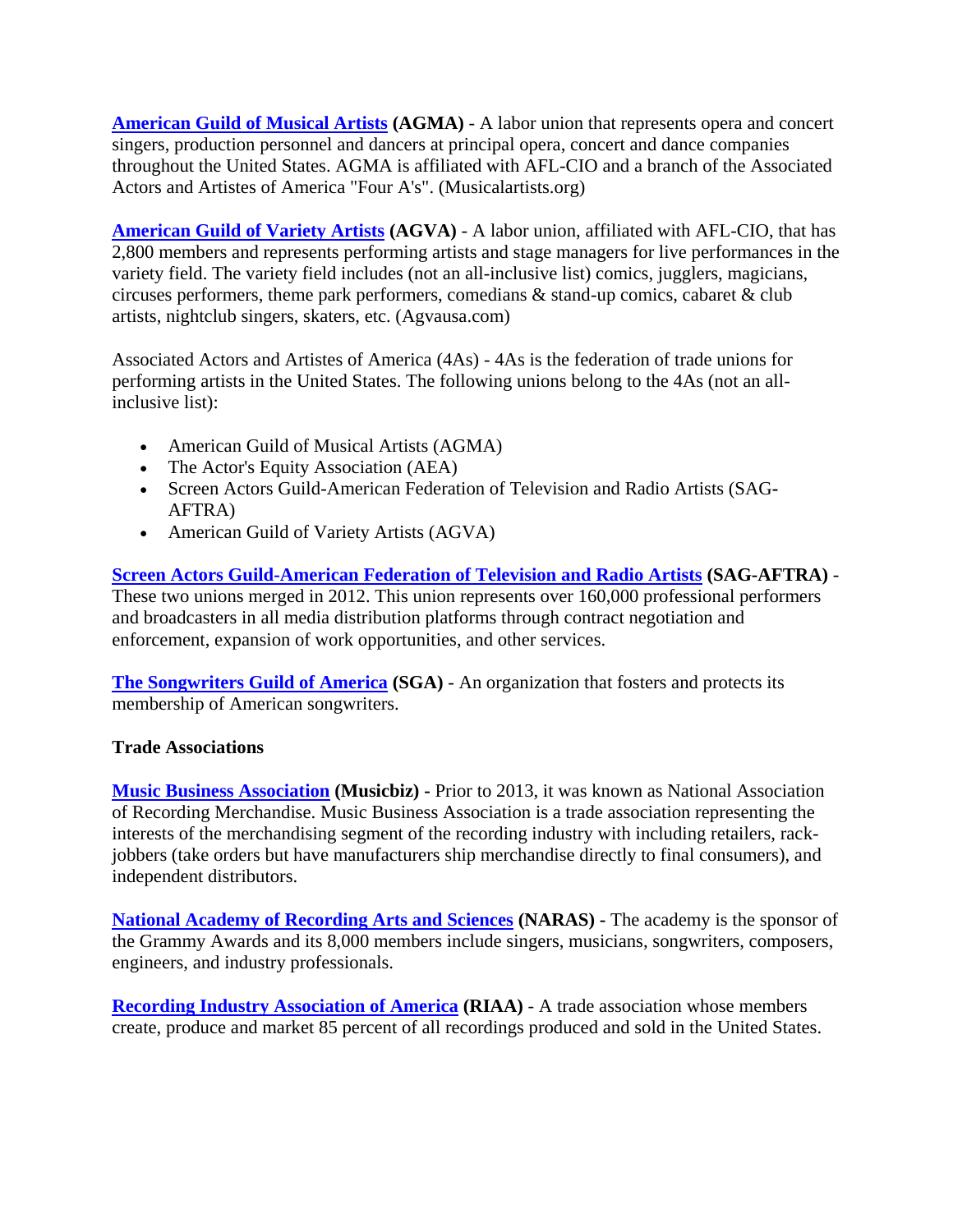**American Guild of Musical Artists (AGMA)** - A labor union that represents opera and concert singers, production personnel and dancers at principal opera, concert and dance companies throughout the United States. AGMA is affiliated with AFL-CIO and a branch of the Associated Actors and Artistes of America "Four A's". (Musicalartists.org)

**American Guild of Variety Artists (AGVA)** - A labor union, affiliated with AFL-CIO, that has 2,800 members and represents performing artists and stage managers for live performances in the variety field. The variety field includes (not an all-inclusive list) comics, jugglers, magicians, circuses performers, theme park performers, comedians & stand-up comics, cabaret & club artists, nightclub singers, skaters, etc. (Agvausa.com)

Associated Actors and Artistes of America (4As) - 4As is the federation of trade unions for performing artists in the United States. The following unions belong to the 4As (not an all-inclusive list):

- American Guild of Musical Artists (AGMA)
- The Actor's Equity Association (AEA)
- Screen Actors Guild-American Federation of Television and Radio Artists (SAG-AFTRA)
- American Guild of Variety Artists (AGVA)

**Screen Actors Guild-American Federation of Television and Radio Artists (SAG-AFTRA)** - These two unions merged in 2012. This union represents over 160,000 professional performers and broadcasters in all media distribution platforms through contract negotiation and enforcement, expansion of work opportunities, and other services.

**The Songwriters Guild of America (SGA)** - An organization that fosters and protects its membership of American songwriters.

**Trade Associations**

**Music Business Association (Musicbiz) -** Prior to 2013, it was known as National Association of Recording Merchandise. Music Business Association is a trade association representing the interests of the merchandising segment of the recording industry with including retailers, rack-jobbers (take orders but have manufacturers ship merchandise directly to final consumers), and independent distributors.

**National Academy of Recording Arts and Sciences (NARAS) -** The academy is the sponsor of the Grammy Awards and its 8,000 members include singers, musicians, songwriters, composers, engineers, and industry professionals.

**Recording Industry Association of America (RIAA)** - A trade association whose members create, produce and market 85 percent of all recordings produced and sold in the United States.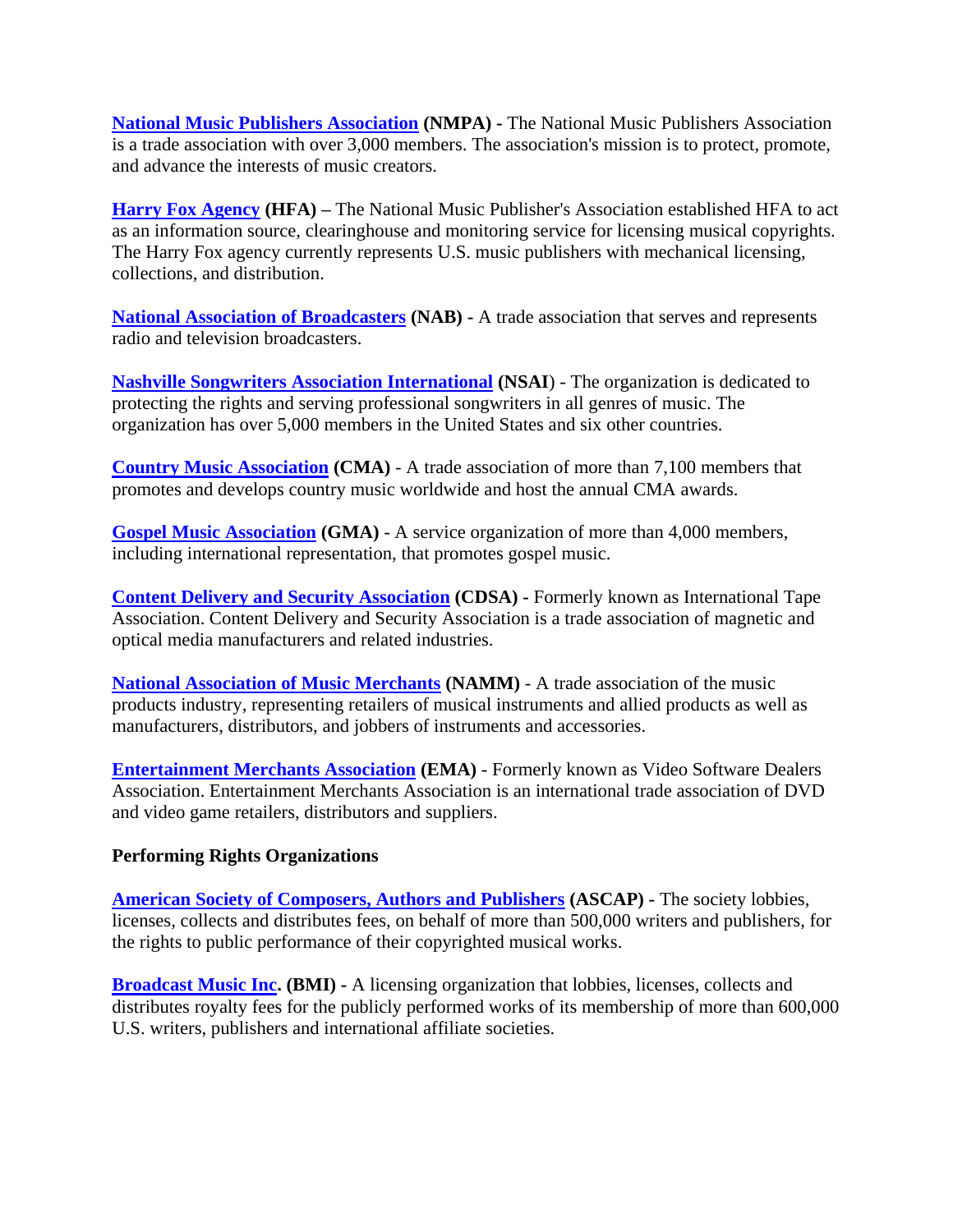**National Music Publishers Association (NMPA) -** The National Music Publishers Association is a trade association with over 3,000 members. The association's mission is to protect, promote, and advance the interests of music creators.

**Harry Fox Agency (HFA) –** The National Music Publisher's Association established HFA to act as an information source, clearinghouse and monitoring service for licensing musical copyrights. The Harry Fox agency currently represents U.S. music publishers with mechanical licensing, collections, and distribution.

**National Association of Broadcasters (NAB) -** A trade association that serves and represents radio and television broadcasters.

**Nashville Songwriters Association International (NSAI**) - The organization is dedicated to protecting the rights and serving professional songwriters in all genres of music. The organization has over 5,000 members in the United States and six other countries.

**Country Music Association (CMA)** - A trade association of more than 7,100 members that promotes and develops country music worldwide and host the annual CMA awards.

**Gospel Music Association (GMA)** - A service organization of more than 4,000 members, including international representation, that promotes gospel music.

**Content Delivery and Security Association (CDSA) -** Formerly known as International Tape Association. Content Delivery and Security Association is a trade association of magnetic and optical media manufacturers and related industries.

**National Association of Music Merchants (NAMM)** - A trade association of the music products industry, representing retailers of musical instruments and allied products as well as manufacturers, distributors, and jobbers of instruments and accessories.

**Entertainment Merchants Association (EMA)** - Formerly known as Video Software Dealers Association. Entertainment Merchants Association is an international trade association of DVD and video game retailers, distributors and suppliers.

**Performing Rights Organizations**

**American Society of Composers, Authors and Publishers (ASCAP) -** The society lobbies, licenses, collects and distributes fees, on behalf of more than 500,000 writers and publishers, for the rights to public performance of their copyrighted musical works.

**Broadcast Music Inc. (BMI) -** A licensing organization that lobbies, licenses, collects and distributes royalty fees for the publicly performed works of its membership of more than 600,000 U.S. writers, publishers and international affiliate societies.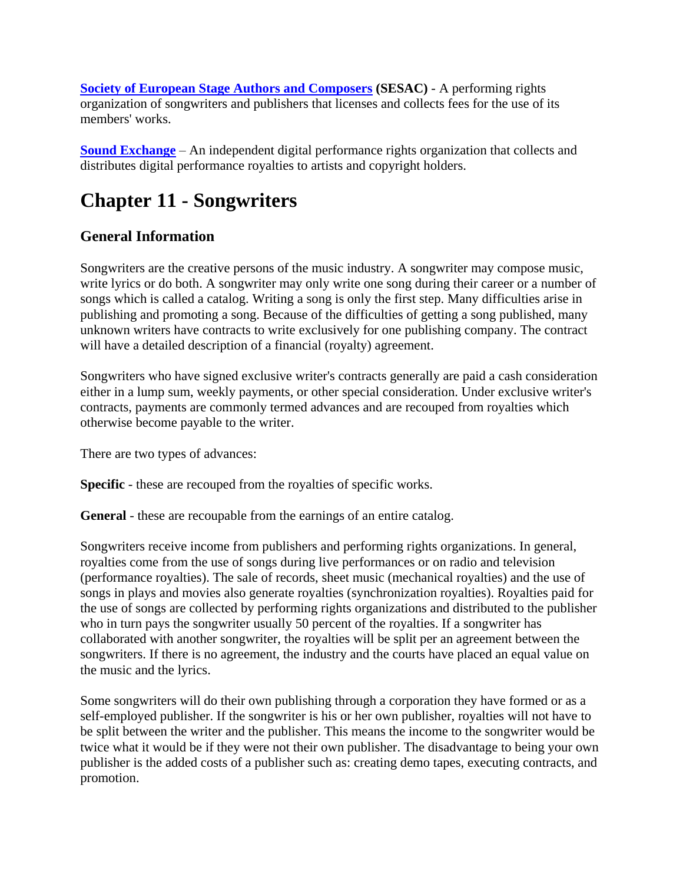**Society of European Stage Authors and Composers (SESAC)** - A performing rights organization of songwriters and publishers that licenses and collects fees for the use of its members' works.

**Sound Exchange** – An independent digital performance rights organization that collects and distributes digital performance royalties to artists and copyright holders.

# Chapter 11 - Songwriters

## General Information

Songwriters are the creative persons of the music industry. A songwriter may compose music, write lyrics or do both. A songwriter may only write one song during their career or a number of songs which is called a catalog. Writing a song is only the first step. Many difficulties arise in publishing and promoting a song. Because of the difficulties of getting a song published, many unknown writers have contracts to write exclusively for one publishing company. The contract will have a detailed description of a financial (royalty) agreement.

Songwriters who have signed exclusive writer's contracts generally are paid a cash consideration either in a lump sum, weekly payments, or other special consideration. Under exclusive writer's contracts, payments are commonly termed advances and are recouped from royalties which otherwise become payable to the writer.

There are two types of advances:

**Specific** - these are recouped from the royalties of specific works.

**General** - these are recoupable from the earnings of an entire catalog.

Songwriters receive income from publishers and performing rights organizations. In general, royalties come from the use of songs during live performances or on radio and television (performance royalties). The sale of records, sheet music (mechanical royalties) and the use of songs in plays and movies also generate royalties (synchronization royalties). Royalties paid for the use of songs are collected by performing rights organizations and distributed to the publisher who in turn pays the songwriter usually 50 percent of the royalties. If a songwriter has collaborated with another songwriter, the royalties will be split per an agreement between the songwriters. If there is no agreement, the industry and the courts have placed an equal value on the music and the lyrics.

Some songwriters will do their own publishing through a corporation they have formed or as a self-employed publisher. If the songwriter is his or her own publisher, royalties will not have to be split between the writer and the publisher. This means the income to the songwriter would be twice what it would be if they were not their own publisher. The disadvantage to being your own publisher is the added costs of a publisher such as: creating demo tapes, executing contracts, and promotion.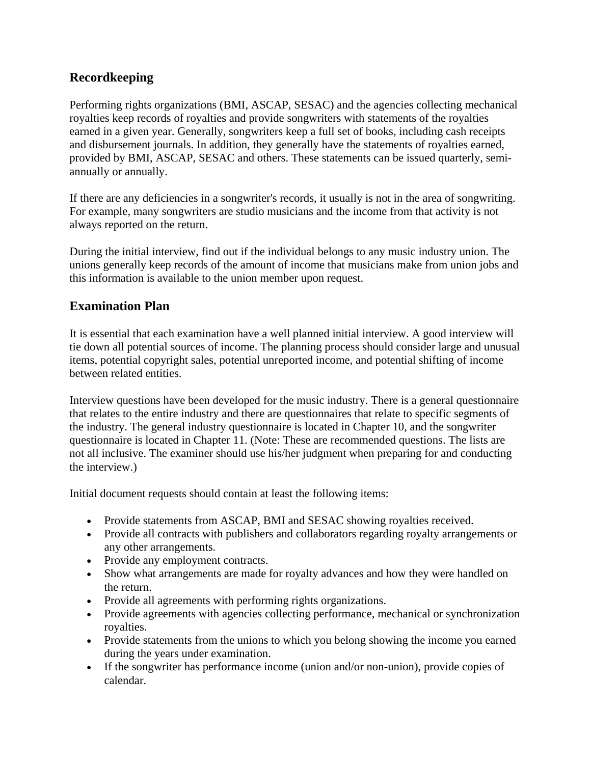## Recordkeeping

Performing rights organizations (BMI, ASCAP, SESAC) and the agencies collecting mechanical royalties keep records of royalties and provide songwriters with statements of the royalties earned in a given year. Generally, songwriters keep a full set of books, including cash receipts and disbursement journals. In addition, they generally have the statements of royalties earned, provided by BMI, ASCAP, SESAC and others. These statements can be issued quarterly, semi-annually or annually.

If there are any deficiencies in a songwriter's records, it usually is not in the area of songwriting. For example, many songwriters are studio musicians and the income from that activity is not always reported on the return.

During the initial interview, find out if the individual belongs to any music industry union. The unions generally keep records of the amount of income that musicians make from union jobs and this information is available to the union member upon request.

## Examination Plan

It is essential that each examination have a well planned initial interview. A good interview will tie down all potential sources of income. The planning process should consider large and unusual items, potential copyright sales, potential unreported income, and potential shifting of income between related entities.

Interview questions have been developed for the music industry. There is a general questionnaire that relates to the entire industry and there are questionnaires that relate to specific segments of the industry. The general industry questionnaire is located in Chapter 10, and the songwriter questionnaire is located in Chapter 11. (Note: These are recommended questions. The lists are not all inclusive. The examiner should use his/her judgment when preparing for and conducting the interview.)

Initial document requests should contain at least the following items:

- Provide statements from ASCAP, BMI and SESAC showing royalties received.
- Provide all contracts with publishers and collaborators regarding royalty arrangements or any other arrangements.
- Provide any employment contracts.
- Show what arrangements are made for royalty advances and how they were handled on the return.
- Provide all agreements with performing rights organizations.
- Provide agreements with agencies collecting performance, mechanical or synchronization royalties.
- Provide statements from the unions to which you belong showing the income you earned during the years under examination.
- If the songwriter has performance income (union and/or non-union), provide copies of calendar.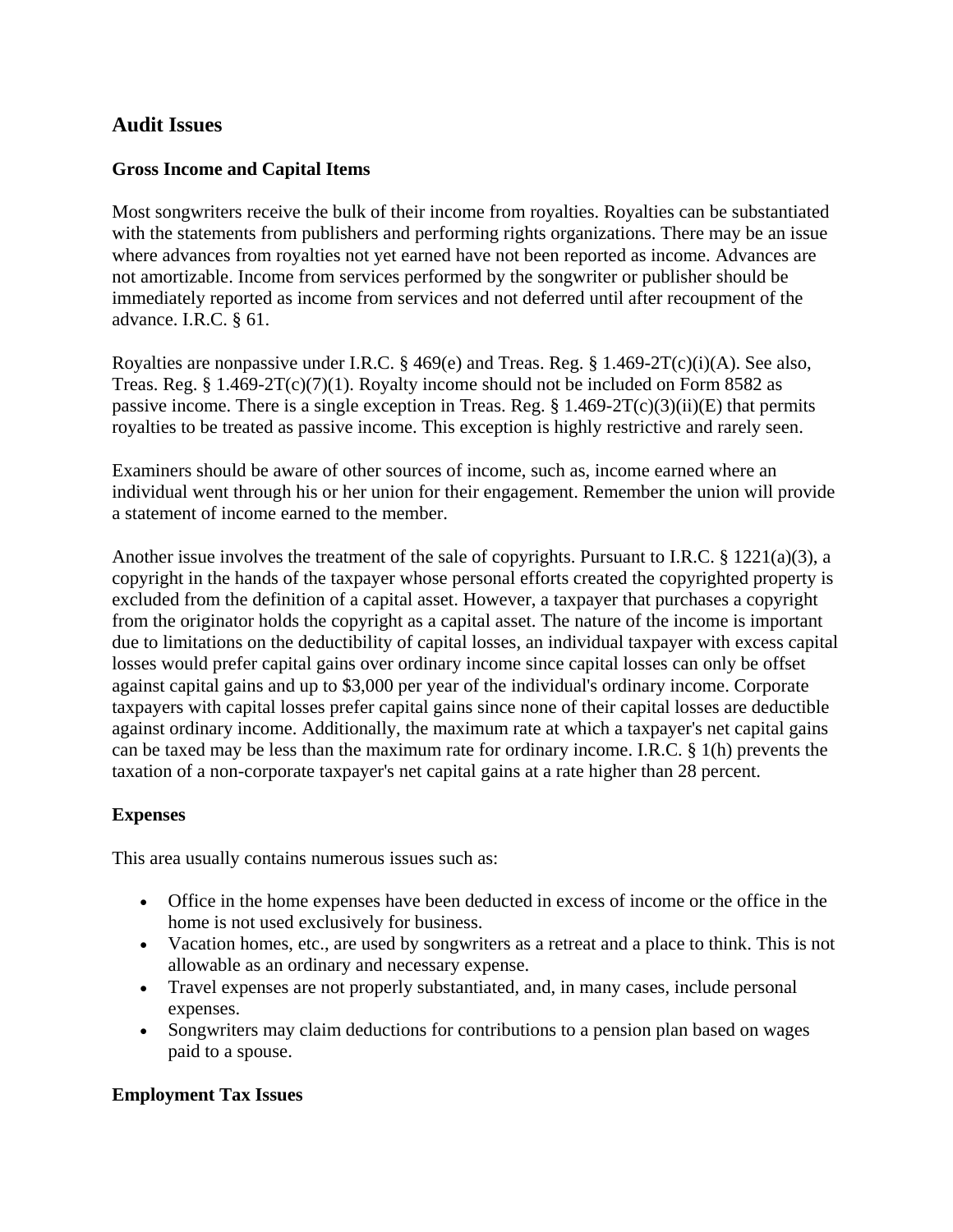## Audit Issues

### Gross Income and Capital Items

Most songwriters receive the bulk of their income from royalties. Royalties can be substantiated with the statements from publishers and performing rights organizations. There may be an issue where advances from royalties not yet earned have not been reported as income. Advances are not amortizable. Income from services performed by the songwriter or publisher should be immediately reported as income from services and not deferred until after recoupment of the advance. I.R.C. § 61.

Royalties are nonpassive under I.R.C. § 469(e) and Treas. Reg. § 1.469-2T(c)(i)(A). See also, Treas. Reg. § 1.469-2T(c)(7)(1). Royalty income should not be included on Form 8582 as passive income. There is a single exception in Treas. Reg. § 1.469-2T(c)(3)(ii)(E) that permits royalties to be treated as passive income. This exception is highly restrictive and rarely seen.

Examiners should be aware of other sources of income, such as, income earned where an individual went through his or her union for their engagement. Remember the union will provide a statement of income earned to the member.

Another issue involves the treatment of the sale of copyrights. Pursuant to I.R.C. § 1221(a)(3), a copyright in the hands of the taxpayer whose personal efforts created the copyrighted property is excluded from the definition of a capital asset. However, a taxpayer that purchases a copyright from the originator holds the copyright as a capital asset. The nature of the income is important due to limitations on the deductibility of capital losses, an individual taxpayer with excess capital losses would prefer capital gains over ordinary income since capital losses can only be offset against capital gains and up to $3,000 per year of the individual's ordinary income. Corporate taxpayers with capital losses prefer capital gains since none of their capital losses are deductible against ordinary income. Additionally, the maximum rate at which a taxpayer's net capital gains can be taxed may be less than the maximum rate for ordinary income. I.R.C. § 1(h) prevents the taxation of a non-corporate taxpayer's net capital gains at a rate higher than 28 percent.

### Expenses

This area usually contains numerous issues such as:

- Office in the home expenses have been deducted in excess of income or the office in the home is not used exclusively for business.
- Vacation homes, etc., are used by songwriters as a retreat and a place to think. This is not allowable as an ordinary and necessary expense.
- Travel expenses are not properly substantiated, and, in many cases, include personal expenses.
- Songwriters may claim deductions for contributions to a pension plan based on wages paid to a spouse.

### Employment Tax Issues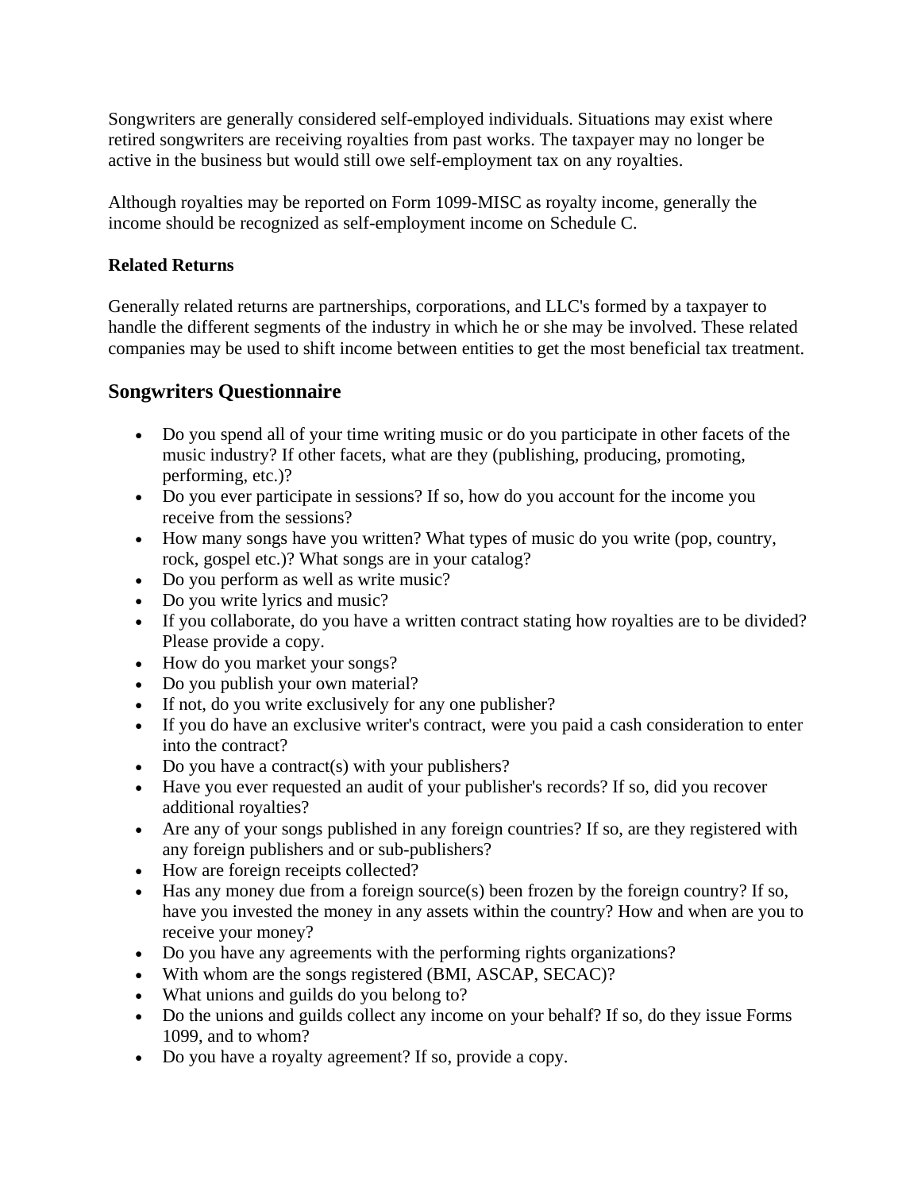Songwriters are generally considered self-employed individuals. Situations may exist where retired songwriters are receiving royalties from past works. The taxpayer may no longer be active in the business but would still owe self-employment tax on any royalties.

Although royalties may be reported on Form 1099-MISC as royalty income, generally the income should be recognized as self-employment income on Schedule C.

**Related Returns**

Generally related returns are partnerships, corporations, and LLC's formed by a taxpayer to handle the different segments of the industry in which he or she may be involved. These related companies may be used to shift income between entities to get the most beneficial tax treatment.

## Songwriters Questionnaire

- Do you spend all of your time writing music or do you participate in other facets of the music industry? If other facets, what are they (publishing, producing, promoting, performing, etc.)?
- Do you ever participate in sessions? If so, how do you account for the income you receive from the sessions?
- How many songs have you written? What types of music do you write (pop, country, rock, gospel etc.)? What songs are in your catalog?
- Do you perform as well as write music?
- Do you write lyrics and music?
- If you collaborate, do you have a written contract stating how royalties are to be divided? Please provide a copy.
- How do you market your songs?
- Do you publish your own material?
- If not, do you write exclusively for any one publisher?
- If you do have an exclusive writer's contract, were you paid a cash consideration to enter into the contract?
- Do you have a contract(s) with your publishers?
- Have you ever requested an audit of your publisher's records? If so, did you recover additional royalties?
- Are any of your songs published in any foreign countries? If so, are they registered with any foreign publishers and or sub-publishers?
- How are foreign receipts collected?
- Has any money due from a foreign source(s) been frozen by the foreign country? If so, have you invested the money in any assets within the country? How and when are you to receive your money?
- Do you have any agreements with the performing rights organizations?
- With whom are the songs registered (BMI, ASCAP, SECAC)?
- What unions and guilds do you belong to?
- Do the unions and guilds collect any income on your behalf? If so, do they issue Forms 1099, and to whom?
- Do you have a royalty agreement? If so, provide a copy.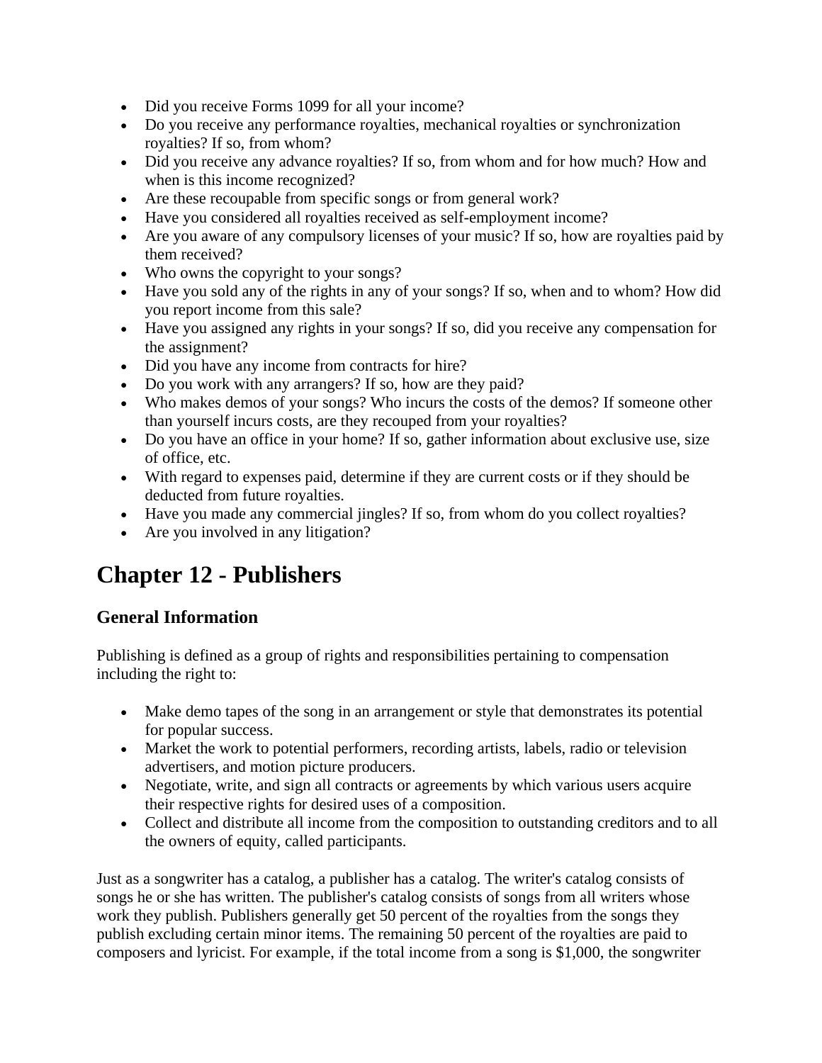- Did you receive Forms 1099 for all your income?
- Do you receive any performance royalties, mechanical royalties or synchronization royalties? If so, from whom?
- Did you receive any advance royalties? If so, from whom and for how much? How and when is this income recognized?
- Are these recoupable from specific songs or from general work?
- Have you considered all royalties received as self-employment income?
- Are you aware of any compulsory licenses of your music? If so, how are royalties paid by them received?
- Who owns the copyright to your songs?
- Have you sold any of the rights in any of your songs? If so, when and to whom? How did you report income from this sale?
- Have you assigned any rights in your songs? If so, did you receive any compensation for the assignment?
- Did you have any income from contracts for hire?
- Do you work with any arrangers? If so, how are they paid?
- Who makes demos of your songs? Who incurs the costs of the demos? If someone other than yourself incurs costs, are they recouped from your royalties?
- Do you have an office in your home? If so, gather information about exclusive use, size of office, etc.
- With regard to expenses paid, determine if they are current costs or if they should be deducted from future royalties.
- Have you made any commercial jingles? If so, from whom do you collect royalties?
- Are you involved in any litigation?

# Chapter 12 - Publishers

## General Information

Publishing is defined as a group of rights and responsibilities pertaining to compensation including the right to:

- Make demo tapes of the song in an arrangement or style that demonstrates its potential for popular success.
- Market the work to potential performers, recording artists, labels, radio or television advertisers, and motion picture producers.
- Negotiate, write, and sign all contracts or agreements by which various users acquire their respective rights for desired uses of a composition.
- Collect and distribute all income from the composition to outstanding creditors and to all the owners of equity, called participants.

Just as a songwriter has a catalog, a publisher has a catalog. The writer's catalog consists of songs he or she has written. The publisher's catalog consists of songs from all writers whose work they publish. Publishers generally get 50 percent of the royalties from the songs they publish excluding certain minor items. The remaining 50 percent of the royalties are paid to composers and lyricist. For example, if the total income from a song is $1,000, the songwriter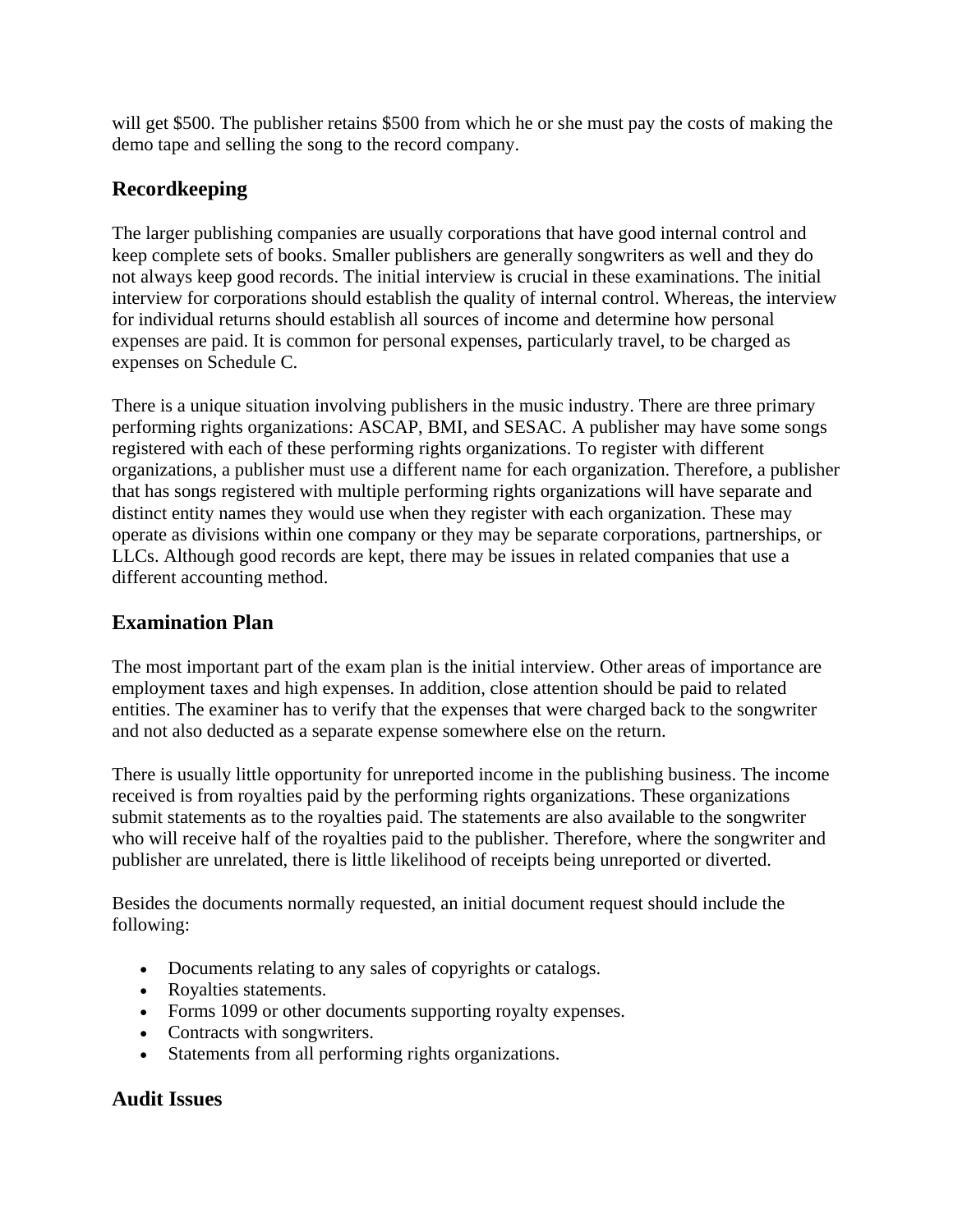will get $500. The publisher retains $500 from which he or she must pay the costs of making the demo tape and selling the song to the record company.

## Recordkeeping

The larger publishing companies are usually corporations that have good internal control and keep complete sets of books. Smaller publishers are generally songwriters as well and they do not always keep good records. The initial interview is crucial in these examinations. The initial interview for corporations should establish the quality of internal control. Whereas, the interview for individual returns should establish all sources of income and determine how personal expenses are paid. It is common for personal expenses, particularly travel, to be charged as expenses on Schedule C.

There is a unique situation involving publishers in the music industry. There are three primary performing rights organizations: ASCAP, BMI, and SESAC. A publisher may have some songs registered with each of these performing rights organizations. To register with different organizations, a publisher must use a different name for each organization. Therefore, a publisher that has songs registered with multiple performing rights organizations will have separate and distinct entity names they would use when they register with each organization. These may operate as divisions within one company or they may be separate corporations, partnerships, or LLCs. Although good records are kept, there may be issues in related companies that use a different accounting method.

## Examination Plan

The most important part of the exam plan is the initial interview. Other areas of importance are employment taxes and high expenses. In addition, close attention should be paid to related entities. The examiner has to verify that the expenses that were charged back to the songwriter and not also deducted as a separate expense somewhere else on the return.

There is usually little opportunity for unreported income in the publishing business. The income received is from royalties paid by the performing rights organizations. These organizations submit statements as to the royalties paid. The statements are also available to the songwriter who will receive half of the royalties paid to the publisher. Therefore, where the songwriter and publisher are unrelated, there is little likelihood of receipts being unreported or diverted.

Besides the documents normally requested, an initial document request should include the following:

- Documents relating to any sales of copyrights or catalogs.
- Royalties statements.
- Forms 1099 or other documents supporting royalty expenses.
- Contracts with songwriters.
- Statements from all performing rights organizations.

## Audit Issues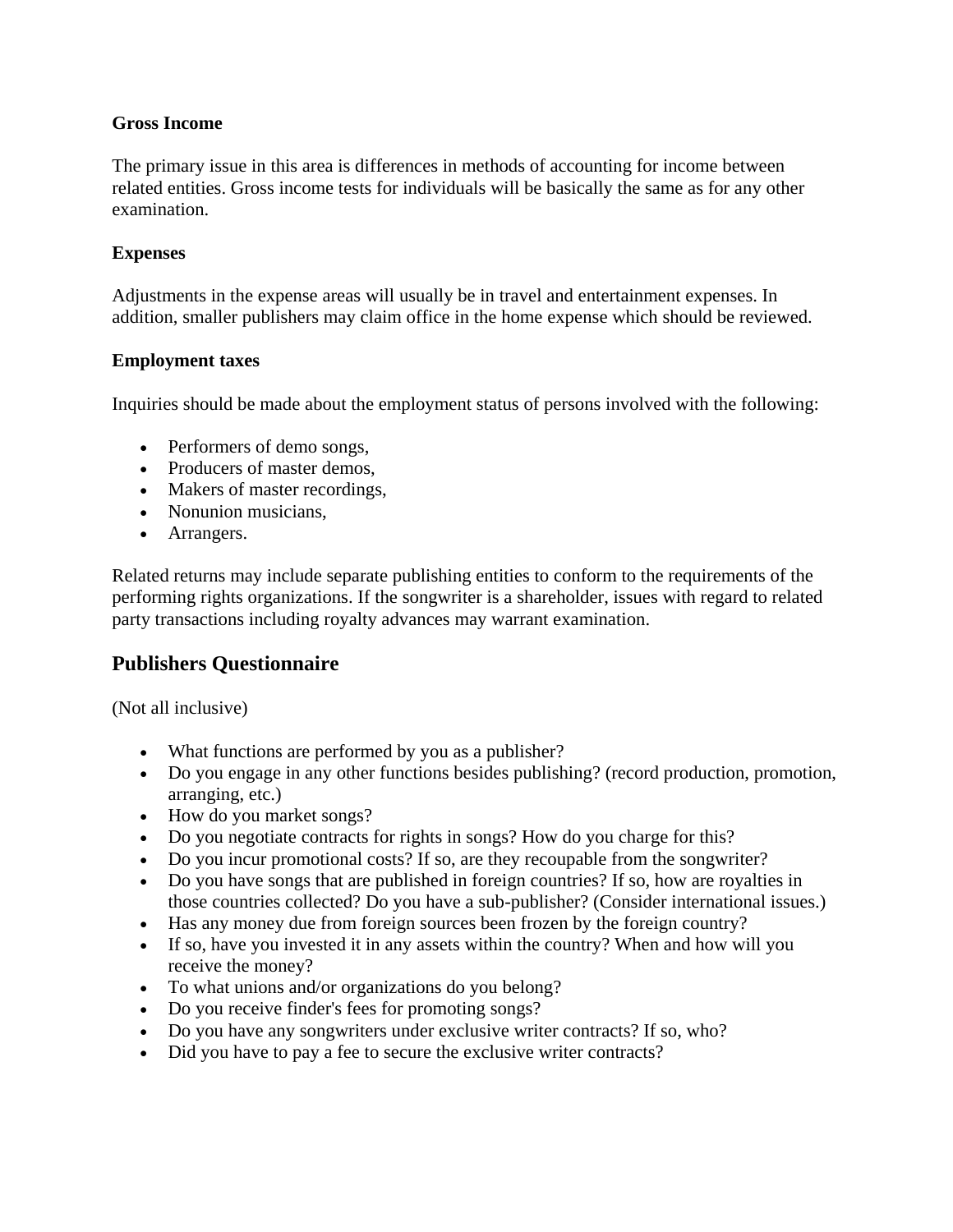**Gross Income**

The primary issue in this area is differences in methods of accounting for income between related entities. Gross income tests for individuals will be basically the same as for any other examination.

**Expenses**

Adjustments in the expense areas will usually be in travel and entertainment expenses. In addition, smaller publishers may claim office in the home expense which should be reviewed.

**Employment taxes**

Inquiries should be made about the employment status of persons involved with the following:

- Performers of demo songs,
- Producers of master demos,
- Makers of master recordings,
- Nonunion musicians,
- Arrangers.

Related returns may include separate publishing entities to conform to the requirements of the performing rights organizations. If the songwriter is a shareholder, issues with regard to related party transactions including royalty advances may warrant examination.

## Publishers Questionnaire

(Not all inclusive)

- What functions are performed by you as a publisher?
- Do you engage in any other functions besides publishing? (record production, promotion, arranging, etc.)
- How do you market songs?
- Do you negotiate contracts for rights in songs? How do you charge for this?
- Do you incur promotional costs? If so, are they recoupable from the songwriter?
- Do you have songs that are published in foreign countries? If so, how are royalties in those countries collected? Do you have a sub-publisher? (Consider international issues.)
- Has any money due from foreign sources been frozen by the foreign country?
- If so, have you invested it in any assets within the country? When and how will you receive the money?
- To what unions and/or organizations do you belong?
- Do you receive finder's fees for promoting songs?
- Do you have any songwriters under exclusive writer contracts? If so, who?
- Did you have to pay a fee to secure the exclusive writer contracts?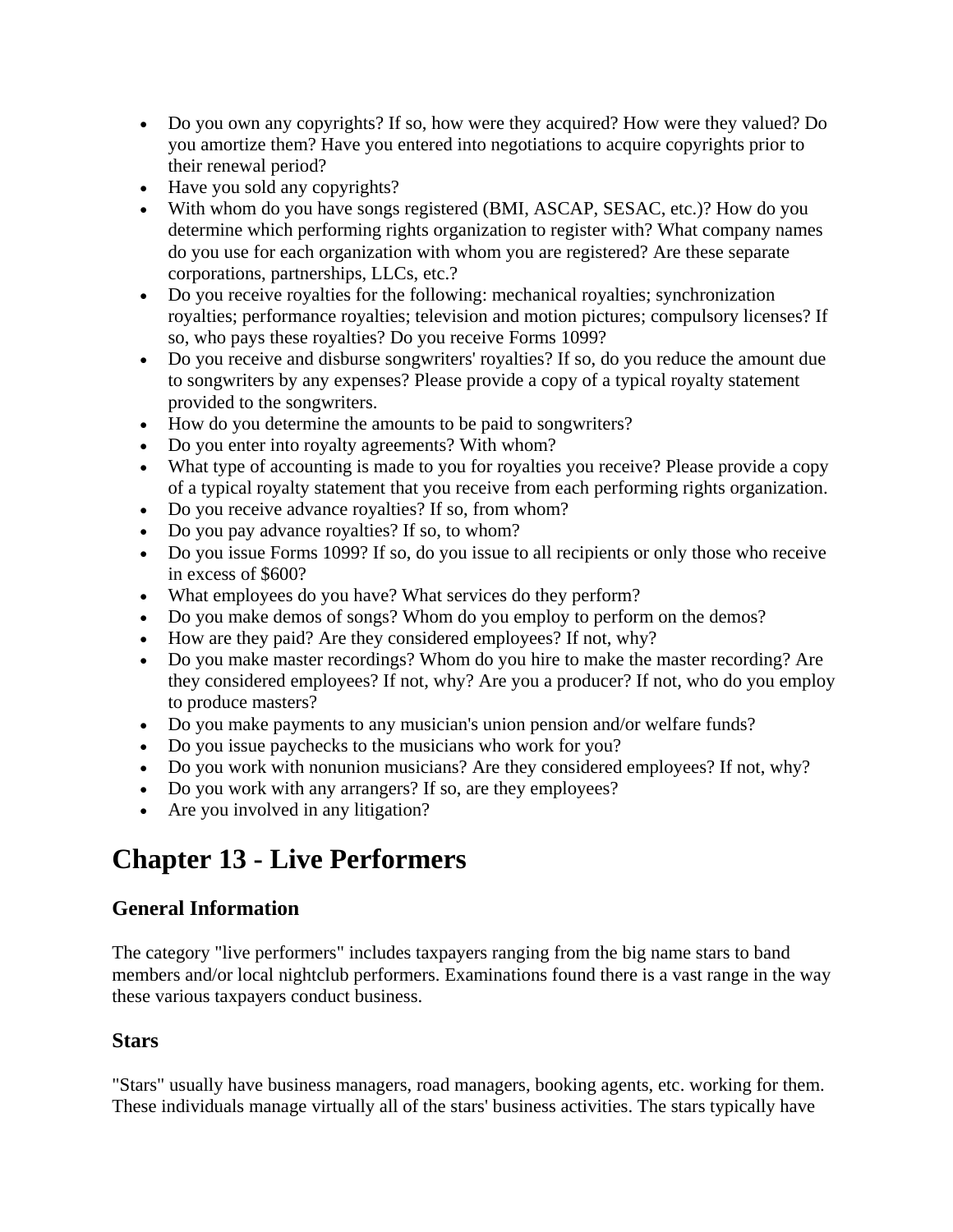- Do you own any copyrights? If so, how were they acquired? How were they valued? Do you amortize them? Have you entered into negotiations to acquire copyrights prior to their renewal period?
- Have you sold any copyrights?
- With whom do you have songs registered (BMI, ASCAP, SESAC, etc.)? How do you determine which performing rights organization to register with? What company names do you use for each organization with whom you are registered? Are these separate corporations, partnerships, LLCs, etc.?
- Do you receive royalties for the following: mechanical royalties; synchronization royalties; performance royalties; television and motion pictures; compulsory licenses? If so, who pays these royalties? Do you receive Forms 1099?
- Do you receive and disburse songwriters' royalties? If so, do you reduce the amount due to songwriters by any expenses? Please provide a copy of a typical royalty statement provided to the songwriters.
- How do you determine the amounts to be paid to songwriters?
- Do you enter into royalty agreements? With whom?
- What type of accounting is made to you for royalties you receive? Please provide a copy of a typical royalty statement that you receive from each performing rights organization.
- Do you receive advance royalties? If so, from whom?
- Do you pay advance royalties? If so, to whom?
- Do you issue Forms 1099? If so, do you issue to all recipients or only those who receive in excess of $600?
- What employees do you have? What services do they perform?
- Do you make demos of songs? Whom do you employ to perform on the demos?
- How are they paid? Are they considered employees? If not, why?
- Do you make master recordings? Whom do you hire to make the master recording? Are they considered employees? If not, why? Are you a producer? If not, who do you employ to produce masters?
- Do you make payments to any musician's union pension and/or welfare funds?
- Do you issue paychecks to the musicians who work for you?
- Do you work with nonunion musicians? Are they considered employees? If not, why?
- Do you work with any arrangers? If so, are they employees?
- Are you involved in any litigation?

# Chapter 13 - Live Performers

## General Information

The category "live performers" includes taxpayers ranging from the big name stars to band members and/or local nightclub performers. Examinations found there is a vast range in the way these various taxpayers conduct business.

## Stars

"Stars" usually have business managers, road managers, booking agents, etc. working for them. These individuals manage virtually all of the stars' business activities. The stars typically have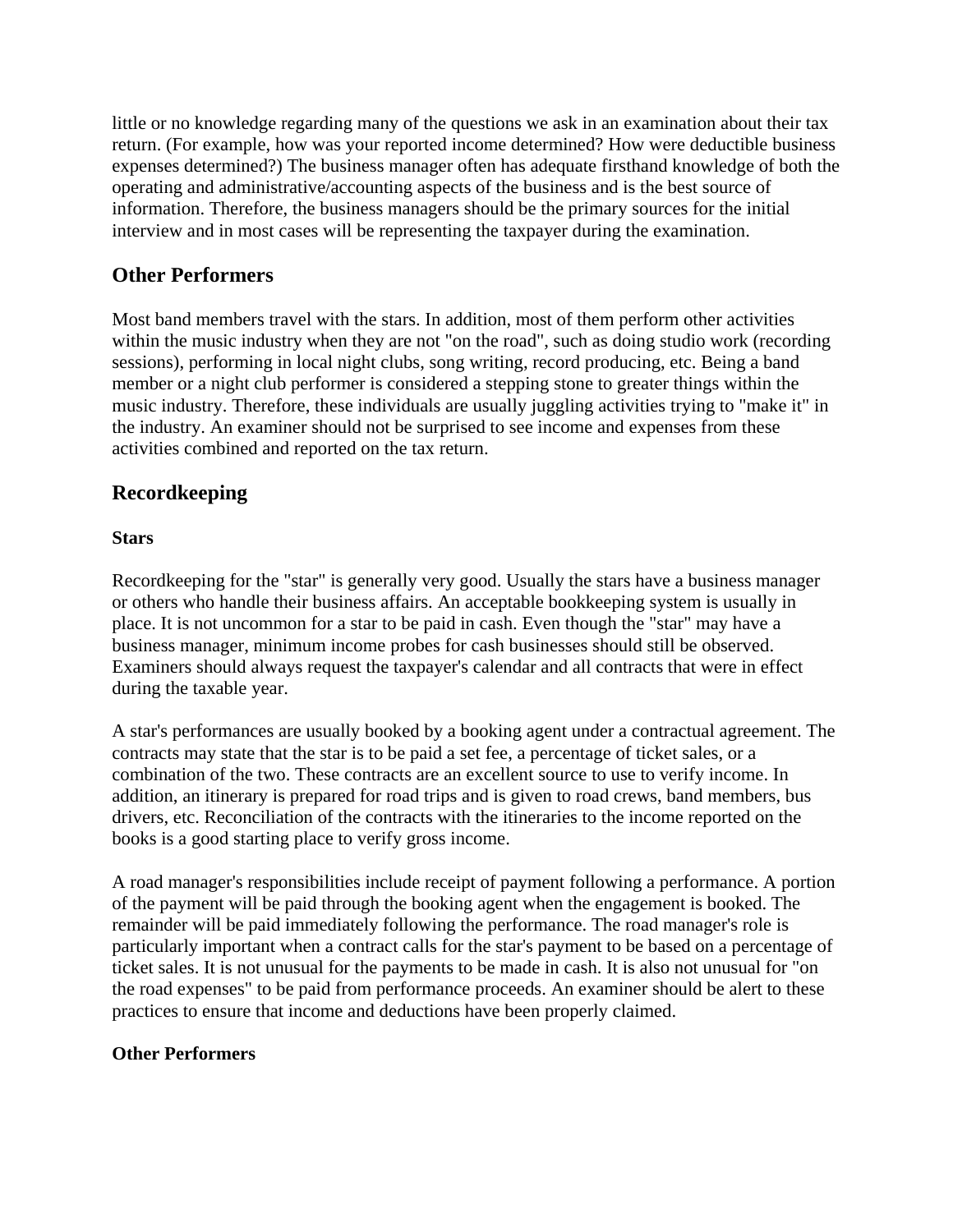little or no knowledge regarding many of the questions we ask in an examination about their tax return. (For example, how was your reported income determined? How were deductible business expenses determined?) The business manager often has adequate firsthand knowledge of both the operating and administrative/accounting aspects of the business and is the best source of information. Therefore, the business managers should be the primary sources for the initial interview and in most cases will be representing the taxpayer during the examination.

## Other Performers

Most band members travel with the stars. In addition, most of them perform other activities within the music industry when they are not "on the road", such as doing studio work (recording sessions), performing in local night clubs, song writing, record producing, etc. Being a band member or a night club performer is considered a stepping stone to greater things within the music industry. Therefore, these individuals are usually juggling activities trying to "make it" in the industry. An examiner should not be surprised to see income and expenses from these activities combined and reported on the tax return.

## Recordkeeping

### Stars

Recordkeeping for the "star" is generally very good. Usually the stars have a business manager or others who handle their business affairs. An acceptable bookkeeping system is usually in place. It is not uncommon for a star to be paid in cash. Even though the "star" may have a business manager, minimum income probes for cash businesses should still be observed. Examiners should always request the taxpayer's calendar and all contracts that were in effect during the taxable year.

A star's performances are usually booked by a booking agent under a contractual agreement. The contracts may state that the star is to be paid a set fee, a percentage of ticket sales, or a combination of the two. These contracts are an excellent source to use to verify income. In addition, an itinerary is prepared for road trips and is given to road crews, band members, bus drivers, etc. Reconciliation of the contracts with the itineraries to the income reported on the books is a good starting place to verify gross income.

A road manager's responsibilities include receipt of payment following a performance. A portion of the payment will be paid through the booking agent when the engagement is booked. The remainder will be paid immediately following the performance. The road manager's role is particularly important when a contract calls for the star's payment to be based on a percentage of ticket sales. It is not unusual for the payments to be made in cash. It is also not unusual for "on the road expenses" to be paid from performance proceeds. An examiner should be alert to these practices to ensure that income and deductions have been properly claimed.

### Other Performers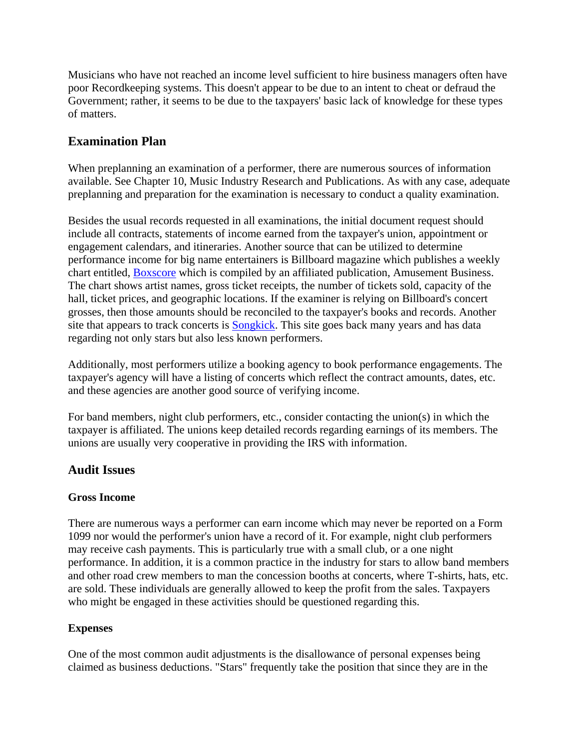Musicians who have not reached an income level sufficient to hire business managers often have poor Recordkeeping systems. This doesn't appear to be due to an intent to cheat or defraud the Government; rather, it seems to be due to the taxpayers' basic lack of knowledge for these types of matters.

## Examination Plan

When preplanning an examination of a performer, there are numerous sources of information available. See Chapter 10, Music Industry Research and Publications. As with any case, adequate preplanning and preparation for the examination is necessary to conduct a quality examination.

Besides the usual records requested in all examinations, the initial document request should include all contracts, statements of income earned from the taxpayer's union, appointment or engagement calendars, and itineraries. Another source that can be utilized to determine performance income for big name entertainers is Billboard magazine which publishes a weekly chart entitled, Boxscore which is compiled by an affiliated publication, Amusement Business. The chart shows artist names, gross ticket receipts, the number of tickets sold, capacity of the hall, ticket prices, and geographic locations. If the examiner is relying on Billboard's concert grosses, then those amounts should be reconciled to the taxpayer's books and records. Another site that appears to track concerts is Songkick. This site goes back many years and has data regarding not only stars but also less known performers.

Additionally, most performers utilize a booking agency to book performance engagements. The taxpayer's agency will have a listing of concerts which reflect the contract amounts, dates, etc. and these agencies are another good source of verifying income.

For band members, night club performers, etc., consider contacting the union(s) in which the taxpayer is affiliated. The unions keep detailed records regarding earnings of its members. The unions are usually very cooperative in providing the IRS with information.

## Audit Issues

### Gross Income

There are numerous ways a performer can earn income which may never be reported on a Form 1099 nor would the performer's union have a record of it. For example, night club performers may receive cash payments. This is particularly true with a small club, or a one night performance. In addition, it is a common practice in the industry for stars to allow band members and other road crew members to man the concession booths at concerts, where T-shirts, hats, etc. are sold. These individuals are generally allowed to keep the profit from the sales. Taxpayers who might be engaged in these activities should be questioned regarding this.

### Expenses

One of the most common audit adjustments is the disallowance of personal expenses being claimed as business deductions. "Stars" frequently take the position that since they are in the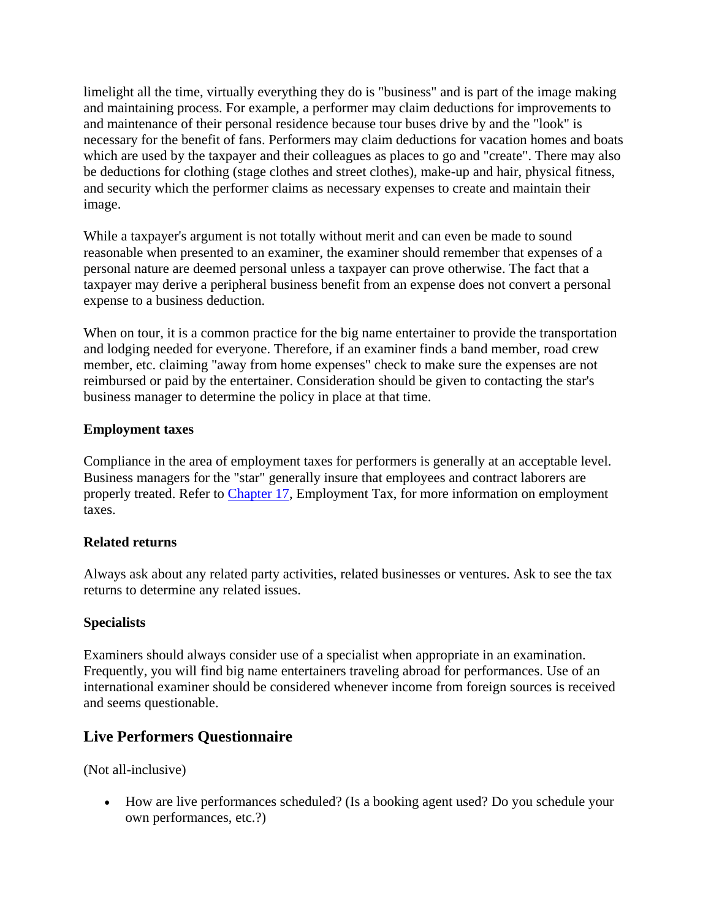limelight all the time, virtually everything they do is "business" and is part of the image making and maintaining process. For example, a performer may claim deductions for improvements to and maintenance of their personal residence because tour buses drive by and the "look" is necessary for the benefit of fans. Performers may claim deductions for vacation homes and boats which are used by the taxpayer and their colleagues as places to go and "create". There may also be deductions for clothing (stage clothes and street clothes), make-up and hair, physical fitness, and security which the performer claims as necessary expenses to create and maintain their image.

While a taxpayer's argument is not totally without merit and can even be made to sound reasonable when presented to an examiner, the examiner should remember that expenses of a personal nature are deemed personal unless a taxpayer can prove otherwise. The fact that a taxpayer may derive a peripheral business benefit from an expense does not convert a personal expense to a business deduction.

When on tour, it is a common practice for the big name entertainer to provide the transportation and lodging needed for everyone. Therefore, if an examiner finds a band member, road crew member, etc. claiming "away from home expenses" check to make sure the expenses are not reimbursed or paid by the entertainer. Consideration should be given to contacting the star's business manager to determine the policy in place at that time.

**Employment taxes**

Compliance in the area of employment taxes for performers is generally at an acceptable level. Business managers for the "star" generally insure that employees and contract laborers are properly treated. Refer to Chapter 17, Employment Tax, for more information on employment taxes.

**Related returns**

Always ask about any related party activities, related businesses or ventures. Ask to see the tax returns to determine any related issues.

**Specialists**

Examiners should always consider use of a specialist when appropriate in an examination. Frequently, you will find big name entertainers traveling abroad for performances. Use of an international examiner should be considered whenever income from foreign sources is received and seems questionable.

## Live Performers Questionnaire

(Not all-inclusive)

- How are live performances scheduled? (Is a booking agent used? Do you schedule your own performances, etc.?)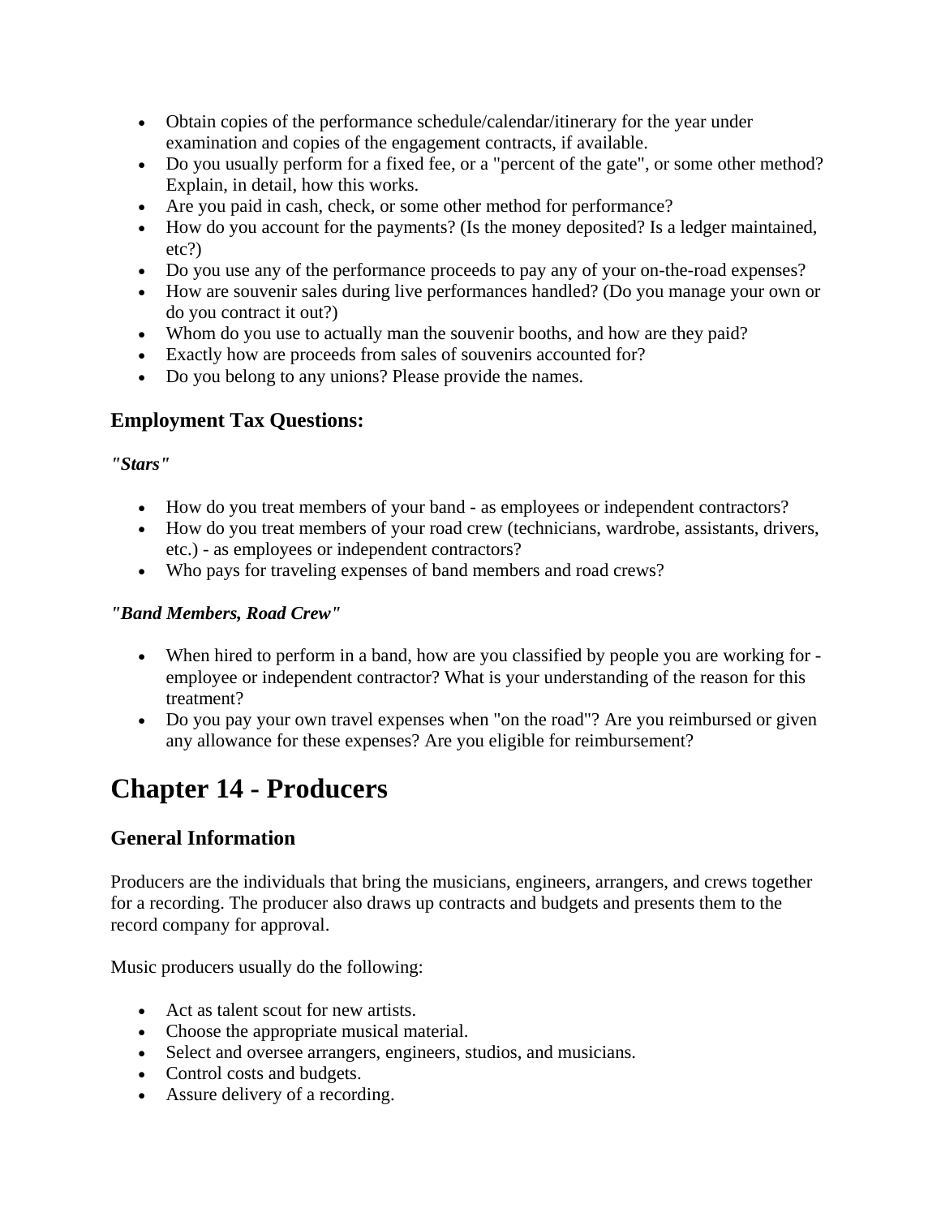- Obtain copies of the performance schedule/calendar/itinerary for the year under examination and copies of the engagement contracts, if available.
- Do you usually perform for a fixed fee, or a "percent of the gate", or some other method? Explain, in detail, how this works.
- Are you paid in cash, check, or some other method for performance?
- How do you account for the payments? (Is the money deposited? Is a ledger maintained, etc?)
- Do you use any of the performance proceeds to pay any of your on-the-road expenses?
- How are souvenir sales during live performances handled? (Do you manage your own or do you contract it out?)
- Whom do you use to actually man the souvenir booths, and how are they paid?
- Exactly how are proceeds from sales of souvenirs accounted for?
- Do you belong to any unions? Please provide the names.

### Employment Tax Questions:

***"Stars"***

- How do you treat members of your band - as employees or independent contractors?
- How do you treat members of your road crew (technicians, wardrobe, assistants, drivers, etc.) - as employees or independent contractors?
- Who pays for traveling expenses of band members and road crews?

***"Band Members, Road Crew"***

- When hired to perform in a band, how are you classified by people you are working for - employee or independent contractor? What is your understanding of the reason for this treatment?
- Do you pay your own travel expenses when "on the road"? Are you reimbursed or given any allowance for these expenses? Are you eligible for reimbursement?

# Chapter 14 - Producers

### General Information

Producers are the individuals that bring the musicians, engineers, arrangers, and crews together for a recording. The producer also draws up contracts and budgets and presents them to the record company for approval.

Music producers usually do the following:

- Act as talent scout for new artists.
- Choose the appropriate musical material.
- Select and oversee arrangers, engineers, studios, and musicians.
- Control costs and budgets.
- Assure delivery of a recording.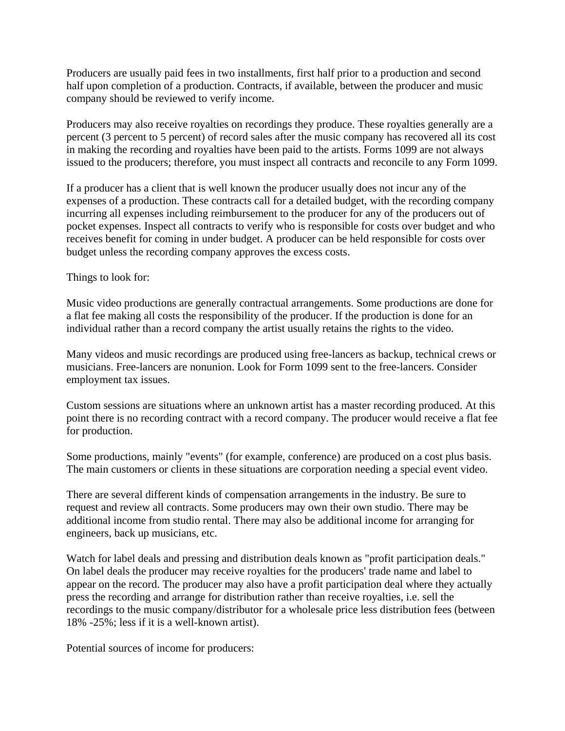Producers are usually paid fees in two installments, first half prior to a production and second half upon completion of a production. Contracts, if available, between the producer and music company should be reviewed to verify income.

Producers may also receive royalties on recordings they produce. These royalties generally are a percent (3 percent to 5 percent) of record sales after the music company has recovered all its cost in making the recording and royalties have been paid to the artists. Forms 1099 are not always issued to the producers; therefore, you must inspect all contracts and reconcile to any Form 1099.

If a producer has a client that is well known the producer usually does not incur any of the expenses of a production. These contracts call for a detailed budget, with the recording company incurring all expenses including reimbursement to the producer for any of the producers out of pocket expenses. Inspect all contracts to verify who is responsible for costs over budget and who receives benefit for coming in under budget. A producer can be held responsible for costs over budget unless the recording company approves the excess costs.

Things to look for:

Music video productions are generally contractual arrangements. Some productions are done for a flat fee making all costs the responsibility of the producer. If the production is done for an individual rather than a record company the artist usually retains the rights to the video.

Many videos and music recordings are produced using free-lancers as backup, technical crews or musicians. Free-lancers are nonunion. Look for Form 1099 sent to the free-lancers. Consider employment tax issues.

Custom sessions are situations where an unknown artist has a master recording produced. At this point there is no recording contract with a record company. The producer would receive a flat fee for production.

Some productions, mainly "events" (for example, conference) are produced on a cost plus basis. The main customers or clients in these situations are corporation needing a special event video.

There are several different kinds of compensation arrangements in the industry. Be sure to request and review all contracts. Some producers may own their own studio. There may be additional income from studio rental. There may also be additional income for arranging for engineers, back up musicians, etc.

Watch for label deals and pressing and distribution deals known as "profit participation deals." On label deals the producer may receive royalties for the producers' trade name and label to appear on the record. The producer may also have a profit participation deal where they actually press the recording and arrange for distribution rather than receive royalties, i.e. sell the recordings to the music company/distributor for a wholesale price less distribution fees (between 18% -25%; less if it is a well-known artist).

Potential sources of income for producers: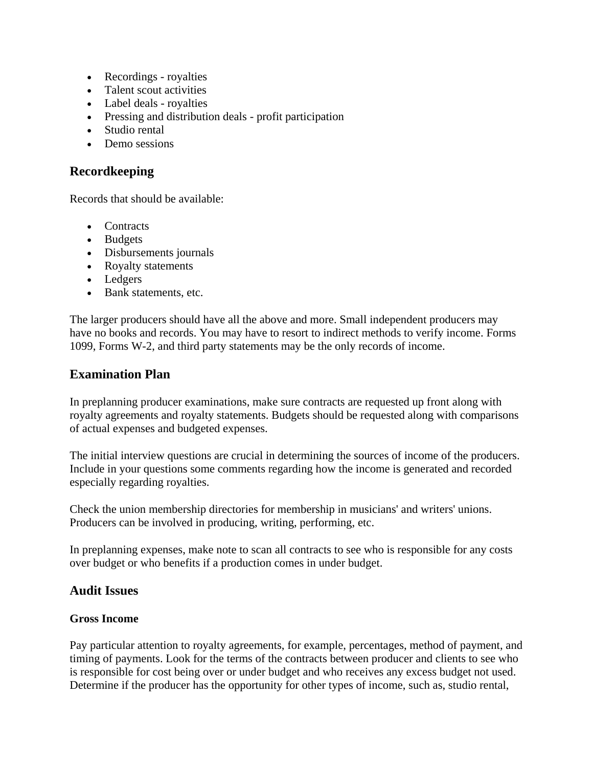- Recordings - royalties
- Talent scout activities
- Label deals - royalties
- Pressing and distribution deals - profit participation
- Studio rental
- Demo sessions

## Recordkeeping

Records that should be available:

- Contracts
- Budgets
- Disbursements journals
- Royalty statements
- Ledgers
- Bank statements, etc.

The larger producers should have all the above and more. Small independent producers may have no books and records. You may have to resort to indirect methods to verify income. Forms 1099, Forms W-2, and third party statements may be the only records of income.

## Examination Plan

In preplanning producer examinations, make sure contracts are requested up front along with royalty agreements and royalty statements. Budgets should be requested along with comparisons of actual expenses and budgeted expenses.

The initial interview questions are crucial in determining the sources of income of the producers. Include in your questions some comments regarding how the income is generated and recorded especially regarding royalties.

Check the union membership directories for membership in musicians' and writers' unions. Producers can be involved in producing, writing, performing, etc.

In preplanning expenses, make note to scan all contracts to see who is responsible for any costs over budget or who benefits if a production comes in under budget.

## Audit Issues

### Gross Income

Pay particular attention to royalty agreements, for example, percentages, method of payment, and timing of payments. Look for the terms of the contracts between producer and clients to see who is responsible for cost being over or under budget and who receives any excess budget not used. Determine if the producer has the opportunity for other types of income, such as, studio rental,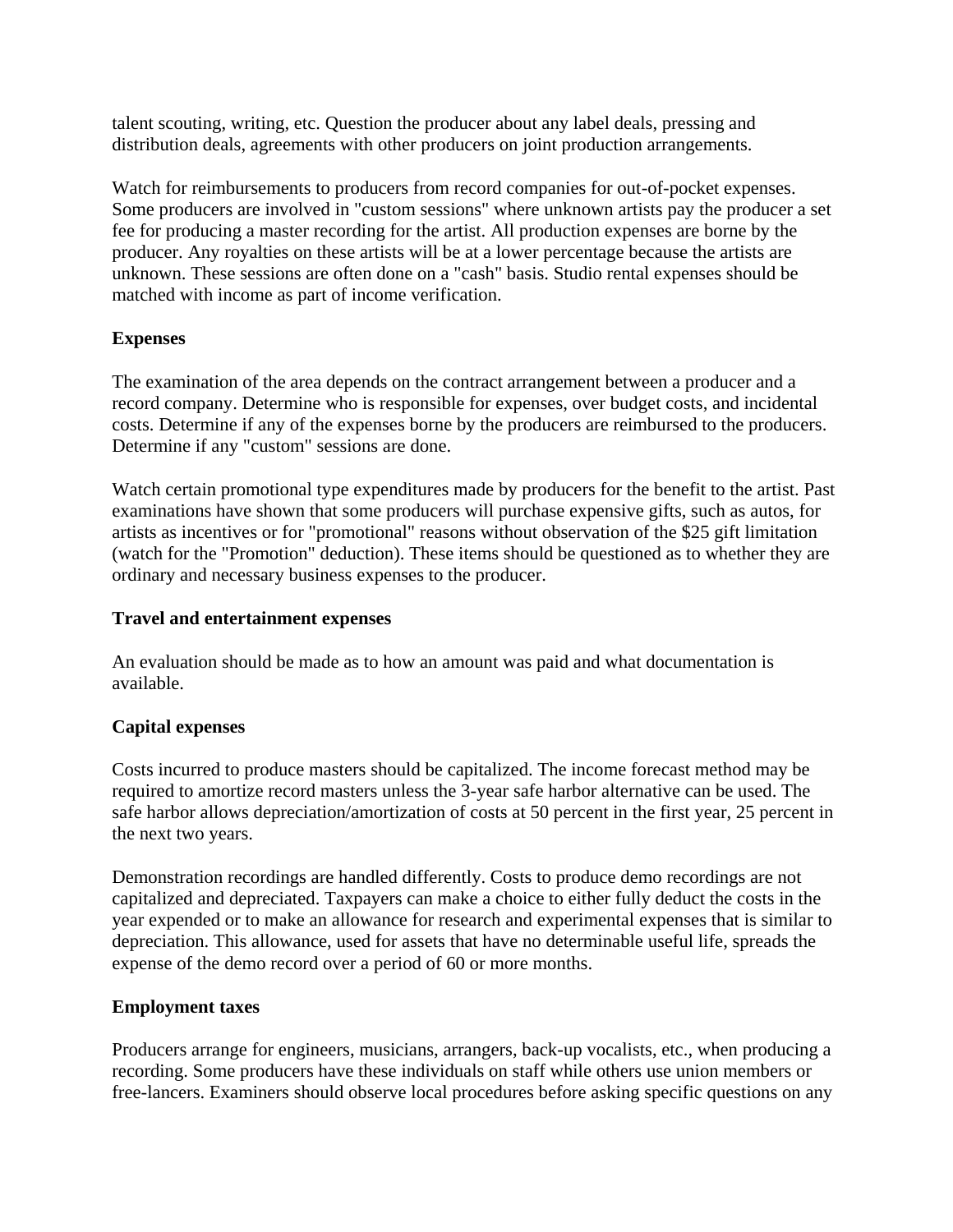talent scouting, writing, etc. Question the producer about any label deals, pressing and distribution deals, agreements with other producers on joint production arrangements.

Watch for reimbursements to producers from record companies for out-of-pocket expenses. Some producers are involved in "custom sessions" where unknown artists pay the producer a set fee for producing a master recording for the artist. All production expenses are borne by the producer. Any royalties on these artists will be at a lower percentage because the artists are unknown. These sessions are often done on a "cash" basis. Studio rental expenses should be matched with income as part of income verification.

**Expenses**

The examination of the area depends on the contract arrangement between a producer and a record company. Determine who is responsible for expenses, over budget costs, and incidental costs. Determine if any of the expenses borne by the producers are reimbursed to the producers. Determine if any "custom" sessions are done.

Watch certain promotional type expenditures made by producers for the benefit to the artist. Past examinations have shown that some producers will purchase expensive gifts, such as autos, for artists as incentives or for "promotional" reasons without observation of the $25 gift limitation (watch for the "Promotion" deduction). These items should be questioned as to whether they are ordinary and necessary business expenses to the producer.

**Travel and entertainment expenses**

An evaluation should be made as to how an amount was paid and what documentation is available.

**Capital expenses**

Costs incurred to produce masters should be capitalized. The income forecast method may be required to amortize record masters unless the 3-year safe harbor alternative can be used. The safe harbor allows depreciation/amortization of costs at 50 percent in the first year, 25 percent in the next two years.

Demonstration recordings are handled differently. Costs to produce demo recordings are not capitalized and depreciated. Taxpayers can make a choice to either fully deduct the costs in the year expended or to make an allowance for research and experimental expenses that is similar to depreciation. This allowance, used for assets that have no determinable useful life, spreads the expense of the demo record over a period of 60 or more months.

**Employment taxes**

Producers arrange for engineers, musicians, arrangers, back-up vocalists, etc., when producing a recording. Some producers have these individuals on staff while others use union members or free-lancers. Examiners should observe local procedures before asking specific questions on any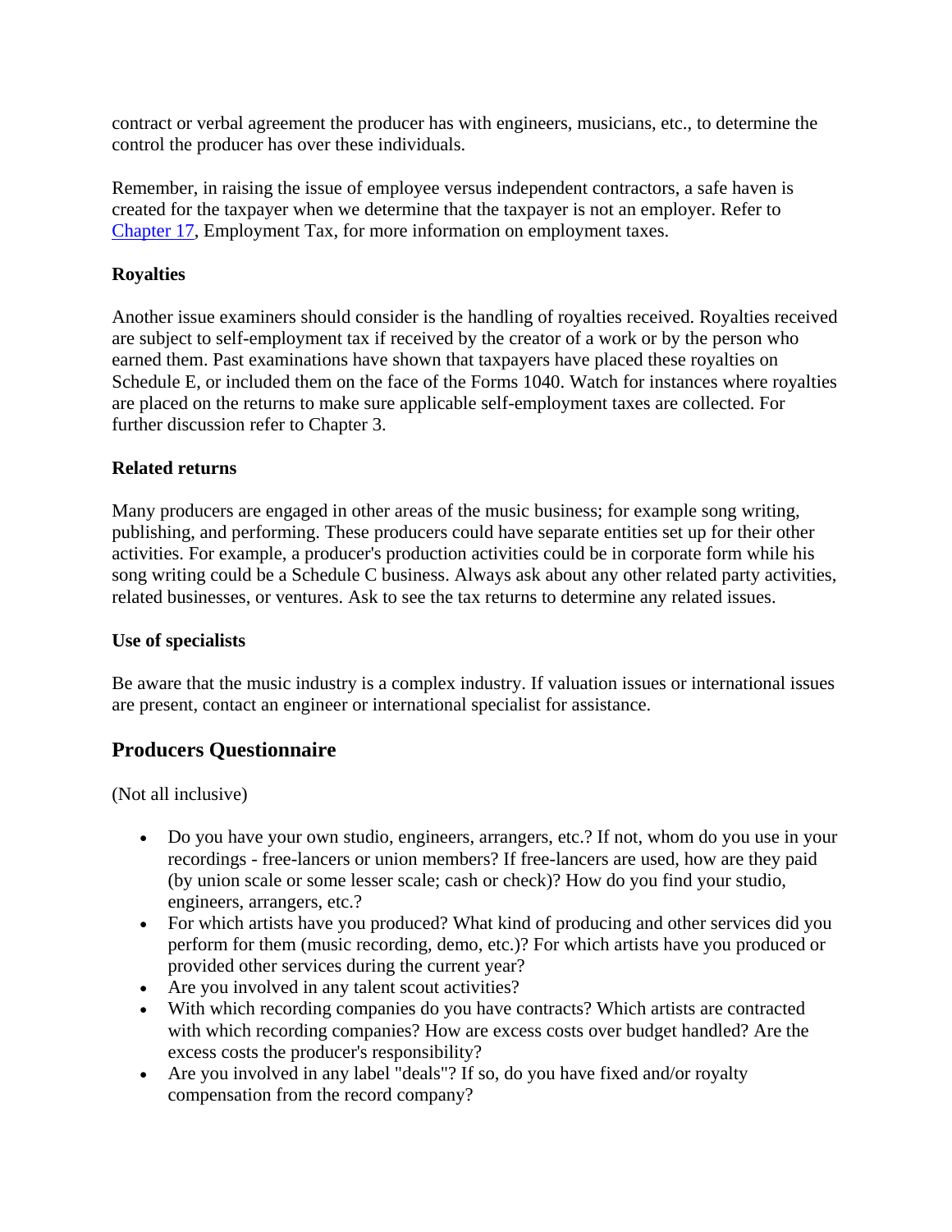contract or verbal agreement the producer has with engineers, musicians, etc., to determine the control the producer has over these individuals.

Remember, in raising the issue of employee versus independent contractors, a safe haven is created for the taxpayer when we determine that the taxpayer is not an employer. Refer to Chapter 17, Employment Tax, for more information on employment taxes.

**Royalties**

Another issue examiners should consider is the handling of royalties received. Royalties received are subject to self-employment tax if received by the creator of a work or by the person who earned them. Past examinations have shown that taxpayers have placed these royalties on Schedule E, or included them on the face of the Forms 1040. Watch for instances where royalties are placed on the returns to make sure applicable self-employment taxes are collected. For further discussion refer to Chapter 3.

**Related returns**

Many producers are engaged in other areas of the music business; for example song writing, publishing, and performing. These producers could have separate entities set up for their other activities. For example, a producer's production activities could be in corporate form while his song writing could be a Schedule C business. Always ask about any other related party activities, related businesses, or ventures. Ask to see the tax returns to determine any related issues.

**Use of specialists**

Be aware that the music industry is a complex industry. If valuation issues or international issues are present, contact an engineer or international specialist for assistance.

## Producers Questionnaire

(Not all inclusive)

- Do you have your own studio, engineers, arrangers, etc.? If not, whom do you use in your recordings - free-lancers or union members? If free-lancers are used, how are they paid (by union scale or some lesser scale; cash or check)? How do you find your studio, engineers, arrangers, etc.?
- For which artists have you produced? What kind of producing and other services did you perform for them (music recording, demo, etc.)? For which artists have you produced or provided other services during the current year?
- Are you involved in any talent scout activities?
- With which recording companies do you have contracts? Which artists are contracted with which recording companies? How are excess costs over budget handled? Are the excess costs the producer's responsibility?
- Are you involved in any label "deals"? If so, do you have fixed and/or royalty compensation from the record company?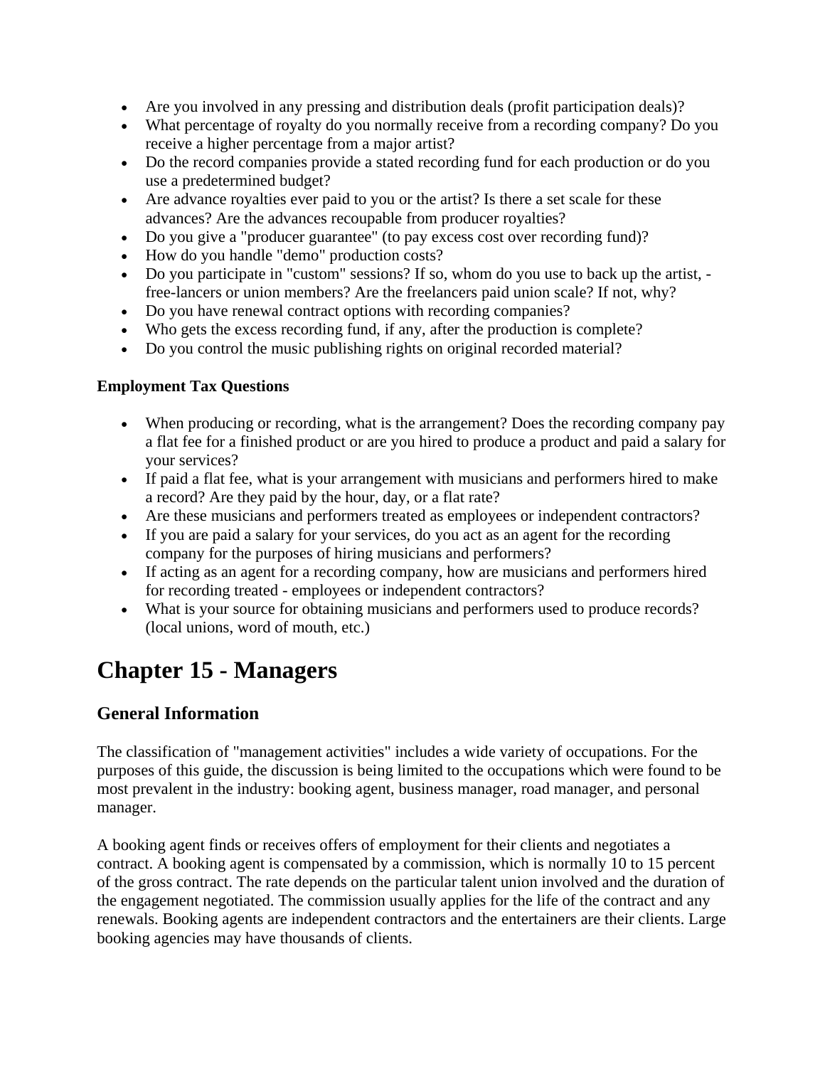- Are you involved in any pressing and distribution deals (profit participation deals)?
- What percentage of royalty do you normally receive from a recording company? Do you receive a higher percentage from a major artist?
- Do the record companies provide a stated recording fund for each production or do you use a predetermined budget?
- Are advance royalties ever paid to you or the artist? Is there a set scale for these advances? Are the advances recoupable from producer royalties?
- Do you give a "producer guarantee" (to pay excess cost over recording fund)?
- How do you handle "demo" production costs?
- Do you participate in "custom" sessions? If so, whom do you use to back up the artist, - free-lancers or union members? Are the freelancers paid union scale? If not, why?
- Do you have renewal contract options with recording companies?
- Who gets the excess recording fund, if any, after the production is complete?
- Do you control the music publishing rights on original recorded material?

**Employment Tax Questions**

- When producing or recording, what is the arrangement? Does the recording company pay a flat fee for a finished product or are you hired to produce a product and paid a salary for your services?
- If paid a flat fee, what is your arrangement with musicians and performers hired to make a record? Are they paid by the hour, day, or a flat rate?
- Are these musicians and performers treated as employees or independent contractors?
- If you are paid a salary for your services, do you act as an agent for the recording company for the purposes of hiring musicians and performers?
- If acting as an agent for a recording company, how are musicians and performers hired for recording treated - employees or independent contractors?
- What is your source for obtaining musicians and performers used to produce records? (local unions, word of mouth, etc.)

# Chapter 15 - Managers

## General Information

The classification of "management activities" includes a wide variety of occupations. For the purposes of this guide, the discussion is being limited to the occupations which were found to be most prevalent in the industry: booking agent, business manager, road manager, and personal manager.

A booking agent finds or receives offers of employment for their clients and negotiates a contract. A booking agent is compensated by a commission, which is normally 10 to 15 percent of the gross contract. The rate depends on the particular talent union involved and the duration of the engagement negotiated. The commission usually applies for the life of the contract and any renewals. Booking agents are independent contractors and the entertainers are their clients. Large booking agencies may have thousands of clients.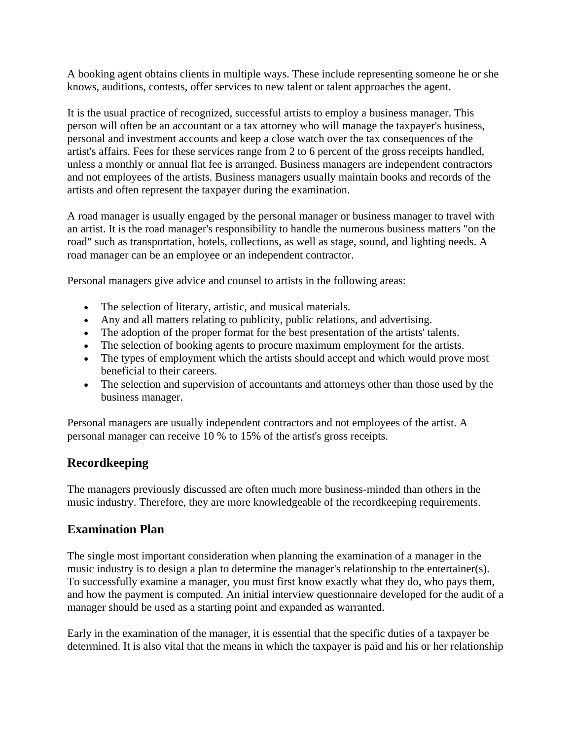A booking agent obtains clients in multiple ways. These include representing someone he or she knows, auditions, contests, offer services to new talent or talent approaches the agent.

It is the usual practice of recognized, successful artists to employ a business manager. This person will often be an accountant or a tax attorney who will manage the taxpayer's business, personal and investment accounts and keep a close watch over the tax consequences of the artist's affairs. Fees for these services range from 2 to 6 percent of the gross receipts handled, unless a monthly or annual flat fee is arranged. Business managers are independent contractors and not employees of the artists. Business managers usually maintain books and records of the artists and often represent the taxpayer during the examination.

A road manager is usually engaged by the personal manager or business manager to travel with an artist. It is the road manager's responsibility to handle the numerous business matters "on the road" such as transportation, hotels, collections, as well as stage, sound, and lighting needs. A road manager can be an employee or an independent contractor.

Personal managers give advice and counsel to artists in the following areas:

- The selection of literary, artistic, and musical materials.
- Any and all matters relating to publicity, public relations, and advertising.
- The adoption of the proper format for the best presentation of the artists' talents.
- The selection of booking agents to procure maximum employment for the artists.
- The types of employment which the artists should accept and which would prove most beneficial to their careers.
- The selection and supervision of accountants and attorneys other than those used by the business manager.

Personal managers are usually independent contractors and not employees of the artist. A personal manager can receive 10 % to 15% of the artist's gross receipts.

## Recordkeeping

The managers previously discussed are often much more business-minded than others in the music industry. Therefore, they are more knowledgeable of the recordkeeping requirements.

## Examination Plan

The single most important consideration when planning the examination of a manager in the music industry is to design a plan to determine the manager's relationship to the entertainer(s). To successfully examine a manager, you must first know exactly what they do, who pays them, and how the payment is computed. An initial interview questionnaire developed for the audit of a manager should be used as a starting point and expanded as warranted.

Early in the examination of the manager, it is essential that the specific duties of a taxpayer be determined. It is also vital that the means in which the taxpayer is paid and his or her relationship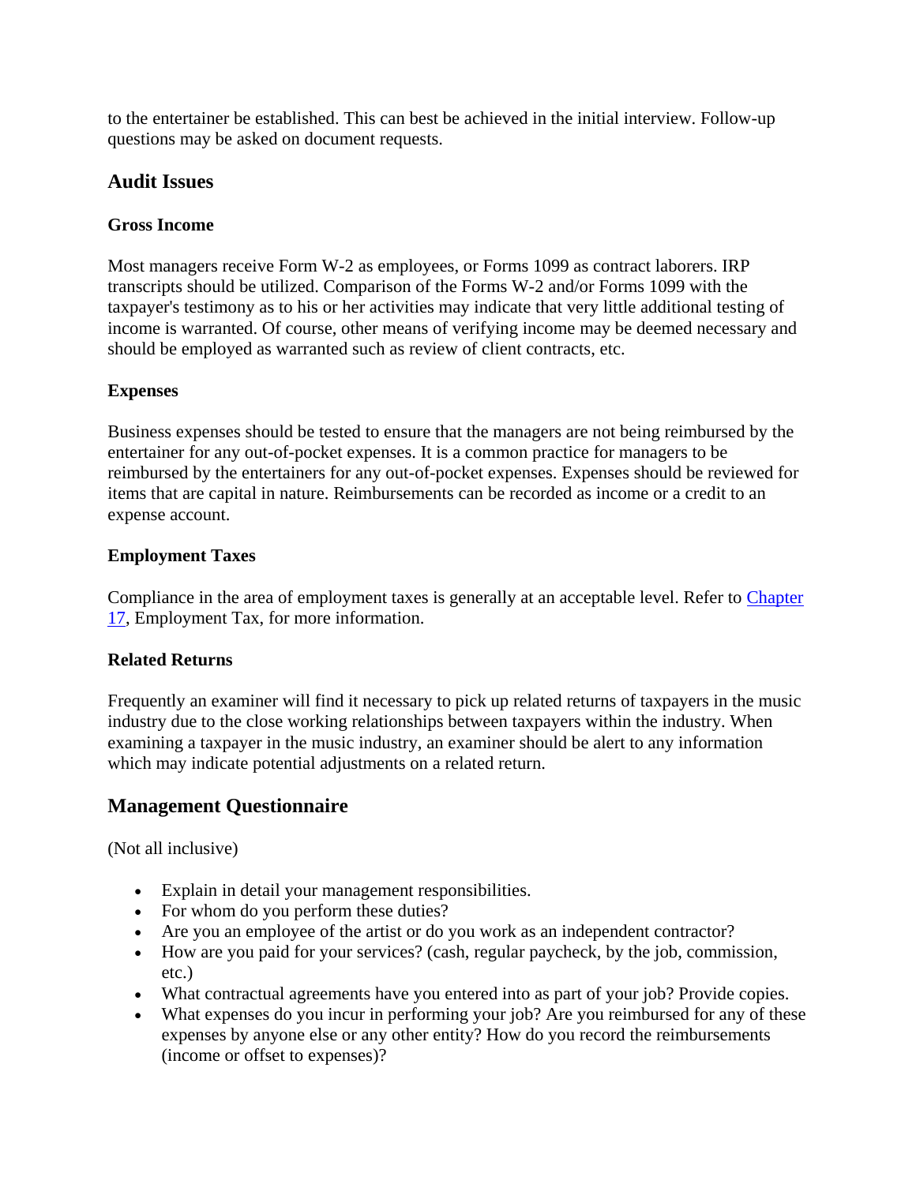to the entertainer be established. This can best be achieved in the initial interview. Follow-up questions may be asked on document requests.

## Audit Issues

### Gross Income

Most managers receive Form W-2 as employees, or Forms 1099 as contract laborers. IRP transcripts should be utilized. Comparison of the Forms W-2 and/or Forms 1099 with the taxpayer's testimony as to his or her activities may indicate that very little additional testing of income is warranted. Of course, other means of verifying income may be deemed necessary and should be employed as warranted such as review of client contracts, etc.

### Expenses

Business expenses should be tested to ensure that the managers are not being reimbursed by the entertainer for any out-of-pocket expenses. It is a common practice for managers to be reimbursed by the entertainers for any out-of-pocket expenses. Expenses should be reviewed for items that are capital in nature. Reimbursements can be recorded as income or a credit to an expense account.

### Employment Taxes

Compliance in the area of employment taxes is generally at an acceptable level. Refer to Chapter 17, Employment Tax, for more information.

### Related Returns

Frequently an examiner will find it necessary to pick up related returns of taxpayers in the music industry due to the close working relationships between taxpayers within the industry. When examining a taxpayer in the music industry, an examiner should be alert to any information which may indicate potential adjustments on a related return.

## Management Questionnaire

(Not all inclusive)

- Explain in detail your management responsibilities.
- For whom do you perform these duties?
- Are you an employee of the artist or do you work as an independent contractor?
- How are you paid for your services? (cash, regular paycheck, by the job, commission, etc.)
- What contractual agreements have you entered into as part of your job? Provide copies.
- What expenses do you incur in performing your job? Are you reimbursed for any of these expenses by anyone else or any other entity? How do you record the reimbursements (income or offset to expenses)?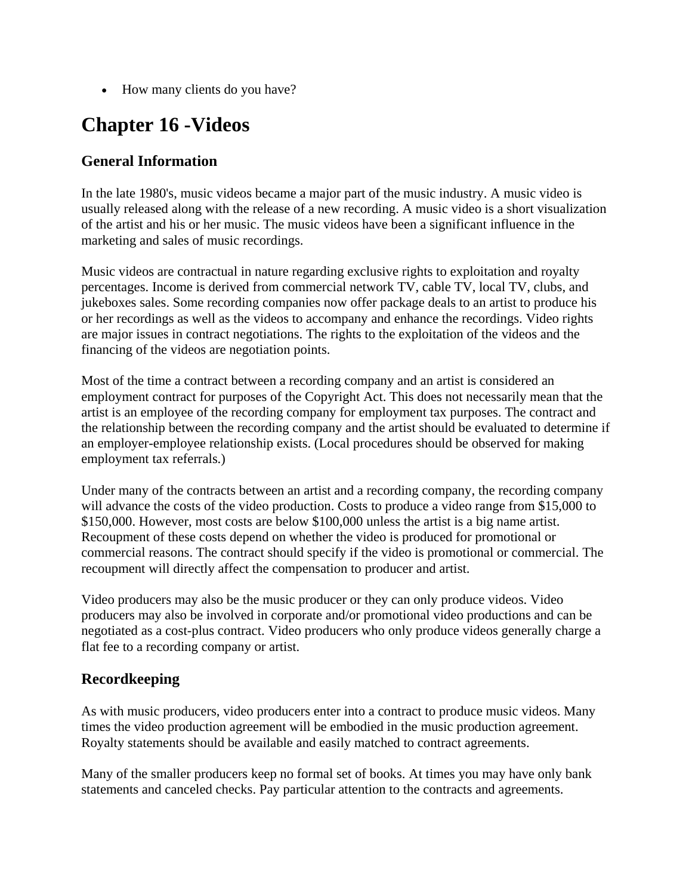- How many clients do you have?

# Chapter 16 -Videos

## General Information

In the late 1980's, music videos became a major part of the music industry. A music video is usually released along with the release of a new recording. A music video is a short visualization of the artist and his or her music. The music videos have been a significant influence in the marketing and sales of music recordings.

Music videos are contractual in nature regarding exclusive rights to exploitation and royalty percentages. Income is derived from commercial network TV, cable TV, local TV, clubs, and jukeboxes sales. Some recording companies now offer package deals to an artist to produce his or her recordings as well as the videos to accompany and enhance the recordings. Video rights are major issues in contract negotiations. The rights to the exploitation of the videos and the financing of the videos are negotiation points.

Most of the time a contract between a recording company and an artist is considered an employment contract for purposes of the Copyright Act. This does not necessarily mean that the artist is an employee of the recording company for employment tax purposes. The contract and the relationship between the recording company and the artist should be evaluated to determine if an employer-employee relationship exists. (Local procedures should be observed for making employment tax referrals.)

Under many of the contracts between an artist and a recording company, the recording company will advance the costs of the video production. Costs to produce a video range from $15,000 to $150,000. However, most costs are below $100,000 unless the artist is a big name artist. Recoupment of these costs depend on whether the video is produced for promotional or commercial reasons. The contract should specify if the video is promotional or commercial. The recoupment will directly affect the compensation to producer and artist.

Video producers may also be the music producer or they can only produce videos. Video producers may also be involved in corporate and/or promotional video productions and can be negotiated as a cost-plus contract. Video producers who only produce videos generally charge a flat fee to a recording company or artist.

## Recordkeeping

As with music producers, video producers enter into a contract to produce music videos. Many times the video production agreement will be embodied in the music production agreement. Royalty statements should be available and easily matched to contract agreements.

Many of the smaller producers keep no formal set of books. At times you may have only bank statements and canceled checks. Pay particular attention to the contracts and agreements.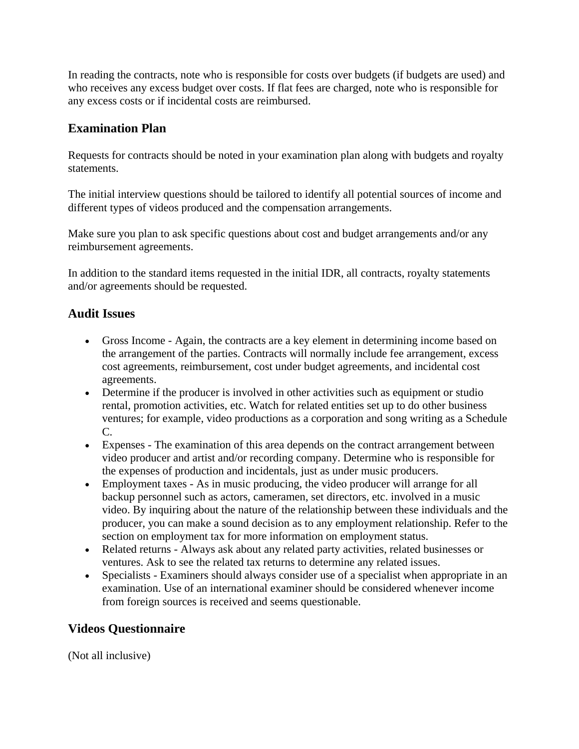In reading the contracts, note who is responsible for costs over budgets (if budgets are used) and who receives any excess budget over costs. If flat fees are charged, note who is responsible for any excess costs or if incidental costs are reimbursed.

## Examination Plan

Requests for contracts should be noted in your examination plan along with budgets and royalty statements.

The initial interview questions should be tailored to identify all potential sources of income and different types of videos produced and the compensation arrangements.

Make sure you plan to ask specific questions about cost and budget arrangements and/or any reimbursement agreements.

In addition to the standard items requested in the initial IDR, all contracts, royalty statements and/or agreements should be requested.

## Audit Issues

- Gross Income - Again, the contracts are a key element in determining income based on the arrangement of the parties. Contracts will normally include fee arrangement, excess cost agreements, reimbursement, cost under budget agreements, and incidental cost agreements.
- Determine if the producer is involved in other activities such as equipment or studio rental, promotion activities, etc. Watch for related entities set up to do other business ventures; for example, video productions as a corporation and song writing as a Schedule C.
- Expenses - The examination of this area depends on the contract arrangement between video producer and artist and/or recording company. Determine who is responsible for the expenses of production and incidentals, just as under music producers.
- Employment taxes - As in music producing, the video producer will arrange for all backup personnel such as actors, cameramen, set directors, etc. involved in a music video. By inquiring about the nature of the relationship between these individuals and the producer, you can make a sound decision as to any employment relationship. Refer to the section on employment tax for more information on employment status.
- Related returns - Always ask about any related party activities, related businesses or ventures. Ask to see the related tax returns to determine any related issues.
- Specialists - Examiners should always consider use of a specialist when appropriate in an examination. Use of an international examiner should be considered whenever income from foreign sources is received and seems questionable.

## Videos Questionnaire

(Not all inclusive)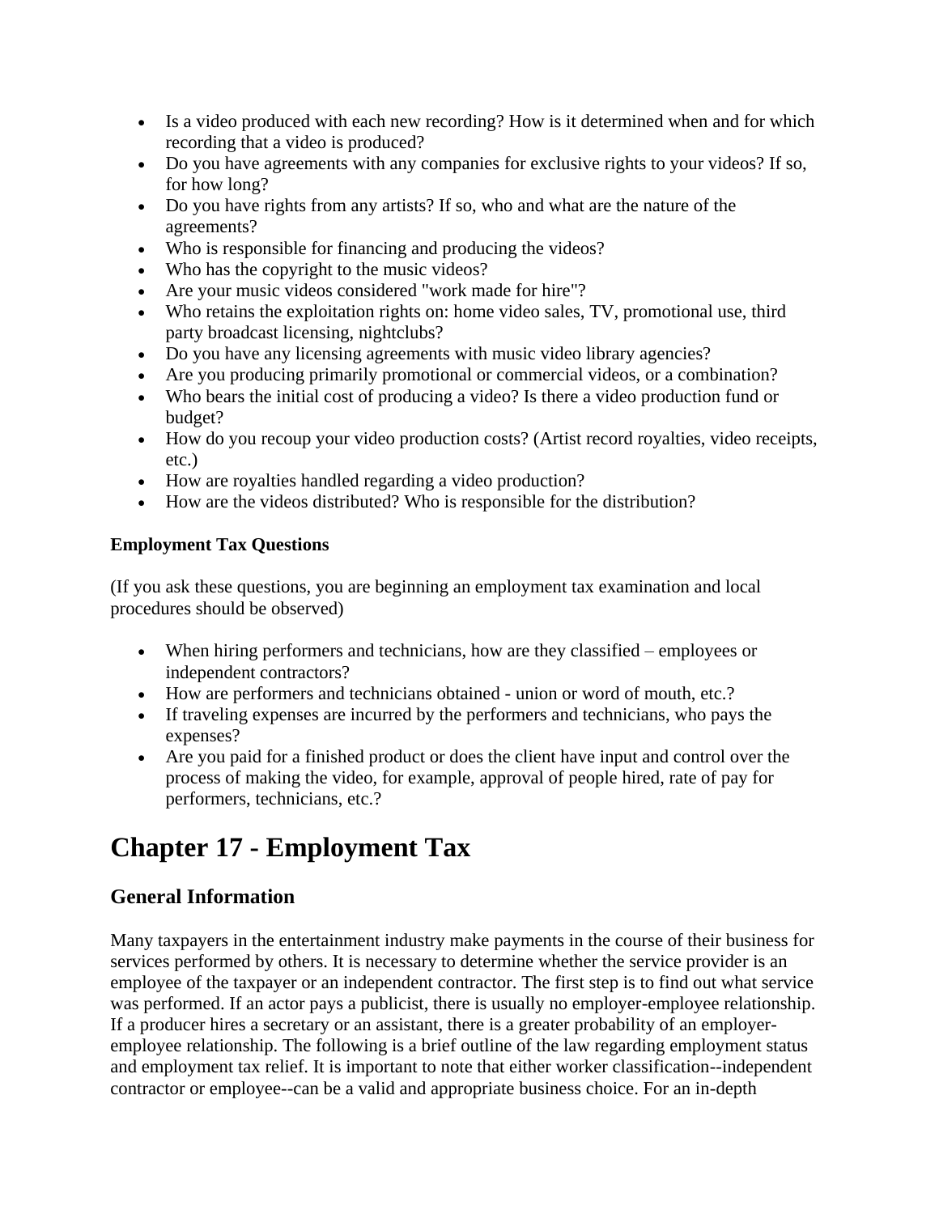- Is a video produced with each new recording? How is it determined when and for which recording that a video is produced?
- Do you have agreements with any companies for exclusive rights to your videos? If so, for how long?
- Do you have rights from any artists? If so, who and what are the nature of the agreements?
- Who is responsible for financing and producing the videos?
- Who has the copyright to the music videos?
- Are your music videos considered "work made for hire"?
- Who retains the exploitation rights on: home video sales, TV, promotional use, third party broadcast licensing, nightclubs?
- Do you have any licensing agreements with music video library agencies?
- Are you producing primarily promotional or commercial videos, or a combination?
- Who bears the initial cost of producing a video? Is there a video production fund or budget?
- How do you recoup your video production costs? (Artist record royalties, video receipts, etc.)
- How are royalties handled regarding a video production?
- How are the videos distributed? Who is responsible for the distribution?

**Employment Tax Questions**

(If you ask these questions, you are beginning an employment tax examination and local procedures should be observed)

- When hiring performers and technicians, how are they classified – employees or independent contractors?
- How are performers and technicians obtained - union or word of mouth, etc.?
- If traveling expenses are incurred by the performers and technicians, who pays the expenses?
- Are you paid for a finished product or does the client have input and control over the process of making the video, for example, approval of people hired, rate of pay for performers, technicians, etc.?

# Chapter 17 - Employment Tax

## General Information

Many taxpayers in the entertainment industry make payments in the course of their business for services performed by others. It is necessary to determine whether the service provider is an employee of the taxpayer or an independent contractor. The first step is to find out what service was performed. If an actor pays a publicist, there is usually no employer-employee relationship. If a producer hires a secretary or an assistant, there is a greater probability of an employer-employee relationship. The following is a brief outline of the law regarding employment status and employment tax relief. It is important to note that either worker classification--independent contractor or employee--can be a valid and appropriate business choice. For an in-depth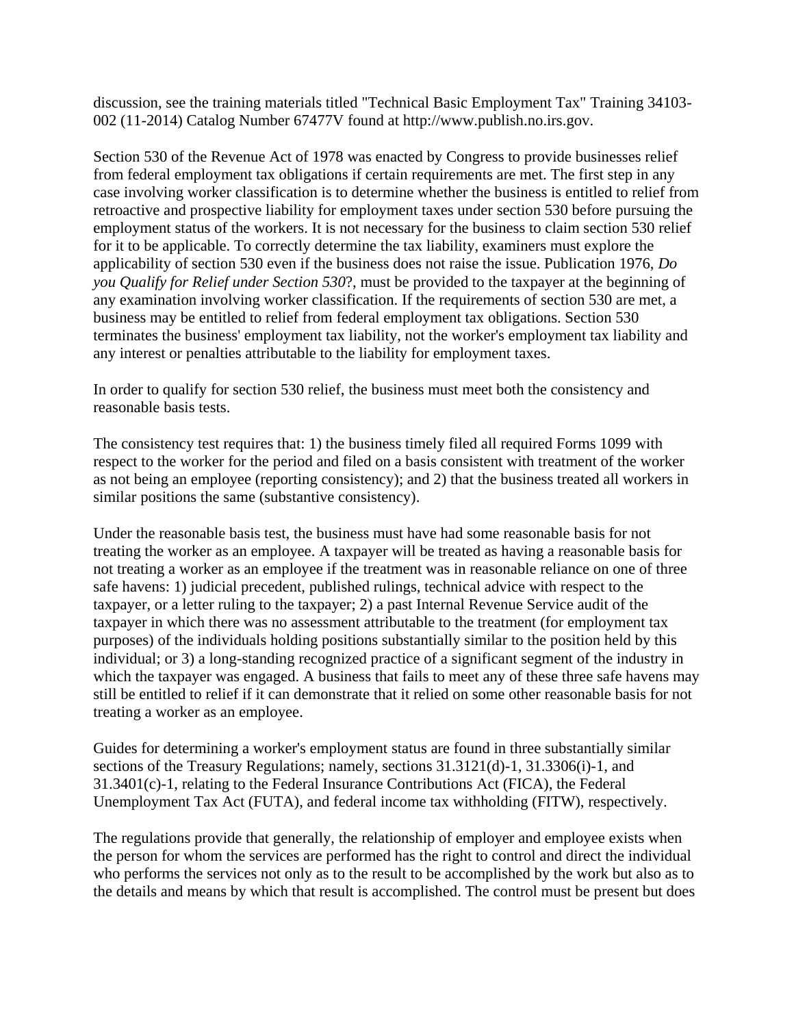discussion, see the training materials titled "Technical Basic Employment Tax" Training 34103-002 (11-2014) Catalog Number 67477V found at http://www.publish.no.irs.gov.

Section 530 of the Revenue Act of 1978 was enacted by Congress to provide businesses relief from federal employment tax obligations if certain requirements are met. The first step in any case involving worker classification is to determine whether the business is entitled to relief from retroactive and prospective liability for employment taxes under section 530 before pursuing the employment status of the workers. It is not necessary for the business to claim section 530 relief for it to be applicable. To correctly determine the tax liability, examiners must explore the applicability of section 530 even if the business does not raise the issue. Publication 1976, *Do you Qualify for Relief under Section 530*?, must be provided to the taxpayer at the beginning of any examination involving worker classification. If the requirements of section 530 are met, a business may be entitled to relief from federal employment tax obligations. Section 530 terminates the business' employment tax liability, not the worker's employment tax liability and any interest or penalties attributable to the liability for employment taxes.

In order to qualify for section 530 relief, the business must meet both the consistency and reasonable basis tests.

The consistency test requires that: 1) the business timely filed all required Forms 1099 with respect to the worker for the period and filed on a basis consistent with treatment of the worker as not being an employee (reporting consistency); and 2) that the business treated all workers in similar positions the same (substantive consistency).

Under the reasonable basis test, the business must have had some reasonable basis for not treating the worker as an employee. A taxpayer will be treated as having a reasonable basis for not treating a worker as an employee if the treatment was in reasonable reliance on one of three safe havens: 1) judicial precedent, published rulings, technical advice with respect to the taxpayer, or a letter ruling to the taxpayer; 2) a past Internal Revenue Service audit of the taxpayer in which there was no assessment attributable to the treatment (for employment tax purposes) of the individuals holding positions substantially similar to the position held by this individual; or 3) a long-standing recognized practice of a significant segment of the industry in which the taxpayer was engaged. A business that fails to meet any of these three safe havens may still be entitled to relief if it can demonstrate that it relied on some other reasonable basis for not treating a worker as an employee.

Guides for determining a worker's employment status are found in three substantially similar sections of the Treasury Regulations; namely, sections 31.3121(d)-1, 31.3306(i)-1, and 31.3401(c)-1, relating to the Federal Insurance Contributions Act (FICA), the Federal Unemployment Tax Act (FUTA), and federal income tax withholding (FITW), respectively.

The regulations provide that generally, the relationship of employer and employee exists when the person for whom the services are performed has the right to control and direct the individual who performs the services not only as to the result to be accomplished by the work but also as to the details and means by which that result is accomplished. The control must be present but does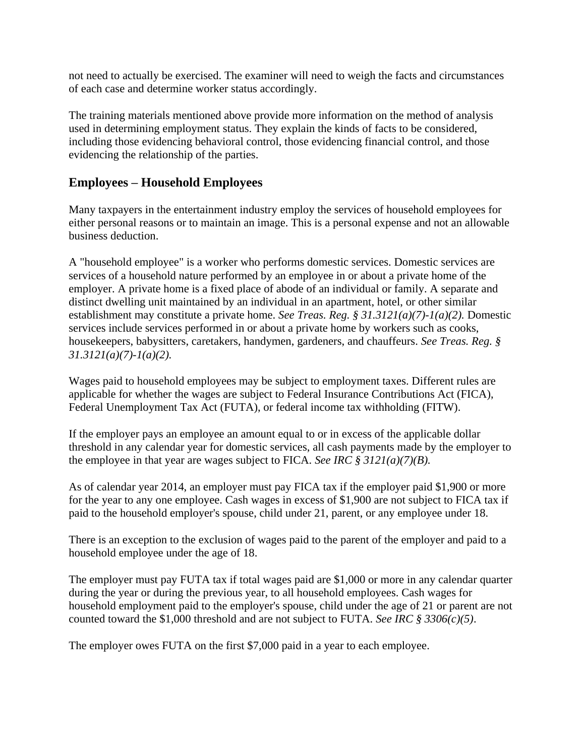not need to actually be exercised. The examiner will need to weigh the facts and circumstances of each case and determine worker status accordingly.

The training materials mentioned above provide more information on the method of analysis used in determining employment status. They explain the kinds of facts to be considered, including those evidencing behavioral control, those evidencing financial control, and those evidencing the relationship of the parties.

## Employees – Household Employees

Many taxpayers in the entertainment industry employ the services of household employees for either personal reasons or to maintain an image. This is a personal expense and not an allowable business deduction.

A "household employee" is a worker who performs domestic services. Domestic services are services of a household nature performed by an employee in or about a private home of the employer. A private home is a fixed place of abode of an individual or family. A separate and distinct dwelling unit maintained by an individual in an apartment, hotel, or other similar establishment may constitute a private home. *See Treas. Reg. § 31.3121(a)(7)-1(a)(2).* Domestic services include services performed in or about a private home by workers such as cooks, housekeepers, babysitters, caretakers, handymen, gardeners, and chauffeurs. *See Treas. Reg. § 31.3121(a)(7)-1(a)(2).*

Wages paid to household employees may be subject to employment taxes. Different rules are applicable for whether the wages are subject to Federal Insurance Contributions Act (FICA), Federal Unemployment Tax Act (FUTA), or federal income tax withholding (FITW).

If the employer pays an employee an amount equal to or in excess of the applicable dollar threshold in any calendar year for domestic services, all cash payments made by the employer to the employee in that year are wages subject to FICA. *See IRC § 3121(a)(7)(B).*

As of calendar year 2014, an employer must pay FICA tax if the employer paid $1,900 or more for the year to any one employee. Cash wages in excess of $1,900 are not subject to FICA tax if paid to the household employer's spouse, child under 21, parent, or any employee under 18.

There is an exception to the exclusion of wages paid to the parent of the employer and paid to a household employee under the age of 18.

The employer must pay FUTA tax if total wages paid are $1,000 or more in any calendar quarter during the year or during the previous year, to all household employees. Cash wages for household employment paid to the employer's spouse, child under the age of 21 or parent are not counted toward the $1,000 threshold and are not subject to FUTA. *See IRC § 3306(c)(5)*.

The employer owes FUTA on the first $7,000 paid in a year to each employee.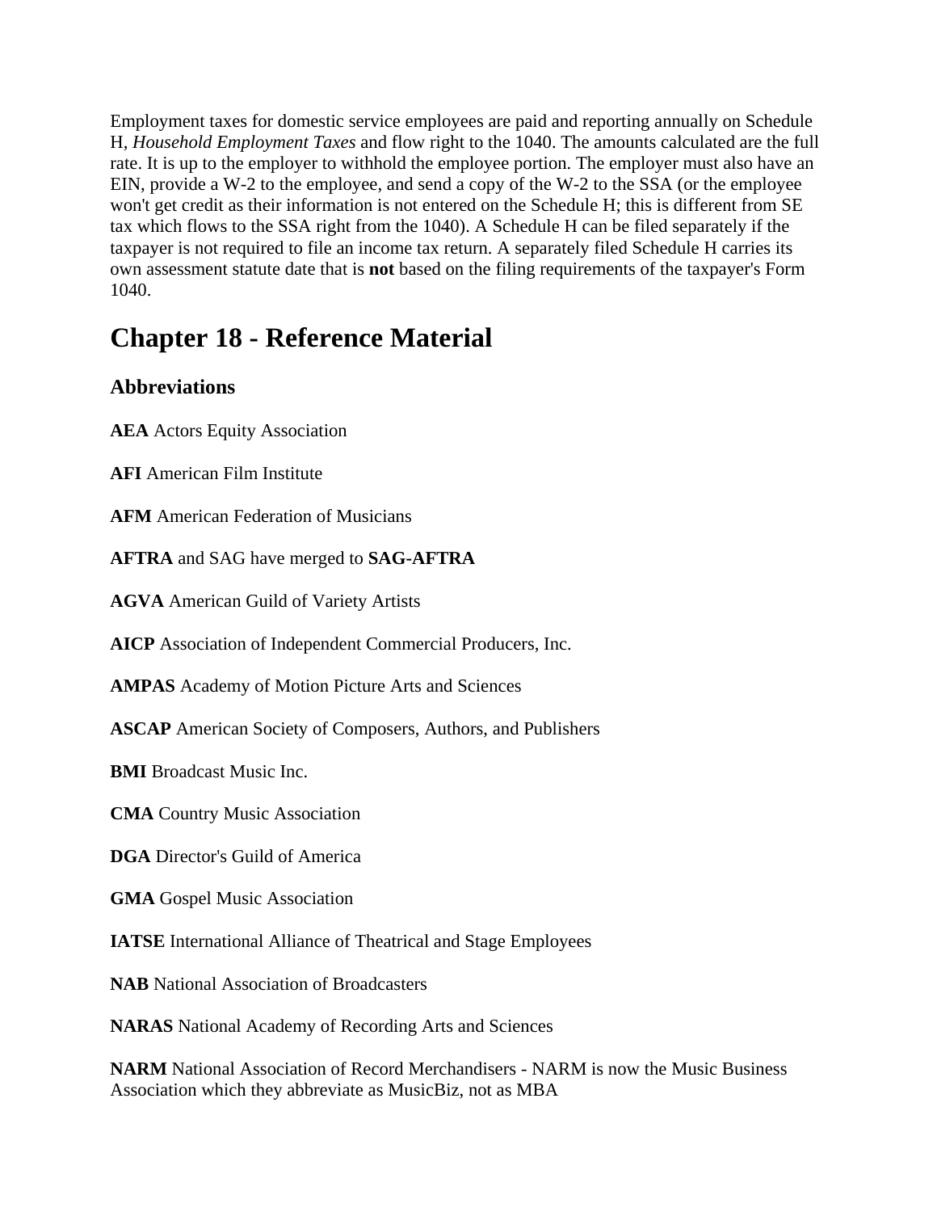Employment taxes for domestic service employees are paid and reporting annually on Schedule H, *Household Employment Taxes* and flow right to the 1040. The amounts calculated are the full rate. It is up to the employer to withhold the employee portion. The employer must also have an EIN, provide a W-2 to the employee, and send a copy of the W-2 to the SSA (or the employee won't get credit as their information is not entered on the Schedule H; this is different from SE tax which flows to the SSA right from the 1040). A Schedule H can be filed separately if the taxpayer is not required to file an income tax return. A separately filed Schedule H carries its own assessment statute date that is **not** based on the filing requirements of the taxpayer's Form 1040.

# Chapter 18 - Reference Material

## Abbreviations

**AEA** Actors Equity Association

**AFI** American Film Institute

**AFM** American Federation of Musicians

**AFTRA** and SAG have merged to **SAG-AFTRA**

**AGVA** American Guild of Variety Artists

**AICP** Association of Independent Commercial Producers, Inc.

**AMPAS** Academy of Motion Picture Arts and Sciences

**ASCAP** American Society of Composers, Authors, and Publishers

**BMI** Broadcast Music Inc.

**CMA** Country Music Association

**DGA** Director's Guild of America

**GMA** Gospel Music Association

**IATSE** International Alliance of Theatrical and Stage Employees

**NAB** National Association of Broadcasters

**NARAS** National Academy of Recording Arts and Sciences

**NARM** National Association of Record Merchandisers - NARM is now the Music Business Association which they abbreviate as MusicBiz, not as MBA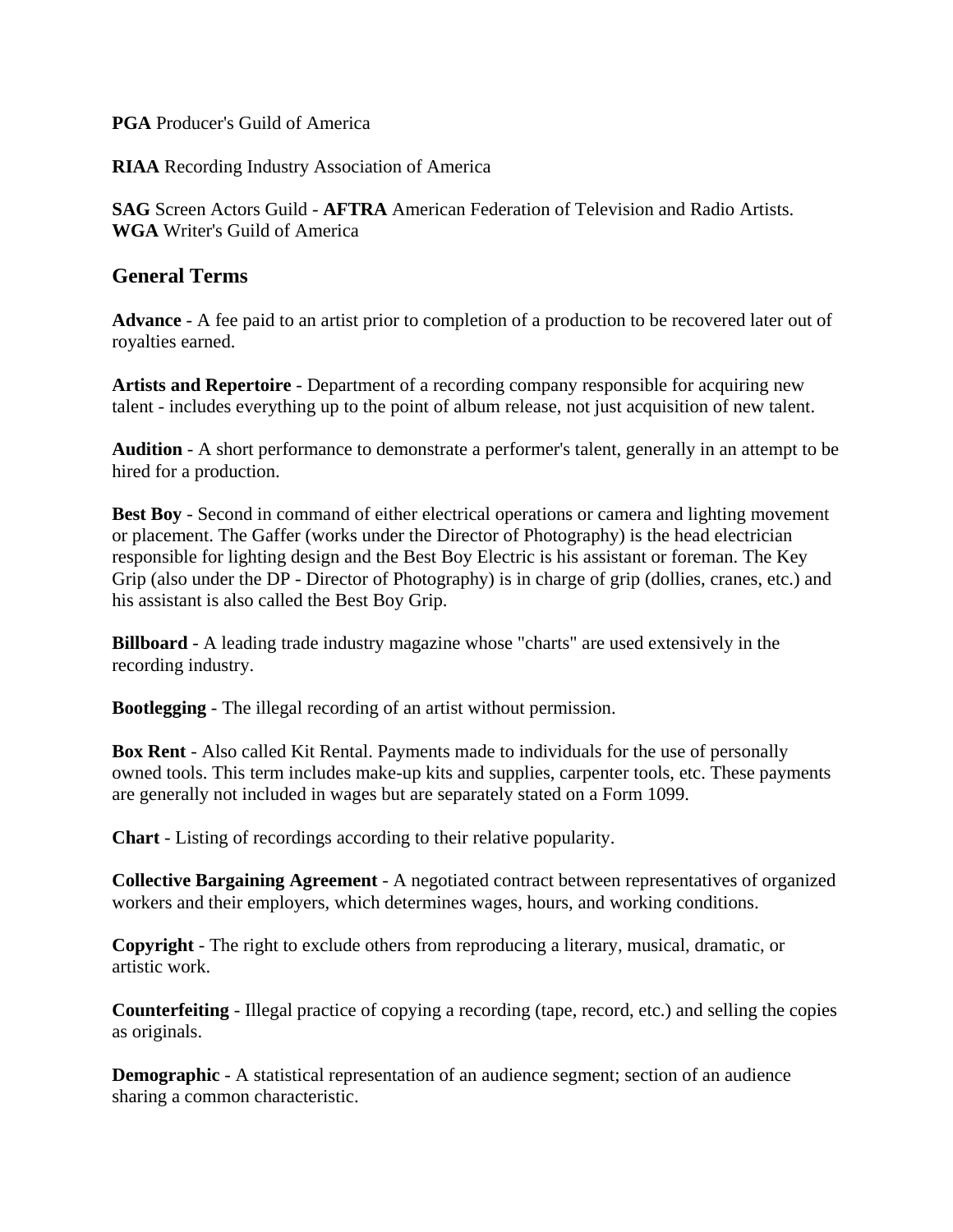**PGA** Producer's Guild of America

**RIAA** Recording Industry Association of America

**SAG** Screen Actors Guild - **AFTRA** American Federation of Television and Radio Artists.
**WGA** Writer's Guild of America

## General Terms

**Advance** - A fee paid to an artist prior to completion of a production to be recovered later out of royalties earned.

**Artists and Repertoire** - Department of a recording company responsible for acquiring new talent - includes everything up to the point of album release, not just acquisition of new talent.

**Audition** - A short performance to demonstrate a performer's talent, generally in an attempt to be hired for a production.

**Best Boy** - Second in command of either electrical operations or camera and lighting movement or placement. The Gaffer (works under the Director of Photography) is the head electrician responsible for lighting design and the Best Boy Electric is his assistant or foreman. The Key Grip (also under the DP - Director of Photography) is in charge of grip (dollies, cranes, etc.) and his assistant is also called the Best Boy Grip.

**Billboard** - A leading trade industry magazine whose "charts" are used extensively in the recording industry.

**Bootlegging** - The illegal recording of an artist without permission.

**Box Rent** - Also called Kit Rental. Payments made to individuals for the use of personally owned tools. This term includes make-up kits and supplies, carpenter tools, etc. These payments are generally not included in wages but are separately stated on a Form 1099.

**Chart** - Listing of recordings according to their relative popularity.

**Collective Bargaining Agreement** - A negotiated contract between representatives of organized workers and their employers, which determines wages, hours, and working conditions.

**Copyright** - The right to exclude others from reproducing a literary, musical, dramatic, or artistic work.

**Counterfeiting** - Illegal practice of copying a recording (tape, record, etc.) and selling the copies as originals.

**Demographic** - A statistical representation of an audience segment; section of an audience sharing a common characteristic.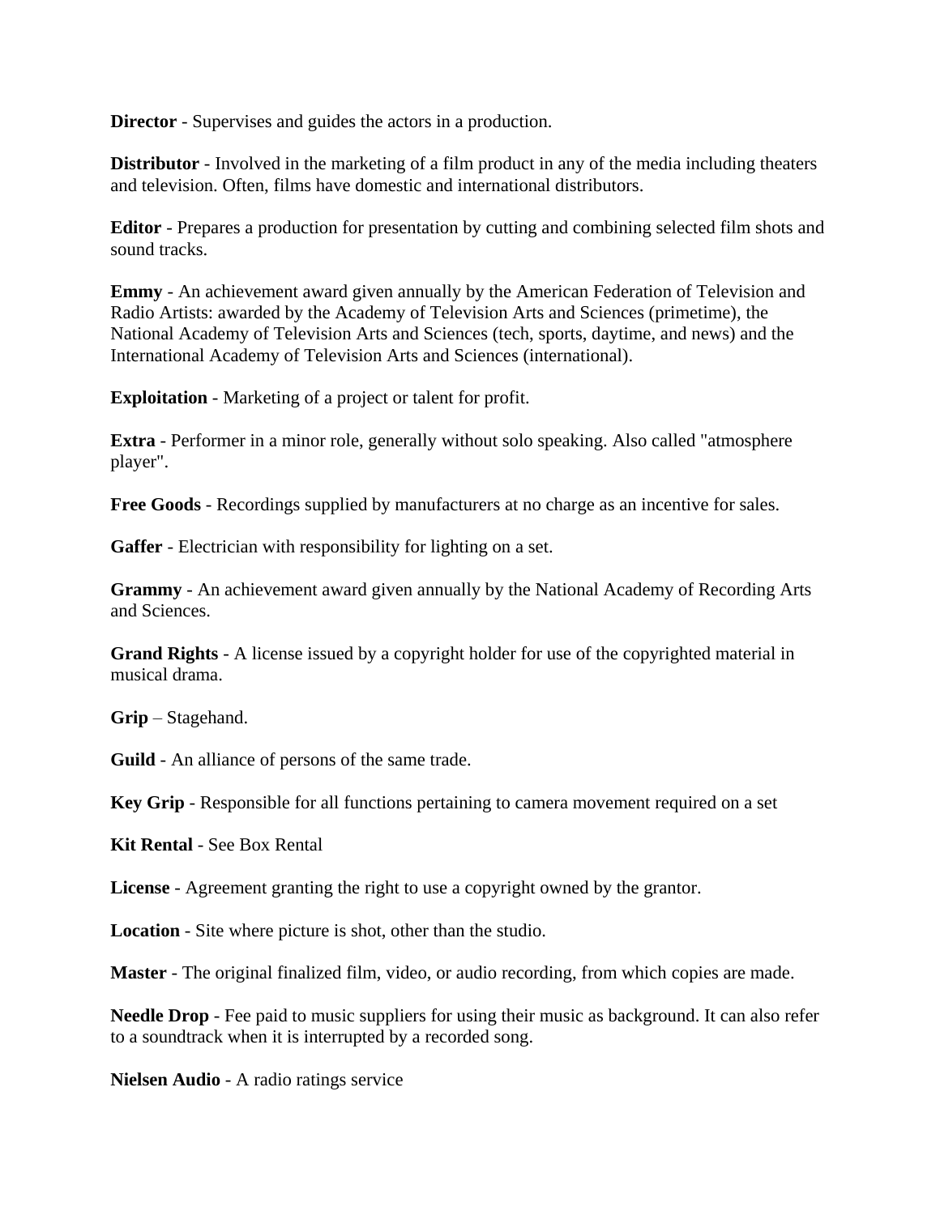**Director** - Supervises and guides the actors in a production.

**Distributor** - Involved in the marketing of a film product in any of the media including theaters and television. Often, films have domestic and international distributors.

**Editor** - Prepares a production for presentation by cutting and combining selected film shots and sound tracks.

**Emmy** - An achievement award given annually by the American Federation of Television and Radio Artists: awarded by the Academy of Television Arts and Sciences (primetime), the National Academy of Television Arts and Sciences (tech, sports, daytime, and news) and the International Academy of Television Arts and Sciences (international).

**Exploitation** - Marketing of a project or talent for profit.

**Extra** - Performer in a minor role, generally without solo speaking. Also called "atmosphere player".

**Free Goods** - Recordings supplied by manufacturers at no charge as an incentive for sales.

**Gaffer** - Electrician with responsibility for lighting on a set.

**Grammy** - An achievement award given annually by the National Academy of Recording Arts and Sciences.

**Grand Rights** - A license issued by a copyright holder for use of the copyrighted material in musical drama.

**Grip** – Stagehand.

**Guild** - An alliance of persons of the same trade.

**Key Grip** - Responsible for all functions pertaining to camera movement required on a set

**Kit Rental** - See Box Rental

**License** - Agreement granting the right to use a copyright owned by the grantor.

**Location** - Site where picture is shot, other than the studio.

**Master** - The original finalized film, video, or audio recording, from which copies are made.

**Needle Drop** - Fee paid to music suppliers for using their music as background. It can also refer to a soundtrack when it is interrupted by a recorded song.

**Nielsen Audio** - A radio ratings service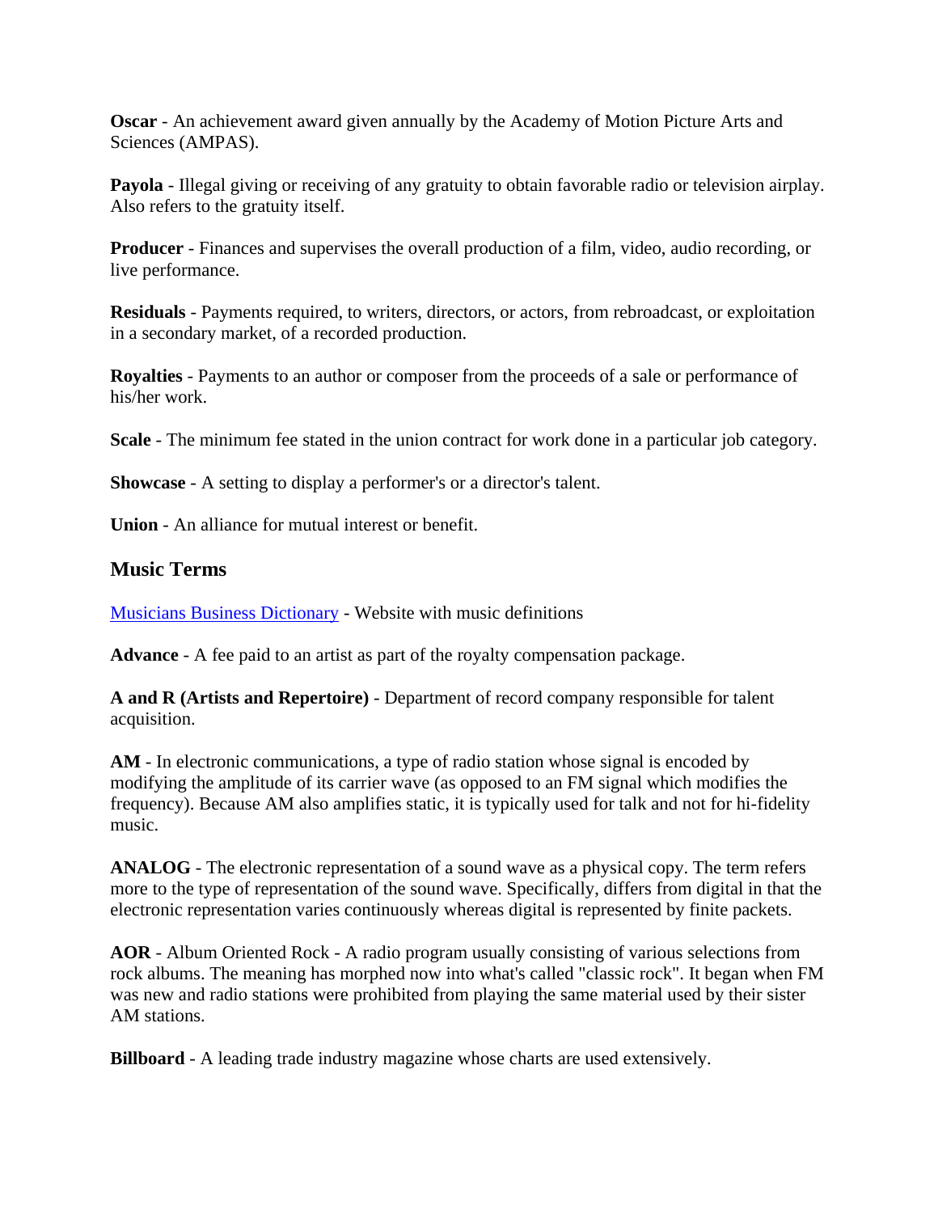**Oscar** - An achievement award given annually by the Academy of Motion Picture Arts and Sciences (AMPAS).

**Payola** - Illegal giving or receiving of any gratuity to obtain favorable radio or television airplay. Also refers to the gratuity itself.

**Producer** - Finances and supervises the overall production of a film, video, audio recording, or live performance.

**Residuals** - Payments required, to writers, directors, or actors, from rebroadcast, or exploitation in a secondary market, of a recorded production.

**Royalties** - Payments to an author or composer from the proceeds of a sale or performance of his/her work.

**Scale** - The minimum fee stated in the union contract for work done in a particular job category.

**Showcase** - A setting to display a performer's or a director's talent.

**Union** - An alliance for mutual interest or benefit.

### Music Terms

Musicians Business Dictionary - Website with music definitions

**Advance** - A fee paid to an artist as part of the royalty compensation package.

**A and R (Artists and Repertoire)** - Department of record company responsible for talent acquisition.

**AM** - In electronic communications, a type of radio station whose signal is encoded by modifying the amplitude of its carrier wave (as opposed to an FM signal which modifies the frequency). Because AM also amplifies static, it is typically used for talk and not for hi-fidelity music.

**ANALOG** - The electronic representation of a sound wave as a physical copy. The term refers more to the type of representation of the sound wave. Specifically, differs from digital in that the electronic representation varies continuously whereas digital is represented by finite packets.

**AOR** - Album Oriented Rock - A radio program usually consisting of various selections from rock albums. The meaning has morphed now into what's called "classic rock". It began when FM was new and radio stations were prohibited from playing the same material used by their sister AM stations.

**Billboard** - A leading trade industry magazine whose charts are used extensively.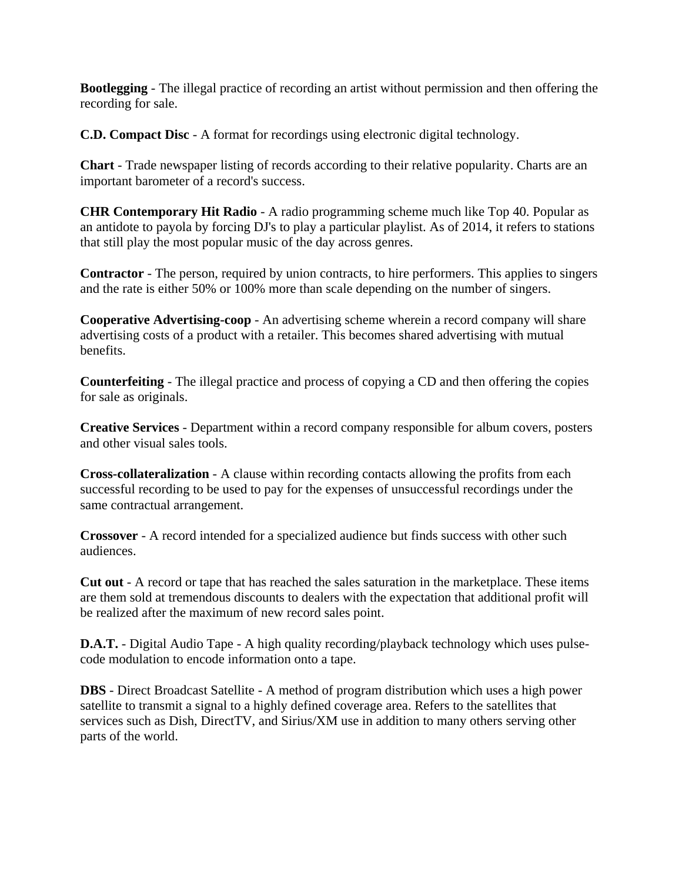**Bootlegging** - The illegal practice of recording an artist without permission and then offering the recording for sale.

**C.D. Compact Disc** - A format for recordings using electronic digital technology.

**Chart** - Trade newspaper listing of records according to their relative popularity. Charts are an important barometer of a record's success.

**CHR Contemporary Hit Radio** - A radio programming scheme much like Top 40. Popular as an antidote to payola by forcing DJ's to play a particular playlist. As of 2014, it refers to stations that still play the most popular music of the day across genres.

**Contractor** - The person, required by union contracts, to hire performers. This applies to singers and the rate is either 50% or 100% more than scale depending on the number of singers.

**Cooperative Advertising-coop** - An advertising scheme wherein a record company will share advertising costs of a product with a retailer. This becomes shared advertising with mutual benefits.

**Counterfeiting** - The illegal practice and process of copying a CD and then offering the copies for sale as originals.

**Creative Services** - Department within a record company responsible for album covers, posters and other visual sales tools.

**Cross-collateralization** - A clause within recording contacts allowing the profits from each successful recording to be used to pay for the expenses of unsuccessful recordings under the same contractual arrangement.

**Crossover** - A record intended for a specialized audience but finds success with other such audiences.

**Cut out** - A record or tape that has reached the sales saturation in the marketplace. These items are them sold at tremendous discounts to dealers with the expectation that additional profit will be realized after the maximum of new record sales point.

**D.A.T.** - Digital Audio Tape - A high quality recording/playback technology which uses pulse-code modulation to encode information onto a tape.

**DBS** - Direct Broadcast Satellite - A method of program distribution which uses a high power satellite to transmit a signal to a highly defined coverage area. Refers to the satellites that services such as Dish, DirectTV, and Sirius/XM use in addition to many others serving other parts of the world.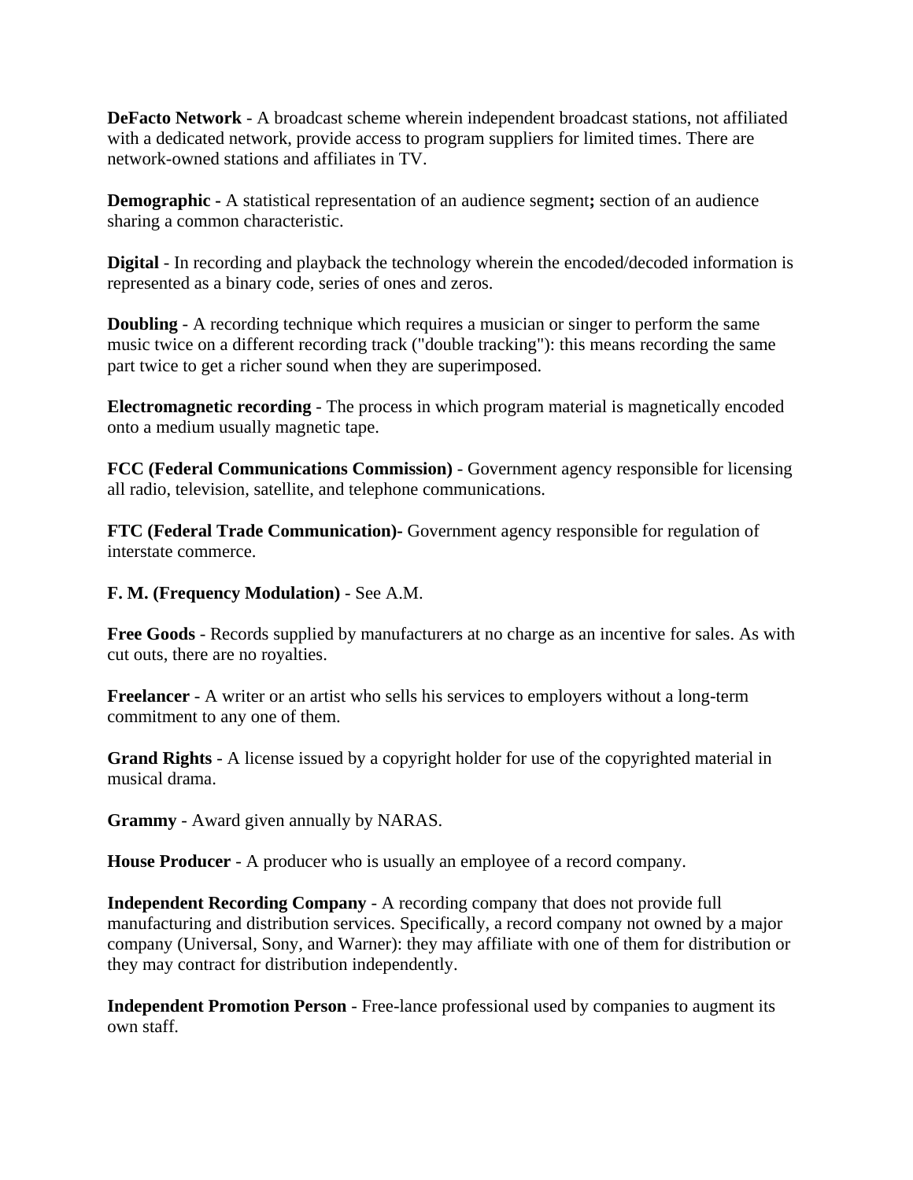**DeFacto Network** - A broadcast scheme wherein independent broadcast stations, not affiliated with a dedicated network, provide access to program suppliers for limited times. There are network-owned stations and affiliates in TV.

**Demographic -** A statistical representation of an audience segment**;** section of an audience sharing a common characteristic.

**Digital** - In recording and playback the technology wherein the encoded/decoded information is represented as a binary code, series of ones and zeros.

**Doubling** - A recording technique which requires a musician or singer to perform the same music twice on a different recording track ("double tracking"): this means recording the same part twice to get a richer sound when they are superimposed.

**Electromagnetic recording** - The process in which program material is magnetically encoded onto a medium usually magnetic tape.

**FCC (Federal Communications Commission)** - Government agency responsible for licensing all radio, television, satellite, and telephone communications.

**FTC (Federal Trade Communication)-** Government agency responsible for regulation of interstate commerce.

**F. M. (Frequency Modulation)** - See A.M.

**Free Goods** - Records supplied by manufacturers at no charge as an incentive for sales. As with cut outs, there are no royalties.

**Freelancer** - A writer or an artist who sells his services to employers without a long-term commitment to any one of them.

**Grand Rights** - A license issued by a copyright holder for use of the copyrighted material in musical drama.

**Grammy** - Award given annually by NARAS.

**House Producer** - A producer who is usually an employee of a record company.

**Independent Recording Company** - A recording company that does not provide full manufacturing and distribution services. Specifically, a record company not owned by a major company (Universal, Sony, and Warner): they may affiliate with one of them for distribution or they may contract for distribution independently.

**Independent Promotion Person** - Free-lance professional used by companies to augment its own staff.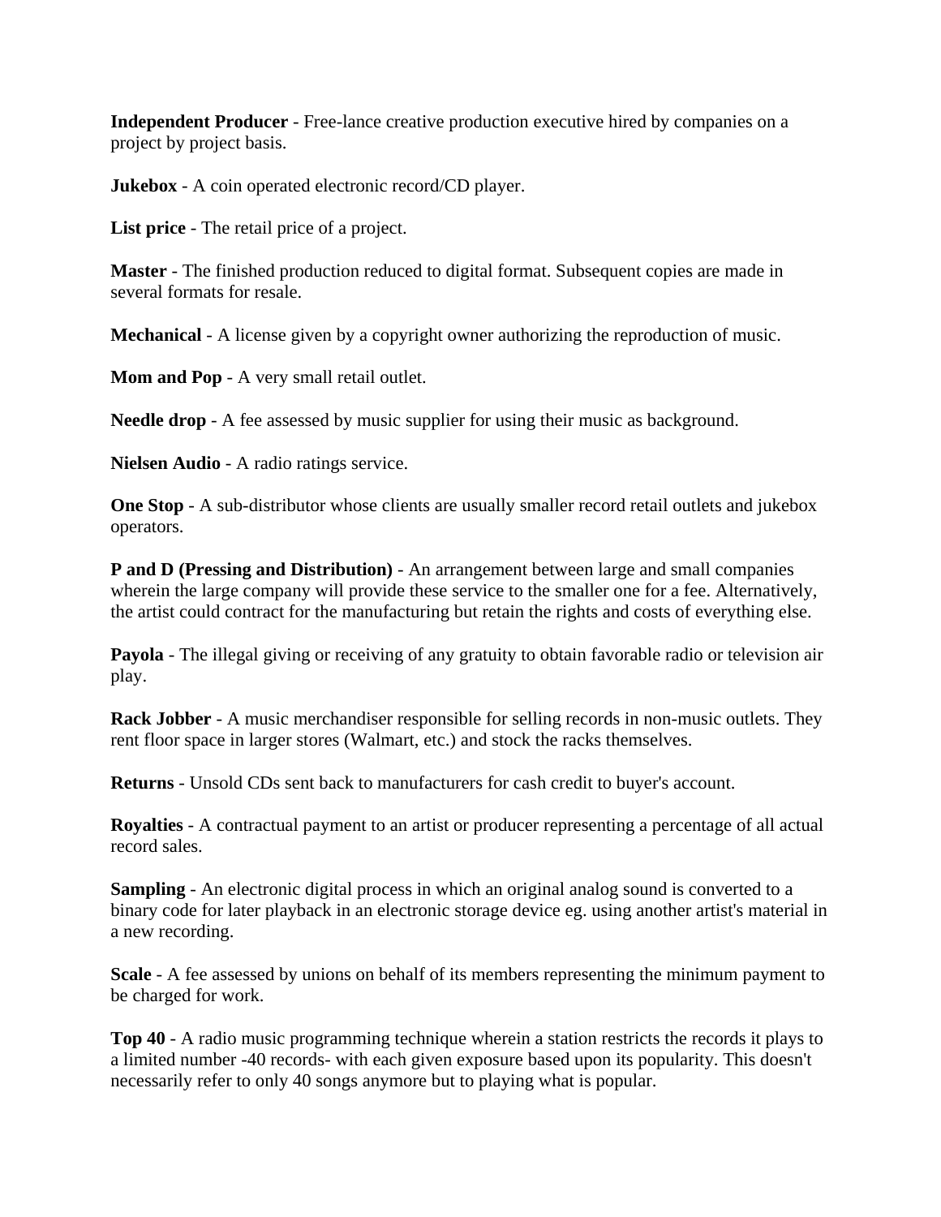**Independent Producer** - Free-lance creative production executive hired by companies on a project by project basis.

**Jukebox** - A coin operated electronic record/CD player.

**List price** - The retail price of a project.

**Master** - The finished production reduced to digital format. Subsequent copies are made in several formats for resale.

**Mechanical** - A license given by a copyright owner authorizing the reproduction of music.

**Mom and Pop** - A very small retail outlet.

**Needle drop** - A fee assessed by music supplier for using their music as background.

**Nielsen Audio** - A radio ratings service.

**One Stop** - A sub-distributor whose clients are usually smaller record retail outlets and jukebox operators.

**P and D (Pressing and Distribution)** - An arrangement between large and small companies wherein the large company will provide these service to the smaller one for a fee. Alternatively, the artist could contract for the manufacturing but retain the rights and costs of everything else.

**Payola** - The illegal giving or receiving of any gratuity to obtain favorable radio or television air play.

**Rack Jobber** - A music merchandiser responsible for selling records in non-music outlets. They rent floor space in larger stores (Walmart, etc.) and stock the racks themselves.

**Returns** - Unsold CDs sent back to manufacturers for cash credit to buyer's account.

**Royalties** - A contractual payment to an artist or producer representing a percentage of all actual record sales.

**Sampling** - An electronic digital process in which an original analog sound is converted to a binary code for later playback in an electronic storage device eg. using another artist's material in a new recording.

**Scale** - A fee assessed by unions on behalf of its members representing the minimum payment to be charged for work.

**Top 40** - A radio music programming technique wherein a station restricts the records it plays to a limited number -40 records- with each given exposure based upon its popularity. This doesn't necessarily refer to only 40 songs anymore but to playing what is popular.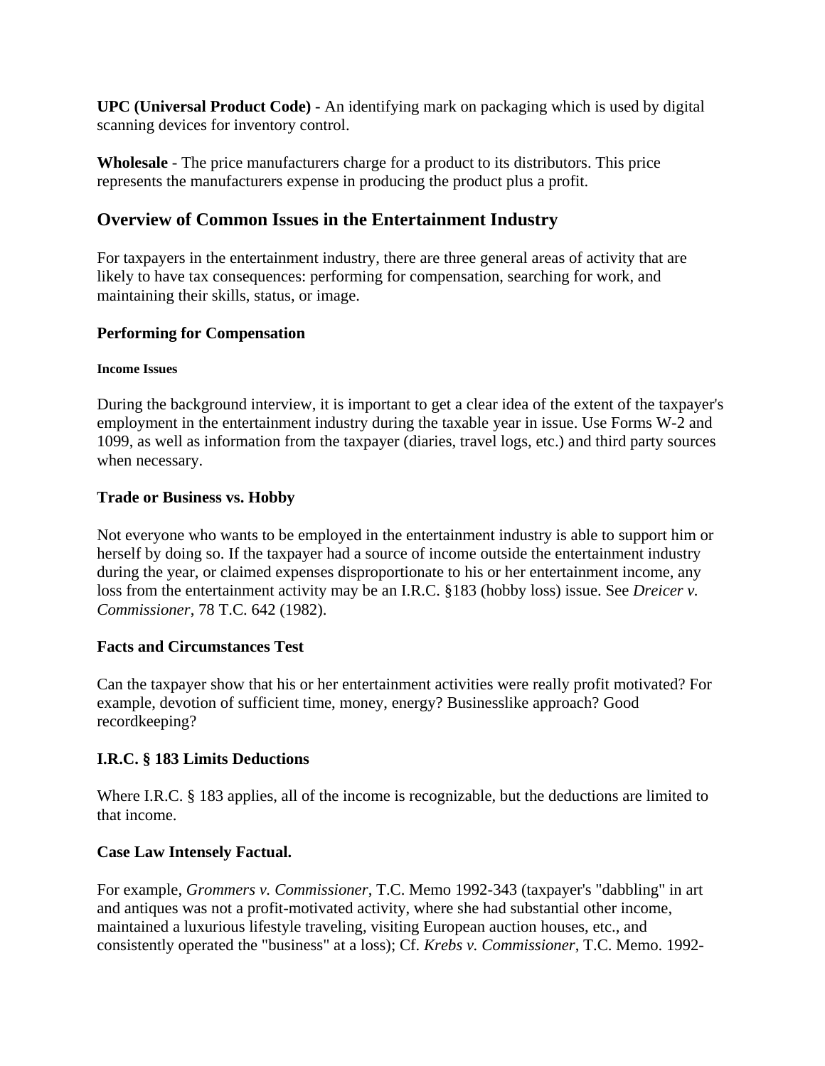**UPC (Universal Product Code)** - An identifying mark on packaging which is used by digital scanning devices for inventory control.

**Wholesale** - The price manufacturers charge for a product to its distributors. This price represents the manufacturers expense in producing the product plus a profit.

## Overview of Common Issues in the Entertainment Industry

For taxpayers in the entertainment industry, there are three general areas of activity that are likely to have tax consequences: performing for compensation, searching for work, and maintaining their skills, status, or image.

### Performing for Compensation

#### Income Issues

During the background interview, it is important to get a clear idea of the extent of the taxpayer's employment in the entertainment industry during the taxable year in issue. Use Forms W-2 and 1099, as well as information from the taxpayer (diaries, travel logs, etc.) and third party sources when necessary.

### Trade or Business vs. Hobby

Not everyone who wants to be employed in the entertainment industry is able to support him or herself by doing so. If the taxpayer had a source of income outside the entertainment industry during the year, or claimed expenses disproportionate to his or her entertainment income, any loss from the entertainment activity may be an I.R.C. §183 (hobby loss) issue. See *Dreicer v. Commissioner*, 78 T.C. 642 (1982).

### Facts and Circumstances Test

Can the taxpayer show that his or her entertainment activities were really profit motivated? For example, devotion of sufficient time, money, energy? Businesslike approach? Good recordkeeping?

### I.R.C. § 183 Limits Deductions

Where I.R.C. § 183 applies, all of the income is recognizable, but the deductions are limited to that income.

### Case Law Intensely Factual.

For example, *Grommers v. Commissioner*, T.C. Memo 1992-343 (taxpayer's "dabbling" in art and antiques was not a profit-motivated activity, where she had substantial other income, maintained a luxurious lifestyle traveling, visiting European auction houses, etc., and consistently operated the "business" at a loss); Cf. *Krebs v. Commissioner*, T.C. Memo. 1992-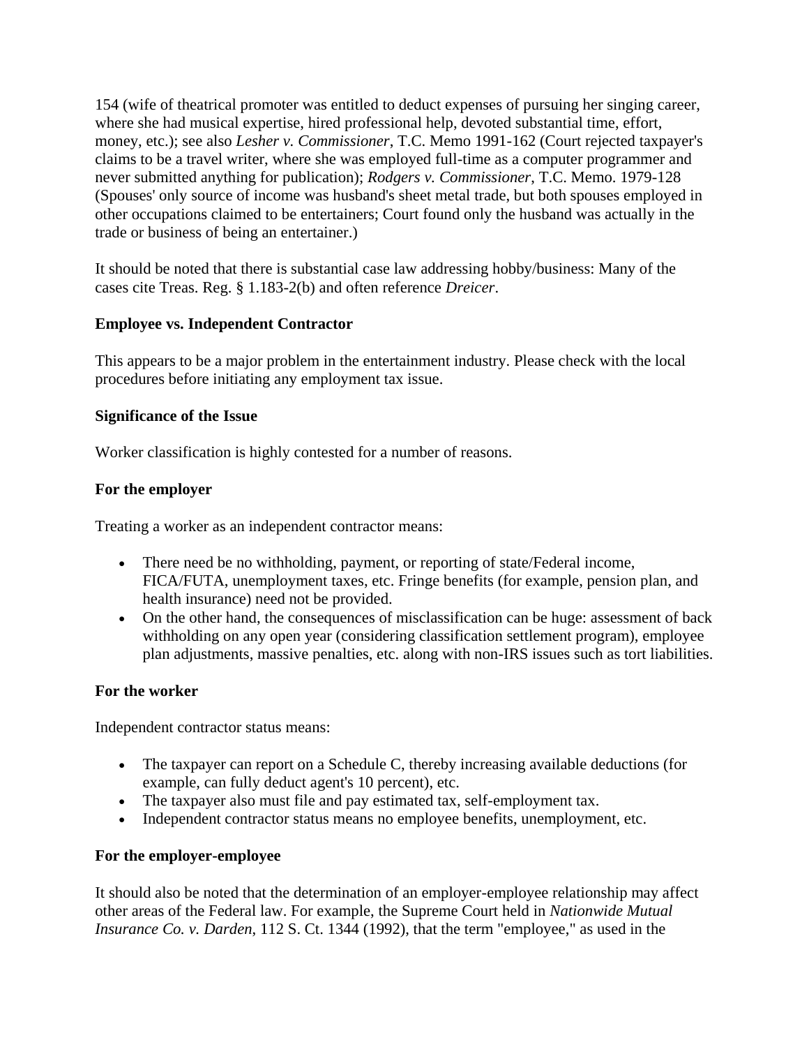154 (wife of theatrical promoter was entitled to deduct expenses of pursuing her singing career, where she had musical expertise, hired professional help, devoted substantial time, effort, money, etc.); see also *Lesher v. Commissioner*, T.C. Memo 1991-162 (Court rejected taxpayer's claims to be a travel writer, where she was employed full-time as a computer programmer and never submitted anything for publication); *Rodgers v. Commissioner*, T.C. Memo. 1979-128 (Spouses' only source of income was husband's sheet metal trade, but both spouses employed in other occupations claimed to be entertainers; Court found only the husband was actually in the trade or business of being an entertainer.)

It should be noted that there is substantial case law addressing hobby/business: Many of the cases cite Treas. Reg. § 1.183-2(b) and often reference *Dreicer*.

**Employee vs. Independent Contractor**

This appears to be a major problem in the entertainment industry. Please check with the local procedures before initiating any employment tax issue.

**Significance of the Issue**

Worker classification is highly contested for a number of reasons.

**For the employer**

Treating a worker as an independent contractor means:

- There need be no withholding, payment, or reporting of state/Federal income, FICA/FUTA, unemployment taxes, etc. Fringe benefits (for example, pension plan, and health insurance) need not be provided.
- On the other hand, the consequences of misclassification can be huge: assessment of back withholding on any open year (considering classification settlement program), employee plan adjustments, massive penalties, etc. along with non-IRS issues such as tort liabilities.

**For the worker**

Independent contractor status means:

- The taxpayer can report on a Schedule C, thereby increasing available deductions (for example, can fully deduct agent's 10 percent), etc.
- The taxpayer also must file and pay estimated tax, self-employment tax.
- Independent contractor status means no employee benefits, unemployment, etc.

**For the employer-employee**

It should also be noted that the determination of an employer-employee relationship may affect other areas of the Federal law. For example, the Supreme Court held in *Nationwide Mutual Insurance Co. v. Darden*, 112 S. Ct. 1344 (1992), that the term "employee," as used in the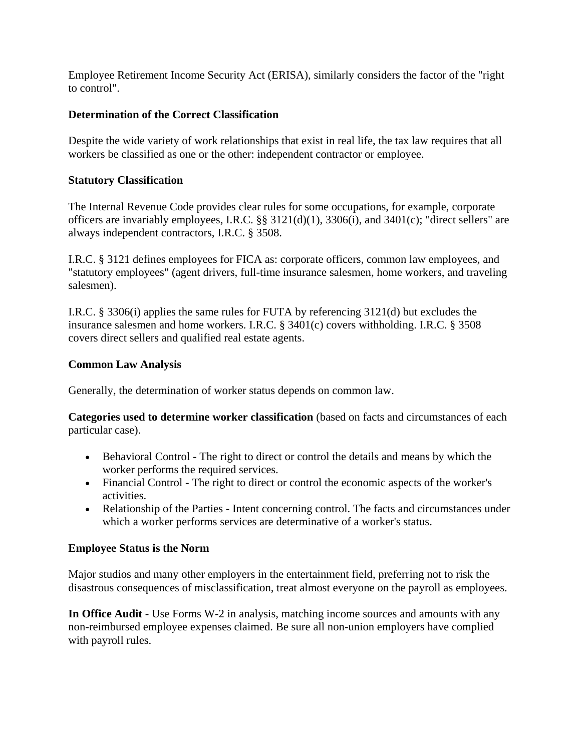Employee Retirement Income Security Act (ERISA), similarly considers the factor of the "right to control".

**Determination of the Correct Classification**

Despite the wide variety of work relationships that exist in real life, the tax law requires that all workers be classified as one or the other: independent contractor or employee.

**Statutory Classification**

The Internal Revenue Code provides clear rules for some occupations, for example, corporate officers are invariably employees, I.R.C. §§ 3121(d)(1), 3306(i), and 3401(c); "direct sellers" are always independent contractors, I.R.C. § 3508.

I.R.C. § 3121 defines employees for FICA as: corporate officers, common law employees, and "statutory employees" (agent drivers, full-time insurance salesmen, home workers, and traveling salesmen).

I.R.C. § 3306(i) applies the same rules for FUTA by referencing 3121(d) but excludes the insurance salesmen and home workers. I.R.C. § 3401(c) covers withholding. I.R.C. § 3508 covers direct sellers and qualified real estate agents.

**Common Law Analysis**

Generally, the determination of worker status depends on common law.

**Categories used to determine worker classification** (based on facts and circumstances of each particular case).

- Behavioral Control - The right to direct or control the details and means by which the worker performs the required services.
- Financial Control - The right to direct or control the economic aspects of the worker's activities.
- Relationship of the Parties - Intent concerning control. The facts and circumstances under which a worker performs services are determinative of a worker's status.

**Employee Status is the Norm**

Major studios and many other employers in the entertainment field, preferring not to risk the disastrous consequences of misclassification, treat almost everyone on the payroll as employees.

**In Office Audit** - Use Forms W-2 in analysis, matching income sources and amounts with any non-reimbursed employee expenses claimed. Be sure all non-union employers have complied with payroll rules.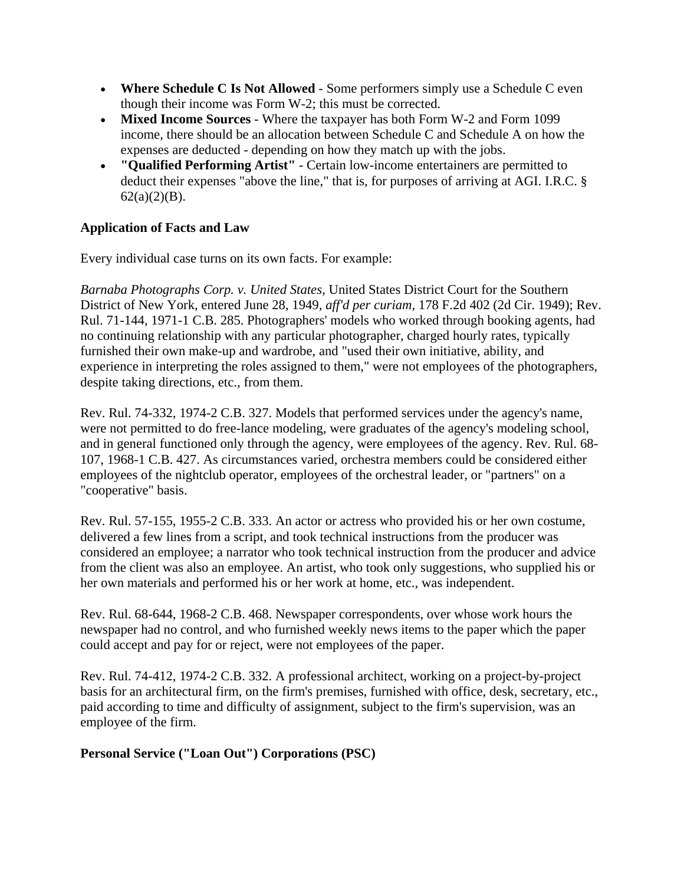- **Where Schedule C Is Not Allowed** - Some performers simply use a Schedule C even though their income was Form W-2; this must be corrected.
- **Mixed Income Sources** - Where the taxpayer has both Form W-2 and Form 1099 income, there should be an allocation between Schedule C and Schedule A on how the expenses are deducted - depending on how they match up with the jobs.
- **"Qualified Performing Artist"** - Certain low-income entertainers are permitted to deduct their expenses "above the line," that is, for purposes of arriving at AGI. I.R.C. § 62(a)(2)(B).

### Application of Facts and Law

Every individual case turns on its own facts. For example:

*Barnaba Photographs Corp. v. United States*, United States District Court for the Southern District of New York, entered June 28, 1949, *aff'd per curiam*, 178 F.2d 402 (2d Cir. 1949); Rev. Rul. 71-144, 1971-1 C.B. 285. Photographers' models who worked through booking agents, had no continuing relationship with any particular photographer, charged hourly rates, typically furnished their own make-up and wardrobe, and "used their own initiative, ability, and experience in interpreting the roles assigned to them," were not employees of the photographers, despite taking directions, etc., from them.

Rev. Rul. 74-332, 1974-2 C.B. 327. Models that performed services under the agency's name, were not permitted to do free-lance modeling, were graduates of the agency's modeling school, and in general functioned only through the agency, were employees of the agency. Rev. Rul. 68-107, 1968-1 C.B. 427. As circumstances varied, orchestra members could be considered either employees of the nightclub operator, employees of the orchestral leader, or "partners" on a "cooperative" basis.

Rev. Rul. 57-155, 1955-2 C.B. 333. An actor or actress who provided his or her own costume, delivered a few lines from a script, and took technical instructions from the producer was considered an employee; a narrator who took technical instruction from the producer and advice from the client was also an employee. An artist, who took only suggestions, who supplied his or her own materials and performed his or her work at home, etc., was independent.

Rev. Rul. 68-644, 1968-2 C.B. 468. Newspaper correspondents, over whose work hours the newspaper had no control, and who furnished weekly news items to the paper which the paper could accept and pay for or reject, were not employees of the paper.

Rev. Rul. 74-412, 1974-2 C.B. 332. A professional architect, working on a project-by-project basis for an architectural firm, on the firm's premises, furnished with office, desk, secretary, etc., paid according to time and difficulty of assignment, subject to the firm's supervision, was an employee of the firm.

### Personal Service ("Loan Out") Corporations (PSC)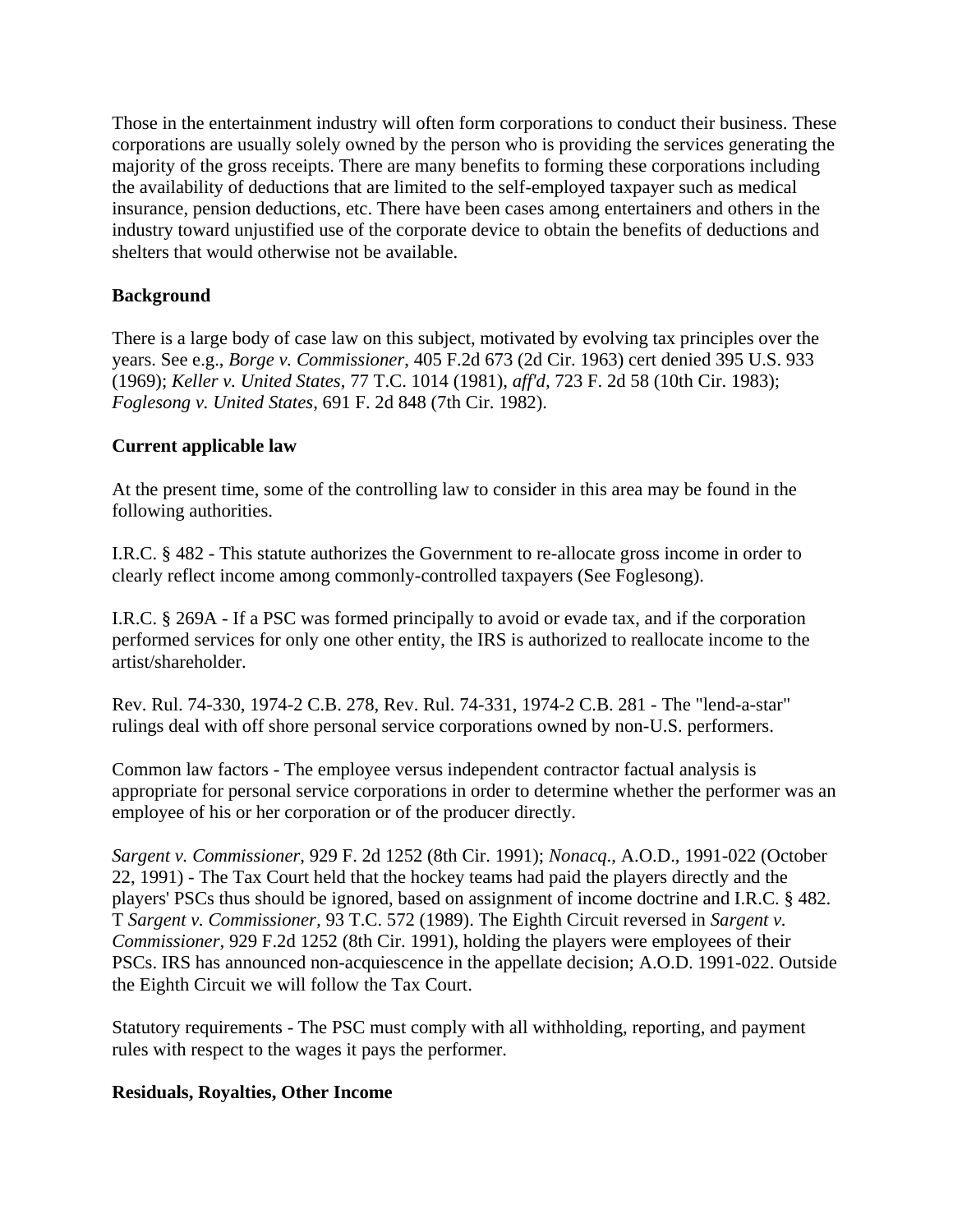Those in the entertainment industry will often form corporations to conduct their business. These corporations are usually solely owned by the person who is providing the services generating the majority of the gross receipts. There are many benefits to forming these corporations including the availability of deductions that are limited to the self-employed taxpayer such as medical insurance, pension deductions, etc. There have been cases among entertainers and others in the industry toward unjustified use of the corporate device to obtain the benefits of deductions and shelters that would otherwise not be available.

**Background**

There is a large body of case law on this subject, motivated by evolving tax principles over the years. See e.g., *Borge v. Commissioner*, 405 F.2d 673 (2d Cir. 1963) cert denied 395 U.S. 933 (1969); *Keller v. United States*, 77 T.C. 1014 (1981), *aff'd*, 723 F. 2d 58 (10th Cir. 1983); *Foglesong v. United States*, 691 F. 2d 848 (7th Cir. 1982).

**Current applicable law**

At the present time, some of the controlling law to consider in this area may be found in the following authorities.

I.R.C. § 482 - This statute authorizes the Government to re-allocate gross income in order to clearly reflect income among commonly-controlled taxpayers (See Foglesong).

I.R.C. § 269A - If a PSC was formed principally to avoid or evade tax, and if the corporation performed services for only one other entity, the IRS is authorized to reallocate income to the artist/shareholder.

Rev. Rul. 74-330, 1974-2 C.B. 278, Rev. Rul. 74-331, 1974-2 C.B. 281 - The "lend-a-star" rulings deal with off shore personal service corporations owned by non-U.S. performers.

Common law factors - The employee versus independent contractor factual analysis is appropriate for personal service corporations in order to determine whether the performer was an employee of his or her corporation or of the producer directly.

*Sargent v. Commissioner*, 929 F. 2d 1252 (8th Cir. 1991); *Nonacq.*, A.O.D., 1991-022 (October 22, 1991) - The Tax Court held that the hockey teams had paid the players directly and the players' PSCs thus should be ignored, based on assignment of income doctrine and I.R.C. § 482. T *Sargent v. Commissioner*, 93 T.C. 572 (1989). The Eighth Circuit reversed in *Sargent v. Commissioner*, 929 F.2d 1252 (8th Cir. 1991), holding the players were employees of their PSCs. IRS has announced non-acquiescence in the appellate decision; A.O.D. 1991-022. Outside the Eighth Circuit we will follow the Tax Court.

Statutory requirements - The PSC must comply with all withholding, reporting, and payment rules with respect to the wages it pays the performer.

**Residuals, Royalties, Other Income**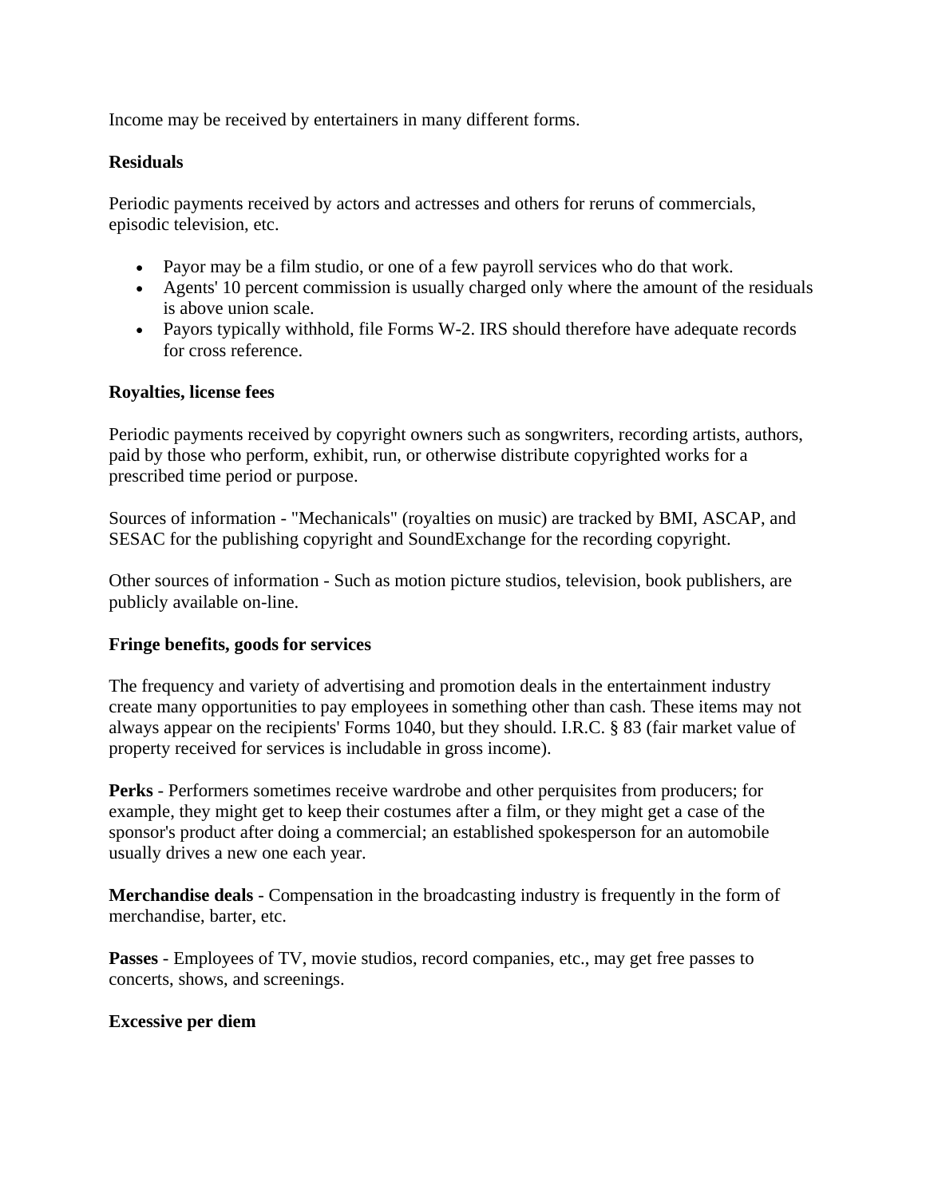Income may be received by entertainers in many different forms.

**Residuals**

Periodic payments received by actors and actresses and others for reruns of commercials, episodic television, etc.

- Payor may be a film studio, or one of a few payroll services who do that work.
- Agents' 10 percent commission is usually charged only where the amount of the residuals is above union scale.
- Payors typically withhold, file Forms W-2. IRS should therefore have adequate records for cross reference.

**Royalties, license fees**

Periodic payments received by copyright owners such as songwriters, recording artists, authors, paid by those who perform, exhibit, run, or otherwise distribute copyrighted works for a prescribed time period or purpose.

Sources of information - "Mechanicals" (royalties on music) are tracked by BMI, ASCAP, and SESAC for the publishing copyright and SoundExchange for the recording copyright.

Other sources of information - Such as motion picture studios, television, book publishers, are publicly available on-line.

**Fringe benefits, goods for services**

The frequency and variety of advertising and promotion deals in the entertainment industry create many opportunities to pay employees in something other than cash. These items may not always appear on the recipients' Forms 1040, but they should. I.R.C. § 83 (fair market value of property received for services is includable in gross income).

**Perks** - Performers sometimes receive wardrobe and other perquisites from producers; for example, they might get to keep their costumes after a film, or they might get a case of the sponsor's product after doing a commercial; an established spokesperson for an automobile usually drives a new one each year.

**Merchandise deals** - Compensation in the broadcasting industry is frequently in the form of merchandise, barter, etc.

**Passes** - Employees of TV, movie studios, record companies, etc., may get free passes to concerts, shows, and screenings.

**Excessive per diem**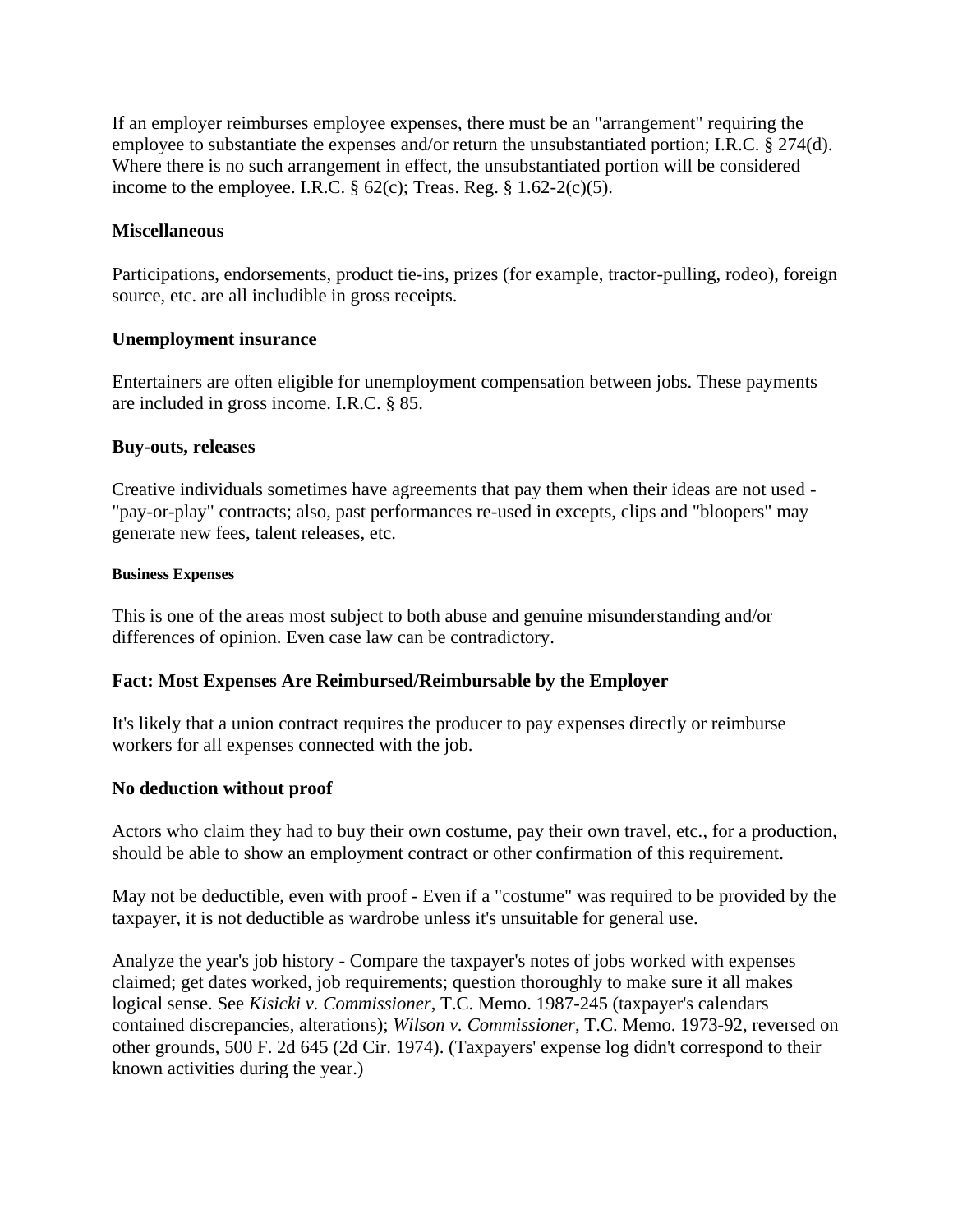If an employer reimburses employee expenses, there must be an "arrangement" requiring the employee to substantiate the expenses and/or return the unsubstantiated portion; I.R.C. § 274(d). Where there is no such arrangement in effect, the unsubstantiated portion will be considered income to the employee. I.R.C. § 62(c); Treas. Reg. § 1.62-2(c)(5).

### Miscellaneous

Participations, endorsements, product tie-ins, prizes (for example, tractor-pulling, rodeo), foreign source, etc. are all includible in gross receipts.

### Unemployment insurance

Entertainers are often eligible for unemployment compensation between jobs. These payments are included in gross income. I.R.C. § 85.

### Buy-outs, releases

Creative individuals sometimes have agreements that pay them when their ideas are not used - "pay-or-play" contracts; also, past performances re-used in excepts, clips and "bloopers" may generate new fees, talent releases, etc.

#### Business Expenses

This is one of the areas most subject to both abuse and genuine misunderstanding and/or differences of opinion. Even case law can be contradictory.

### Fact: Most Expenses Are Reimbursed/Reimbursable by the Employer

It's likely that a union contract requires the producer to pay expenses directly or reimburse workers for all expenses connected with the job.

### No deduction without proof

Actors who claim they had to buy their own costume, pay their own travel, etc., for a production, should be able to show an employment contract or other confirmation of this requirement.

May not be deductible, even with proof - Even if a "costume" was required to be provided by the taxpayer, it is not deductible as wardrobe unless it's unsuitable for general use.

Analyze the year's job history - Compare the taxpayer's notes of jobs worked with expenses claimed; get dates worked, job requirements; question thoroughly to make sure it all makes logical sense. See *Kisicki v. Commissioner*, T.C. Memo. 1987-245 (taxpayer's calendars contained discrepancies, alterations); *Wilson v. Commissioner*, T.C. Memo. 1973-92, reversed on other grounds, 500 F. 2d 645 (2d Cir. 1974). (Taxpayers' expense log didn't correspond to their known activities during the year.)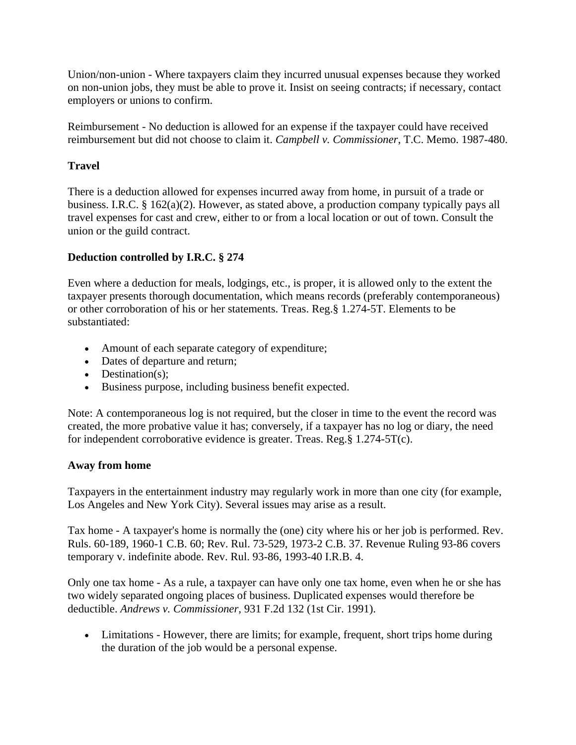Union/non-union - Where taxpayers claim they incurred unusual expenses because they worked on non-union jobs, they must be able to prove it. Insist on seeing contracts; if necessary, contact employers or unions to confirm.

Reimbursement - No deduction is allowed for an expense if the taxpayer could have received reimbursement but did not choose to claim it. *Campbell v. Commissioner*, T.C. Memo. 1987-480.

**Travel**

There is a deduction allowed for expenses incurred away from home, in pursuit of a trade or business. I.R.C. § 162(a)(2). However, as stated above, a production company typically pays all travel expenses for cast and crew, either to or from a local location or out of town. Consult the union or the guild contract.

**Deduction controlled by I.R.C. § 274**

Even where a deduction for meals, lodgings, etc., is proper, it is allowed only to the extent the taxpayer presents thorough documentation, which means records (preferably contemporaneous) or other corroboration of his or her statements. Treas. Reg.§ 1.274-5T. Elements to be substantiated:

- Amount of each separate category of expenditure;
- Dates of departure and return;
- Destination(s);
- Business purpose, including business benefit expected.

Note: A contemporaneous log is not required, but the closer in time to the event the record was created, the more probative value it has; conversely, if a taxpayer has no log or diary, the need for independent corroborative evidence is greater. Treas. Reg.§ 1.274-5T(c).

**Away from home**

Taxpayers in the entertainment industry may regularly work in more than one city (for example, Los Angeles and New York City). Several issues may arise as a result.

Tax home - A taxpayer's home is normally the (one) city where his or her job is performed. Rev. Ruls. 60-189, 1960-1 C.B. 60; Rev. Rul. 73-529, 1973-2 C.B. 37. Revenue Ruling 93-86 covers temporary v. indefinite abode. Rev. Rul. 93-86, 1993-40 I.R.B. 4.

Only one tax home - As a rule, a taxpayer can have only one tax home, even when he or she has two widely separated ongoing places of business. Duplicated expenses would therefore be deductible. *Andrews v. Commissioner*, 931 F.2d 132 (1st Cir. 1991).

- Limitations - However, there are limits; for example, frequent, short trips home during the duration of the job would be a personal expense.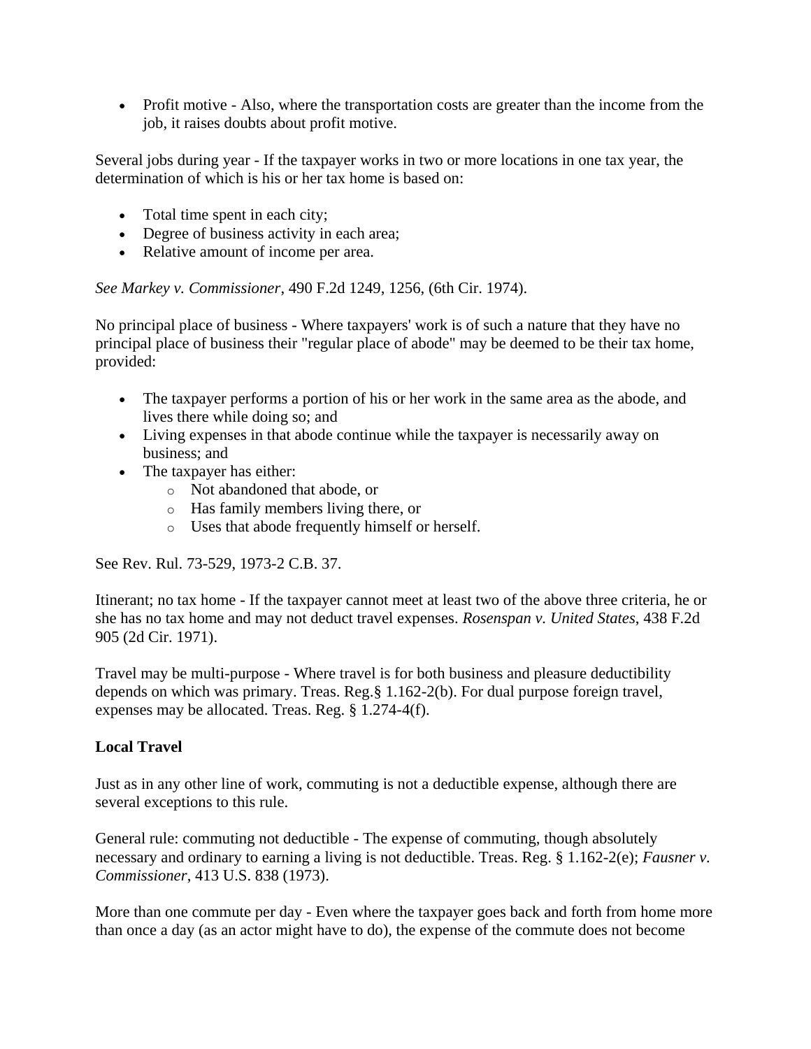- Profit motive - Also, where the transportation costs are greater than the income from the job, it raises doubts about profit motive.

Several jobs during year - If the taxpayer works in two or more locations in one tax year, the determination of which is his or her tax home is based on:

- Total time spent in each city;
- Degree of business activity in each area;
- Relative amount of income per area.

*See Markey v. Commissioner*, 490 F.2d 1249, 1256, (6th Cir. 1974).

No principal place of business - Where taxpayers' work is of such a nature that they have no principal place of business their "regular place of abode" may be deemed to be their tax home, provided:

- The taxpayer performs a portion of his or her work in the same area as the abode, and lives there while doing so; and
- Living expenses in that abode continue while the taxpayer is necessarily away on business; and
- The taxpayer has either:
    - Not abandoned that abode, or
    - Has family members living there, or
    - Uses that abode frequently himself or herself.

See Rev. Rul. 73-529, 1973-2 C.B. 37.

Itinerant; no tax home - If the taxpayer cannot meet at least two of the above three criteria, he or she has no tax home and may not deduct travel expenses. *Rosenspan v. United States*, 438 F.2d 905 (2d Cir. 1971).

Travel may be multi-purpose - Where travel is for both business and pleasure deductibility depends on which was primary. Treas. Reg.§ 1.162-2(b). For dual purpose foreign travel, expenses may be allocated. Treas. Reg. § 1.274-4(f).

**Local Travel**

Just as in any other line of work, commuting is not a deductible expense, although there are several exceptions to this rule.

General rule: commuting not deductible - The expense of commuting, though absolutely necessary and ordinary to earning a living is not deductible. Treas. Reg. § 1.162-2(e); *Fausner v. Commissioner*, 413 U.S. 838 (1973).

More than one commute per day - Even where the taxpayer goes back and forth from home more than once a day (as an actor might have to do), the expense of the commute does not become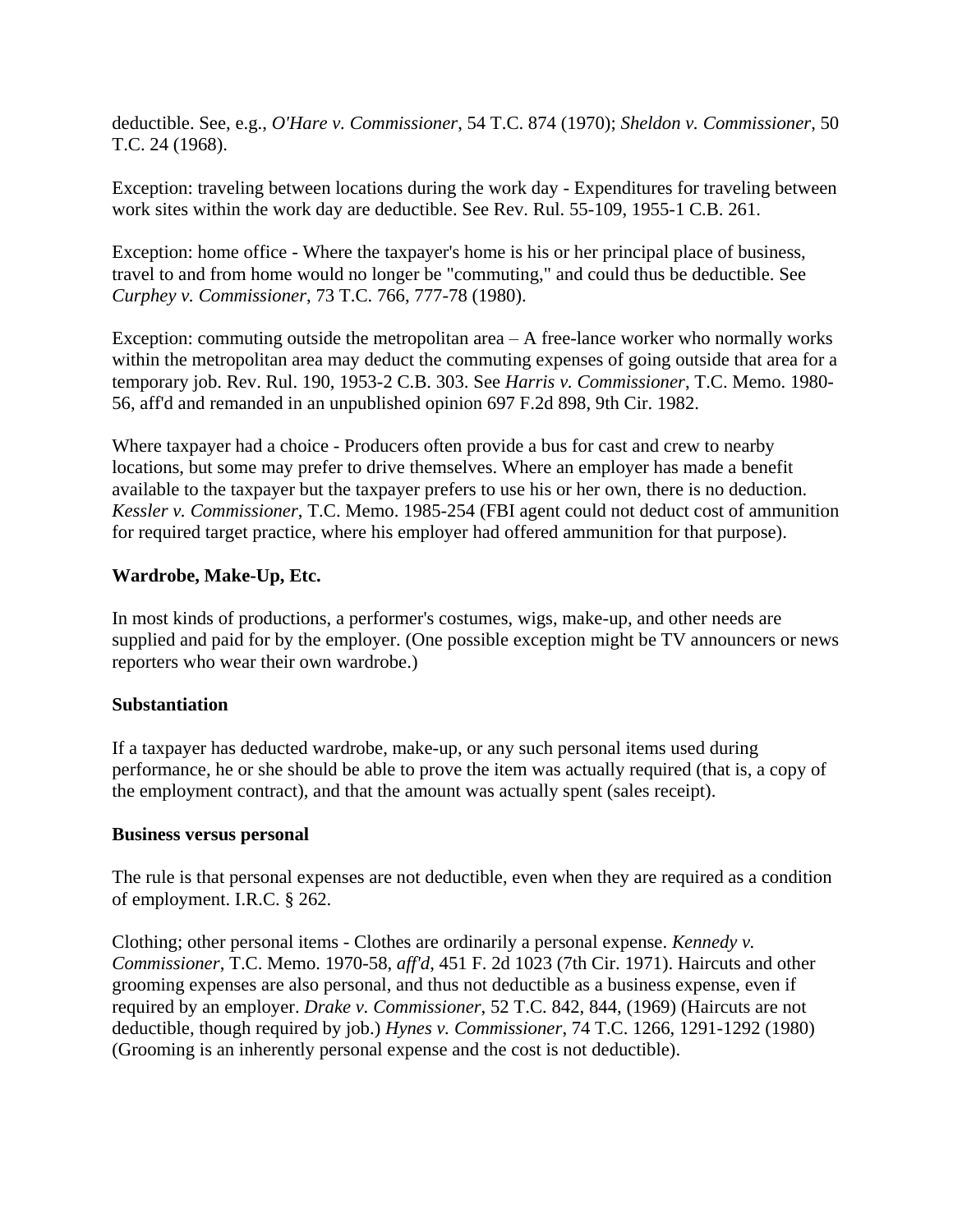deductible. See, e.g., *O'Hare v. Commissioner*, 54 T.C. 874 (1970); *Sheldon v. Commissioner*, 50 T.C. 24 (1968).

Exception: traveling between locations during the work day - Expenditures for traveling between work sites within the work day are deductible. See Rev. Rul. 55-109, 1955-1 C.B. 261.

Exception: home office - Where the taxpayer's home is his or her principal place of business, travel to and from home would no longer be "commuting," and could thus be deductible. See *Curphey v. Commissioner*, 73 T.C. 766, 777-78 (1980).

Exception: commuting outside the metropolitan area – A free-lance worker who normally works within the metropolitan area may deduct the commuting expenses of going outside that area for a temporary job. Rev. Rul. 190, 1953-2 C.B. 303. See *Harris v. Commissioner*, T.C. Memo. 1980-56, aff'd and remanded in an unpublished opinion 697 F.2d 898, 9th Cir. 1982.

Where taxpayer had a choice - Producers often provide a bus for cast and crew to nearby locations, but some may prefer to drive themselves. Where an employer has made a benefit available to the taxpayer but the taxpayer prefers to use his or her own, there is no deduction. *Kessler v. Commissioner*, T.C. Memo. 1985-254 (FBI agent could not deduct cost of ammunition for required target practice, where his employer had offered ammunition for that purpose).

**Wardrobe, Make-Up, Etc.**

In most kinds of productions, a performer's costumes, wigs, make-up, and other needs are supplied and paid for by the employer. (One possible exception might be TV announcers or news reporters who wear their own wardrobe.)

**Substantiation**

If a taxpayer has deducted wardrobe, make-up, or any such personal items used during performance, he or she should be able to prove the item was actually required (that is, a copy of the employment contract), and that the amount was actually spent (sales receipt).

**Business versus personal**

The rule is that personal expenses are not deductible, even when they are required as a condition of employment. I.R.C. § 262.

Clothing; other personal items - Clothes are ordinarily a personal expense. *Kennedy v. Commissioner*, T.C. Memo. 1970-58, *aff'd*, 451 F. 2d 1023 (7th Cir. 1971). Haircuts and other grooming expenses are also personal, and thus not deductible as a business expense, even if required by an employer. *Drake v. Commissioner*, 52 T.C. 842, 844, (1969) (Haircuts are not deductible, though required by job.) *Hynes v. Commissioner*, 74 T.C. 1266, 1291-1292 (1980) (Grooming is an inherently personal expense and the cost is not deductible).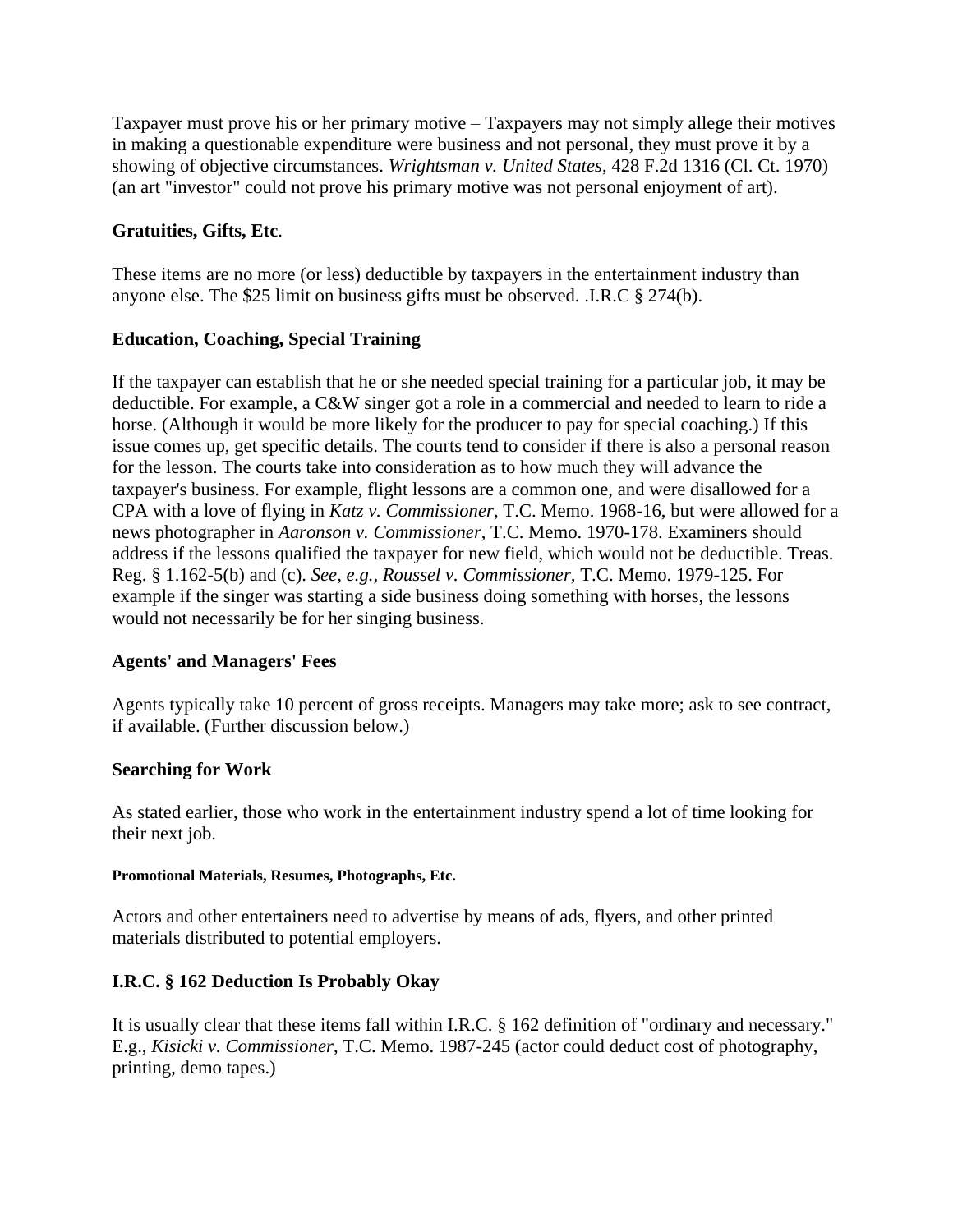Taxpayer must prove his or her primary motive – Taxpayers may not simply allege their motives in making a questionable expenditure were business and not personal, they must prove it by a showing of objective circumstances. *Wrightsman v. United States*, 428 F.2d 1316 (Cl. Ct. 1970) (an art "investor" could not prove his primary motive was not personal enjoyment of art).

### Gratuities, Gifts, Etc.

These items are no more (or less) deductible by taxpayers in the entertainment industry than anyone else. The $25 limit on business gifts must be observed. .I.R.C § 274(b).

### Education, Coaching, Special Training

If the taxpayer can establish that he or she needed special training for a particular job, it may be deductible. For example, a C&W singer got a role in a commercial and needed to learn to ride a horse. (Although it would be more likely for the producer to pay for special coaching.) If this issue comes up, get specific details. The courts tend to consider if there is also a personal reason for the lesson. The courts take into consideration as to how much they will advance the taxpayer's business. For example, flight lessons are a common one, and were disallowed for a CPA with a love of flying in *Katz v. Commissioner*, T.C. Memo. 1968-16, but were allowed for a news photographer in *Aaronson v. Commissioner*, T.C. Memo. 1970-178. Examiners should address if the lessons qualified the taxpayer for new field, which would not be deductible. Treas. Reg. § 1.162-5(b) and (c). *See, e.g., Roussel v. Commissioner*, T.C. Memo. 1979-125. For example if the singer was starting a side business doing something with horses, the lessons would not necessarily be for her singing business.

### Agents' and Managers' Fees

Agents typically take 10 percent of gross receipts. Managers may take more; ask to see contract, if available. (Further discussion below.)

### Searching for Work

As stated earlier, those who work in the entertainment industry spend a lot of time looking for their next job.

#### Promotional Materials, Resumes, Photographs, Etc.

Actors and other entertainers need to advertise by means of ads, flyers, and other printed materials distributed to potential employers.

### I.R.C. § 162 Deduction Is Probably Okay

It is usually clear that these items fall within I.R.C. § 162 definition of "ordinary and necessary." E.g., *Kisicki v. Commissioner*, T.C. Memo. 1987-245 (actor could deduct cost of photography, printing, demo tapes.)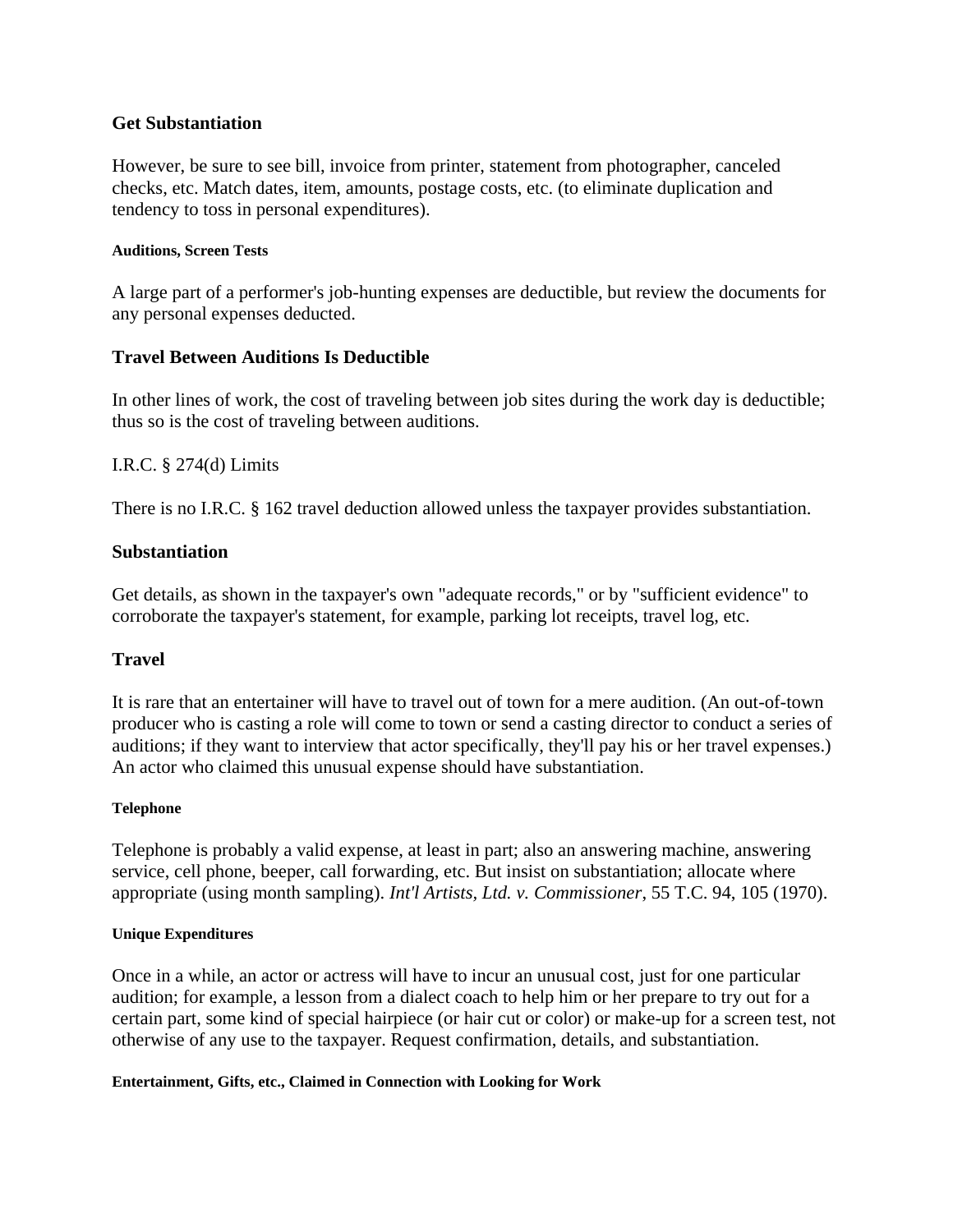### Get Substantiation

However, be sure to see bill, invoice from printer, statement from photographer, canceled checks, etc. Match dates, item, amounts, postage costs, etc. (to eliminate duplication and tendency to toss in personal expenditures).

##### Auditions, Screen Tests

A large part of a performer's job-hunting expenses are deductible, but review the documents for any personal expenses deducted.

### Travel Between Auditions Is Deductible

In other lines of work, the cost of traveling between job sites during the work day is deductible; thus so is the cost of traveling between auditions.

I.R.C. § 274(d) Limits

There is no I.R.C. § 162 travel deduction allowed unless the taxpayer provides substantiation.

### Substantiation

Get details, as shown in the taxpayer's own "adequate records," or by "sufficient evidence" to corroborate the taxpayer's statement, for example, parking lot receipts, travel log, etc.

### Travel

It is rare that an entertainer will have to travel out of town for a mere audition. (An out-of-town producer who is casting a role will come to town or send a casting director to conduct a series of auditions; if they want to interview that actor specifically, they'll pay his or her travel expenses.) An actor who claimed this unusual expense should have substantiation.

##### Telephone

Telephone is probably a valid expense, at least in part; also an answering machine, answering service, cell phone, beeper, call forwarding, etc. But insist on substantiation; allocate where appropriate (using month sampling). *Int'l Artists, Ltd. v. Commissioner*, 55 T.C. 94, 105 (1970).

##### Unique Expenditures

Once in a while, an actor or actress will have to incur an unusual cost, just for one particular audition; for example, a lesson from a dialect coach to help him or her prepare to try out for a certain part, some kind of special hairpiece (or hair cut or color) or make-up for a screen test, not otherwise of any use to the taxpayer. Request confirmation, details, and substantiation.

##### Entertainment, Gifts, etc., Claimed in Connection with Looking for Work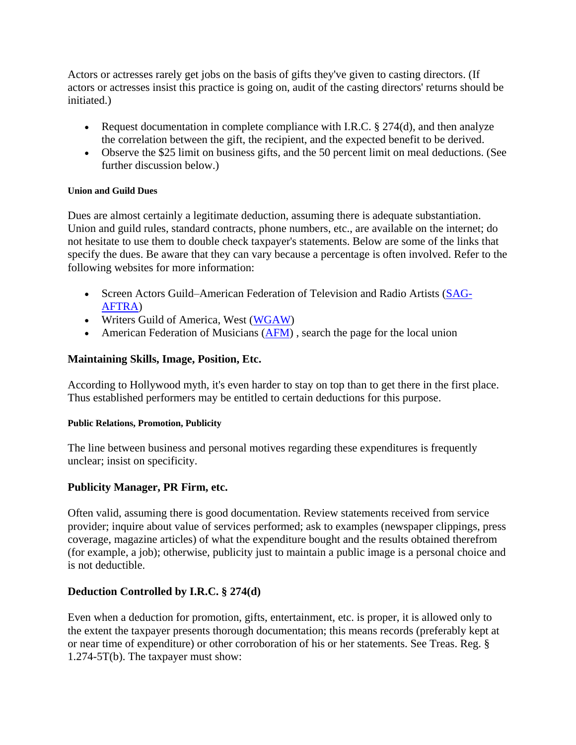Actors or actresses rarely get jobs on the basis of gifts they've given to casting directors. (If actors or actresses insist this practice is going on, audit of the casting directors' returns should be initiated.)

- Request documentation in complete compliance with I.R.C. § 274(d), and then analyze the correlation between the gift, the recipient, and the expected benefit to be derived.
- Observe the $25 limit on business gifts, and the 50 percent limit on meal deductions. (See further discussion below.)

#### Union and Guild Dues

Dues are almost certainly a legitimate deduction, assuming there is adequate substantiation. Union and guild rules, standard contracts, phone numbers, etc., are available on the internet; do not hesitate to use them to double check taxpayer's statements. Below are some of the links that specify the dues. Be aware that they can vary because a percentage is often involved. Refer to the following websites for more information:

- Screen Actors Guild–American Federation of Television and Radio Artists (SAG-AFTRA)
- Writers Guild of America, West (WGAW)
- American Federation of Musicians (AFM) , search the page for the local union

### Maintaining Skills, Image, Position, Etc.

According to Hollywood myth, it's even harder to stay on top than to get there in the first place. Thus established performers may be entitled to certain deductions for this purpose.

#### Public Relations, Promotion, Publicity

The line between business and personal motives regarding these expenditures is frequently unclear; insist on specificity.

### Publicity Manager, PR Firm, etc.

Often valid, assuming there is good documentation. Review statements received from service provider; inquire about value of services performed; ask to examples (newspaper clippings, press coverage, magazine articles) of what the expenditure bought and the results obtained therefrom (for example, a job); otherwise, publicity just to maintain a public image is a personal choice and is not deductible.

### Deduction Controlled by I.R.C. § 274(d)

Even when a deduction for promotion, gifts, entertainment, etc. is proper, it is allowed only to the extent the taxpayer presents thorough documentation; this means records (preferably kept at or near time of expenditure) or other corroboration of his or her statements. See Treas. Reg. § 1.274-5T(b). The taxpayer must show: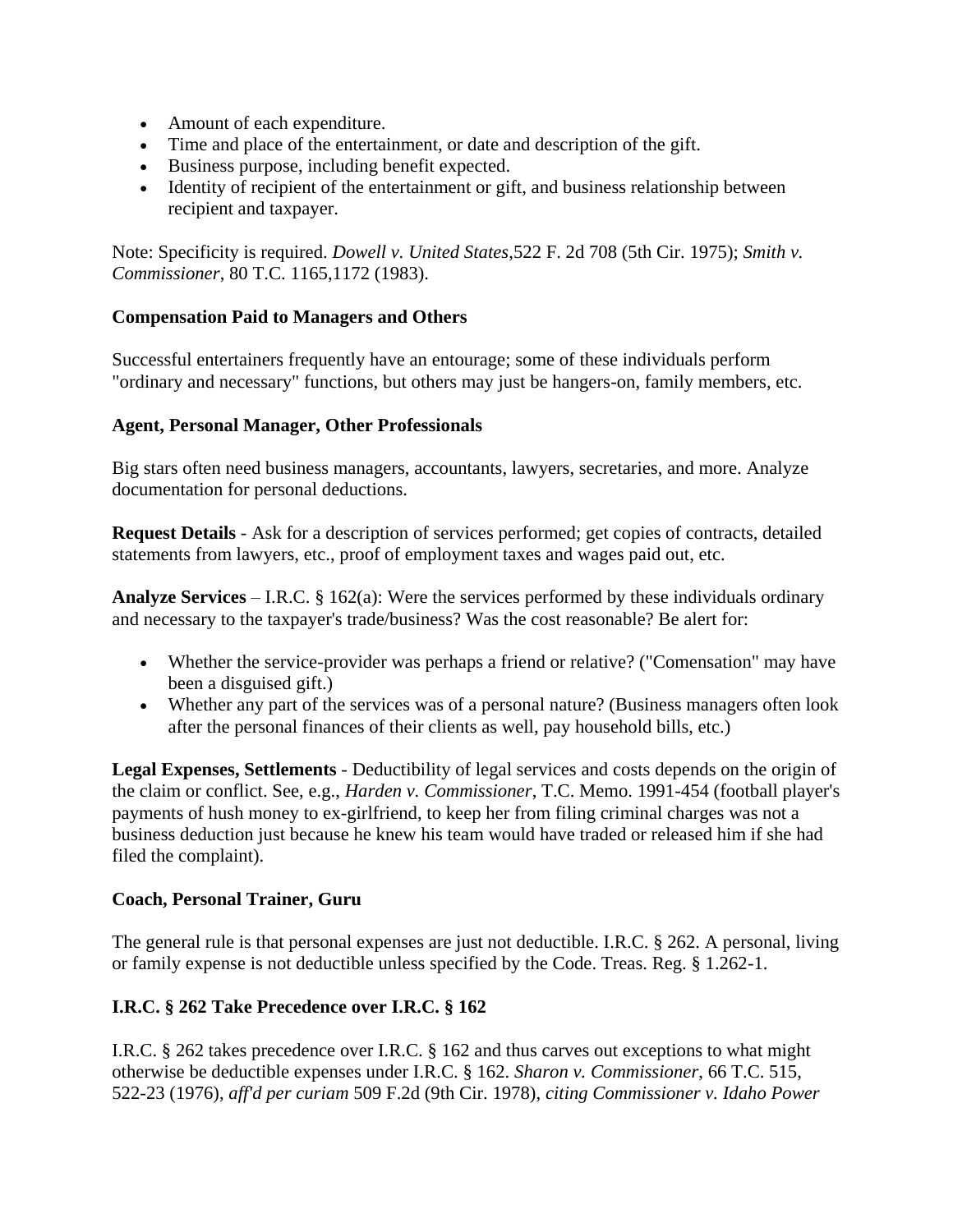- Amount of each expenditure.
- Time and place of the entertainment, or date and description of the gift.
- Business purpose, including benefit expected.
- Identity of recipient of the entertainment or gift, and business relationship between recipient and taxpayer.

Note: Specificity is required. *Dowell v. United States*,522 F. 2d 708 (5th Cir. 1975); *Smith v. Commissioner*, 80 T.C. 1165,1172 (1983).

**Compensation Paid to Managers and Others**

Successful entertainers frequently have an entourage; some of these individuals perform "ordinary and necessary" functions, but others may just be hangers-on, family members, etc.

**Agent, Personal Manager, Other Professionals**

Big stars often need business managers, accountants, lawyers, secretaries, and more. Analyze documentation for personal deductions.

**Request Details** - Ask for a description of services performed; get copies of contracts, detailed statements from lawyers, etc., proof of employment taxes and wages paid out, etc.

**Analyze Services** – I.R.C. § 162(a): Were the services performed by these individuals ordinary and necessary to the taxpayer's trade/business? Was the cost reasonable? Be alert for:

- Whether the service-provider was perhaps a friend or relative? ("Comensation" may have been a disguised gift.)
- Whether any part of the services was of a personal nature? (Business managers often look after the personal finances of their clients as well, pay household bills, etc.)

**Legal Expenses, Settlements** - Deductibility of legal services and costs depends on the origin of the claim or conflict. See, e.g., *Harden v. Commissioner*, T.C. Memo. 1991-454 (football player's payments of hush money to ex-girlfriend, to keep her from filing criminal charges was not a business deduction just because he knew his team would have traded or released him if she had filed the complaint).

**Coach, Personal Trainer, Guru**

The general rule is that personal expenses are just not deductible. I.R.C. § 262. A personal, living or family expense is not deductible unless specified by the Code. Treas. Reg. § 1.262-1.

**I.R.C. § 262 Take Precedence over I.R.C. § 162**

I.R.C. § 262 takes precedence over I.R.C. § 162 and thus carves out exceptions to what might otherwise be deductible expenses under I.R.C. § 162. *Sharon v. Commissioner*, 66 T.C. 515, 522-23 (1976), *aff'd per curiam* 509 F.2d (9th Cir. 1978), *citing Commissioner v. Idaho Power*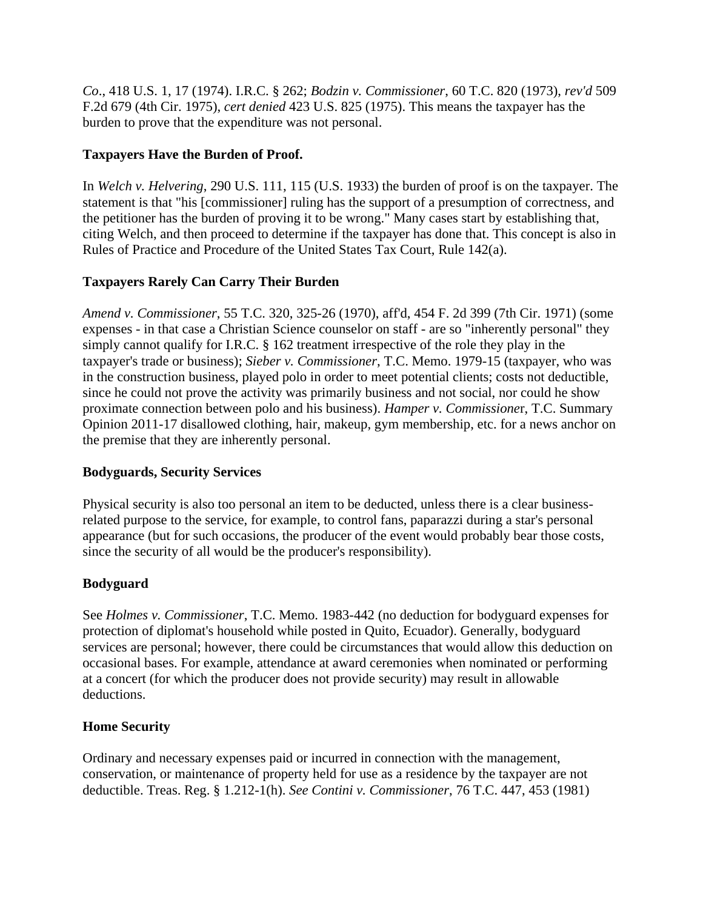*Co*., 418 U.S. 1, 17 (1974). I.R.C. § 262; *Bodzin v. Commissioner*, 60 T.C. 820 (1973), *rev'd* 509 F.2d 679 (4th Cir. 1975), *cert denied* 423 U.S. 825 (1975). This means the taxpayer has the burden to prove that the expenditure was not personal.

**Taxpayers Have the Burden of Proof.**

In *Welch v. Helvering*, 290 U.S. 111, 115 (U.S. 1933) the burden of proof is on the taxpayer. The statement is that "his [commissioner] ruling has the support of a presumption of correctness, and the petitioner has the burden of proving it to be wrong." Many cases start by establishing that, citing Welch, and then proceed to determine if the taxpayer has done that. This concept is also in Rules of Practice and Procedure of the United States Tax Court, Rule 142(a).

**Taxpayers Rarely Can Carry Their Burden**

*Amend v. Commissioner*, 55 T.C. 320, 325-26 (1970), aff'd, 454 F. 2d 399 (7th Cir. 1971) (some expenses - in that case a Christian Science counselor on staff - are so "inherently personal" they simply cannot qualify for I.R.C. § 162 treatment irrespective of the role they play in the taxpayer's trade or business); *Sieber v. Commissioner*, T.C. Memo. 1979-15 (taxpayer, who was in the construction business, played polo in order to meet potential clients; costs not deductible, since he could not prove the activity was primarily business and not social, nor could he show proximate connection between polo and his business). *Hamper v. Commissioner*, T.C. Summary Opinion 2011-17 disallowed clothing, hair, makeup, gym membership, etc. for a news anchor on the premise that they are inherently personal.

**Bodyguards, Security Services**

Physical security is also too personal an item to be deducted, unless there is a clear business-related purpose to the service, for example, to control fans, paparazzi during a star's personal appearance (but for such occasions, the producer of the event would probably bear those costs, since the security of all would be the producer's responsibility).

**Bodyguard**

See *Holmes v. Commissioner*, T.C. Memo. 1983-442 (no deduction for bodyguard expenses for protection of diplomat's household while posted in Quito, Ecuador). Generally, bodyguard services are personal; however, there could be circumstances that would allow this deduction on occasional bases. For example, attendance at award ceremonies when nominated or performing at a concert (for which the producer does not provide security) may result in allowable deductions.

**Home Security**

Ordinary and necessary expenses paid or incurred in connection with the management, conservation, or maintenance of property held for use as a residence by the taxpayer are not deductible. Treas. Reg. § 1.212-1(h). *See Contini v. Commissioner*, 76 T.C. 447, 453 (1981)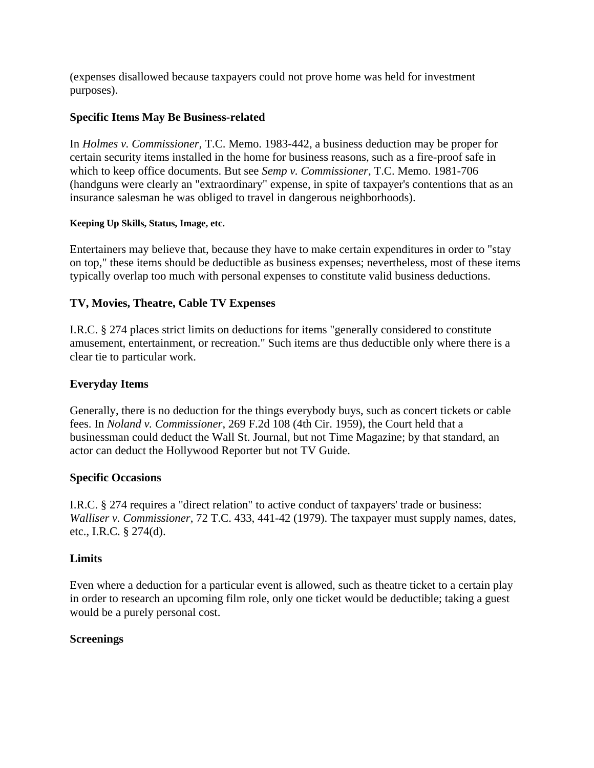(expenses disallowed because taxpayers could not prove home was held for investment purposes).

### Specific Items May Be Business-related

In *Holmes v. Commissioner,* T.C. Memo. 1983-442, a business deduction may be proper for certain security items installed in the home for business reasons, such as a fire-proof safe in which to keep office documents. But see *Semp v. Commissioner*, T.C. Memo. 1981-706 (handguns were clearly an "extraordinary" expense, in spite of taxpayer's contentions that as an insurance salesman he was obliged to travel in dangerous neighborhoods).

#### Keeping Up Skills, Status, Image, etc.

Entertainers may believe that, because they have to make certain expenditures in order to "stay on top," these items should be deductible as business expenses; nevertheless, most of these items typically overlap too much with personal expenses to constitute valid business deductions.

### TV, Movies, Theatre, Cable TV Expenses

I.R.C. § 274 places strict limits on deductions for items "generally considered to constitute amusement, entertainment, or recreation." Such items are thus deductible only where there is a clear tie to particular work.

### Everyday Items

Generally, there is no deduction for the things everybody buys, such as concert tickets or cable fees. In *Noland v. Commissioner*, 269 F.2d 108 (4th Cir. 1959), the Court held that a businessman could deduct the Wall St. Journal, but not Time Magazine; by that standard, an actor can deduct the Hollywood Reporter but not TV Guide.

### Specific Occasions

I.R.C. § 274 requires a "direct relation" to active conduct of taxpayers' trade or business: *Walliser v. Commissioner*, 72 T.C. 433, 441-42 (1979). The taxpayer must supply names, dates, etc., I.R.C. § 274(d).

### Limits

Even where a deduction for a particular event is allowed, such as theatre ticket to a certain play in order to research an upcoming film role, only one ticket would be deductible; taking a guest would be a purely personal cost.

### Screenings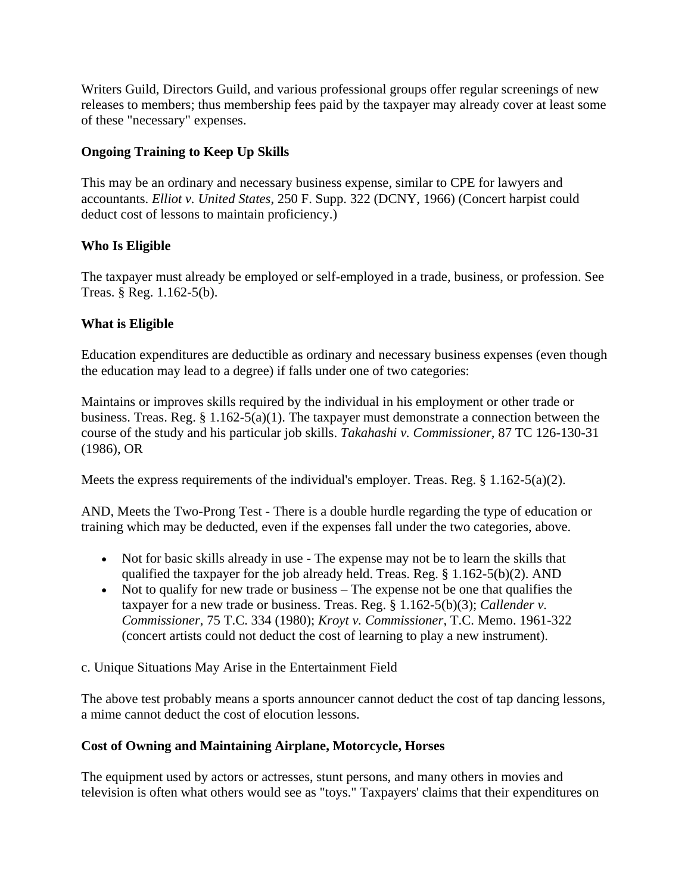Writers Guild, Directors Guild, and various professional groups offer regular screenings of new releases to members; thus membership fees paid by the taxpayer may already cover at least some of these "necessary" expenses.

**Ongoing Training to Keep Up Skills**

This may be an ordinary and necessary business expense, similar to CPE for lawyers and accountants. *Elliot v. United States*, 250 F. Supp. 322 (DCNY, 1966) (Concert harpist could deduct cost of lessons to maintain proficiency.)

**Who Is Eligible**

The taxpayer must already be employed or self-employed in a trade, business, or profession. See Treas. § Reg. 1.162-5(b).

**What is Eligible**

Education expenditures are deductible as ordinary and necessary business expenses (even though the education may lead to a degree) if falls under one of two categories:

Maintains or improves skills required by the individual in his employment or other trade or business. Treas. Reg. § 1.162-5(a)(1). The taxpayer must demonstrate a connection between the course of the study and his particular job skills. *Takahashi v. Commissioner*, 87 TC 126-130-31 (1986), OR

Meets the express requirements of the individual's employer. Treas. Reg. § 1.162-5(a)(2).

AND, Meets the Two-Prong Test - There is a double hurdle regarding the type of education or training which may be deducted, even if the expenses fall under the two categories, above.

- Not for basic skills already in use - The expense may not be to learn the skills that qualified the taxpayer for the job already held. Treas. Reg. § 1.162-5(b)(2). AND
- Not to qualify for new trade or business – The expense not be one that qualifies the taxpayer for a new trade or business. Treas. Reg. § 1.162-5(b)(3); *Callender v. Commissioner*, 75 T.C. 334 (1980); *Kroyt v. Commissioner*, T.C. Memo. 1961-322 (concert artists could not deduct the cost of learning to play a new instrument).

c. Unique Situations May Arise in the Entertainment Field

The above test probably means a sports announcer cannot deduct the cost of tap dancing lessons, a mime cannot deduct the cost of elocution lessons.

**Cost of Owning and Maintaining Airplane, Motorcycle, Horses**

The equipment used by actors or actresses, stunt persons, and many others in movies and television is often what others would see as "toys." Taxpayers' claims that their expenditures on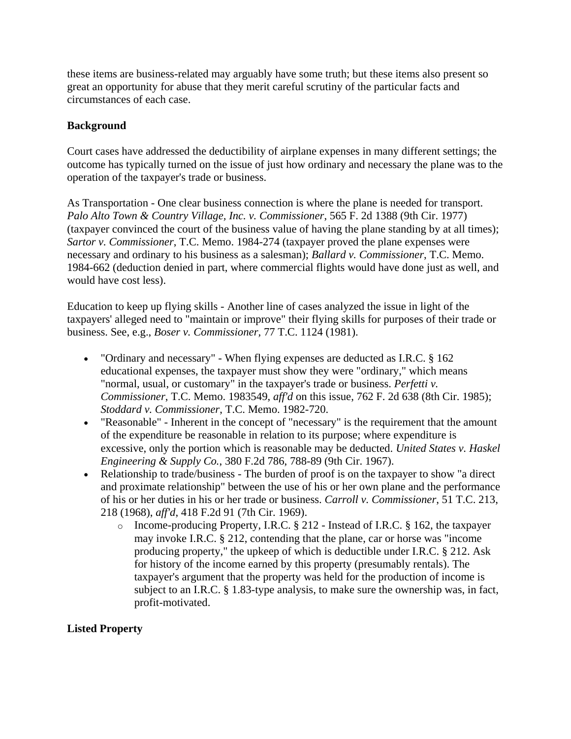these items are business-related may arguably have some truth; but these items also present so great an opportunity for abuse that they merit careful scrutiny of the particular facts and circumstances of each case.

**Background**

Court cases have addressed the deductibility of airplane expenses in many different settings; the outcome has typically turned on the issue of just how ordinary and necessary the plane was to the operation of the taxpayer's trade or business.

As Transportation - One clear business connection is where the plane is needed for transport. *Palo Alto Town & Country Village, Inc. v. Commissioner*, 565 F. 2d 1388 (9th Cir. 1977) (taxpayer convinced the court of the business value of having the plane standing by at all times); *Sartor v. Commissioner*, T.C. Memo. 1984-274 (taxpayer proved the plane expenses were necessary and ordinary to his business as a salesman); *Ballard v. Commissioner*, T.C. Memo. 1984-662 (deduction denied in part, where commercial flights would have done just as well, and would have cost less).

Education to keep up flying skills - Another line of cases analyzed the issue in light of the taxpayers' alleged need to "maintain or improve" their flying skills for purposes of their trade or business. See, e.g., *Boser v. Commissioner*, 77 T.C. 1124 (1981).

- "Ordinary and necessary" - When flying expenses are deducted as I.R.C. § 162 educational expenses, the taxpayer must show they were "ordinary," which means "normal, usual, or customary" in the taxpayer's trade or business. *Perfetti v. Commissioner*, T.C. Memo. 1983549, *aff'd* on this issue, 762 F. 2d 638 (8th Cir. 1985); *Stoddard v. Commissioner*, T.C. Memo. 1982-720.
- "Reasonable" - Inherent in the concept of "necessary" is the requirement that the amount of the expenditure be reasonable in relation to its purpose; where expenditure is excessive, only the portion which is reasonable may be deducted. *United States v. Haskel Engineering & Supply Co.*, 380 F.2d 786, 788-89 (9th Cir. 1967).
- Relationship to trade/business - The burden of proof is on the taxpayer to show "a direct and proximate relationship" between the use of his or her own plane and the performance of his or her duties in his or her trade or business. *Carroll v. Commissioner*, 51 T.C. 213, 218 (1968), *aff'd*, 418 F.2d 91 (7th Cir. 1969).
  - Income-producing Property, I.R.C. § 212 - Instead of I.R.C. § 162, the taxpayer may invoke I.R.C. § 212, contending that the plane, car or horse was "income producing property," the upkeep of which is deductible under I.R.C. § 212. Ask for history of the income earned by this property (presumably rentals). The taxpayer's argument that the property was held for the production of income is subject to an I.R.C. § 1.83-type analysis, to make sure the ownership was, in fact, profit-motivated.

**Listed Property**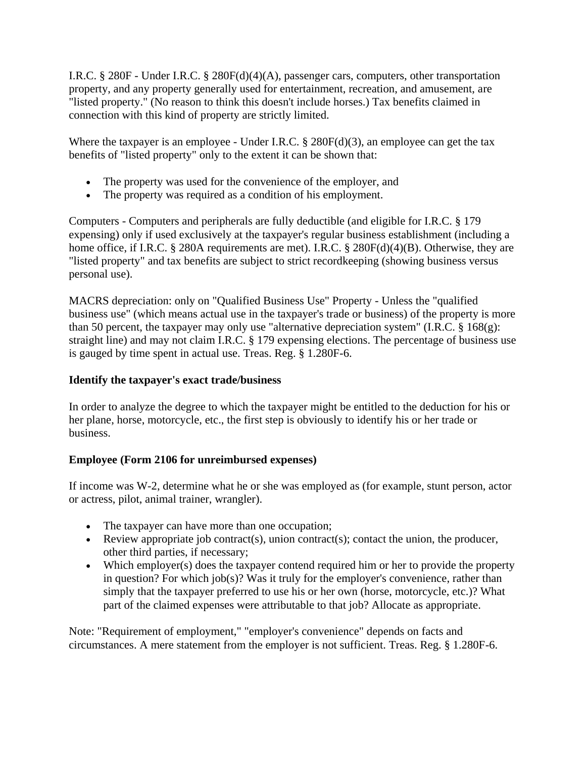I.R.C. § 280F - Under I.R.C. § 280F(d)(4)(A), passenger cars, computers, other transportation property, and any property generally used for entertainment, recreation, and amusement, are "listed property." (No reason to think this doesn't include horses.) Tax benefits claimed in connection with this kind of property are strictly limited.

Where the taxpayer is an employee - Under I.R.C. § 280F(d)(3), an employee can get the tax benefits of "listed property" only to the extent it can be shown that:

- The property was used for the convenience of the employer, and
- The property was required as a condition of his employment.

Computers - Computers and peripherals are fully deductible (and eligible for I.R.C. § 179 expensing) only if used exclusively at the taxpayer's regular business establishment (including a home office, if I.R.C. § 280A requirements are met). I.R.C. § 280F(d)(4)(B). Otherwise, they are "listed property" and tax benefits are subject to strict recordkeeping (showing business versus personal use).

MACRS depreciation: only on "Qualified Business Use" Property - Unless the "qualified business use" (which means actual use in the taxpayer's trade or business) of the property is more than 50 percent, the taxpayer may only use "alternative depreciation system" (I.R.C. § 168(g): straight line) and may not claim I.R.C. § 179 expensing elections. The percentage of business use is gauged by time spent in actual use. Treas. Reg. § 1.280F-6.

**Identify the taxpayer's exact trade/business**

In order to analyze the degree to which the taxpayer might be entitled to the deduction for his or her plane, horse, motorcycle, etc., the first step is obviously to identify his or her trade or business.

**Employee (Form 2106 for unreimbursed expenses)**

If income was W-2, determine what he or she was employed as (for example, stunt person, actor or actress, pilot, animal trainer, wrangler).

- The taxpayer can have more than one occupation;
- Review appropriate job contract(s), union contract(s); contact the union, the producer, other third parties, if necessary;
- Which employer(s) does the taxpayer contend required him or her to provide the property in question? For which job(s)? Was it truly for the employer's convenience, rather than simply that the taxpayer preferred to use his or her own (horse, motorcycle, etc.)? What part of the claimed expenses were attributable to that job? Allocate as appropriate.

Note: "Requirement of employment," "employer's convenience" depends on facts and circumstances. A mere statement from the employer is not sufficient. Treas. Reg. § 1.280F-6.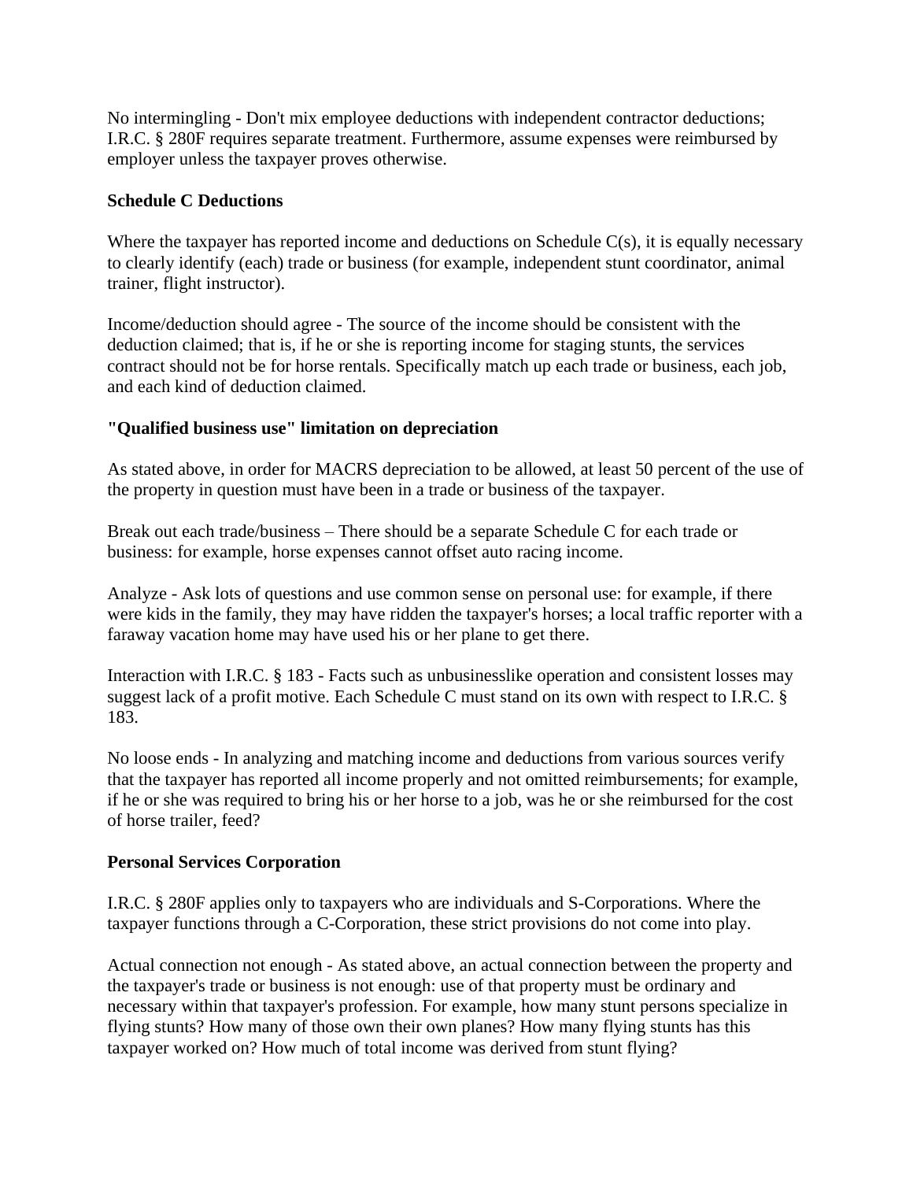No intermingling - Don't mix employee deductions with independent contractor deductions; I.R.C. § 280F requires separate treatment. Furthermore, assume expenses were reimbursed by employer unless the taxpayer proves otherwise.

**Schedule C Deductions**

Where the taxpayer has reported income and deductions on Schedule C(s), it is equally necessary to clearly identify (each) trade or business (for example, independent stunt coordinator, animal trainer, flight instructor).

Income/deduction should agree - The source of the income should be consistent with the deduction claimed; that is, if he or she is reporting income for staging stunts, the services contract should not be for horse rentals. Specifically match up each trade or business, each job, and each kind of deduction claimed.

**"Qualified business use" limitation on depreciation**

As stated above, in order for MACRS depreciation to be allowed, at least 50 percent of the use of the property in question must have been in a trade or business of the taxpayer.

Break out each trade/business – There should be a separate Schedule C for each trade or business: for example, horse expenses cannot offset auto racing income.

Analyze - Ask lots of questions and use common sense on personal use: for example, if there were kids in the family, they may have ridden the taxpayer's horses; a local traffic reporter with a faraway vacation home may have used his or her plane to get there.

Interaction with I.R.C. § 183 - Facts such as unbusinesslike operation and consistent losses may suggest lack of a profit motive. Each Schedule C must stand on its own with respect to I.R.C. § 183.

No loose ends - In analyzing and matching income and deductions from various sources verify that the taxpayer has reported all income properly and not omitted reimbursements; for example, if he or she was required to bring his or her horse to a job, was he or she reimbursed for the cost of horse trailer, feed?

**Personal Services Corporation**

I.R.C. § 280F applies only to taxpayers who are individuals and S-Corporations. Where the taxpayer functions through a C-Corporation, these strict provisions do not come into play.

Actual connection not enough - As stated above, an actual connection between the property and the taxpayer's trade or business is not enough: use of that property must be ordinary and necessary within that taxpayer's profession. For example, how many stunt persons specialize in flying stunts? How many of those own their own planes? How many flying stunts has this taxpayer worked on? How much of total income was derived from stunt flying?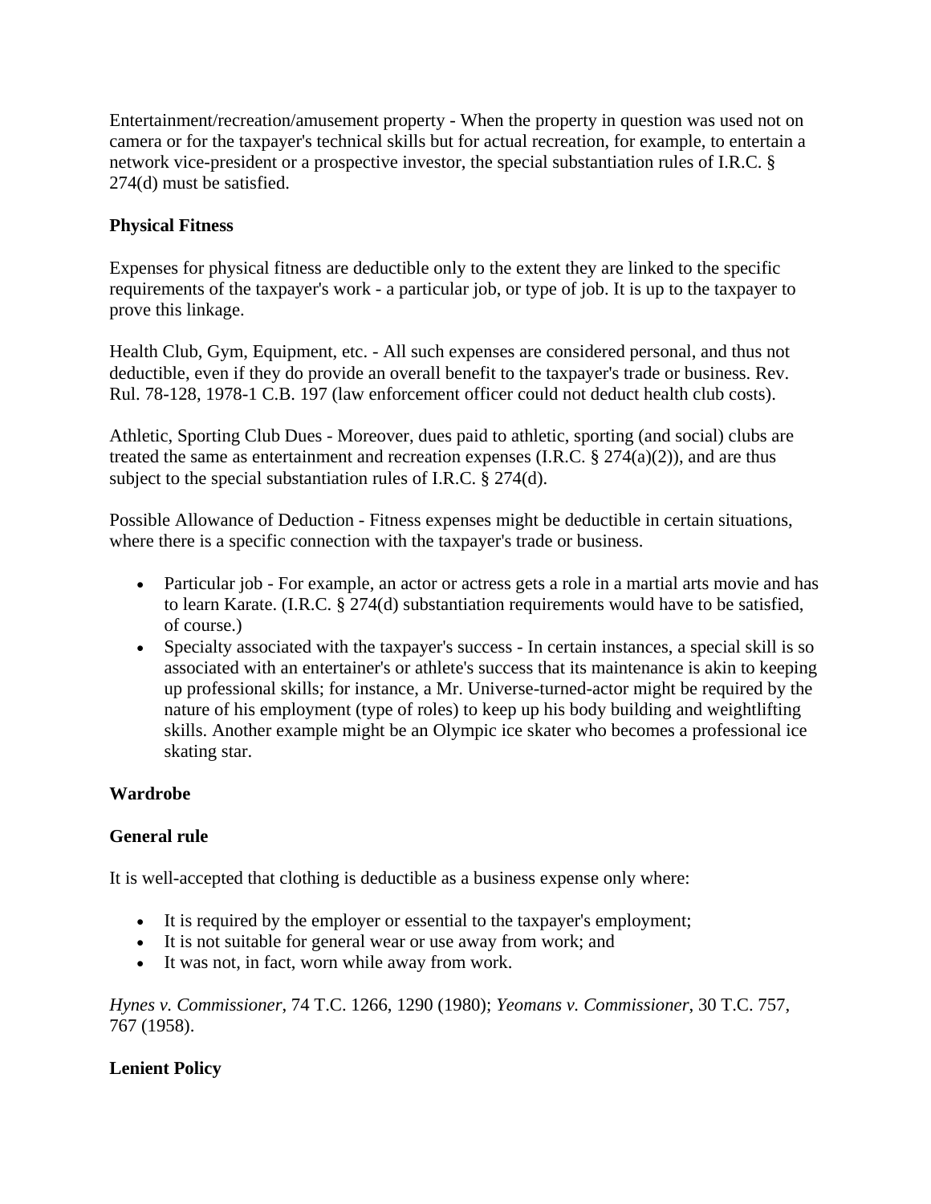Entertainment/recreation/amusement property - When the property in question was used not on camera or for the taxpayer's technical skills but for actual recreation, for example, to entertain a network vice-president or a prospective investor, the special substantiation rules of I.R.C. § 274(d) must be satisfied.

**Physical Fitness**

Expenses for physical fitness are deductible only to the extent they are linked to the specific requirements of the taxpayer's work - a particular job, or type of job. It is up to the taxpayer to prove this linkage.

Health Club, Gym, Equipment, etc. - All such expenses are considered personal, and thus not deductible, even if they do provide an overall benefit to the taxpayer's trade or business. Rev. Rul. 78-128, 1978-1 C.B. 197 (law enforcement officer could not deduct health club costs).

Athletic, Sporting Club Dues - Moreover, dues paid to athletic, sporting (and social) clubs are treated the same as entertainment and recreation expenses (I.R.C. § 274(a)(2)), and are thus subject to the special substantiation rules of I.R.C. § 274(d).

Possible Allowance of Deduction - Fitness expenses might be deductible in certain situations, where there is a specific connection with the taxpayer's trade or business.

- Particular job - For example, an actor or actress gets a role in a martial arts movie and has to learn Karate. (I.R.C. § 274(d) substantiation requirements would have to be satisfied, of course.)
- Specialty associated with the taxpayer's success - In certain instances, a special skill is so associated with an entertainer's or athlete's success that its maintenance is akin to keeping up professional skills; for instance, a Mr. Universe-turned-actor might be required by the nature of his employment (type of roles) to keep up his body building and weightlifting skills. Another example might be an Olympic ice skater who becomes a professional ice skating star.

**Wardrobe**

**General rule**

It is well-accepted that clothing is deductible as a business expense only where:

- It is required by the employer or essential to the taxpayer's employment;
- It is not suitable for general wear or use away from work; and
- It was not, in fact, worn while away from work.

*Hynes v. Commissioner*, 74 T.C. 1266, 1290 (1980); *Yeomans v. Commissioner*, 30 T.C. 757, 767 (1958).

**Lenient Policy**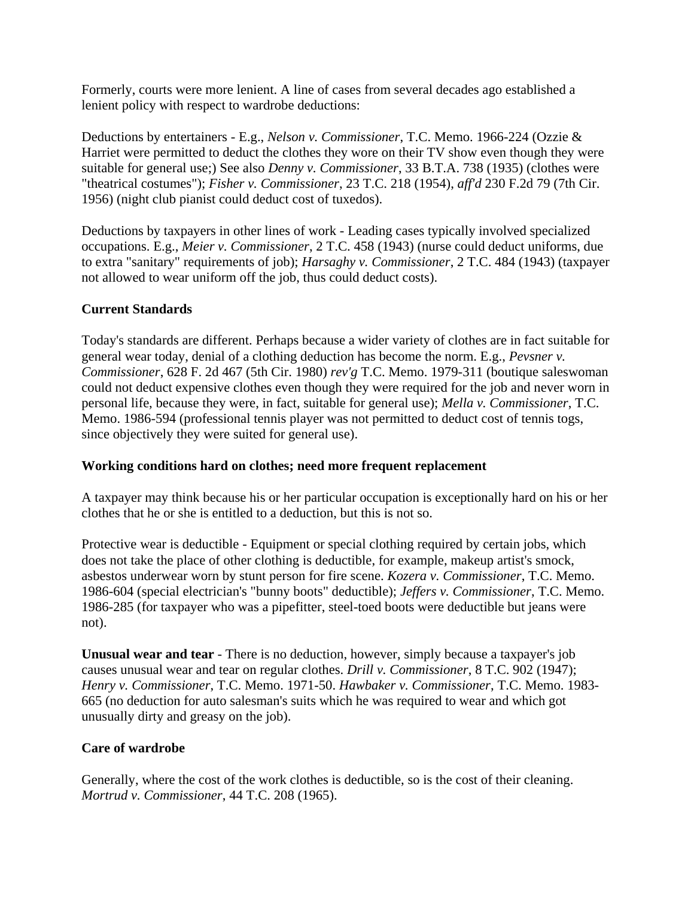Formerly, courts were more lenient. A line of cases from several decades ago established a lenient policy with respect to wardrobe deductions:

Deductions by entertainers - E.g., *Nelson v. Commissioner*, T.C. Memo. 1966-224 (Ozzie & Harriet were permitted to deduct the clothes they wore on their TV show even though they were suitable for general use;) See also *Denny v. Commissioner*, 33 B.T.A. 738 (1935) (clothes were "theatrical costumes"); *Fisher v. Commissioner*, 23 T.C. 218 (1954), *aff'd* 230 F.2d 79 (7th Cir. 1956) (night club pianist could deduct cost of tuxedos).

Deductions by taxpayers in other lines of work - Leading cases typically involved specialized occupations. E.g., *Meier v. Commissioner*, 2 T.C. 458 (1943) (nurse could deduct uniforms, due to extra "sanitary" requirements of job); *Harsaghy v. Commissioner*, 2 T.C. 484 (1943) (taxpayer not allowed to wear uniform off the job, thus could deduct costs).

**Current Standards**

Today's standards are different. Perhaps because a wider variety of clothes are in fact suitable for general wear today, denial of a clothing deduction has become the norm. E.g., *Pevsner v. Commissioner*, 628 F. 2d 467 (5th Cir. 1980) *rev'g* T.C. Memo. 1979-311 (boutique saleswoman could not deduct expensive clothes even though they were required for the job and never worn in personal life, because they were, in fact, suitable for general use); *Mella v. Commissioner*, T.C. Memo. 1986-594 (professional tennis player was not permitted to deduct cost of tennis togs, since objectively they were suited for general use).

**Working conditions hard on clothes; need more frequent replacement**

A taxpayer may think because his or her particular occupation is exceptionally hard on his or her clothes that he or she is entitled to a deduction, but this is not so.

Protective wear is deductible - Equipment or special clothing required by certain jobs, which does not take the place of other clothing is deductible, for example, makeup artist's smock, asbestos underwear worn by stunt person for fire scene. *Kozera v. Commissioner*, T.C. Memo. 1986-604 (special electrician's "bunny boots" deductible); *Jeffers v. Commissioner*, T.C. Memo. 1986-285 (for taxpayer who was a pipefitter, steel-toed boots were deductible but jeans were not).

**Unusual wear and tear** - There is no deduction, however, simply because a taxpayer's job causes unusual wear and tear on regular clothes. *Drill v. Commissioner*, 8 T.C. 902 (1947); *Henry v. Commissioner*, T.C. Memo. 1971-50. *Hawbaker v. Commissioner*, T.C. Memo. 1983-665 (no deduction for auto salesman's suits which he was required to wear and which got unusually dirty and greasy on the job).

**Care of wardrobe**

Generally, where the cost of the work clothes is deductible, so is the cost of their cleaning. *Mortrud v. Commissioner*, 44 T.C. 208 (1965).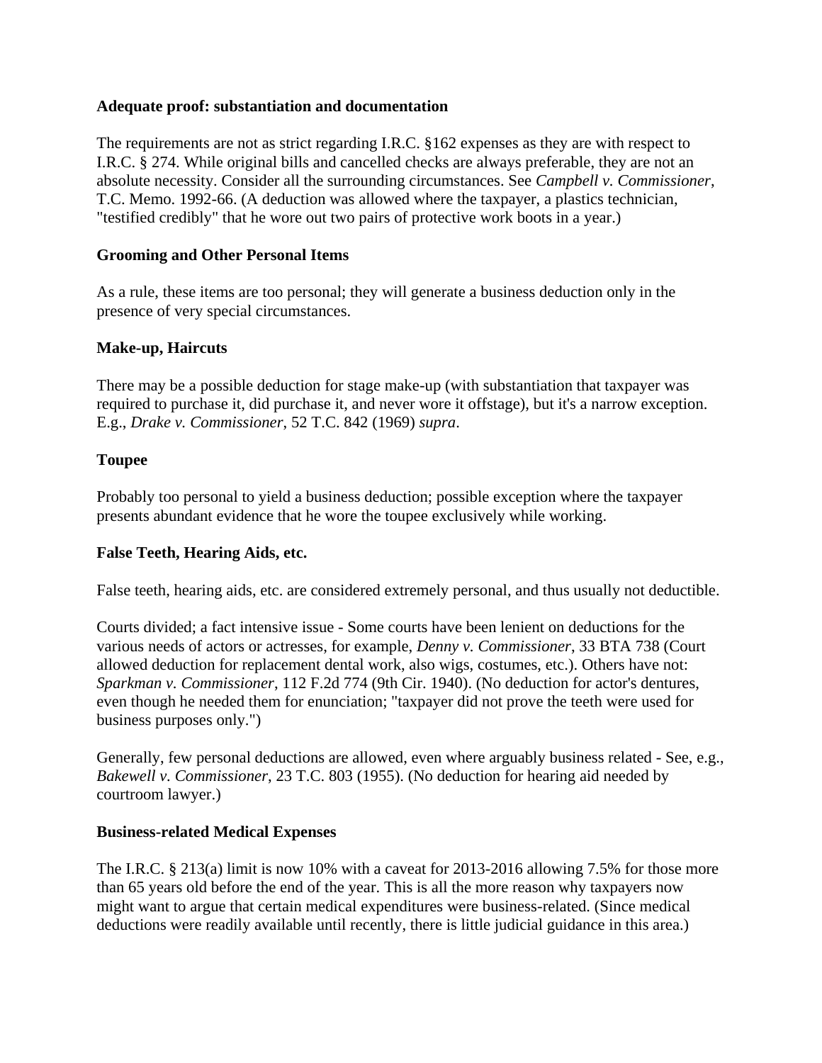**Adequate proof: substantiation and documentation**

The requirements are not as strict regarding I.R.C. §162 expenses as they are with respect to I.R.C. § 274. While original bills and cancelled checks are always preferable, they are not an absolute necessity. Consider all the surrounding circumstances. See *Campbell v. Commissioner*, T.C. Memo. 1992-66. (A deduction was allowed where the taxpayer, a plastics technician, "testified credibly" that he wore out two pairs of protective work boots in a year.)

**Grooming and Other Personal Items**

As a rule, these items are too personal; they will generate a business deduction only in the presence of very special circumstances.

**Make-up, Haircuts**

There may be a possible deduction for stage make-up (with substantiation that taxpayer was required to purchase it, did purchase it, and never wore it offstage), but it's a narrow exception. E.g., *Drake v. Commissioner*, 52 T.C. 842 (1969) *supra*.

**Toupee**

Probably too personal to yield a business deduction; possible exception where the taxpayer presents abundant evidence that he wore the toupee exclusively while working.

**False Teeth, Hearing Aids, etc.**

False teeth, hearing aids, etc. are considered extremely personal, and thus usually not deductible.

Courts divided; a fact intensive issue - Some courts have been lenient on deductions for the various needs of actors or actresses, for example, *Denny v. Commissioner*, 33 BTA 738 (Court allowed deduction for replacement dental work, also wigs, costumes, etc.). Others have not: *Sparkman v. Commissioner*, 112 F.2d 774 (9th Cir. 1940). (No deduction for actor's dentures, even though he needed them for enunciation; "taxpayer did not prove the teeth were used for business purposes only.")

Generally, few personal deductions are allowed, even where arguably business related - See, e.g., *Bakewell v. Commissioner*, 23 T.C. 803 (1955). (No deduction for hearing aid needed by courtroom lawyer.)

**Business-related Medical Expenses**

The I.R.C. § 213(a) limit is now 10% with a caveat for 2013-2016 allowing 7.5% for those more than 65 years old before the end of the year. This is all the more reason why taxpayers now might want to argue that certain medical expenditures were business-related. (Since medical deductions were readily available until recently, there is little judicial guidance in this area.)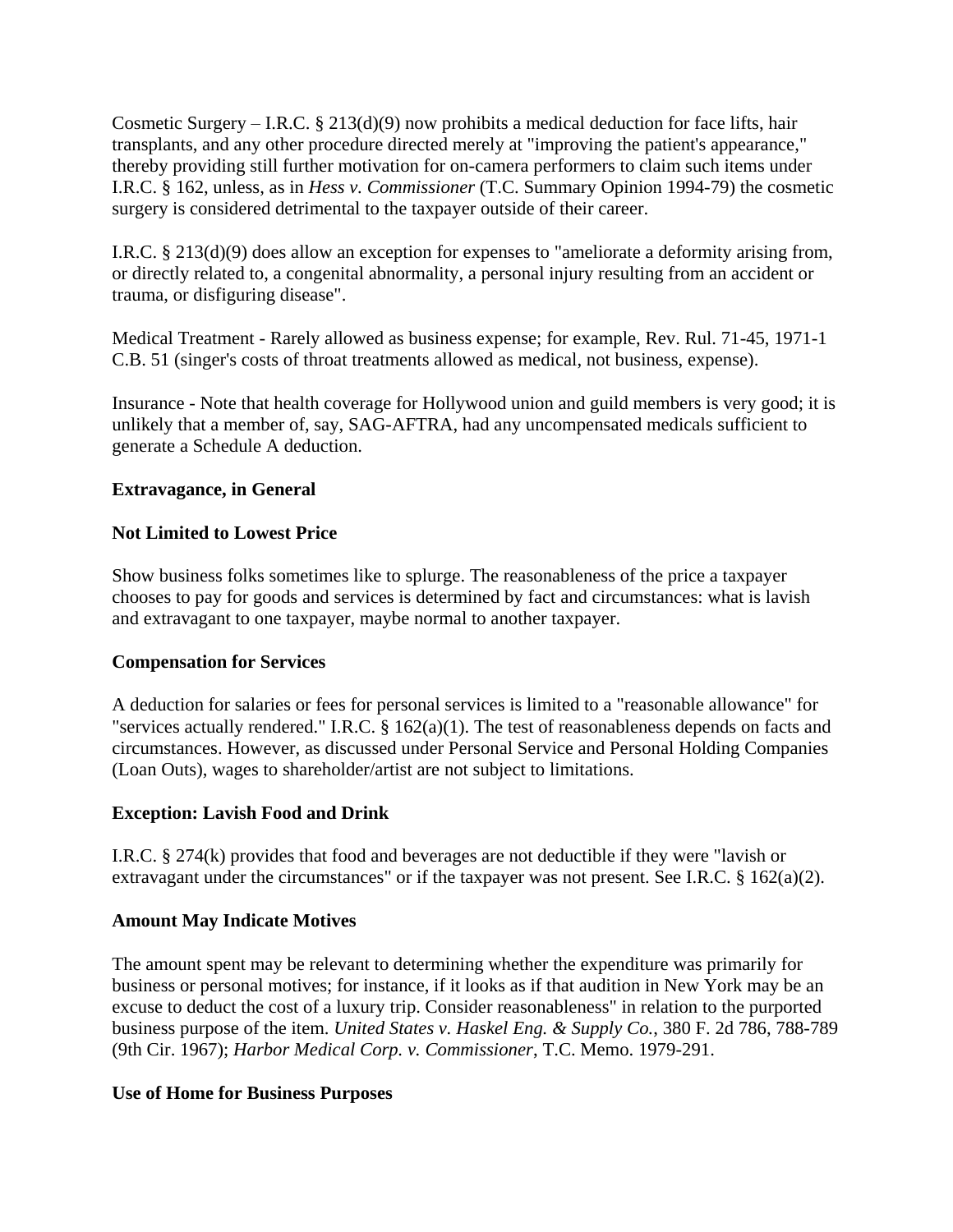Cosmetic Surgery – I.R.C. § 213(d)(9) now prohibits a medical deduction for face lifts, hair transplants, and any other procedure directed merely at "improving the patient's appearance," thereby providing still further motivation for on-camera performers to claim such items under I.R.C. § 162, unless, as in *Hess v. Commissioner* (T.C. Summary Opinion 1994-79) the cosmetic surgery is considered detrimental to the taxpayer outside of their career.

I.R.C. § 213(d)(9) does allow an exception for expenses to "ameliorate a deformity arising from, or directly related to, a congenital abnormality, a personal injury resulting from an accident or trauma, or disfiguring disease".

Medical Treatment - Rarely allowed as business expense; for example, Rev. Rul. 71-45, 1971-1 C.B. 51 (singer's costs of throat treatments allowed as medical, not business, expense).

Insurance - Note that health coverage for Hollywood union and guild members is very good; it is unlikely that a member of, say, SAG-AFTRA, had any uncompensated medicals sufficient to generate a Schedule A deduction.

**Extravagance, in General**

**Not Limited to Lowest Price**

Show business folks sometimes like to splurge. The reasonableness of the price a taxpayer chooses to pay for goods and services is determined by fact and circumstances: what is lavish and extravagant to one taxpayer, maybe normal to another taxpayer.

**Compensation for Services**

A deduction for salaries or fees for personal services is limited to a "reasonable allowance" for "services actually rendered." I.R.C. § 162(a)(1). The test of reasonableness depends on facts and circumstances. However, as discussed under Personal Service and Personal Holding Companies (Loan Outs), wages to shareholder/artist are not subject to limitations.

**Exception: Lavish Food and Drink**

I.R.C. § 274(k) provides that food and beverages are not deductible if they were "lavish or extravagant under the circumstances" or if the taxpayer was not present. See I.R.C. § 162(a)(2).

**Amount May Indicate Motives**

The amount spent may be relevant to determining whether the expenditure was primarily for business or personal motives; for instance, if it looks as if that audition in New York may be an excuse to deduct the cost of a luxury trip. Consider reasonableness" in relation to the purported business purpose of the item. *United States v. Haskel Eng. & Supply Co.*, 380 F. 2d 786, 788-789 (9th Cir. 1967); *Harbor Medical Corp. v. Commissioner*, T.C. Memo. 1979-291.

**Use of Home for Business Purposes**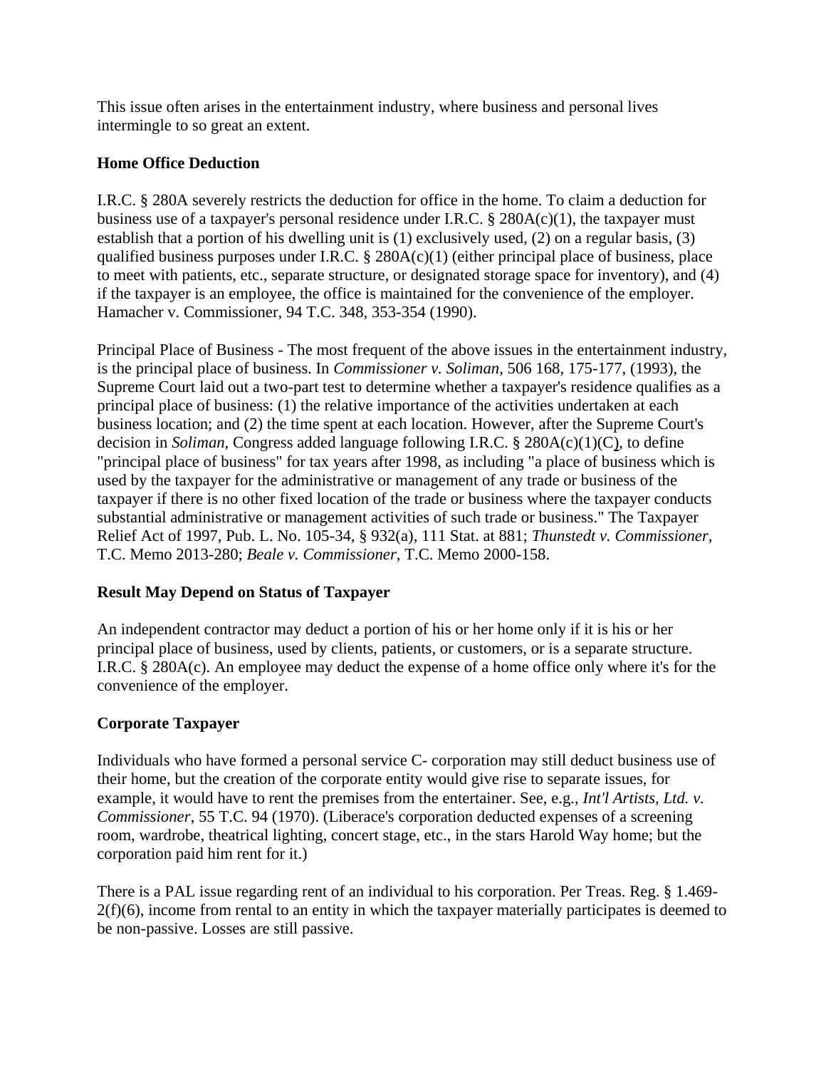This issue often arises in the entertainment industry, where business and personal lives intermingle to so great an extent.

**Home Office Deduction**

I.R.C. § 280A severely restricts the deduction for office in the home. To claim a deduction for business use of a taxpayer's personal residence under I.R.C. § 280A(c)(1), the taxpayer must establish that a portion of his dwelling unit is (1) exclusively used, (2) on a regular basis, (3) qualified business purposes under I.R.C. § 280A(c)(1) (either principal place of business, place to meet with patients, etc., separate structure, or designated storage space for inventory), and (4) if the taxpayer is an employee, the office is maintained for the convenience of the employer. Hamacher v. Commissioner, 94 T.C. 348, 353-354 (1990).

Principal Place of Business - The most frequent of the above issues in the entertainment industry, is the principal place of business. In *Commissioner v. Soliman*, 506 168, 175-177, (1993), the Supreme Court laid out a two-part test to determine whether a taxpayer's residence qualifies as a principal place of business: (1) the relative importance of the activities undertaken at each business location; and (2) the time spent at each location. However, after the Supreme Court's decision in *Soliman*, Congress added language following I.R.C. § 280A(c)(1)(C), to define "principal place of business" for tax years after 1998, as including "a place of business which is used by the taxpayer for the administrative or management of any trade or business of the taxpayer if there is no other fixed location of the trade or business where the taxpayer conducts substantial administrative or management activities of such trade or business." The Taxpayer Relief Act of 1997, Pub. L. No. 105-34, § 932(a), 111 Stat. at 881; *Thunstedt v. Commissioner*, T.C. Memo 2013-280; *Beale v. Commissioner*, T.C. Memo 2000-158.

**Result May Depend on Status of Taxpayer**

An independent contractor may deduct a portion of his or her home only if it is his or her principal place of business, used by clients, patients, or customers, or is a separate structure. I.R.C. § 280A(c). An employee may deduct the expense of a home office only where it's for the convenience of the employer.

**Corporate Taxpayer**

Individuals who have formed a personal service C- corporation may still deduct business use of their home, but the creation of the corporate entity would give rise to separate issues, for example, it would have to rent the premises from the entertainer. See, e.g., *Int'l Artists, Ltd. v. Commissioner*, 55 T.C. 94 (1970). (Liberace's corporation deducted expenses of a screening room, wardrobe, theatrical lighting, concert stage, etc., in the stars Harold Way home; but the corporation paid him rent for it.)

There is a PAL issue regarding rent of an individual to his corporation. Per Treas. Reg. § 1.469-2(f)(6), income from rental to an entity in which the taxpayer materially participates is deemed to be non-passive. Losses are still passive.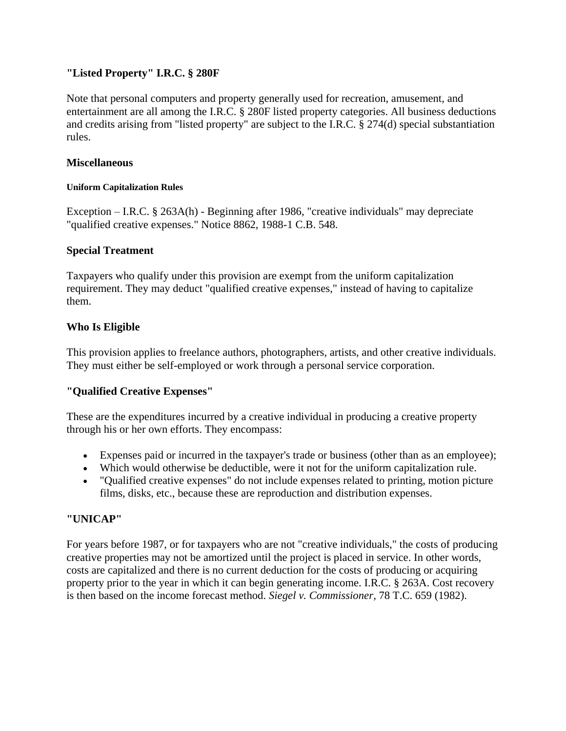### "Listed Property" I.R.C. § 280F

Note that personal computers and property generally used for recreation, amusement, and entertainment are all among the I.R.C. § 280F listed property categories. All business deductions and credits arising from "listed property" are subject to the I.R.C. § 274(d) special substantiation rules.

### Miscellaneous

#### Uniform Capitalization Rules

Exception – I.R.C. § 263A(h) - Beginning after 1986, "creative individuals" may depreciate "qualified creative expenses." Notice 8862, 1988-1 C.B. 548.

### Special Treatment

Taxpayers who qualify under this provision are exempt from the uniform capitalization requirement. They may deduct "qualified creative expenses," instead of having to capitalize them.

### Who Is Eligible

This provision applies to freelance authors, photographers, artists, and other creative individuals. They must either be self-employed or work through a personal service corporation.

### "Qualified Creative Expenses"

These are the expenditures incurred by a creative individual in producing a creative property through his or her own efforts. They encompass:

- Expenses paid or incurred in the taxpayer's trade or business (other than as an employee);
- Which would otherwise be deductible, were it not for the uniform capitalization rule.
- "Qualified creative expenses" do not include expenses related to printing, motion picture films, disks, etc., because these are reproduction and distribution expenses.

### "UNICAP"

For years before 1987, or for taxpayers who are not "creative individuals," the costs of producing creative properties may not be amortized until the project is placed in service. In other words, costs are capitalized and there is no current deduction for the costs of producing or acquiring property prior to the year in which it can begin generating income. I.R.C. § 263A. Cost recovery is then based on the income forecast method. *Siegel v. Commissioner*, 78 T.C. 659 (1982).